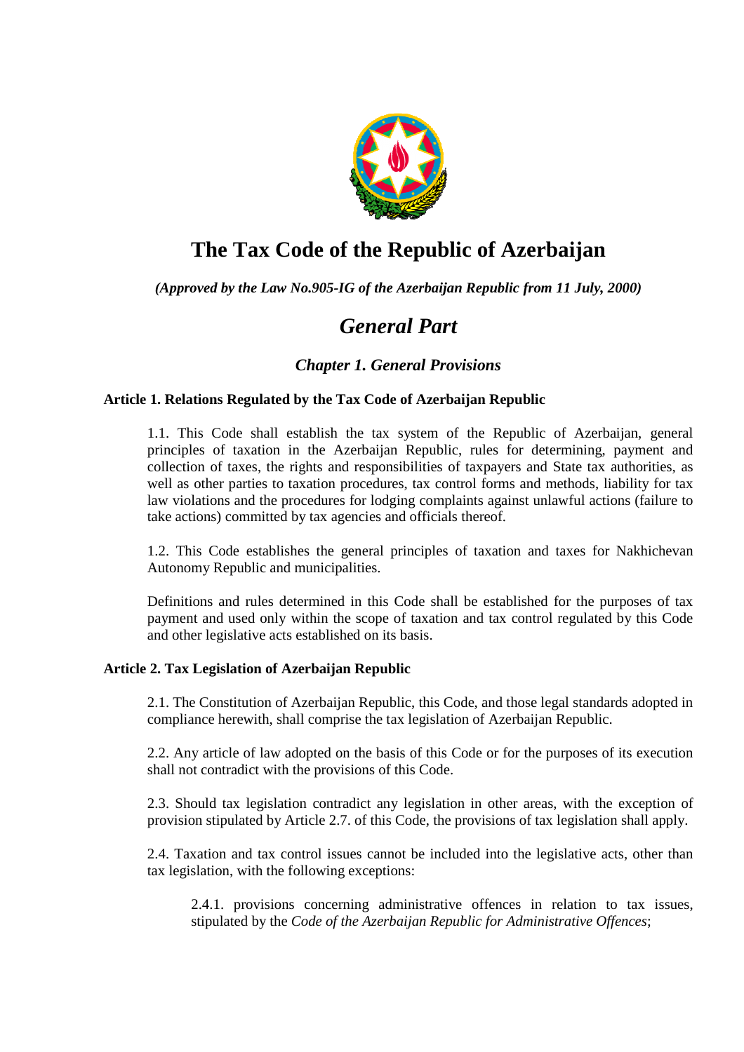# The Tax Code of the Republic of Azerbaijan

***(Approved by the Law No.905-IG of the Azerbaijan Republic from 11 July, 2000)***

## *General Part*

### *Chapter 1. General Provisions*

**Article 1. Relations Regulated by the Tax Code of Azerbaijan Republic**

1.1. This Code shall establish the tax system of the Republic of Azerbaijan, general principles of taxation in the Azerbaijan Republic, rules for determining, payment and collection of taxes, the rights and responsibilities of taxpayers and State tax authorities, as well as other parties to taxation procedures, tax control forms and methods, liability for tax law violations and the procedures for lodging complaints against unlawful actions (failure to take actions) committed by tax agencies and officials thereof.

1.2. This Code establishes the general principles of taxation and taxes for Nakhichevan Autonomy Republic and municipalities.

Definitions and rules determined in this Code shall be established for the purposes of tax payment and used only within the scope of taxation and tax control regulated by this Code and other legislative acts established on its basis.

**Article 2. Tax Legislation of Azerbaijan Republic**

2.1. The Constitution of Azerbaijan Republic, this Code, and those legal standards adopted in compliance herewith, shall comprise the tax legislation of Azerbaijan Republic.

2.2. Any article of law adopted on the basis of this Code or for the purposes of its execution shall not contradict with the provisions of this Code.

2.3. Should tax legislation contradict any legislation in other areas, with the exception of provision stipulated by Article 2.7. of this Code, the provisions of tax legislation shall apply.

2.4. Taxation and tax control issues cannot be included into the legislative acts, other than tax legislation, with the following exceptions:

2.4.1. provisions concerning administrative offences in relation to tax issues, stipulated by the *Code of the Azerbaijan Republic for Administrative Offences*;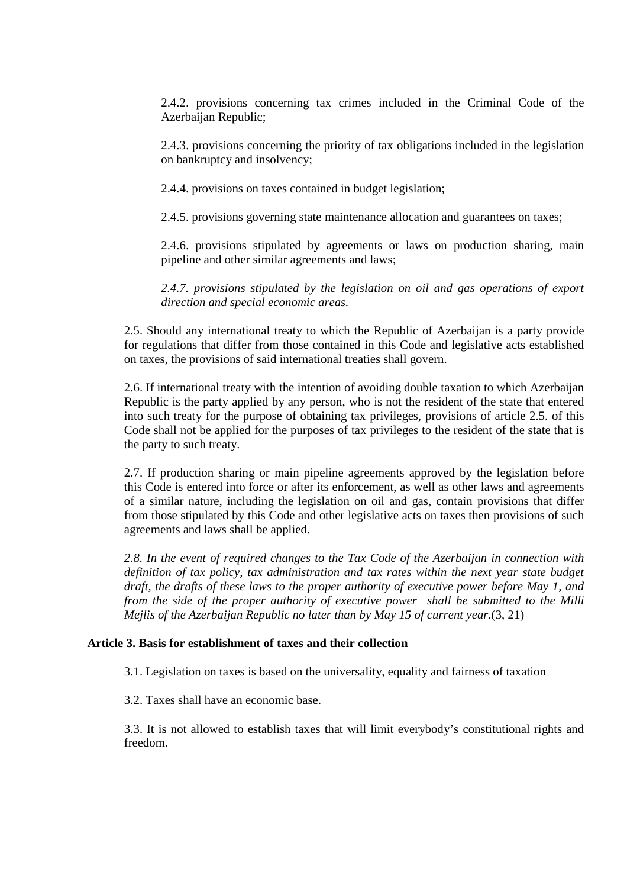2.4.2. provisions concerning tax crimes included in the Criminal Code of the Azerbaijan Republic;

2.4.3. provisions concerning the priority of tax obligations included in the legislation on bankruptcy and insolvency;

2.4.4. provisions on taxes contained in budget legislation;

2.4.5. provisions governing state maintenance allocation and guarantees on taxes;

2.4.6. provisions stipulated by agreements or laws on production sharing, main pipeline and other similar agreements and laws;

*2.4.7. provisions stipulated by the legislation on oil and gas operations of export direction and special economic areas.*

2.5. Should any international treaty to which the Republic of Azerbaijan is a party provide for regulations that differ from those contained in this Code and legislative acts established on taxes, the provisions of said international treaties shall govern.

2.6. If international treaty with the intention of avoiding double taxation to which Azerbaijan Republic is the party applied by any person, who is not the resident of the state that entered into such treaty for the purpose of obtaining tax privileges, provisions of article 2.5. of this Code shall not be applied for the purposes of tax privileges to the resident of the state that is the party to such treaty.

2.7. If production sharing or main pipeline agreements approved by the legislation before this Code is entered into force or after its enforcement, as well as other laws and agreements of a similar nature, including the legislation on oil and gas, contain provisions that differ from those stipulated by this Code and other legislative acts on taxes then provisions of such agreements and laws shall be applied.

*2.8. In the event of required changes to the Tax Code of the Azerbaijan in connection with definition of tax policy, tax administration and tax rates within the next year state budget draft, the drafts of these laws to the proper authority of executive power before May 1, and from the side of the proper authority of executive power shall be submitted to the Milli Mejlis of the Azerbaijan Republic no later than by May 15 of current year.*(3, 21)

**Article 3. Basis for establishment of taxes and their collection**

3.1. Legislation on taxes is based on the universality, equality and fairness of taxation

3.2. Taxes shall have an economic base.

3.3. It is not allowed to establish taxes that will limit everybody's constitutional rights and freedom.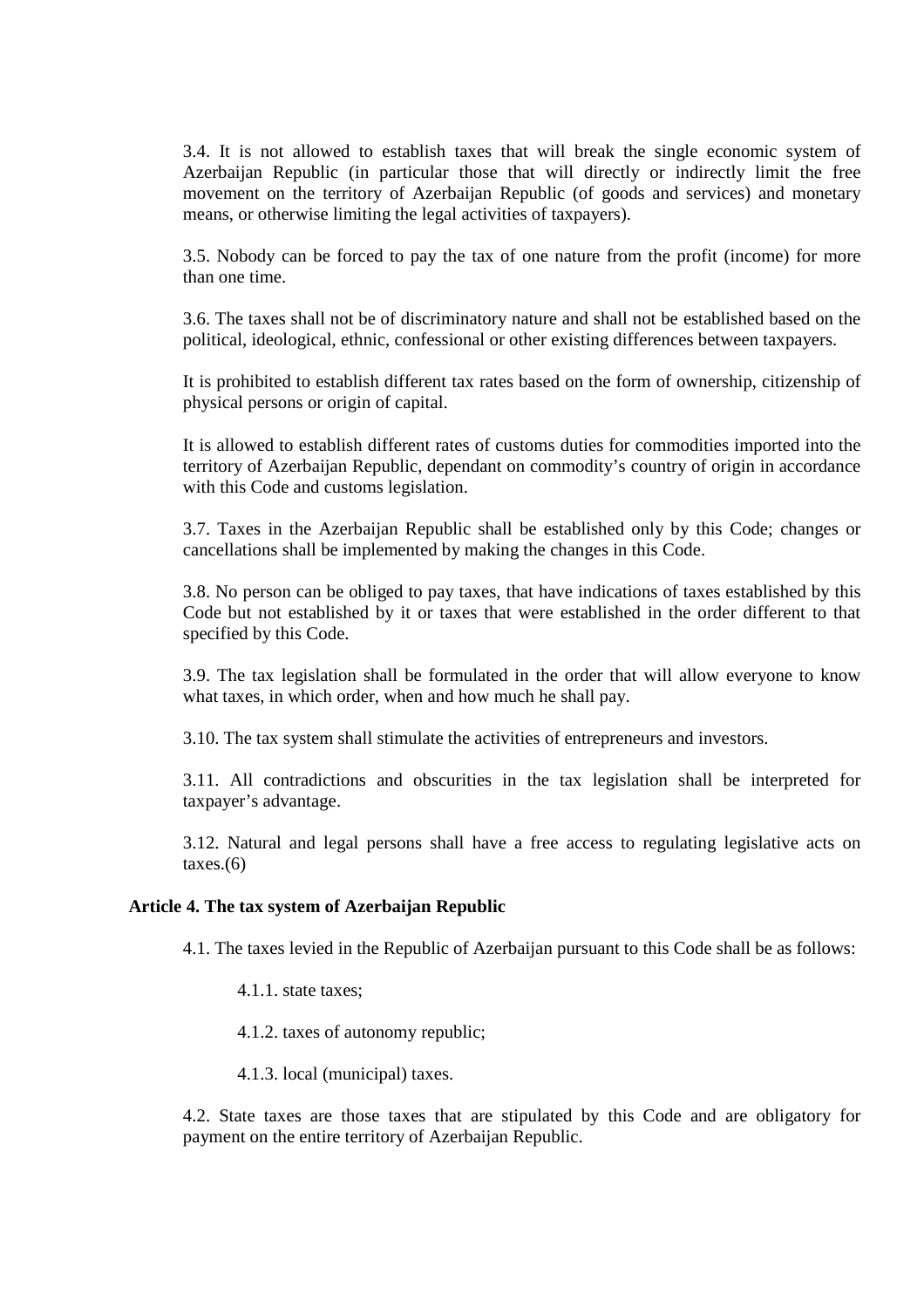3.4. It is not allowed to establish taxes that will break the single economic system of Azerbaijan Republic (in particular those that will directly or indirectly limit the free movement on the territory of Azerbaijan Republic (of goods and services) and monetary means, or otherwise limiting the legal activities of taxpayers).

3.5. Nobody can be forced to pay the tax of one nature from the profit (income) for more than one time.

3.6. The taxes shall not be of discriminatory nature and shall not be established based on the political, ideological, ethnic, confessional or other existing differences between taxpayers.

It is prohibited to establish different tax rates based on the form of ownership, citizenship of physical persons or origin of capital.

It is allowed to establish different rates of customs duties for commodities imported into the territory of Azerbaijan Republic, dependant on commodity's country of origin in accordance with this Code and customs legislation.

3.7. Taxes in the Azerbaijan Republic shall be established only by this Code; changes or cancellations shall be implemented by making the changes in this Code.

3.8. No person can be obliged to pay taxes, that have indications of taxes established by this Code but not established by it or taxes that were established in the order different to that specified by this Code.

3.9. The tax legislation shall be formulated in the order that will allow everyone to know what taxes, in which order, when and how much he shall pay.

3.10. The tax system shall stimulate the activities of entrepreneurs and investors.

3.11. All contradictions and obscurities in the tax legislation shall be interpreted for taxpayer's advantage.

3.12. Natural and legal persons shall have a free access to regulating legislative acts on taxes.(6)

**Article 4. The tax system of Azerbaijan Republic**

4.1. The taxes levied in the Republic of Azerbaijan pursuant to this Code shall be as follows:

4.1.1. state taxes;

4.1.2. taxes of autonomy republic;

4.1.3. local (municipal) taxes.

4.2. State taxes are those taxes that are stipulated by this Code and are obligatory for payment on the entire territory of Azerbaijan Republic.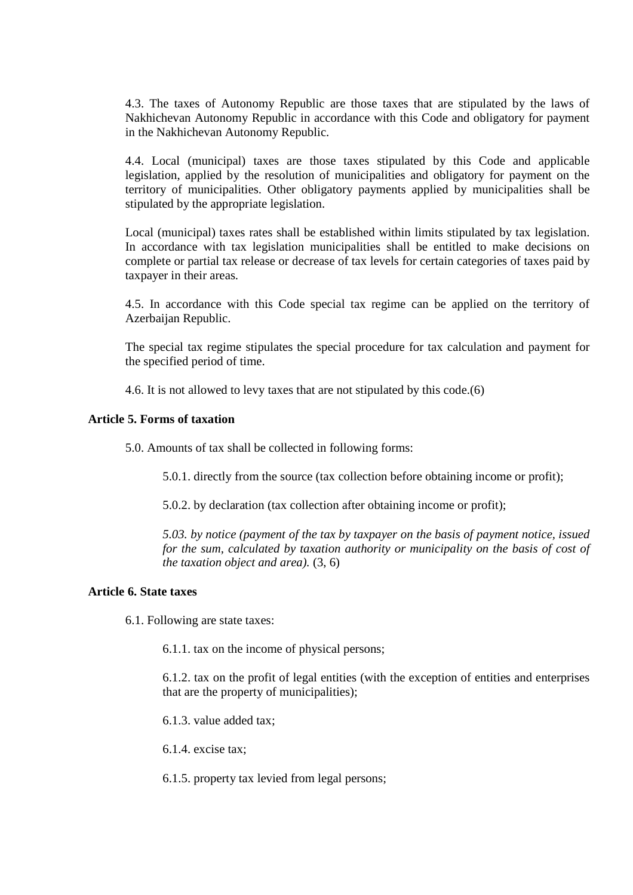4.3. The taxes of Autonomy Republic are those taxes that are stipulated by the laws of Nakhichevan Autonomy Republic in accordance with this Code and obligatory for payment in the Nakhichevan Autonomy Republic.

4.4. Local (municipal) taxes are those taxes stipulated by this Code and applicable legislation, applied by the resolution of municipalities and obligatory for payment on the territory of municipalities. Other obligatory payments applied by municipalities shall be stipulated by the appropriate legislation.

Local (municipal) taxes rates shall be established within limits stipulated by tax legislation. In accordance with tax legislation municipalities shall be entitled to make decisions on complete or partial tax release or decrease of tax levels for certain categories of taxes paid by taxpayer in their areas.

4.5. In accordance with this Code special tax regime can be applied on the territory of Azerbaijan Republic.

The special tax regime stipulates the special procedure for tax calculation and payment for the specified period of time.

4.6. It is not allowed to levy taxes that are not stipulated by this code.(6)

**Article 5. Forms of taxation**

5.0. Amounts of tax shall be collected in following forms:

5.0.1. directly from the source (tax collection before obtaining income or profit);

5.0.2. by declaration (tax collection after obtaining income or profit);

*5.03. by notice (payment of the tax by taxpayer on the basis of payment notice, issued for the sum, calculated by taxation authority or municipality on the basis of cost of the taxation object and area).* (3, 6)

**Article 6. State taxes**

6.1. Following are state taxes:

6.1.1. tax on the income of physical persons;

6.1.2. tax on the profit of legal entities (with the exception of entities and enterprises that are the property of municipalities);

6.1.3. value added tax;

6.1.4. excise tax;

6.1.5. property tax levied from legal persons;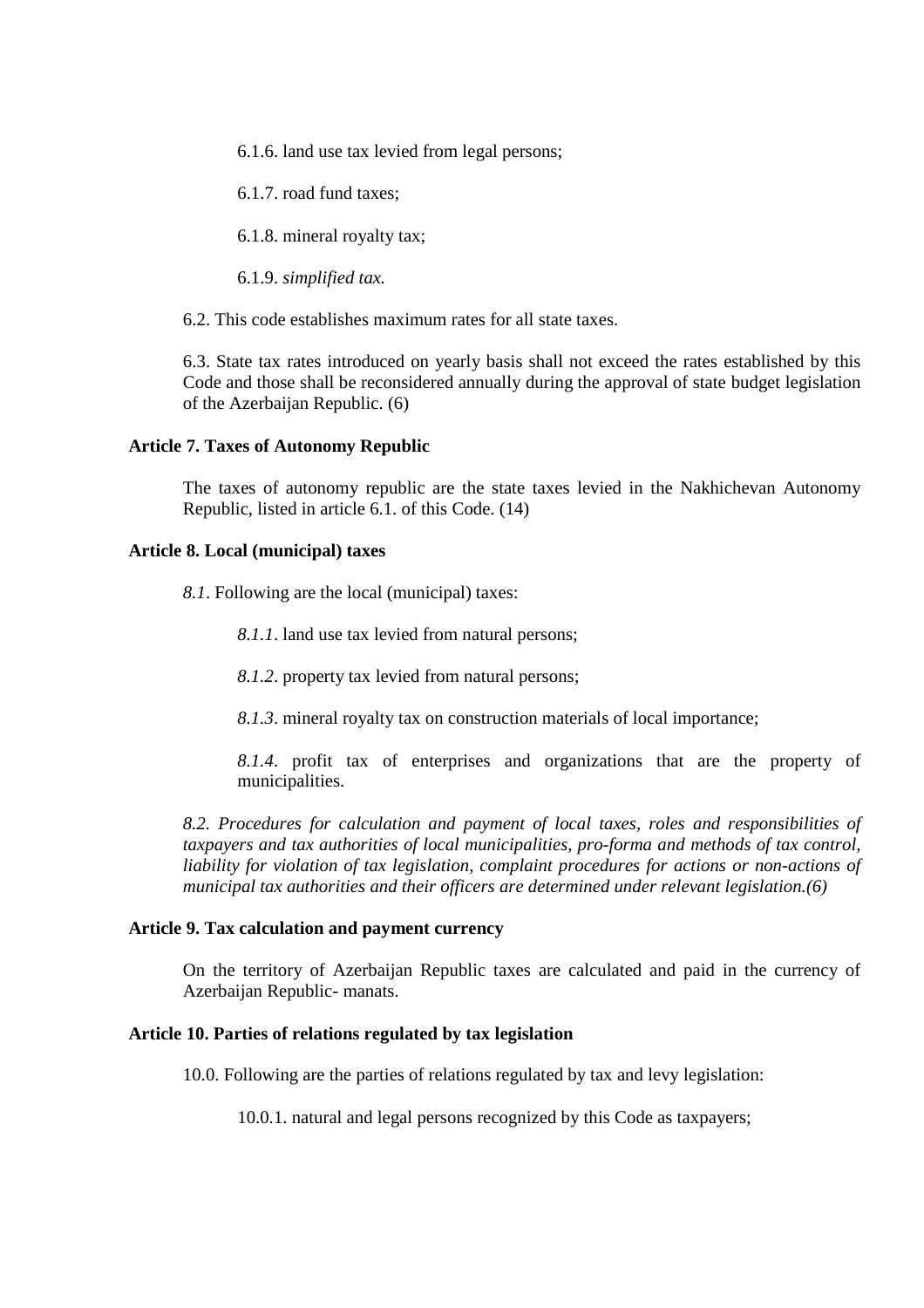6.1.6. land use tax levied from legal persons;

6.1.7. road fund taxes;

6.1.8. mineral royalty tax;

6.1.9. *simplified tax.*

6.2. This code establishes maximum rates for all state taxes.

6.3. State tax rates introduced on yearly basis shall not exceed the rates established by this Code and those shall be reconsidered annually during the approval of state budget legislation of the Azerbaijan Republic. (6)

**Article 7. Taxes of Autonomy Republic**

The taxes of autonomy republic are the state taxes levied in the Nakhichevan Autonomy Republic, listed in article 6.1. of this Code. (14)

**Article 8. Local (municipal) taxes**

*8.1*. Following are the local (municipal) taxes:

*8.1.1*. land use tax levied from natural persons;

*8.1.2*. property tax levied from natural persons;

*8.1.3*. mineral royalty tax on construction materials of local importance;

*8.1.4*. profit tax of enterprises and organizations that are the property of municipalities.

*8.2. Procedures for calculation and payment of local taxes, roles and responsibilities of taxpayers and tax authorities of local municipalities, pro-forma and methods of tax control, liability for violation of tax legislation, complaint procedures for actions or non-actions of municipal tax authorities and their officers are determined under relevant legislation.(6)*

**Article 9. Tax calculation and payment currency**

On the territory of Azerbaijan Republic taxes are calculated and paid in the currency of Azerbaijan Republic- manats.

**Article 10. Parties of relations regulated by tax legislation**

10.0. Following are the parties of relations regulated by tax and levy legislation:

10.0.1. natural and legal persons recognized by this Code as taxpayers;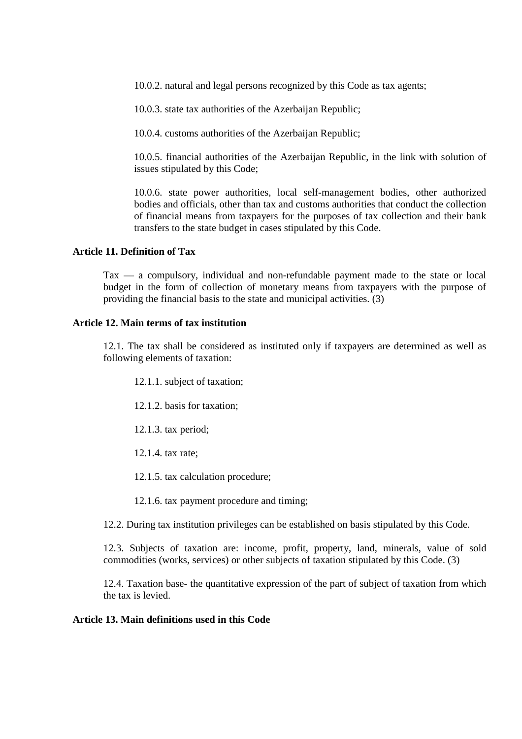10.0.2. natural and legal persons recognized by this Code as tax agents;

10.0.3. state tax authorities of the Azerbaijan Republic;

10.0.4. customs authorities of the Azerbaijan Republic;

10.0.5. financial authorities of the Azerbaijan Republic, in the link with solution of issues stipulated by this Code;

10.0.6. state power authorities, local self-management bodies, other authorized bodies and officials, other than tax and customs authorities that conduct the collection of financial means from taxpayers for the purposes of tax collection and their bank transfers to the state budget in cases stipulated by this Code.

**Article 11. Definition of Tax**

Tax — a compulsory, individual and non-refundable payment made to the state or local budget in the form of collection of monetary means from taxpayers with the purpose of providing the financial basis to the state and municipal activities. (3)

**Article 12. Main terms of tax institution**

12.1. The tax shall be considered as instituted only if taxpayers are determined as well as following elements of taxation:

12.1.1. subject of taxation;

12.1.2. basis for taxation;

12.1.3. tax period;

12.1.4. tax rate;

12.1.5. tax calculation procedure;

12.1.6. tax payment procedure and timing;

12.2. During tax institution privileges can be established on basis stipulated by this Code.

12.3. Subjects of taxation are: income, profit, property, land, minerals, value of sold commodities (works, services) or other subjects of taxation stipulated by this Code. (3)

12.4. Taxation base- the quantitative expression of the part of subject of taxation from which the tax is levied.

**Article 13. Main definitions used in this Code**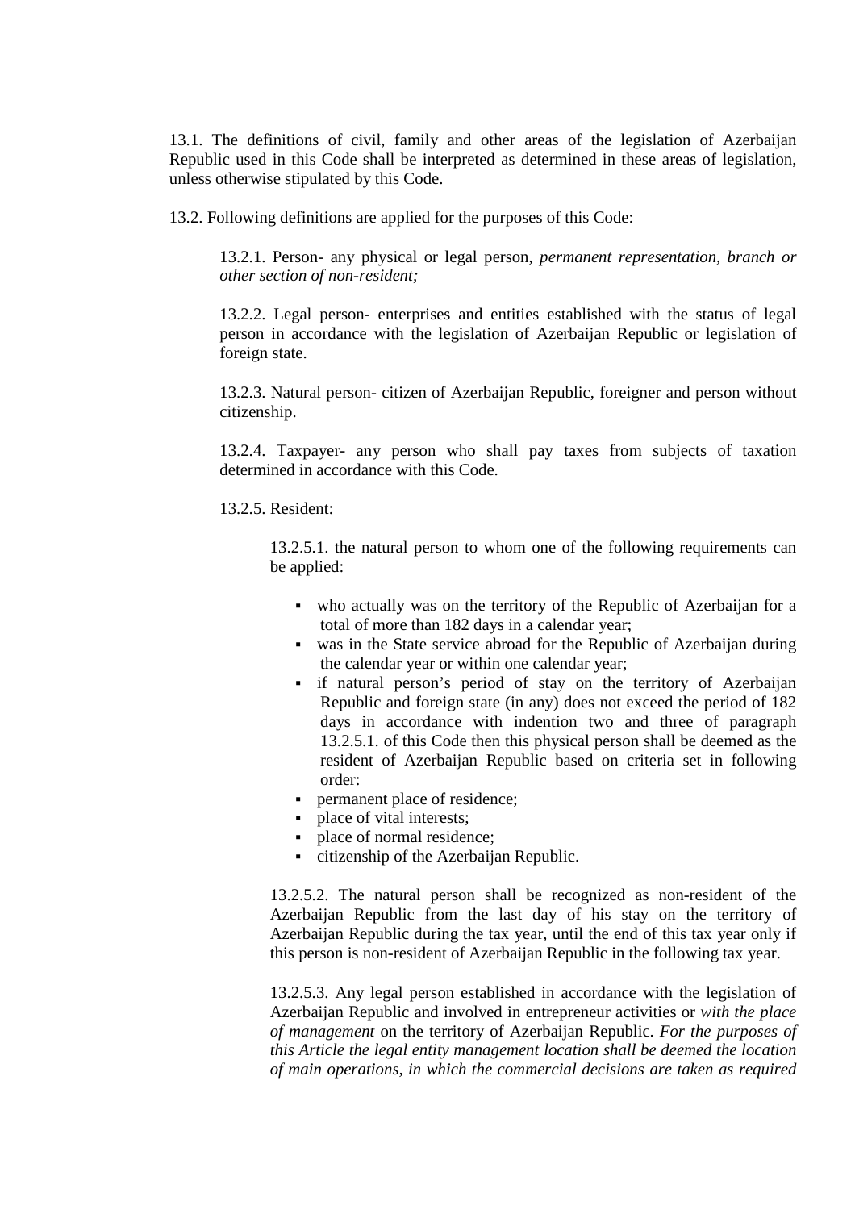13.1. The definitions of civil, family and other areas of the legislation of Azerbaijan Republic used in this Code shall be interpreted as determined in these areas of legislation, unless otherwise stipulated by this Code.

13.2. Following definitions are applied for the purposes of this Code:

13.2.1. Person- any physical or legal person, *permanent representation, branch or other section of non-resident;*

13.2.2. Legal person- enterprises and entities established with the status of legal person in accordance with the legislation of Azerbaijan Republic or legislation of foreign state.

13.2.3. Natural person- citizen of Azerbaijan Republic, foreigner and person without citizenship.

13.2.4. Taxpayer- any person who shall pay taxes from subjects of taxation determined in accordance with this Code.

13.2.5. Resident:

13.2.5.1. the natural person to whom one of the following requirements can be applied:

- who actually was on the territory of the Republic of Azerbaijan for a total of more than 182 days in a calendar year;
- was in the State service abroad for the Republic of Azerbaijan during the calendar year or within one calendar year;
- if natural person's period of stay on the territory of Azerbaijan Republic and foreign state (in any) does not exceed the period of 182 days in accordance with indention two and three of paragraph 13.2.5.1. of this Code then this physical person shall be deemed as the resident of Azerbaijan Republic based on criteria set in following order:
- permanent place of residence;
- place of vital interests;
- place of normal residence;
- citizenship of the Azerbaijan Republic.

13.2.5.2. The natural person shall be recognized as non-resident of the Azerbaijan Republic from the last day of his stay on the territory of Azerbaijan Republic during the tax year, until the end of this tax year only if this person is non-resident of Azerbaijan Republic in the following tax year.

13.2.5.3. Any legal person established in accordance with the legislation of Azerbaijan Republic and involved in entrepreneur activities or *with the place of management* on the territory of Azerbaijan Republic. *For the purposes of this Article the legal entity management location shall be deemed the location of main operations, in which the commercial decisions are taken as required*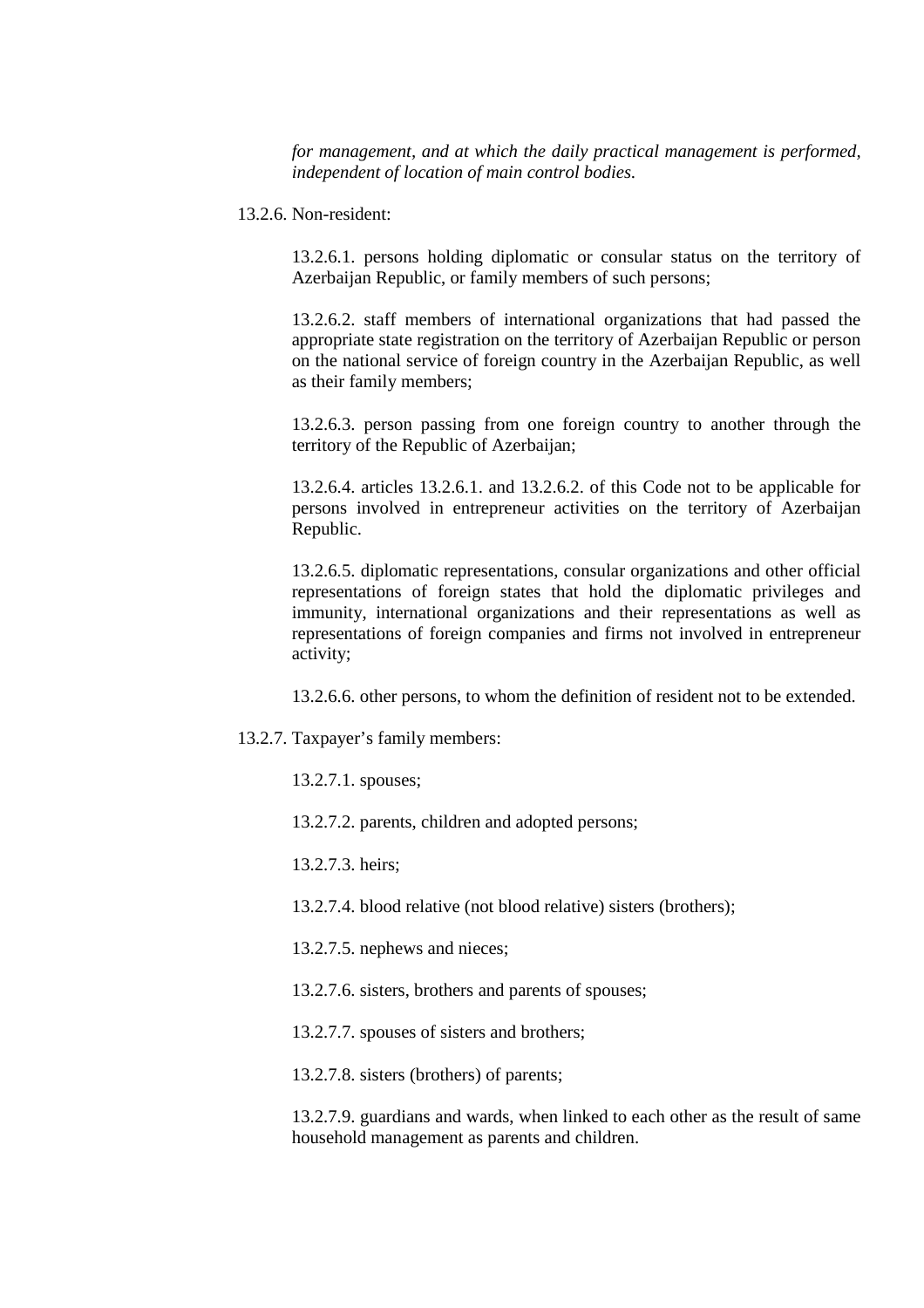*for management, and at which the daily practical management is performed, independent of location of main control bodies.*

13.2.6. Non-resident:

13.2.6.1. persons holding diplomatic or consular status on the territory of Azerbaijan Republic, or family members of such persons;

13.2.6.2. staff members of international organizations that had passed the appropriate state registration on the territory of Azerbaijan Republic or person on the national service of foreign country in the Azerbaijan Republic, as well as their family members;

13.2.6.3. person passing from one foreign country to another through the territory of the Republic of Azerbaijan;

13.2.6.4. articles 13.2.6.1. and 13.2.6.2. of this Code not to be applicable for persons involved in entrepreneur activities on the territory of Azerbaijan Republic.

13.2.6.5. diplomatic representations, consular organizations and other official representations of foreign states that hold the diplomatic privileges and immunity, international organizations and their representations as well as representations of foreign companies and firms not involved in entrepreneur activity;

13.2.6.6. other persons, to whom the definition of resident not to be extended.

13.2.7. Taxpayer's family members:

13.2.7.1. spouses;

13.2.7.2. parents, children and adopted persons;

13.2.7.3. heirs;

13.2.7.4. blood relative (not blood relative) sisters (brothers);

13.2.7.5. nephews and nieces;

13.2.7.6. sisters, brothers and parents of spouses;

13.2.7.7. spouses of sisters and brothers;

13.2.7.8. sisters (brothers) of parents;

13.2.7.9. guardians and wards, when linked to each other as the result of same household management as parents and children.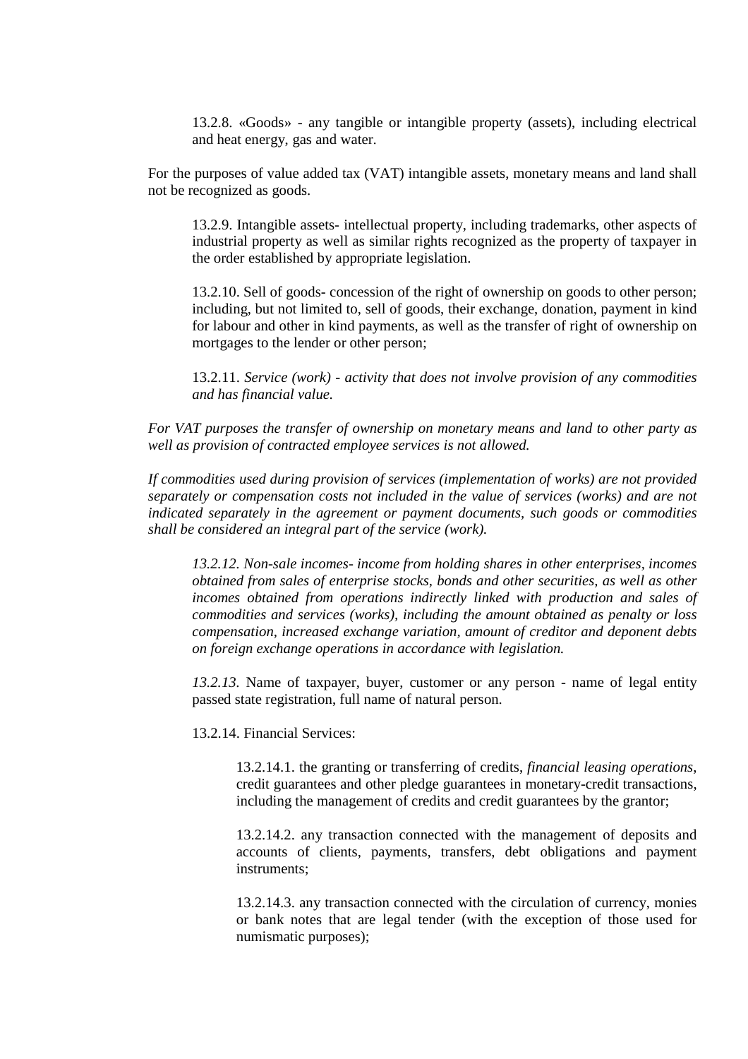13.2.8. «Goods» - any tangible or intangible property (assets), including electrical and heat energy, gas and water.

For the purposes of value added tax (VAT) intangible assets, monetary means and land shall not be recognized as goods.

13.2.9. Intangible assets- intellectual property, including trademarks, other aspects of industrial property as well as similar rights recognized as the property of taxpayer in the order established by appropriate legislation.

13.2.10. Sell of goods- concession of the right of ownership on goods to other person; including, but not limited to, sell of goods, their exchange, donation, payment in kind for labour and other in kind payments, as well as the transfer of right of ownership on mortgages to the lender or other person;

13.2.11. *Service (work) - activity that does not involve provision of any commodities and has financial value.*

*For VAT purposes the transfer of ownership on monetary means and land to other party as well as provision of contracted employee services is not allowed.*

*If commodities used during provision of services (implementation of works) are not provided separately or compensation costs not included in the value of services (works) and are not indicated separately in the agreement or payment documents, such goods or commodities shall be considered an integral part of the service (work).*

*13.2.12. Non-sale incomes- income from holding shares in other enterprises, incomes obtained from sales of enterprise stocks, bonds and other securities, as well as other incomes obtained from operations indirectly linked with production and sales of commodities and services (works), including the amount obtained as penalty or loss compensation, increased exchange variation, amount of creditor and deponent debts on foreign exchange operations in accordance with legislation.*

*13.2.13.* Name of taxpayer, buyer, customer or any person - name of legal entity passed state registration, full name of natural person.

13.2.14. Financial Services:

13.2.14.1. the granting or transferring of credits, *financial leasing operations*, credit guarantees and other pledge guarantees in monetary-credit transactions, including the management of credits and credit guarantees by the grantor;

13.2.14.2. any transaction connected with the management of deposits and accounts of clients, payments, transfers, debt obligations and payment instruments;

13.2.14.3. any transaction connected with the circulation of currency, monies or bank notes that are legal tender (with the exception of those used for numismatic purposes);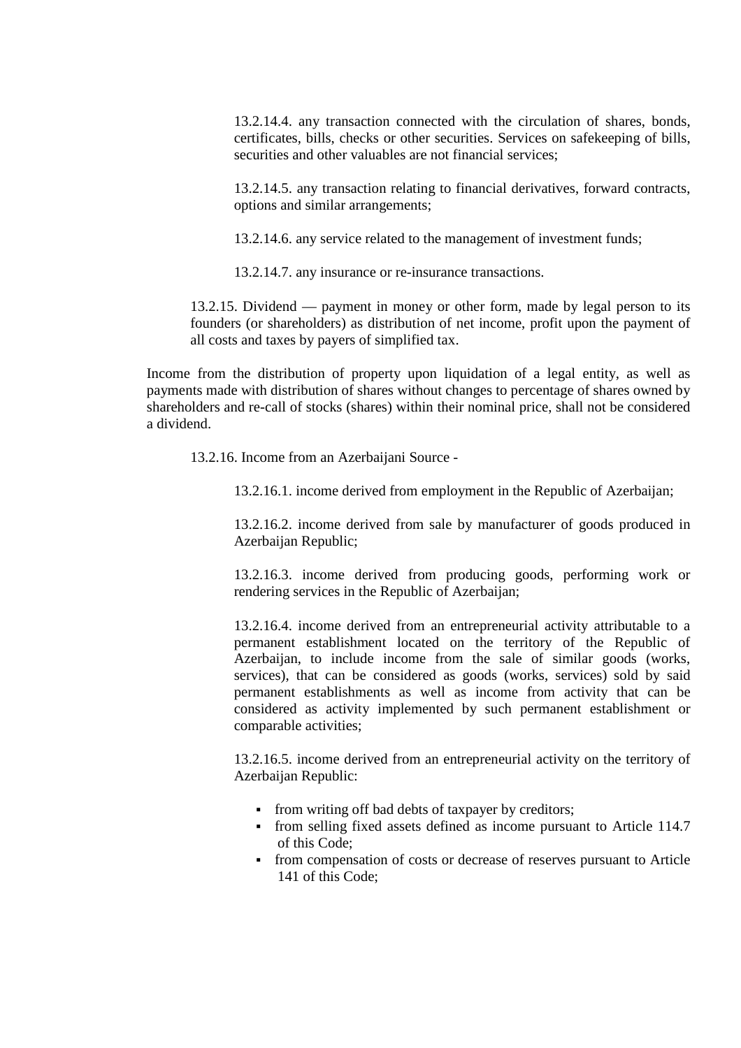13.2.14.4. any transaction connected with the circulation of shares, bonds, certificates, bills, checks or other securities. Services on safekeeping of bills, securities and other valuables are not financial services;

13.2.14.5. any transaction relating to financial derivatives, forward contracts, options and similar arrangements;

13.2.14.6. any service related to the management of investment funds;

13.2.14.7. any insurance or re-insurance transactions.

13.2.15. Dividend — payment in money or other form, made by legal person to its founders (or shareholders) as distribution of net income, profit upon the payment of all costs and taxes by payers of simplified tax.

Income from the distribution of property upon liquidation of a legal entity, as well as payments made with distribution of shares without changes to percentage of shares owned by shareholders and re-call of stocks (shares) within their nominal price, shall not be considered a dividend.

13.2.16. Income from an Azerbaijani Source -

13.2.16.1. income derived from employment in the Republic of Azerbaijan;

13.2.16.2. income derived from sale by manufacturer of goods produced in Azerbaijan Republic;

13.2.16.3. income derived from producing goods, performing work or rendering services in the Republic of Azerbaijan;

13.2.16.4. income derived from an entrepreneurial activity attributable to a permanent establishment located on the territory of the Republic of Azerbaijan, to include income from the sale of similar goods (works, services), that can be considered as goods (works, services) sold by said permanent establishments as well as income from activity that can be considered as activity implemented by such permanent establishment or comparable activities;

13.2.16.5. income derived from an entrepreneurial activity on the territory of Azerbaijan Republic:

- from writing off bad debts of taxpayer by creditors;
- from selling fixed assets defined as income pursuant to Article 114.7 of this Code;
- from compensation of costs or decrease of reserves pursuant to Article 141 of this Code;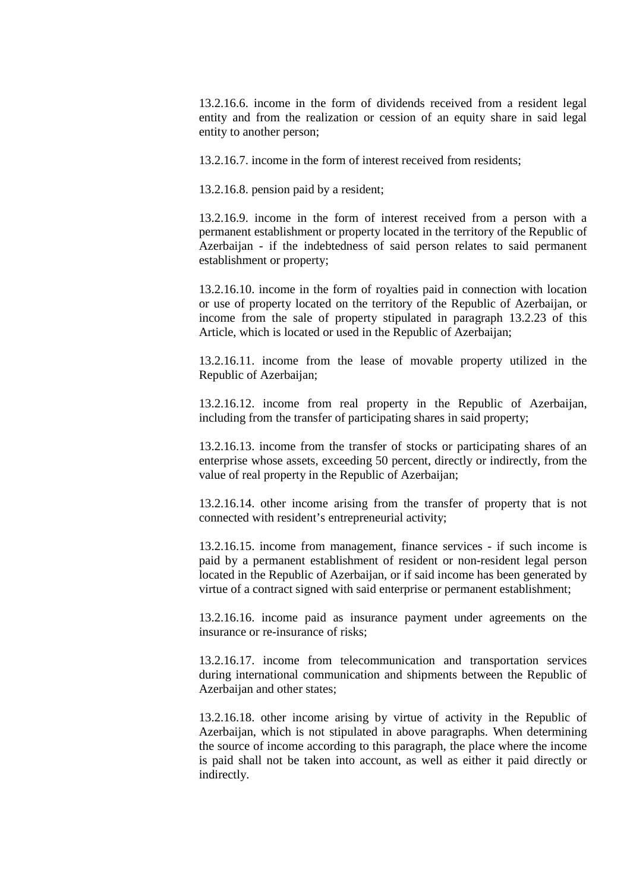13.2.16.6. income in the form of dividends received from a resident legal entity and from the realization or cession of an equity share in said legal entity to another person;

13.2.16.7. income in the form of interest received from residents;

13.2.16.8. pension paid by a resident;

13.2.16.9. income in the form of interest received from a person with a permanent establishment or property located in the territory of the Republic of Azerbaijan - if the indebtedness of said person relates to said permanent establishment or property;

13.2.16.10. income in the form of royalties paid in connection with location or use of property located on the territory of the Republic of Azerbaijan, or income from the sale of property stipulated in paragraph 13.2.23 of this Article, which is located or used in the Republic of Azerbaijan;

13.2.16.11. income from the lease of movable property utilized in the Republic of Azerbaijan;

13.2.16.12. income from real property in the Republic of Azerbaijan, including from the transfer of participating shares in said property;

13.2.16.13. income from the transfer of stocks or participating shares of an enterprise whose assets, exceeding 50 percent, directly or indirectly, from the value of real property in the Republic of Azerbaijan;

13.2.16.14. other income arising from the transfer of property that is not connected with resident's entrepreneurial activity;

13.2.16.15. income from management, finance services - if such income is paid by a permanent establishment of resident or non-resident legal person located in the Republic of Azerbaijan, or if said income has been generated by virtue of a contract signed with said enterprise or permanent establishment;

13.2.16.16. income paid as insurance payment under agreements on the insurance or re-insurance of risks;

13.2.16.17. income from telecommunication and transportation services during international communication and shipments between the Republic of Azerbaijan and other states;

13.2.16.18. other income arising by virtue of activity in the Republic of Azerbaijan, which is not stipulated in above paragraphs. When determining the source of income according to this paragraph, the place where the income is paid shall not be taken into account, as well as either it paid directly or indirectly.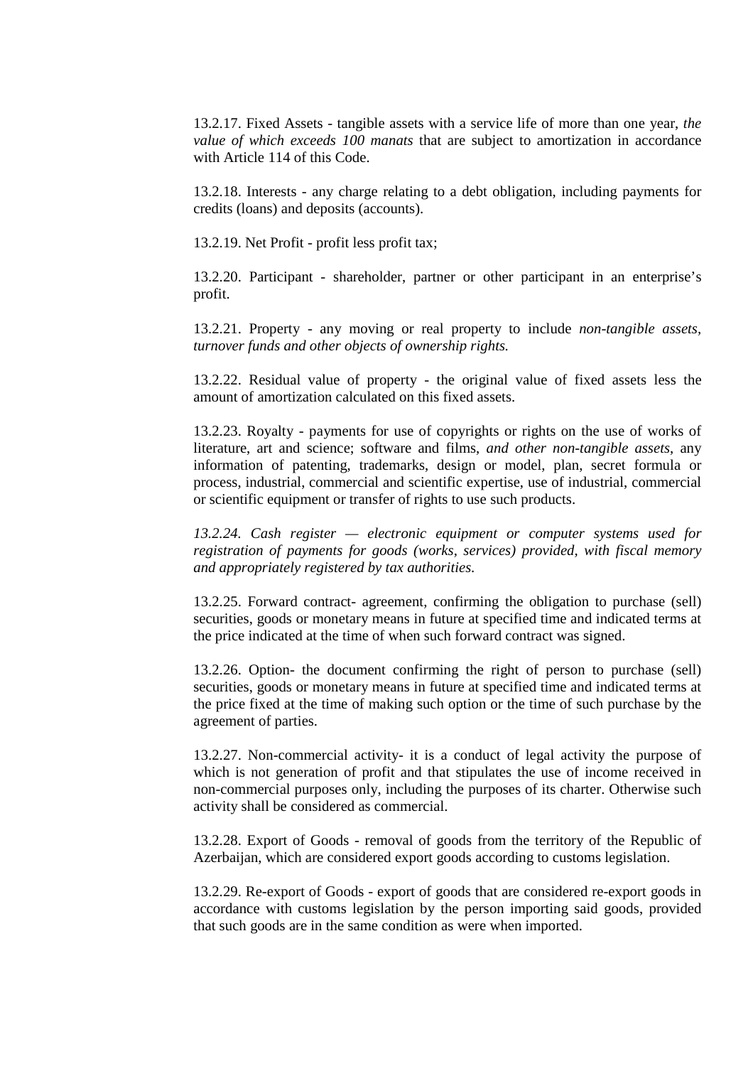13.2.17. Fixed Assets - tangible assets with a service life of more than one year, *the value of which exceeds 100 manats* that are subject to amortization in accordance with Article 114 of this Code.

13.2.18. Interests - any charge relating to a debt obligation, including payments for credits (loans) and deposits (accounts).

13.2.19. Net Profit - profit less profit tax;

13.2.20. Participant - shareholder, partner or other participant in an enterprise's profit.

13.2.21. Property - any moving or real property to include *non-tangible assets, turnover funds and other objects of ownership rights.*

13.2.22. Residual value of property - the original value of fixed assets less the amount of amortization calculated on this fixed assets.

13.2.23. Royalty - payments for use of copyrights or rights on the use of works of literature, art and science; software and films, *and other non-tangible assets*, any information of patenting, trademarks, design or model, plan, secret formula or process, industrial, commercial and scientific expertise, use of industrial, commercial or scientific equipment or transfer of rights to use such products.

*13.2.24. Cash register — electronic equipment or computer systems used for registration of payments for goods (works, services) provided, with fiscal memory and appropriately registered by tax authorities.*

13.2.25. Forward contract- agreement, confirming the obligation to purchase (sell) securities, goods or monetary means in future at specified time and indicated terms at the price indicated at the time of when such forward contract was signed.

13.2.26. Option- the document confirming the right of person to purchase (sell) securities, goods or monetary means in future at specified time and indicated terms at the price fixed at the time of making such option or the time of such purchase by the agreement of parties.

13.2.27. Non-commercial activity- it is a conduct of legal activity the purpose of which is not generation of profit and that stipulates the use of income received in non-commercial purposes only, including the purposes of its charter. Otherwise such activity shall be considered as commercial.

13.2.28. Export of Goods - removal of goods from the territory of the Republic of Azerbaijan, which are considered export goods according to customs legislation.

13.2.29. Re-export of Goods - export of goods that are considered re-export goods in accordance with customs legislation by the person importing said goods, provided that such goods are in the same condition as were when imported.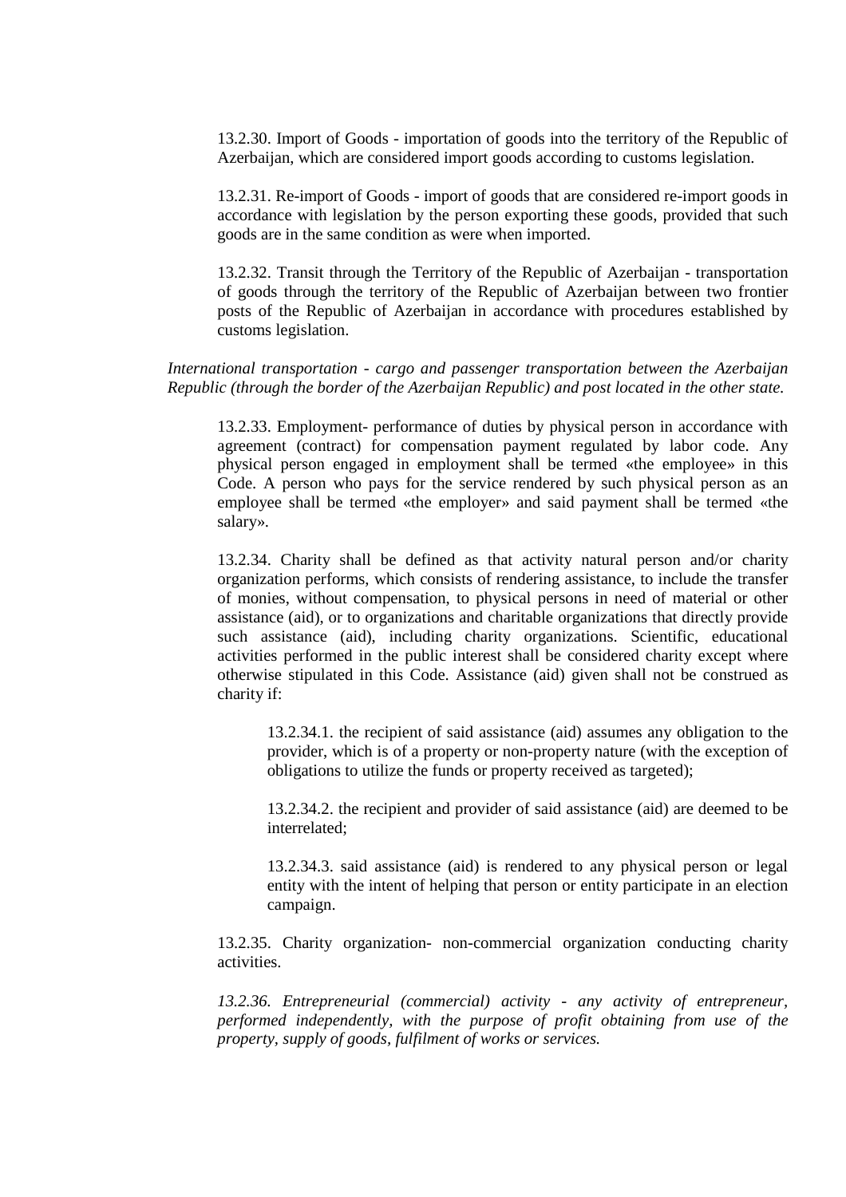13.2.30. Import of Goods - importation of goods into the territory of the Republic of Azerbaijan, which are considered import goods according to customs legislation.

13.2.31. Re-import of Goods - import of goods that are considered re-import goods in accordance with legislation by the person exporting these goods, provided that such goods are in the same condition as were when imported.

13.2.32. Transit through the Territory of the Republic of Azerbaijan - transportation of goods through the territory of the Republic of Azerbaijan between two frontier posts of the Republic of Azerbaijan in accordance with procedures established by customs legislation.

*International transportation - cargo and passenger transportation between the Azerbaijan Republic (through the border of the Azerbaijan Republic) and post located in the other state.*

13.2.33. Employment- performance of duties by physical person in accordance with agreement (contract) for compensation payment regulated by labor code. Any physical person engaged in employment shall be termed «the employee» in this Code. A person who pays for the service rendered by such physical person as an employee shall be termed «the employer» and said payment shall be termed «the salary».

13.2.34. Charity shall be defined as that activity natural person and/or charity organization performs, which consists of rendering assistance, to include the transfer of monies, without compensation, to physical persons in need of material or other assistance (aid), or to organizations and charitable organizations that directly provide such assistance (aid), including charity organizations. Scientific, educational activities performed in the public interest shall be considered charity except where otherwise stipulated in this Code. Assistance (aid) given shall not be construed as charity if:

13.2.34.1. the recipient of said assistance (aid) assumes any obligation to the provider, which is of a property or non-property nature (with the exception of obligations to utilize the funds or property received as targeted);

13.2.34.2. the recipient and provider of said assistance (aid) are deemed to be interrelated;

13.2.34.3. said assistance (aid) is rendered to any physical person or legal entity with the intent of helping that person or entity participate in an election campaign.

13.2.35. Charity organization- non-commercial organization conducting charity activities.

*13.2.36. Entrepreneurial (commercial) activity - any activity of entrepreneur, performed independently, with the purpose of profit obtaining from use of the property, supply of goods, fulfilment of works or services.*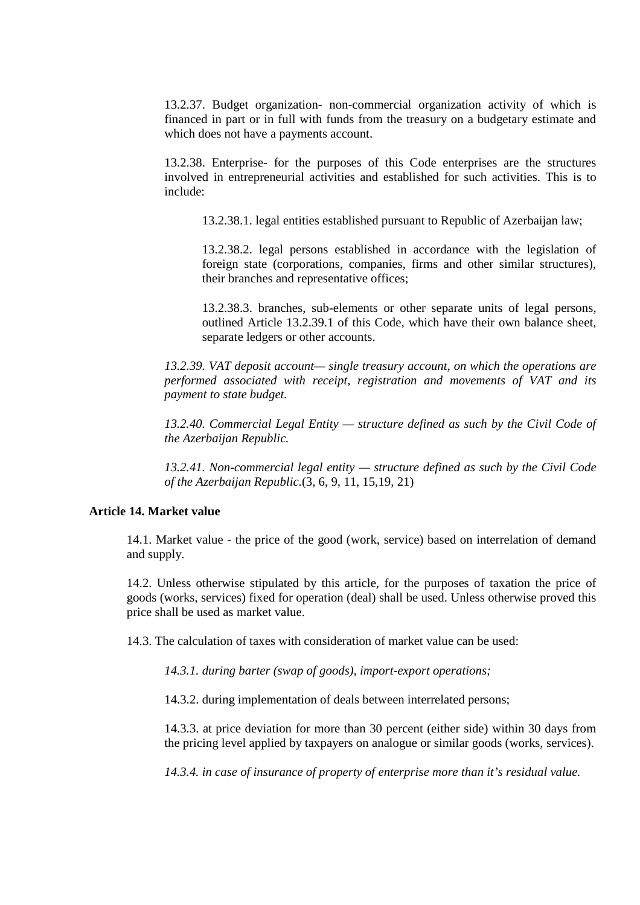13.2.37. Budget organization- non-commercial organization activity of which is financed in part or in full with funds from the treasury on a budgetary estimate and which does not have a payments account.

13.2.38. Enterprise- for the purposes of this Code enterprises are the structures involved in entrepreneurial activities and established for such activities. This is to include:

13.2.38.1. legal entities established pursuant to Republic of Azerbaijan law;

13.2.38.2. legal persons established in accordance with the legislation of foreign state (corporations, companies, firms and other similar structures), their branches and representative offices;

13.2.38.3. branches, sub-elements or other separate units of legal persons, outlined Article 13.2.39.1 of this Code, which have their own balance sheet, separate ledgers or other accounts.

*13.2.39. VAT deposit account— single treasury account, on which the operations are performed associated with receipt, registration and movements of VAT and its payment to state budget.*

*13.2.40. Commercial Legal Entity — structure defined as such by the Civil Code of the Azerbaijan Republic.*

*13.2.41. Non-commercial legal entity — structure defined as such by the Civil Code of the Azerbaijan Republic.*(3, 6, 9, 11, 15,19, 21)

**Article 14. Market value**

14.1. Market value - the price of the good (work, service) based on interrelation of demand and supply.

14.2. Unless otherwise stipulated by this article, for the purposes of taxation the price of goods (works, services) fixed for operation (deal) shall be used. Unless otherwise proved this price shall be used as market value.

14.3. The calculation of taxes with consideration of market value can be used:

*14.3.1. during barter (swap of goods), import-export operations;*

14.3.2. during implementation of deals between interrelated persons;

14.3.3. at price deviation for more than 30 percent (either side) within 30 days from the pricing level applied by taxpayers on analogue or similar goods (works, services).

*14.3.4. in case of insurance of property of enterprise more than it's residual value.*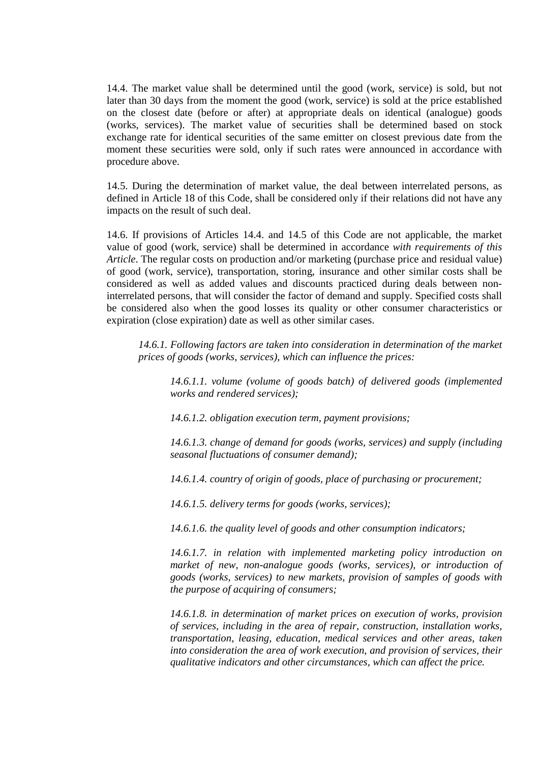14.4. The market value shall be determined until the good (work, service) is sold, but not later than 30 days from the moment the good (work, service) is sold at the price established on the closest date (before or after) at appropriate deals on identical (analogue) goods (works, services). The market value of securities shall be determined based on stock exchange rate for identical securities of the same emitter on closest previous date from the moment these securities were sold, only if such rates were announced in accordance with procedure above.

14.5. During the determination of market value, the deal between interrelated persons, as defined in Article 18 of this Code, shall be considered only if their relations did not have any impacts on the result of such deal.

14.6. If provisions of Articles 14.4. and 14.5 of this Code are not applicable, the market value of good (work, service) shall be determined in accordance *with requirements of this Article*. The regular costs on production and/or marketing (purchase price and residual value) of good (work, service), transportation, storing, insurance and other similar costs shall be considered as well as added values and discounts practiced during deals between non-interrelated persons, that will consider the factor of demand and supply. Specified costs shall be considered also when the good losses its quality or other consumer characteristics or expiration (close expiration) date as well as other similar cases.

> *14.6.1. Following factors are taken into consideration in determination of the market prices of goods (works, services), which can influence the prices:*
>
> > *14.6.1.1. volume (volume of goods batch) of delivered goods (implemented works and rendered services);*
> >
> > *14.6.1.2. obligation execution term, payment provisions;*
> >
> > *14.6.1.3. change of demand for goods (works, services) and supply (including seasonal fluctuations of consumer demand);*
> >
> > *14.6.1.4. country of origin of goods, place of purchasing or procurement;*
> >
> > *14.6.1.5. delivery terms for goods (works, services);*
> >
> > *14.6.1.6. the quality level of goods and other consumption indicators;*
> >
> > *14.6.1.7. in relation with implemented marketing policy introduction on market of new, non-analogue goods (works, services), or introduction of goods (works, services) to new markets, provision of samples of goods with the purpose of acquiring of consumers;*
> >
> > *14.6.1.8. in determination of market prices on execution of works, provision of services, including in the area of repair, construction, installation works, transportation, leasing, education, medical services and other areas, taken into consideration the area of work execution, and provision of services, their qualitative indicators and other circumstances, which can affect the price.*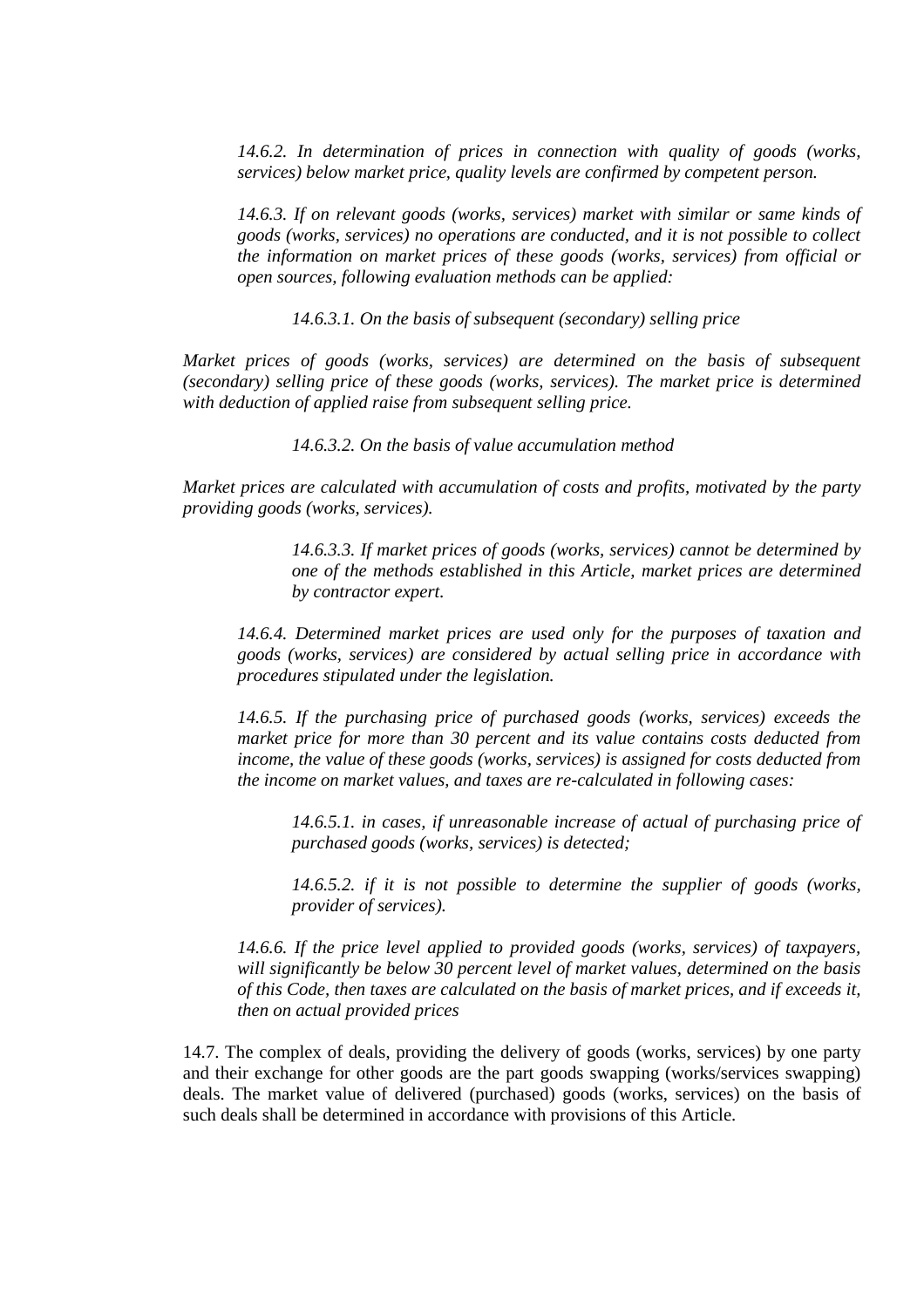*14.6.2. In determination of prices in connection with quality of goods (works, services) below market price, quality levels are confirmed by competent person.*

*14.6.3. If on relevant goods (works, services) market with similar or same kinds of goods (works, services) no operations are conducted, and it is not possible to collect the information on market prices of these goods (works, services) from official or open sources, following evaluation methods can be applied:*

*14.6.3.1. On the basis of subsequent (secondary) selling price*

*Market prices of goods (works, services) are determined on the basis of subsequent (secondary) selling price of these goods (works, services). The market price is determined with deduction of applied raise from subsequent selling price.*

*14.6.3.2. On the basis of value accumulation method*

*Market prices are calculated with accumulation of costs and profits, motivated by the party providing goods (works, services).*

*14.6.3.3. If market prices of goods (works, services) cannot be determined by one of the methods established in this Article, market prices are determined by contractor expert.*

*14.6.4. Determined market prices are used only for the purposes of taxation and goods (works, services) are considered by actual selling price in accordance with procedures stipulated under the legislation.*

*14.6.5. If the purchasing price of purchased goods (works, services) exceeds the market price for more than 30 percent and its value contains costs deducted from income, the value of these goods (works, services) is assigned for costs deducted from the income on market values, and taxes are re-calculated in following cases:*

*14.6.5.1. in cases, if unreasonable increase of actual of purchasing price of purchased goods (works, services) is detected;*

*14.6.5.2. if it is not possible to determine the supplier of goods (works, provider of services).*

*14.6.6. If the price level applied to provided goods (works, services) of taxpayers, will significantly be below 30 percent level of market values, determined on the basis of this Code, then taxes are calculated on the basis of market prices, and if exceeds it, then on actual provided prices*

14.7. The complex of deals, providing the delivery of goods (works, services) by one party and their exchange for other goods are the part goods swapping (works/services swapping) deals. The market value of delivered (purchased) goods (works, services) on the basis of such deals shall be determined in accordance with provisions of this Article.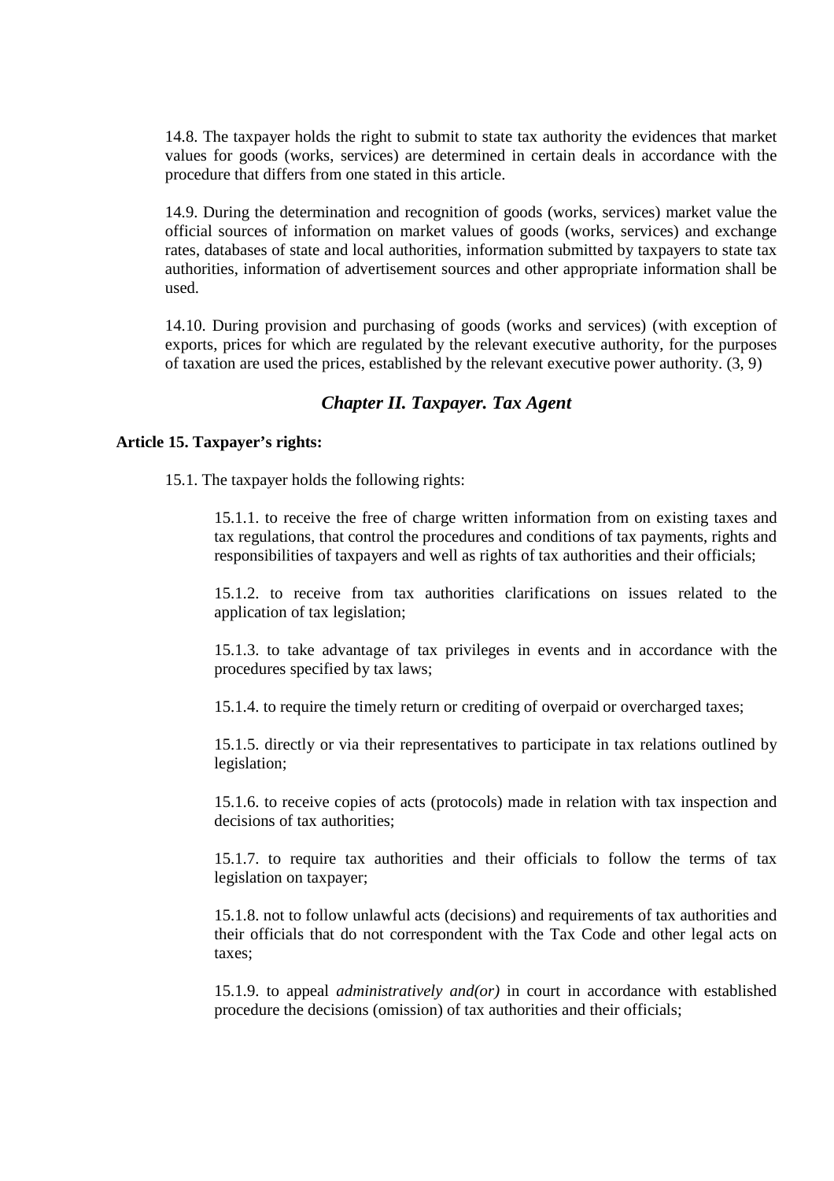14.8. The taxpayer holds the right to submit to state tax authority the evidences that market values for goods (works, services) are determined in certain deals in accordance with the procedure that differs from one stated in this article.

14.9. During the determination and recognition of goods (works, services) market value the official sources of information on market values of goods (works, services) and exchange rates, databases of state and local authorities, information submitted by taxpayers to state tax authorities, information of advertisement sources and other appropriate information shall be used.

14.10. During provision and purchasing of goods (works and services) (with exception of exports, prices for which are regulated by the relevant executive authority, for the purposes of taxation are used the prices, established by the relevant executive power authority. (3, 9)

## *Chapter II. Taxpayer. Tax Agent*

**Article 15. Taxpayer's rights:**

15.1. The taxpayer holds the following rights:

15.1.1. to receive the free of charge written information from on existing taxes and tax regulations, that control the procedures and conditions of tax payments, rights and responsibilities of taxpayers and well as rights of tax authorities and their officials;

15.1.2. to receive from tax authorities clarifications on issues related to the application of tax legislation;

15.1.3. to take advantage of tax privileges in events and in accordance with the procedures specified by tax laws;

15.1.4. to require the timely return or crediting of overpaid or overcharged taxes;

15.1.5. directly or via their representatives to participate in tax relations outlined by legislation;

15.1.6. to receive copies of acts (protocols) made in relation with tax inspection and decisions of tax authorities;

15.1.7. to require tax authorities and their officials to follow the terms of tax legislation on taxpayer;

15.1.8. not to follow unlawful acts (decisions) and requirements of tax authorities and their officials that do not correspondent with the Tax Code and other legal acts on taxes;

15.1.9. to appeal *administratively and(or)* in court in accordance with established procedure the decisions (omission) of tax authorities and their officials;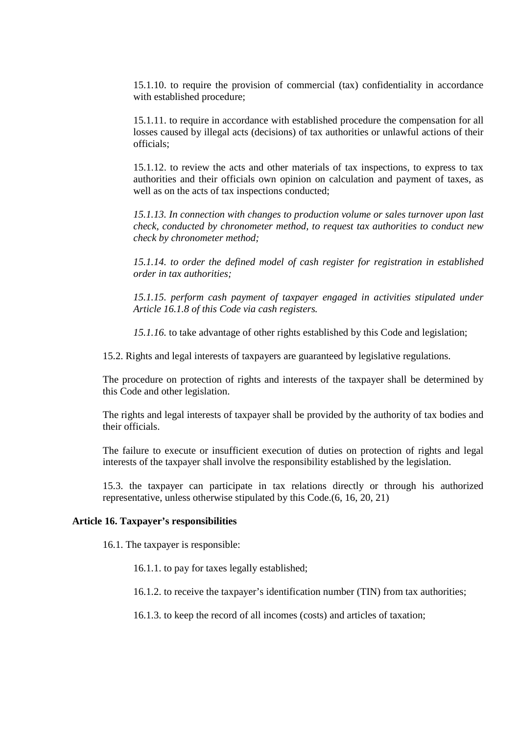15.1.10. to require the provision of commercial (tax) confidentiality in accordance with established procedure;

15.1.11. to require in accordance with established procedure the compensation for all losses caused by illegal acts (decisions) of tax authorities or unlawful actions of their officials;

15.1.12. to review the acts and other materials of tax inspections, to express to tax authorities and their officials own opinion on calculation and payment of taxes, as well as on the acts of tax inspections conducted;

*15.1.13. In connection with changes to production volume or sales turnover upon last check, conducted by chronometer method, to request tax authorities to conduct new check by chronometer method;*

*15.1.14. to order the defined model of cash register for registration in established order in tax authorities;*

*15.1.15. perform cash payment of taxpayer engaged in activities stipulated under Article 16.1.8 of this Code via cash registers.*

*15.1.16.* to take advantage of other rights established by this Code and legislation;

15.2. Rights and legal interests of taxpayers are guaranteed by legislative regulations.

The procedure on protection of rights and interests of the taxpayer shall be determined by this Code and other legislation.

The rights and legal interests of taxpayer shall be provided by the authority of tax bodies and their officials.

The failure to execute or insufficient execution of duties on protection of rights and legal interests of the taxpayer shall involve the responsibility established by the legislation.

15.3. the taxpayer can participate in tax relations directly or through his authorized representative, unless otherwise stipulated by this Code.(6, 16, 20, 21)

**Article 16. Taxpayer's responsibilities**

16.1. The taxpayer is responsible:

16.1.1. to pay for taxes legally established;

16.1.2. to receive the taxpayer's identification number (TIN) from tax authorities;

16.1.3. to keep the record of all incomes (costs) and articles of taxation;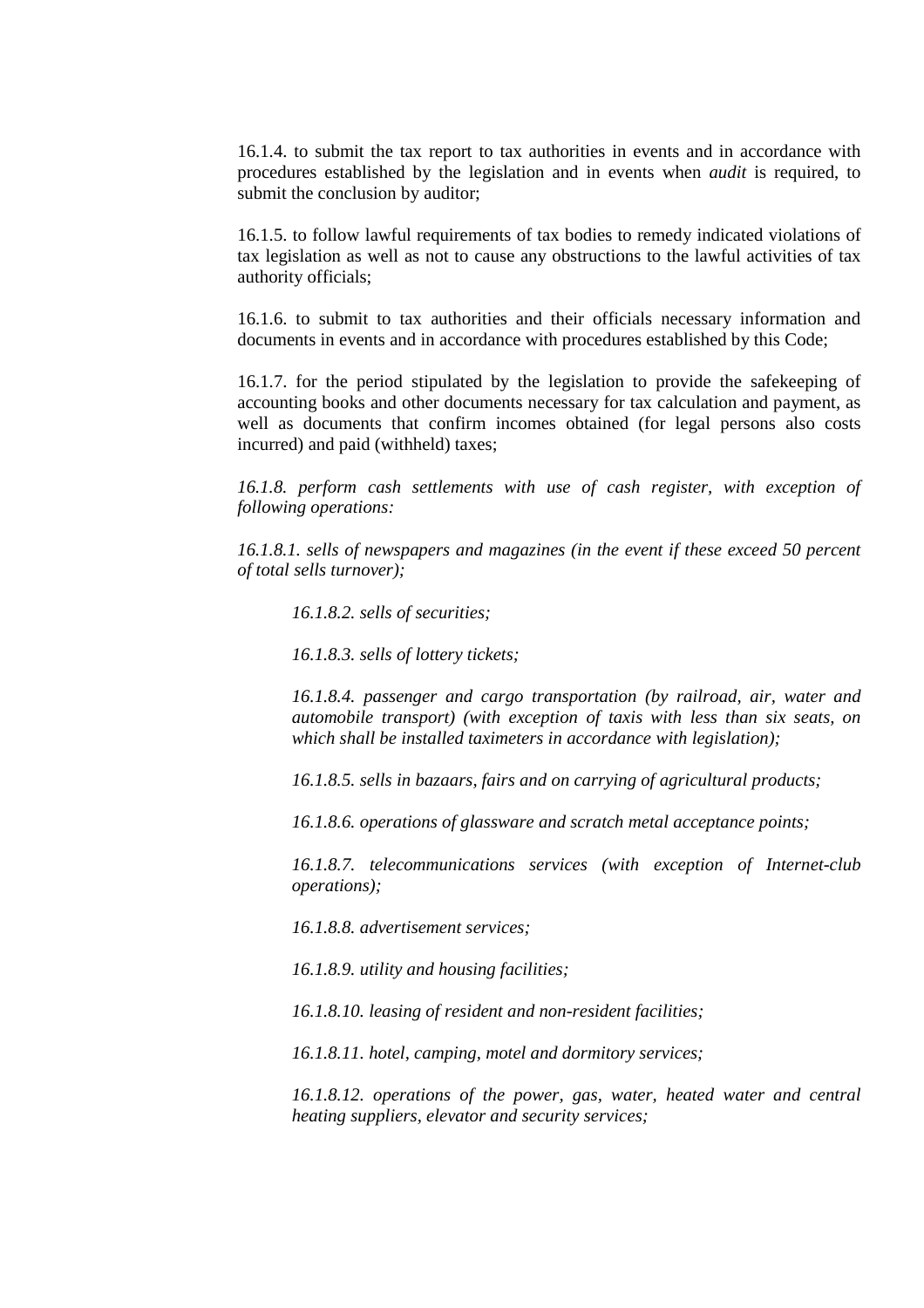16.1.4. to submit the tax report to tax authorities in events and in accordance with procedures established by the legislation and in events when *audit* is required, to submit the conclusion by auditor;

16.1.5. to follow lawful requirements of tax bodies to remedy indicated violations of tax legislation as well as not to cause any obstructions to the lawful activities of tax authority officials;

16.1.6. to submit to tax authorities and their officials necessary information and documents in events and in accordance with procedures established by this Code;

16.1.7. for the period stipulated by the legislation to provide the safekeeping of accounting books and other documents necessary for tax calculation and payment, as well as documents that confirm incomes obtained (for legal persons also costs incurred) and paid (withheld) taxes;

*16.1.8. perform cash settlements with use of cash register, with exception of following operations:*

*16.1.8.1. sells of newspapers and magazines (in the event if these exceed 50 percent of total sells turnover);*

*16.1.8.2. sells of securities;*

*16.1.8.3. sells of lottery tickets;*

*16.1.8.4. passenger and cargo transportation (by railroad, air, water and automobile transport) (with exception of taxis with less than six seats, on which shall be installed taximeters in accordance with legislation);*

*16.1.8.5. sells in bazaars, fairs and on carrying of agricultural products;*

*16.1.8.6. operations of glassware and scratch metal acceptance points;*

*16.1.8.7. telecommunications services (with exception of Internet-club operations);*

*16.1.8.8. advertisement services;*

*16.1.8.9. utility and housing facilities;*

*16.1.8.10. leasing of resident and non-resident facilities;*

*16.1.8.11. hotel, camping, motel and dormitory services;*

*16.1.8.12. operations of the power, gas, water, heated water and central heating suppliers, elevator and security services;*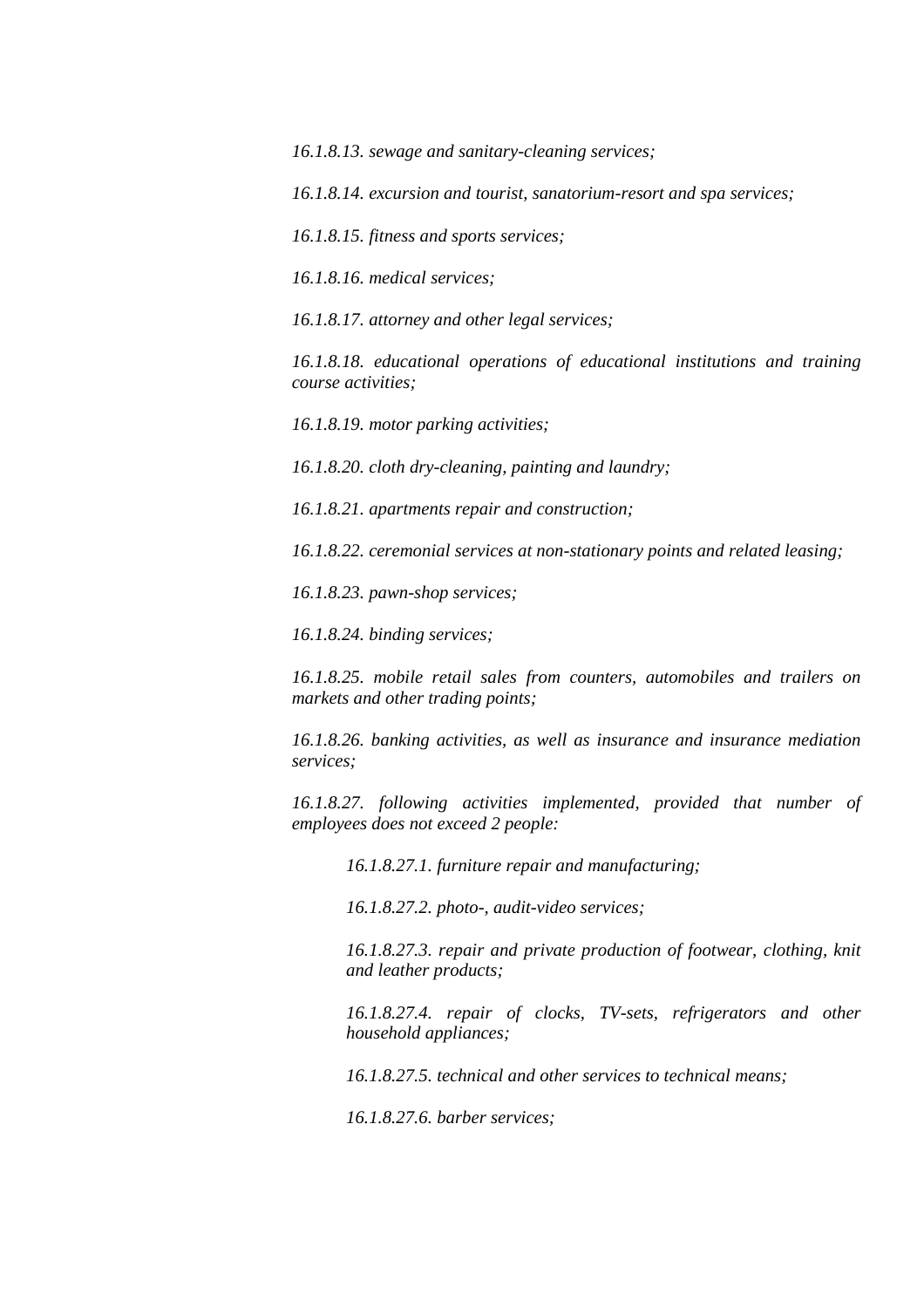*16.1.8.13. sewage and sanitary-cleaning services;*

*16.1.8.14. excursion and tourist, sanatorium-resort and spa services;*

*16.1.8.15. fitness and sports services;*

*16.1.8.16. medical services;*

*16.1.8.17. attorney and other legal services;*

*16.1.8.18. educational operations of educational institutions and training course activities;*

*16.1.8.19. motor parking activities;*

*16.1.8.20. cloth dry-cleaning, painting and laundry;*

*16.1.8.21. apartments repair and construction;*

*16.1.8.22. ceremonial services at non-stationary points and related leasing;*

*16.1.8.23. pawn-shop services;*

*16.1.8.24. binding services;*

*16.1.8.25. mobile retail sales from counters, automobiles and trailers on markets and other trading points;*

*16.1.8.26. banking activities, as well as insurance and insurance mediation services;*

*16.1.8.27. following activities implemented, provided that number of employees does not exceed 2 people:*

> *16.1.8.27.1. furniture repair and manufacturing;*
>
> *16.1.8.27.2. photo-, audit-video services;*
>
> *16.1.8.27.3. repair and private production of footwear, clothing, knit and leather products;*
>
> *16.1.8.27.4. repair of clocks, TV-sets, refrigerators and other household appliances;*
>
> *16.1.8.27.5. technical and other services to technical means;*
>
> *16.1.8.27.6. barber services;*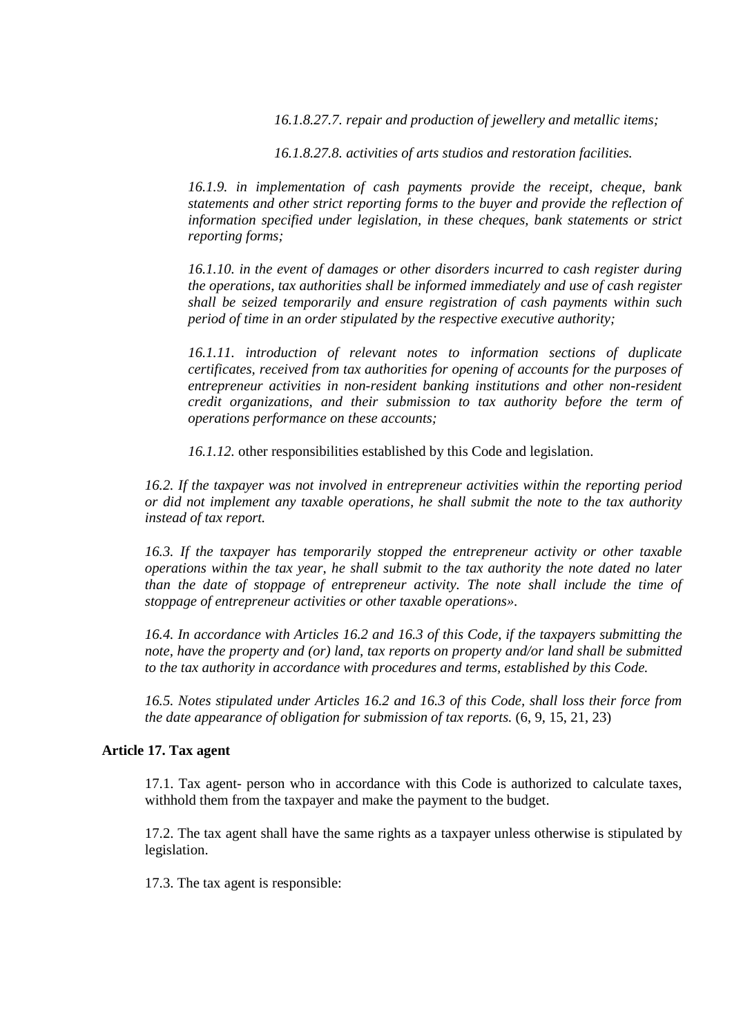*16.1.8.27.7. repair and production of jewellery and metallic items;*

*16.1.8.27.8. activities of arts studios and restoration facilities.*

*16.1.9. in implementation of cash payments provide the receipt, cheque, bank statements and other strict reporting forms to the buyer and provide the reflection of information specified under legislation, in these cheques, bank statements or strict reporting forms;*

*16.1.10. in the event of damages or other disorders incurred to cash register during the operations, tax authorities shall be informed immediately and use of cash register shall be seized temporarily and ensure registration of cash payments within such period of time in an order stipulated by the respective executive authority;*

*16.1.11. introduction of relevant notes to information sections of duplicate certificates, received from tax authorities for opening of accounts for the purposes of entrepreneur activities in non-resident banking institutions and other non-resident credit organizations, and their submission to tax authority before the term of operations performance on these accounts;*

*16.1.12.* other responsibilities established by this Code and legislation.

*16.2. If the taxpayer was not involved in entrepreneur activities within the reporting period or did not implement any taxable operations, he shall submit the note to the tax authority instead of tax report.*

*16.3. If the taxpayer has temporarily stopped the entrepreneur activity or other taxable operations within the tax year, he shall submit to the tax authority the note dated no later than the date of stoppage of entrepreneur activity. The note shall include the time of stoppage of entrepreneur activities or other taxable operations».*

*16.4. In accordance with Articles 16.2 and 16.3 of this Code, if the taxpayers submitting the note, have the property and (or) land, tax reports on property and/or land shall be submitted to the tax authority in accordance with procedures and terms, established by this Code.*

*16.5. Notes stipulated under Articles 16.2 and 16.3 of this Code, shall loss their force from the date appearance of obligation for submission of tax reports.* (6, 9, 15, 21, 23)

**Article 17. Tax agent**

17.1. Tax agent- person who in accordance with this Code is authorized to calculate taxes, withhold them from the taxpayer and make the payment to the budget.

17.2. The tax agent shall have the same rights as a taxpayer unless otherwise is stipulated by legislation.

17.3. The tax agent is responsible: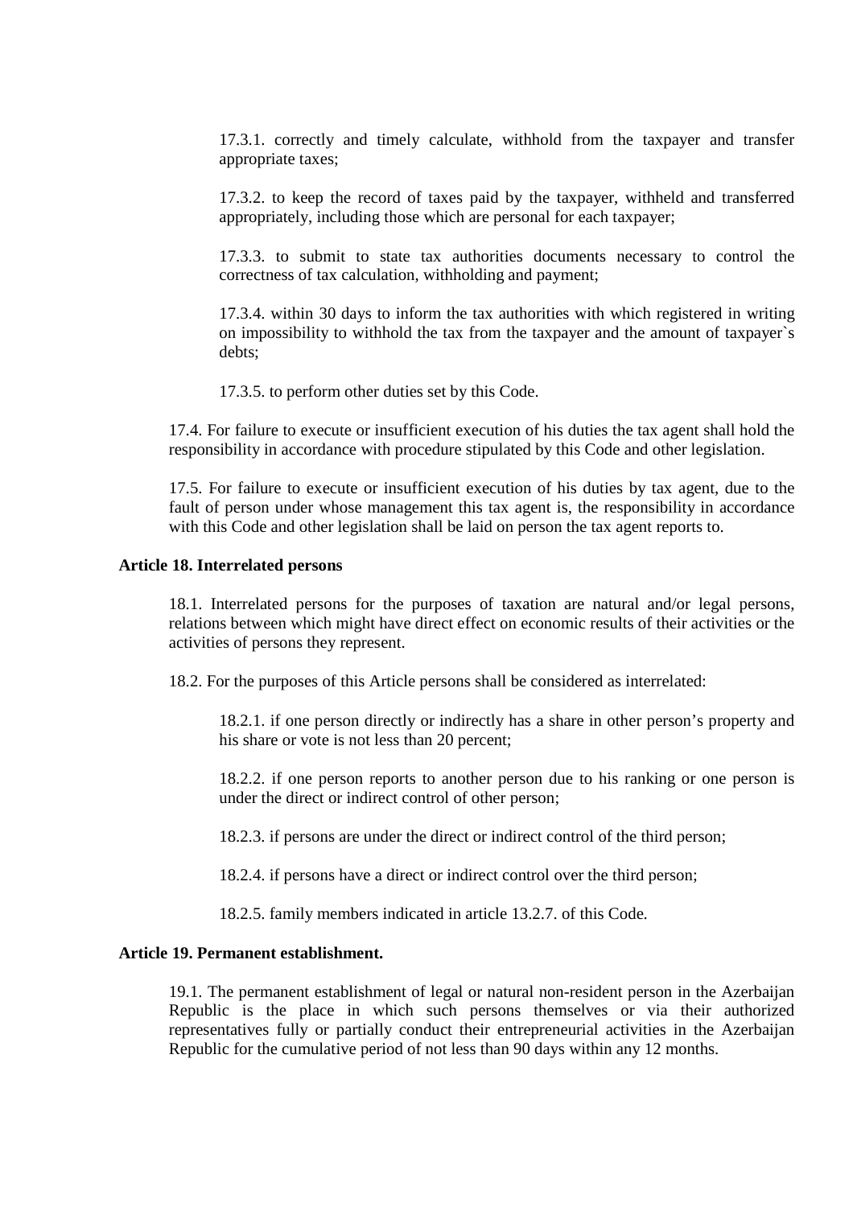17.3.1. correctly and timely calculate, withhold from the taxpayer and transfer appropriate taxes;

17.3.2. to keep the record of taxes paid by the taxpayer, withheld and transferred appropriately, including those which are personal for each taxpayer;

17.3.3. to submit to state tax authorities documents necessary to control the correctness of tax calculation, withholding and payment;

17.3.4. within 30 days to inform the tax authorities with which registered in writing on impossibility to withhold the tax from the taxpayer and the amount of taxpayer`s debts;

17.3.5. to perform other duties set by this Code.

17.4. For failure to execute or insufficient execution of his duties the tax agent shall hold the responsibility in accordance with procedure stipulated by this Code and other legislation.

17.5. For failure to execute or insufficient execution of his duties by tax agent, due to the fault of person under whose management this tax agent is, the responsibility in accordance with this Code and other legislation shall be laid on person the tax agent reports to.

**Article 18. Interrelated persons**

18.1. Interrelated persons for the purposes of taxation are natural and/or legal persons, relations between which might have direct effect on economic results of their activities or the activities of persons they represent.

18.2. For the purposes of this Article persons shall be considered as interrelated:

18.2.1. if one person directly or indirectly has a share in other person's property and his share or vote is not less than 20 percent;

18.2.2. if one person reports to another person due to his ranking or one person is under the direct or indirect control of other person;

18.2.3. if persons are under the direct or indirect control of the third person;

18.2.4. if persons have a direct or indirect control over the third person;

18.2.5. family members indicated in article 13.2.7. of this Code.

**Article 19. Permanent establishment.**

19.1. The permanent establishment of legal or natural non-resident person in the Azerbaijan Republic is the place in which such persons themselves or via their authorized representatives fully or partially conduct their entrepreneurial activities in the Azerbaijan Republic for the cumulative period of not less than 90 days within any 12 months.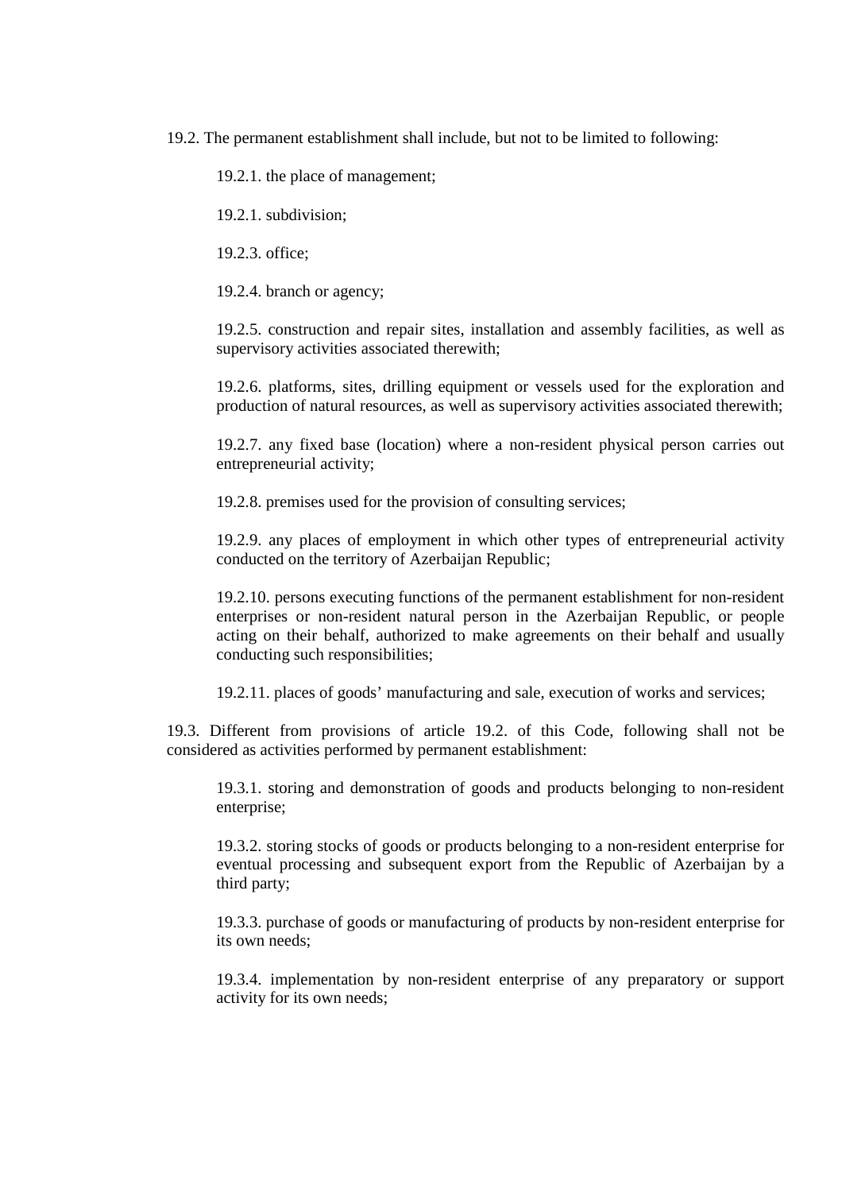19.2. The permanent establishment shall include, but not to be limited to following:

19.2.1. the place of management;

19.2.1. subdivision;

19.2.3. office;

19.2.4. branch or agency;

19.2.5. construction and repair sites, installation and assembly facilities, as well as supervisory activities associated therewith;

19.2.6. platforms, sites, drilling equipment or vessels used for the exploration and production of natural resources, as well as supervisory activities associated therewith;

19.2.7. any fixed base (location) where a non-resident physical person carries out entrepreneurial activity;

19.2.8. premises used for the provision of consulting services;

19.2.9. any places of employment in which other types of entrepreneurial activity conducted on the territory of Azerbaijan Republic;

19.2.10. persons executing functions of the permanent establishment for non-resident enterprises or non-resident natural person in the Azerbaijan Republic, or people acting on their behalf, authorized to make agreements on their behalf and usually conducting such responsibilities;

19.2.11. places of goods' manufacturing and sale, execution of works and services;

19.3. Different from provisions of article 19.2. of this Code, following shall not be considered as activities performed by permanent establishment:

19.3.1. storing and demonstration of goods and products belonging to non-resident enterprise;

19.3.2. storing stocks of goods or products belonging to a non-resident enterprise for eventual processing and subsequent export from the Republic of Azerbaijan by a third party;

19.3.3. purchase of goods or manufacturing of products by non-resident enterprise for its own needs;

19.3.4. implementation by non-resident enterprise of any preparatory or support activity for its own needs;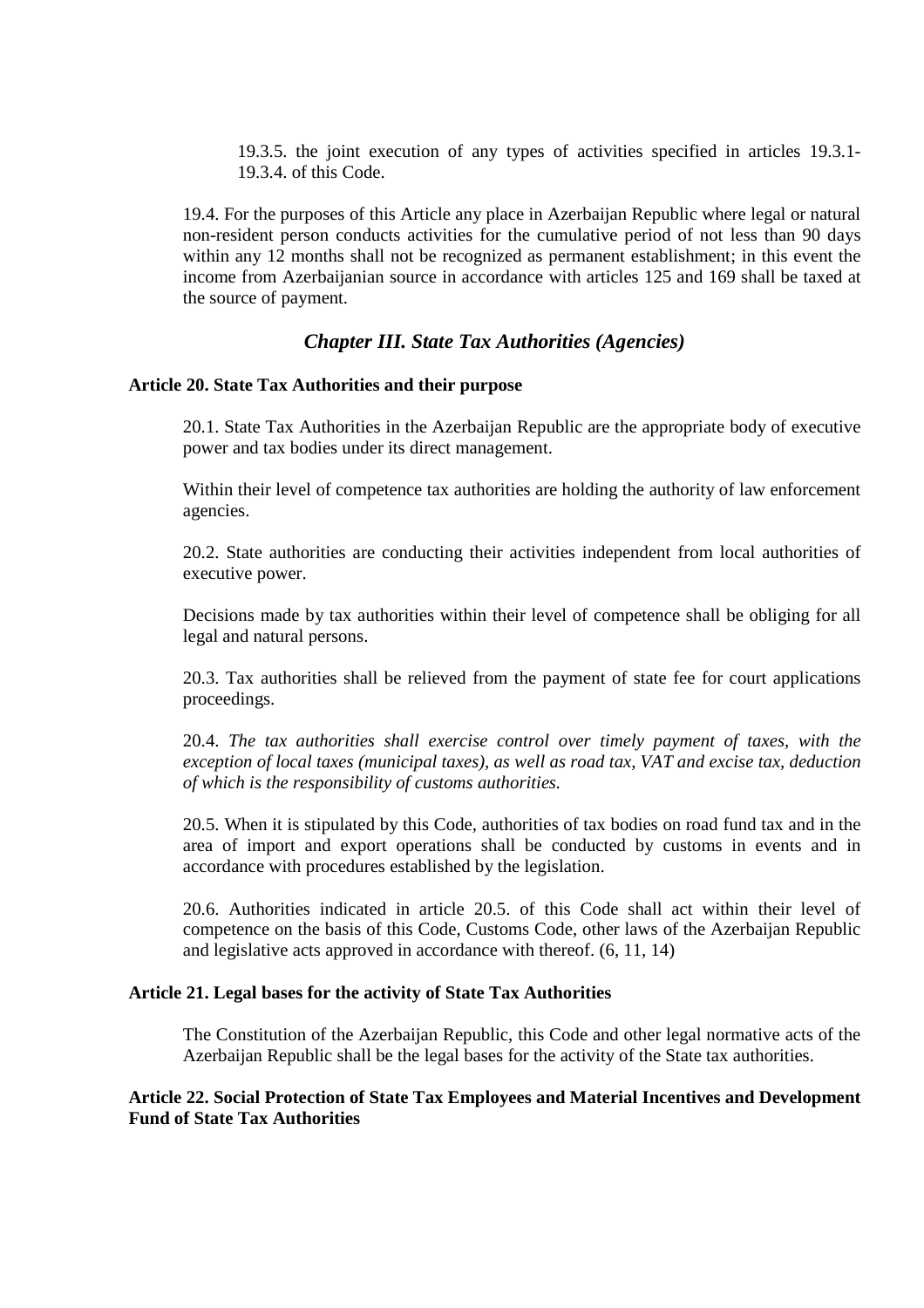19.3.5. the joint execution of any types of activities specified in articles 19.3.1-19.3.4. of this Code.

19.4. For the purposes of this Article any place in Azerbaijan Republic where legal or natural non-resident person conducts activities for the cumulative period of not less than 90 days within any 12 months shall not be recognized as permanent establishment; in this event the income from Azerbaijanian source in accordance with articles 125 and 169 shall be taxed at the source of payment.

## *Chapter III. State Tax Authorities (Agencies)*

### Article 20. State Tax Authorities and their purpose

20.1. State Tax Authorities in the Azerbaijan Republic are the appropriate body of executive power and tax bodies under its direct management.

Within their level of competence tax authorities are holding the authority of law enforcement agencies.

20.2. State authorities are conducting their activities independent from local authorities of executive power.

Decisions made by tax authorities within their level of competence shall be obliging for all legal and natural persons.

20.3. Tax authorities shall be relieved from the payment of state fee for court applications proceedings.

20.4. *The tax authorities shall exercise control over timely payment of taxes, with the exception of local taxes (municipal taxes), as well as road tax, VAT and excise tax, deduction of which is the responsibility of customs authorities.*

20.5. When it is stipulated by this Code, authorities of tax bodies on road fund tax and in the area of import and export operations shall be conducted by customs in events and in accordance with procedures established by the legislation.

20.6. Authorities indicated in article 20.5. of this Code shall act within their level of competence on the basis of this Code, Customs Code, other laws of the Azerbaijan Republic and legislative acts approved in accordance with thereof. (6, 11, 14)

### Article 21. Legal bases for the activity of State Tax Authorities

The Constitution of the Azerbaijan Republic, this Code and other legal normative acts of the Azerbaijan Republic shall be the legal bases for the activity of the State tax authorities.

### Article 22. Social Protection of State Tax Employees and Material Incentives and Development Fund of State Tax Authorities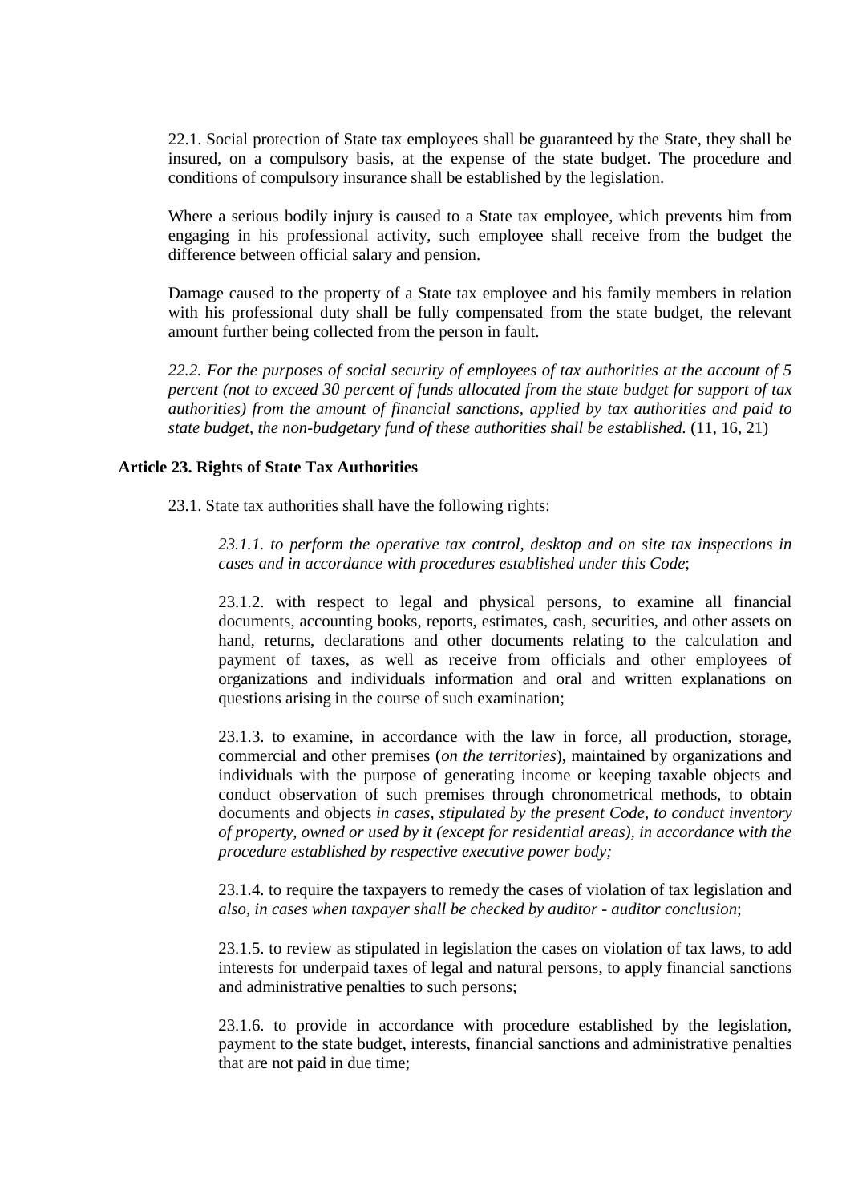22.1. Social protection of State tax employees shall be guaranteed by the State, they shall be insured, on a compulsory basis, at the expense of the state budget. The procedure and conditions of compulsory insurance shall be established by the legislation.

Where a serious bodily injury is caused to a State tax employee, which prevents him from engaging in his professional activity, such employee shall receive from the budget the difference between official salary and pension.

Damage caused to the property of a State tax employee and his family members in relation with his professional duty shall be fully compensated from the state budget, the relevant amount further being collected from the person in fault.

*22.2. For the purposes of social security of employees of tax authorities at the account of 5 percent (not to exceed 30 percent of funds allocated from the state budget for support of tax authorities) from the amount of financial sanctions, applied by tax authorities and paid to state budget, the non-budgetary fund of these authorities shall be established.* (11, 16, 21)

**Article 23. Rights of State Tax Authorities**

23.1. State tax authorities shall have the following rights:

*23.1.1. to perform the operative tax control, desktop and on site tax inspections in cases and in accordance with procedures established under this Code*;

23.1.2. with respect to legal and physical persons, to examine all financial documents, accounting books, reports, estimates, cash, securities, and other assets on hand, returns, declarations and other documents relating to the calculation and payment of taxes, as well as receive from officials and other employees of organizations and individuals information and oral and written explanations on questions arising in the course of such examination;

23.1.3. to examine, in accordance with the law in force, all production, storage, commercial and other premises (*on the territories*), maintained by organizations and individuals with the purpose of generating income or keeping taxable objects and conduct observation of such premises through chronometrical methods, to obtain documents and objects *in cases, stipulated by the present Code, to conduct inventory of property, owned or used by it (except for residential areas), in accordance with the procedure established by respective executive power body;*

23.1.4. to require the taxpayers to remedy the cases of violation of tax legislation and *also, in cases when taxpayer shall be checked by auditor - auditor conclusion*;

23.1.5. to review as stipulated in legislation the cases on violation of tax laws, to add interests for underpaid taxes of legal and natural persons, to apply financial sanctions and administrative penalties to such persons;

23.1.6. to provide in accordance with procedure established by the legislation, payment to the state budget, interests, financial sanctions and administrative penalties that are not paid in due time;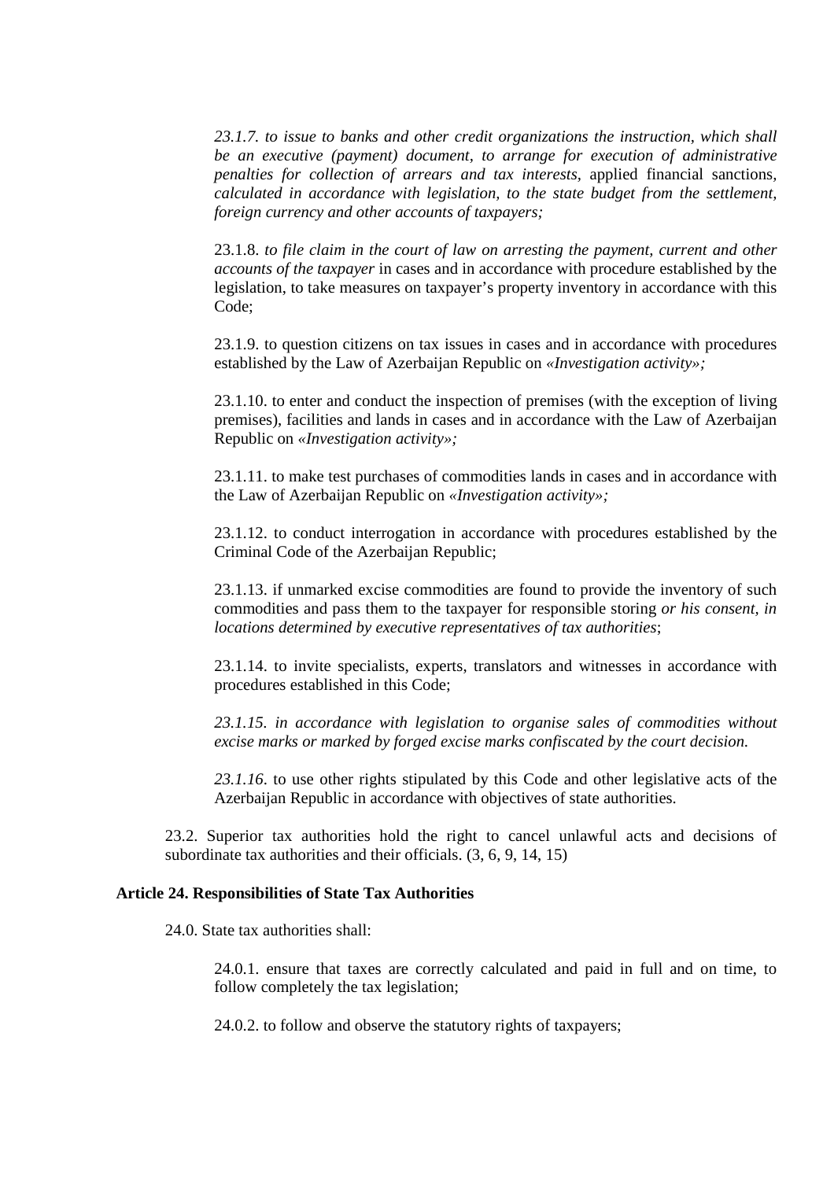*23.1.7. to issue to banks and other credit organizations the instruction, which shall be an executive (payment) document, to arrange for execution of administrative penalties for collection of arrears and tax interests,* applied financial sanctions, *calculated in accordance with legislation, to the state budget from the settlement, foreign currency and other accounts of taxpayers;*

23.1.8. *to file claim in the court of law on arresting the payment, current and other accounts of the taxpayer* in cases and in accordance with procedure established by the legislation, to take measures on taxpayer's property inventory in accordance with this Code;

23.1.9. to question citizens on tax issues in cases and in accordance with procedures established by the Law of Azerbaijan Republic on «*Investigation activity*»*;*

23.1.10. to enter and conduct the inspection of premises (with the exception of living premises), facilities and lands in cases and in accordance with the Law of Azerbaijan Republic on *«Investigation activity»;*

23.1.11. to make test purchases of commodities lands in cases and in accordance with the Law of Azerbaijan Republic on *«Investigation activity»;*

23.1.12. to conduct interrogation in accordance with procedures established by the Criminal Code of the Azerbaijan Republic;

23.1.13. if unmarked excise commodities are found to provide the inventory of such commodities and pass them to the taxpayer for responsible storing *or his consent, in locations determined by executive representatives of tax authorities*;

23.1.14. to invite specialists, experts, translators and witnesses in accordance with procedures established in this Code;

*23.1.15. in accordance with legislation to organise sales of commodities without excise marks or marked by forged excise marks confiscated by the court decision.*

*23.1.16*. to use other rights stipulated by this Code and other legislative acts of the Azerbaijan Republic in accordance with objectives of state authorities.

23.2. Superior tax authorities hold the right to cancel unlawful acts and decisions of subordinate tax authorities and their officials. (3, 6, 9, 14, 15)

### Article 24. Responsibilities of State Tax Authorities

24.0. State tax authorities shall:

24.0.1. ensure that taxes are correctly calculated and paid in full and on time, to follow completely the tax legislation;

24.0.2. to follow and observe the statutory rights of taxpayers;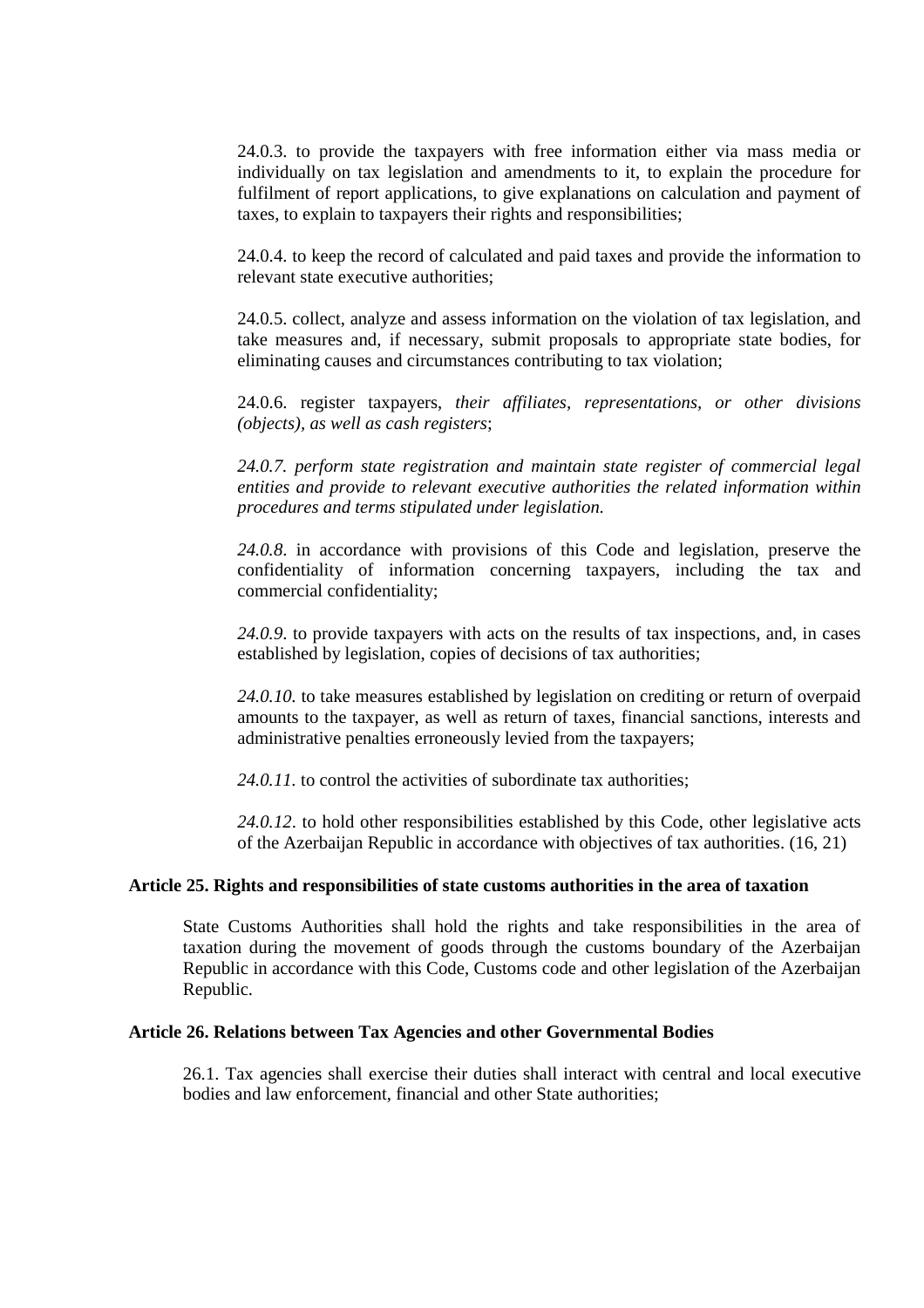24.0.3. to provide the taxpayers with free information either via mass media or individually on tax legislation and amendments to it, to explain the procedure for fulfilment of report applications, to give explanations on calculation and payment of taxes, to explain to taxpayers their rights and responsibilities;

24.0.4. to keep the record of calculated and paid taxes and provide the information to relevant state executive authorities;

24.0.5. collect, analyze and assess information on the violation of tax legislation, and take measures and, if necessary, submit proposals to appropriate state bodies, for eliminating causes and circumstances contributing to tax violation;

24.0.6. register taxpayers, *their affiliates, representations, or other divisions (objects), as well as cash registers*;

*24.0.7. perform state registration and maintain state register of commercial legal entities and provide to relevant executive authorities the related information within procedures and terms stipulated under legislation.*

*24.0.8*. in accordance with provisions of this Code and legislation, preserve the confidentiality of information concerning taxpayers, including the tax and commercial confidentiality;

*24.0.9*. to provide taxpayers with acts on the results of tax inspections, and, in cases established by legislation, copies of decisions of tax authorities;

*24.0.10.* to take measures established by legislation on crediting or return of overpaid amounts to the taxpayer, as well as return of taxes, financial sanctions, interests and administrative penalties erroneously levied from the taxpayers;

*24.0.11*. to control the activities of subordinate tax authorities;

*24.0.12*. to hold other responsibilities established by this Code, other legislative acts of the Azerbaijan Republic in accordance with objectives of tax authorities. (16, 21)

**Article 25. Rights and responsibilities of state customs authorities in the area of taxation**

State Customs Authorities shall hold the rights and take responsibilities in the area of taxation during the movement of goods through the customs boundary of the Azerbaijan Republic in accordance with this Code, Customs code and other legislation of the Azerbaijan Republic.

**Article 26. Relations between Tax Agencies and other Governmental Bodies**

26.1. Tax agencies shall exercise their duties shall interact with central and local executive bodies and law enforcement, financial and other State authorities;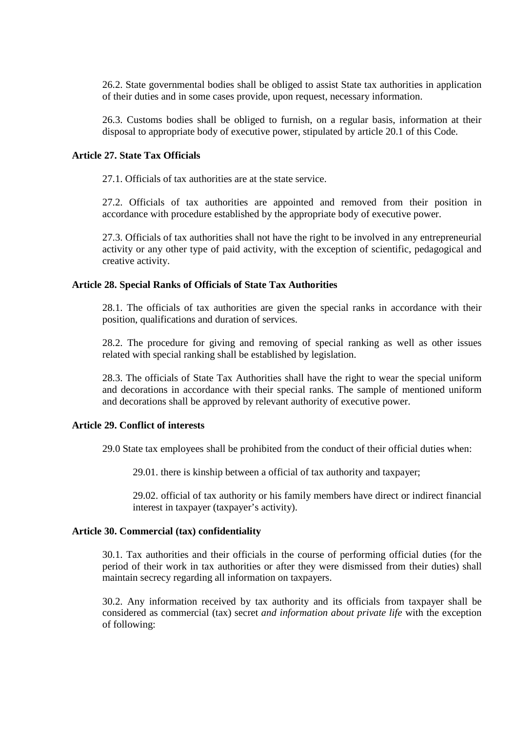26.2. State governmental bodies shall be obliged to assist State tax authorities in application of their duties and in some cases provide, upon request, necessary information.

26.3. Customs bodies shall be obliged to furnish, on a regular basis, information at their disposal to appropriate body of executive power, stipulated by article 20.1 of this Code.

**Article 27. State Tax Officials**

27.1. Officials of tax authorities are at the state service.

27.2. Officials of tax authorities are appointed and removed from their position in accordance with procedure established by the appropriate body of executive power.

27.3. Officials of tax authorities shall not have the right to be involved in any entrepreneurial activity or any other type of paid activity, with the exception of scientific, pedagogical and creative activity.

**Article 28. Special Ranks of Officials of State Tax Authorities**

28.1. The officials of tax authorities are given the special ranks in accordance with their position, qualifications and duration of services.

28.2. The procedure for giving and removing of special ranking as well as other issues related with special ranking shall be established by legislation.

28.3. The officials of State Tax Authorities shall have the right to wear the special uniform and decorations in accordance with their special ranks. The sample of mentioned uniform and decorations shall be approved by relevant authority of executive power.

**Article 29. Conflict of interests**

29.0 State tax employees shall be prohibited from the conduct of their official duties when:

29.01. there is kinship between a official of tax authority and taxpayer;

29.02. official of tax authority or his family members have direct or indirect financial interest in taxpayer (taxpayer's activity).

**Article 30. Commercial (tax) confidentiality**

30.1. Tax authorities and their officials in the course of performing official duties (for the period of their work in tax authorities or after they were dismissed from their duties) shall maintain secrecy regarding all information on taxpayers.

30.2. Any information received by tax authority and its officials from taxpayer shall be considered as commercial (tax) secret *and information about private life* with the exception of following: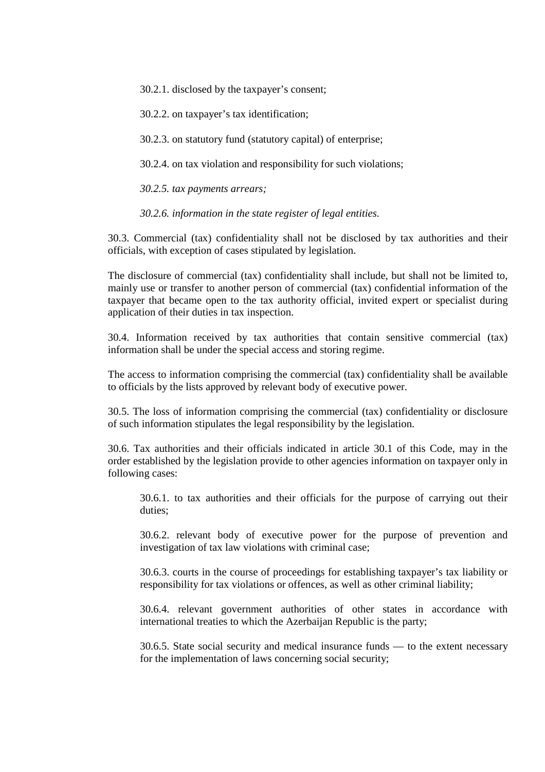30.2.1. disclosed by the taxpayer's consent;

30.2.2. on taxpayer's tax identification;

30.2.3. on statutory fund (statutory capital) of enterprise;

30.2.4. on tax violation and responsibility for such violations;

*30.2.5. tax payments arrears;*

*30.2.6. information in the state register of legal entities.*

30.3. Commercial (tax) confidentiality shall not be disclosed by tax authorities and their officials, with exception of cases stipulated by legislation.

The disclosure of commercial (tax) confidentiality shall include, but shall not be limited to, mainly use or transfer to another person of commercial (tax) confidential information of the taxpayer that became open to the tax authority official, invited expert or specialist during application of their duties in tax inspection.

30.4. Information received by tax authorities that contain sensitive commercial (tax) information shall be under the special access and storing regime.

The access to information comprising the commercial (tax) confidentiality shall be available to officials by the lists approved by relevant body of executive power.

30.5. The loss of information comprising the commercial (tax) confidentiality or disclosure of such information stipulates the legal responsibility by the legislation.

30.6. Tax authorities and their officials indicated in article 30.1 of this Code, may in the order established by the legislation provide to other agencies information on taxpayer only in following cases:

30.6.1. to tax authorities and their officials for the purpose of carrying out their duties;

30.6.2. relevant body of executive power for the purpose of prevention and investigation of tax law violations with criminal case;

30.6.3. courts in the course of proceedings for establishing taxpayer's tax liability or responsibility for tax violations or offences, as well as other criminal liability;

30.6.4. relevant government authorities of other states in accordance with international treaties to which the Azerbaijan Republic is the party;

30.6.5. State social security and medical insurance funds — to the extent necessary for the implementation of laws concerning social security;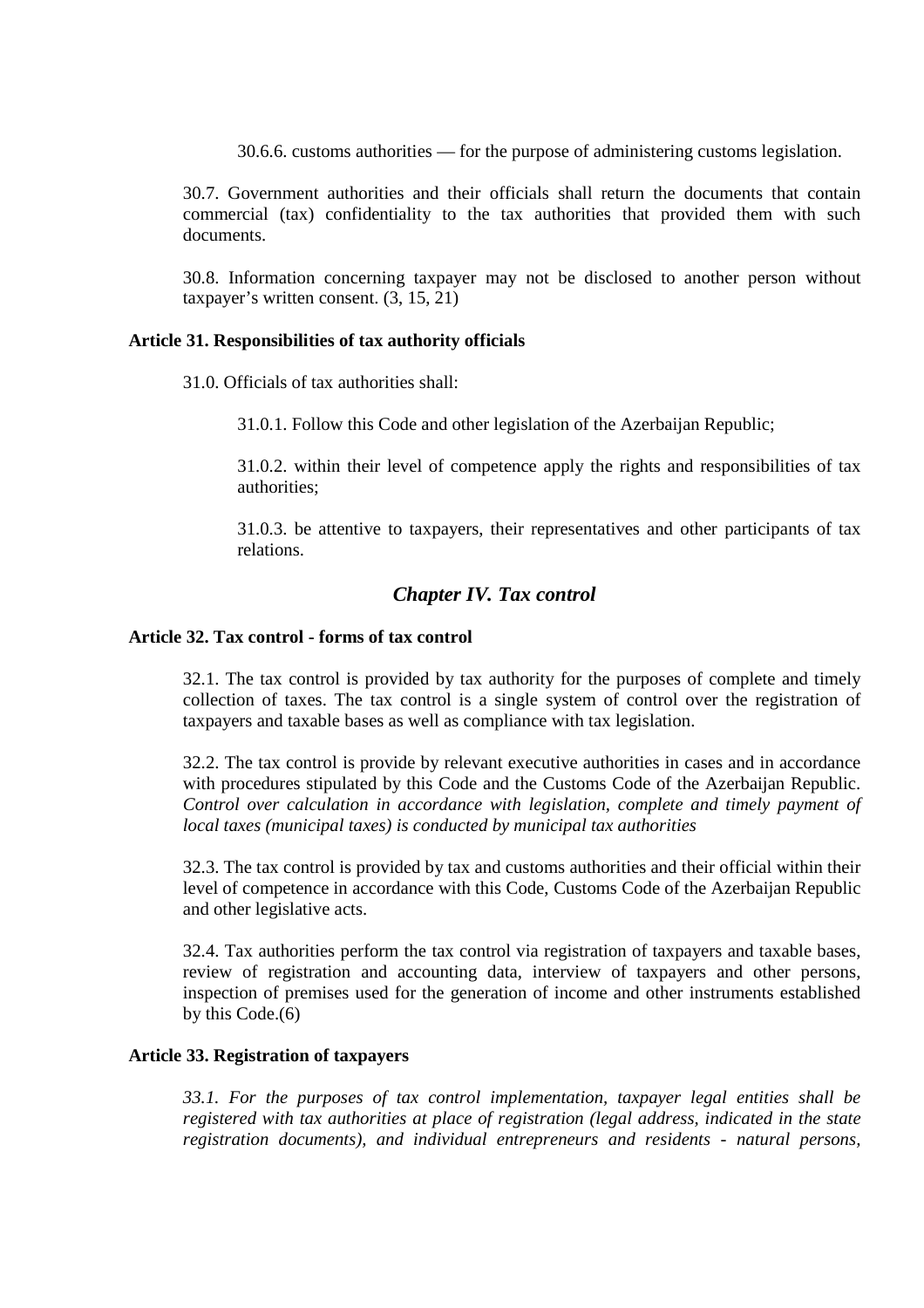30.6.6. customs authorities — for the purpose of administering customs legislation.

30.7. Government authorities and their officials shall return the documents that contain commercial (tax) confidentiality to the tax authorities that provided them with such documents.

30.8. Information concerning taxpayer may not be disclosed to another person without taxpayer's written consent. (3, 15, 21)

**Article 31. Responsibilities of tax authority officials**

31.0. Officials of tax authorities shall:

31.0.1. Follow this Code and other legislation of the Azerbaijan Republic;

31.0.2. within their level of competence apply the rights and responsibilities of tax authorities;

31.0.3. be attentive to taxpayers, their representatives and other participants of tax relations.

## *Chapter IV. Tax control*

**Article 32. Tax control - forms of tax control**

32.1. The tax control is provided by tax authority for the purposes of complete and timely collection of taxes. The tax control is a single system of control over the registration of taxpayers and taxable bases as well as compliance with tax legislation.

32.2. The tax control is provide by relevant executive authorities in cases and in accordance with procedures stipulated by this Code and the Customs Code of the Azerbaijan Republic. *Control over calculation in accordance with legislation, complete and timely payment of local taxes (municipal taxes) is conducted by municipal tax authorities*

32.3. The tax control is provided by tax and customs authorities and their official within their level of competence in accordance with this Code, Customs Code of the Azerbaijan Republic and other legislative acts.

32.4. Tax authorities perform the tax control via registration of taxpayers and taxable bases, review of registration and accounting data, interview of taxpayers and other persons, inspection of premises used for the generation of income and other instruments established by this Code.(6)

**Article 33. Registration of taxpayers**

*33.1. For the purposes of tax control implementation, taxpayer legal entities shall be registered with tax authorities at place of registration (legal address, indicated in the state registration documents), and individual entrepreneurs and residents - natural persons,*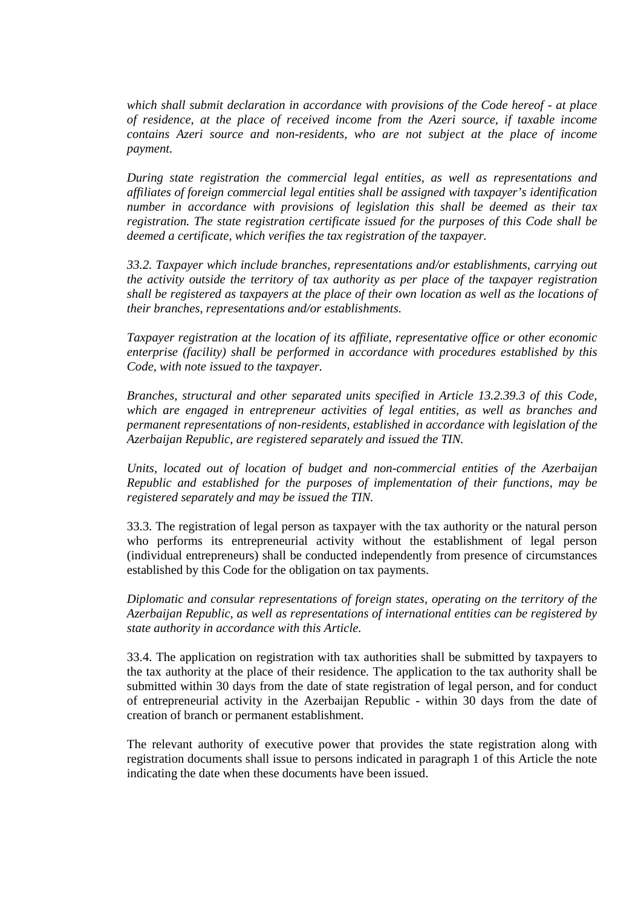*which shall submit declaration in accordance with provisions of the Code hereof - at place of residence, at the place of received income from the Azeri source, if taxable income contains Azeri source and non-residents, who are not subject at the place of income payment.*

*During state registration the commercial legal entities, as well as representations and affiliates of foreign commercial legal entities shall be assigned with taxpayer's identification number in accordance with provisions of legislation this shall be deemed as their tax registration. The state registration certificate issued for the purposes of this Code shall be deemed a certificate, which verifies the tax registration of the taxpayer.*

*33.2. Taxpayer which include branches, representations and/or establishments, carrying out the activity outside the territory of tax authority as per place of the taxpayer registration shall be registered as taxpayers at the place of their own location as well as the locations of their branches, representations and/or establishments.*

*Taxpayer registration at the location of its affiliate, representative office or other economic enterprise (facility) shall be performed in accordance with procedures established by this Code, with note issued to the taxpayer.*

*Branches, structural and other separated units specified in Article 13.2.39.3 of this Code, which are engaged in entrepreneur activities of legal entities, as well as branches and permanent representations of non-residents, established in accordance with legislation of the Azerbaijan Republic, are registered separately and issued the TIN.*

*Units, located out of location of budget and non-commercial entities of the Azerbaijan Republic and established for the purposes of implementation of their functions, may be registered separately and may be issued the TIN.*

33.3. The registration of legal person as taxpayer with the tax authority or the natural person who performs its entrepreneurial activity without the establishment of legal person (individual entrepreneurs) shall be conducted independently from presence of circumstances established by this Code for the obligation on tax payments.

*Diplomatic and consular representations of foreign states, operating on the territory of the Azerbaijan Republic, as well as representations of international entities can be registered by state authority in accordance with this Article.*

33.4. The application on registration with tax authorities shall be submitted by taxpayers to the tax authority at the place of their residence. The application to the tax authority shall be submitted within 30 days from the date of state registration of legal person, and for conduct of entrepreneurial activity in the Azerbaijan Republic - within 30 days from the date of creation of branch or permanent establishment.

The relevant authority of executive power that provides the state registration along with registration documents shall issue to persons indicated in paragraph 1 of this Article the note indicating the date when these documents have been issued.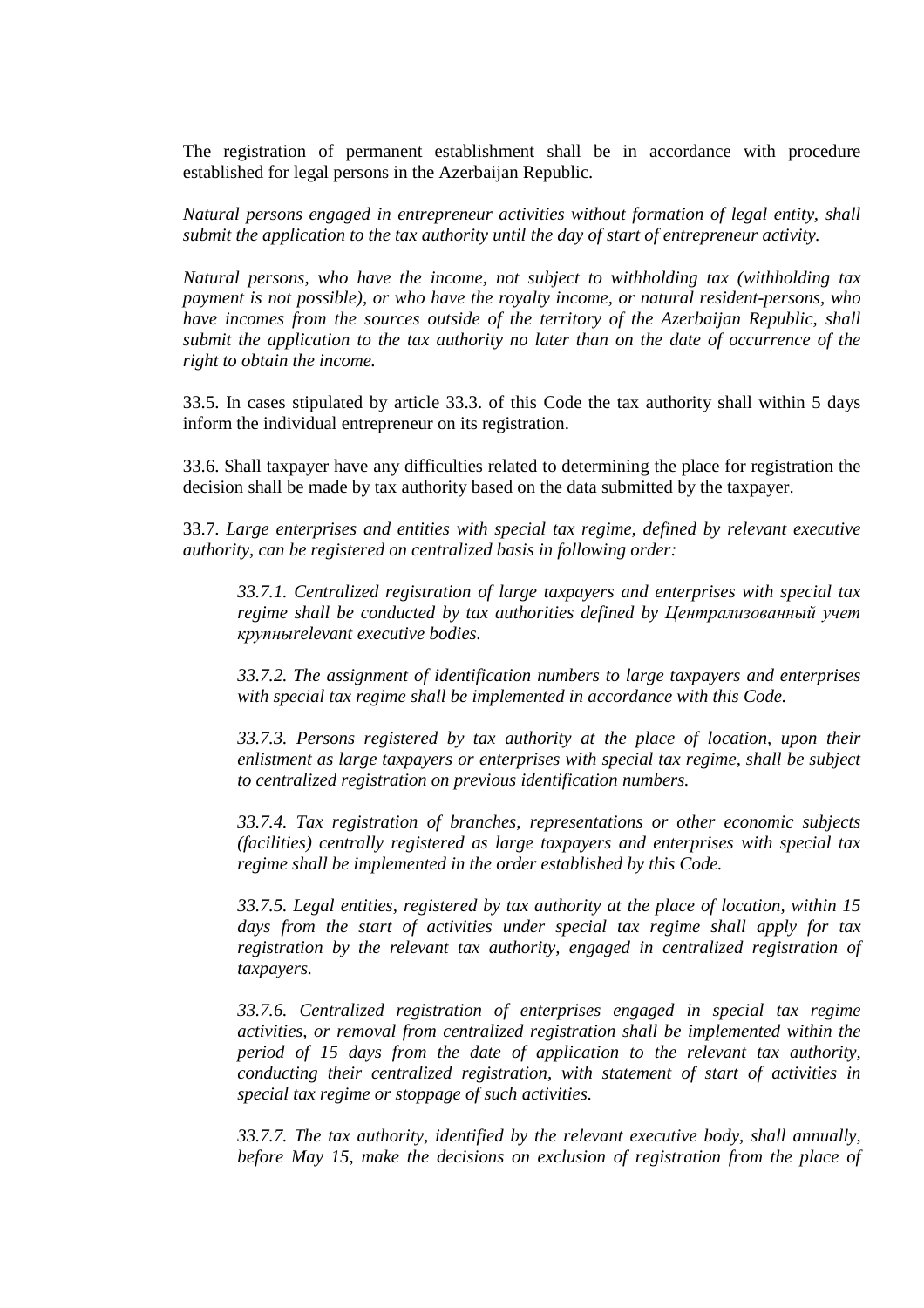The registration of permanent establishment shall be in accordance with procedure established for legal persons in the Azerbaijan Republic.

*Natural persons engaged in entrepreneur activities without formation of legal entity, shall submit the application to the tax authority until the day of start of entrepreneur activity.*

*Natural persons, who have the income, not subject to withholding tax (withholding tax payment is not possible), or who have the royalty income, or natural resident-persons, who have incomes from the sources outside of the territory of the Azerbaijan Republic, shall submit the application to the tax authority no later than on the date of occurrence of the right to obtain the income.*

33.5. In cases stipulated by article 33.3. of this Code the tax authority shall within 5 days inform the individual entrepreneur on its registration.

33.6. Shall taxpayer have any difficulties related to determining the place for registration the decision shall be made by tax authority based on the data submitted by the taxpayer.

33.7. *Large enterprises and entities with special tax regime, defined by relevant executive authority, can be registered on centralized basis in following order:*

> *33.7.1. Centralized registration of large taxpayers and enterprises with special tax regime shall be conducted by tax authorities defined by Централизованный учет крупныrelevant executive bodies.*
>
> *33.7.2. The assignment of identification numbers to large taxpayers and enterprises with special tax regime shall be implemented in accordance with this Code.*
>
> *33.7.3. Persons registered by tax authority at the place of location, upon their enlistment as large taxpayers or enterprises with special tax regime, shall be subject to centralized registration on previous identification numbers.*
>
> *33.7.4. Tax registration of branches, representations or other economic subjects (facilities) centrally registered as large taxpayers and enterprises with special tax regime shall be implemented in the order established by this Code.*
>
> *33.7.5. Legal entities, registered by tax authority at the place of location, within 15 days from the start of activities under special tax regime shall apply for tax registration by the relevant tax authority, engaged in centralized registration of taxpayers.*
>
> *33.7.6. Centralized registration of enterprises engaged in special tax regime activities, or removal from centralized registration shall be implemented within the period of 15 days from the date of application to the relevant tax authority, conducting their centralized registration, with statement of start of activities in special tax regime or stoppage of such activities.*
>
> *33.7.7. The tax authority, identified by the relevant executive body, shall annually, before May 15, make the decisions on exclusion of registration from the place of*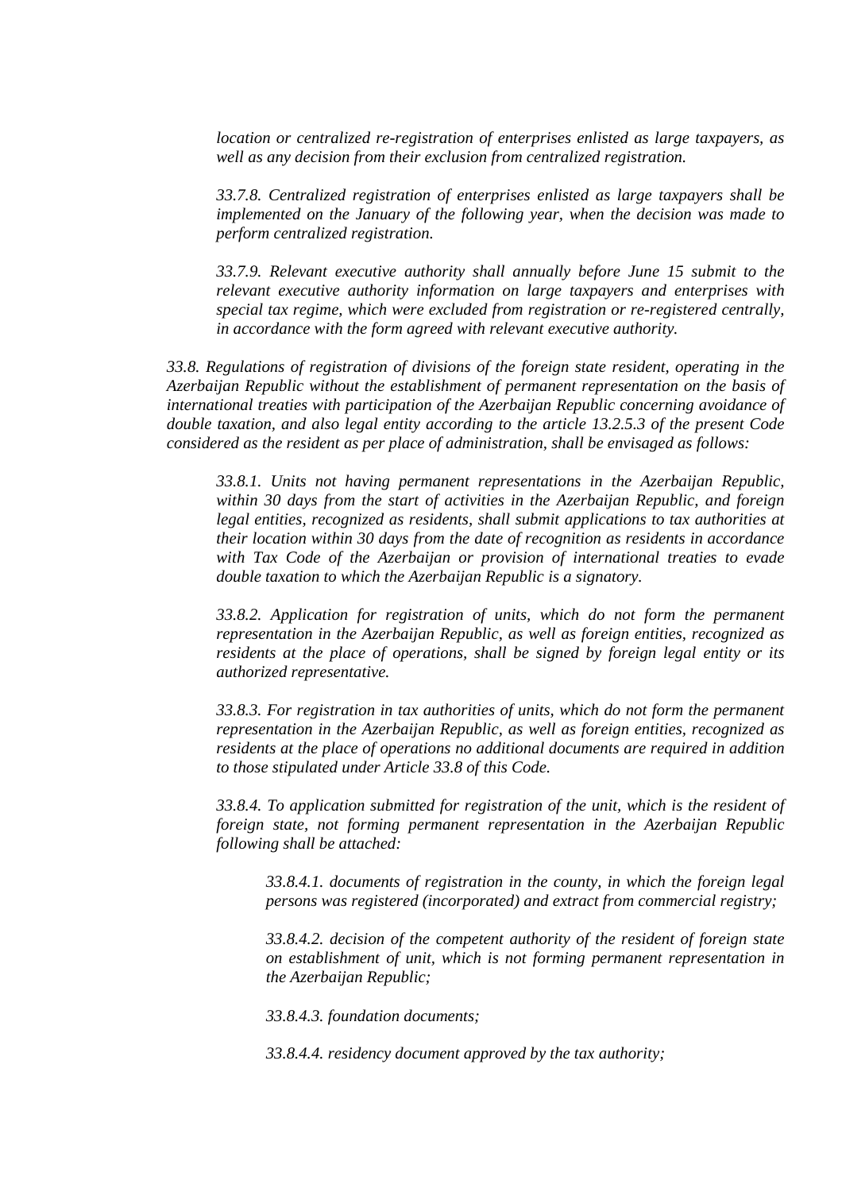*location or centralized re-registration of enterprises enlisted as large taxpayers, as well as any decision from their exclusion from centralized registration.*

*33.7.8. Centralized registration of enterprises enlisted as large taxpayers shall be implemented on the January of the following year, when the decision was made to perform centralized registration.*

*33.7.9. Relevant executive authority shall annually before June 15 submit to the relevant executive authority information on large taxpayers and enterprises with special tax regime, which were excluded from registration or re-registered centrally, in accordance with the form agreed with relevant executive authority.*

*33.8. Regulations of registration of divisions of the foreign state resident, operating in the Azerbaijan Republic without the establishment of permanent representation on the basis of international treaties with participation of the Azerbaijan Republic concerning avoidance of double taxation, and also legal entity according to the article 13.2.5.3 of the present Code considered as the resident as per place of administration, shall be envisaged as follows:*

*33.8.1. Units not having permanent representations in the Azerbaijan Republic, within 30 days from the start of activities in the Azerbaijan Republic, and foreign legal entities, recognized as residents, shall submit applications to tax authorities at their location within 30 days from the date of recognition as residents in accordance with Tax Code of the Azerbaijan or provision of international treaties to evade double taxation to which the Azerbaijan Republic is a signatory.*

*33.8.2. Application for registration of units, which do not form the permanent representation in the Azerbaijan Republic, as well as foreign entities, recognized as residents at the place of operations, shall be signed by foreign legal entity or its authorized representative.*

*33.8.3. For registration in tax authorities of units, which do not form the permanent representation in the Azerbaijan Republic, as well as foreign entities, recognized as residents at the place of operations no additional documents are required in addition to those stipulated under Article 33.8 of this Code.*

*33.8.4. To application submitted for registration of the unit, which is the resident of foreign state, not forming permanent representation in the Azerbaijan Republic following shall be attached:*

*33.8.4.1. documents of registration in the county, in which the foreign legal persons was registered (incorporated) and extract from commercial registry;*

*33.8.4.2. decision of the competent authority of the resident of foreign state on establishment of unit, which is not forming permanent representation in the Azerbaijan Republic;*

*33.8.4.3. foundation documents;*

*33.8.4.4. residency document approved by the tax authority;*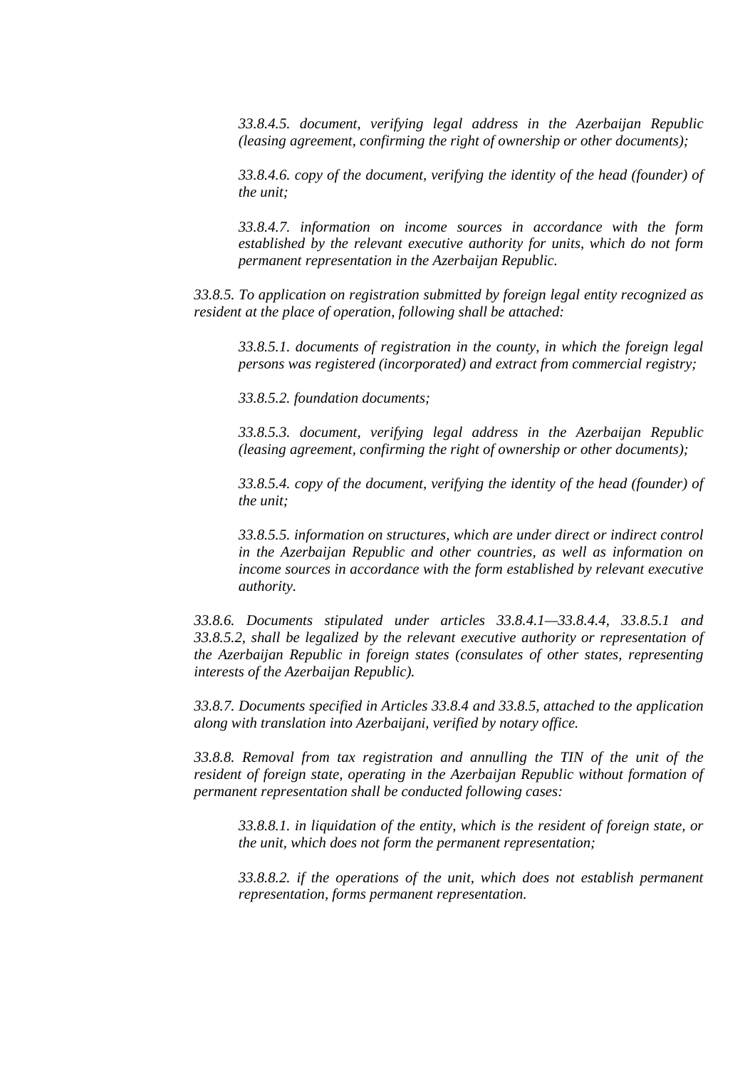*33.8.4.5. document, verifying legal address in the Azerbaijan Republic (leasing agreement, confirming the right of ownership or other documents);*

*33.8.4.6. copy of the document, verifying the identity of the head (founder) of the unit;*

*33.8.4.7. information on income sources in accordance with the form established by the relevant executive authority for units, which do not form permanent representation in the Azerbaijan Republic.*

*33.8.5. To application on registration submitted by foreign legal entity recognized as resident at the place of operation, following shall be attached:*

*33.8.5.1. documents of registration in the county, in which the foreign legal persons was registered (incorporated) and extract from commercial registry;*

*33.8.5.2. foundation documents;*

*33.8.5.3. document, verifying legal address in the Azerbaijan Republic (leasing agreement, confirming the right of ownership or other documents);*

*33.8.5.4. copy of the document, verifying the identity of the head (founder) of the unit;*

*33.8.5.5. information on structures, which are under direct or indirect control in the Azerbaijan Republic and other countries, as well as information on income sources in accordance with the form established by relevant executive authority.*

*33.8.6. Documents stipulated under articles 33.8.4.1—33.8.4.4, 33.8.5.1 and 33.8.5.2, shall be legalized by the relevant executive authority or representation of the Azerbaijan Republic in foreign states (consulates of other states, representing interests of the Azerbaijan Republic).*

*33.8.7. Documents specified in Articles 33.8.4 and 33.8.5, attached to the application along with translation into Azerbaijani, verified by notary office.*

*33.8.8. Removal from tax registration and annulling the TIN of the unit of the resident of foreign state, operating in the Azerbaijan Republic without formation of permanent representation shall be conducted following cases:*

*33.8.8.1. in liquidation of the entity, which is the resident of foreign state, or the unit, which does not form the permanent representation;*

*33.8.8.2. if the operations of the unit, which does not establish permanent representation, forms permanent representation.*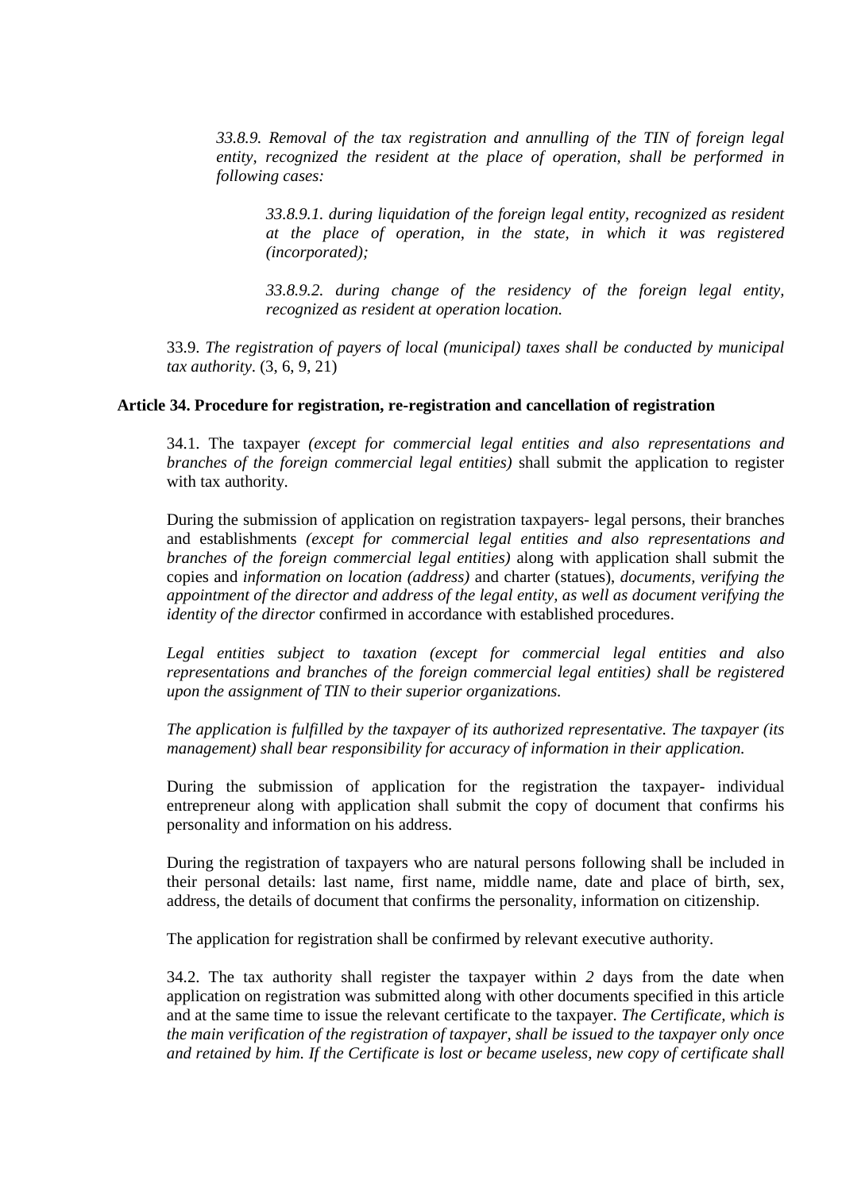*33.8.9. Removal of the tax registration and annulling of the TIN of foreign legal entity, recognized the resident at the place of operation, shall be performed in following cases:*

*33.8.9.1. during liquidation of the foreign legal entity, recognized as resident at the place of operation, in the state, in which it was registered (incorporated);*

*33.8.9.2. during change of the residency of the foreign legal entity, recognized as resident at operation location.*

33.9. *The registration of payers of local (municipal) taxes shall be conducted by municipal tax authority*. (3, 6, 9, 21)

**Article 34. Procedure for registration, re-registration and cancellation of registration**

34.1. The taxpayer *(except for commercial legal entities and also representations and branches of the foreign commercial legal entities)* shall submit the application to register with tax authority.

During the submission of application on registration taxpayers- legal persons, their branches and establishments *(except for commercial legal entities and also representations and branches of the foreign commercial legal entities)* along with application shall submit the copies and *information on location (address)* and charter (statues), *documents, verifying the appointment of the director and address of the legal entity, as well as document verifying the identity of the director* confirmed in accordance with established procedures.

*Legal entities subject to taxation (except for commercial legal entities and also representations and branches of the foreign commercial legal entities) shall be registered upon the assignment of TIN to their superior organizations.*

*The application is fulfilled by the taxpayer of its authorized representative. The taxpayer (its management) shall bear responsibility for accuracy of information in their application.*

During the submission of application for the registration the taxpayer- individual entrepreneur along with application shall submit the copy of document that confirms his personality and information on his address.

During the registration of taxpayers who are natural persons following shall be included in their personal details: last name, first name, middle name, date and place of birth, sex, address, the details of document that confirms the personality, information on citizenship.

The application for registration shall be confirmed by relevant executive authority.

34.2. The tax authority shall register the taxpayer within *2* days from the date when application on registration was submitted along with other documents specified in this article and at the same time to issue the relevant certificate to the taxpayer. *The Certificate, which is the main verification of the registration of taxpayer, shall be issued to the taxpayer only once and retained by him. If the Certificate is lost or became useless, new copy of certificate shall*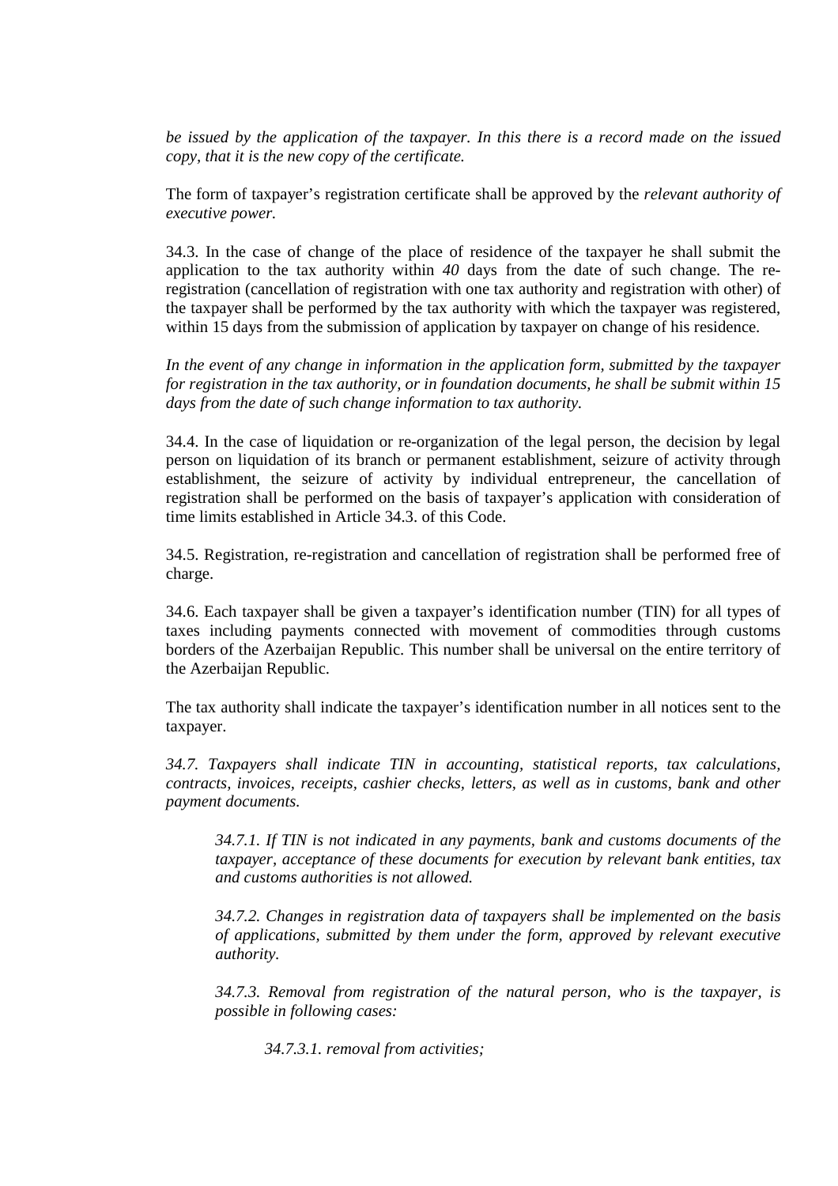*be issued by the application of the taxpayer. In this there is a record made on the issued copy, that it is the new copy of the certificate.*

The form of taxpayer's registration certificate shall be approved by the *relevant authority of executive power.*

34.3. In the case of change of the place of residence of the taxpayer he shall submit the application to the tax authority within *40* days from the date of such change. The re-registration (cancellation of registration with one tax authority and registration with other) of the taxpayer shall be performed by the tax authority with which the taxpayer was registered, within 15 days from the submission of application by taxpayer on change of his residence.

*In the event of any change in information in the application form, submitted by the taxpayer for registration in the tax authority, or in foundation documents, he shall be submit within 15 days from the date of such change information to tax authority.*

34.4. In the case of liquidation or re-organization of the legal person, the decision by legal person on liquidation of its branch or permanent establishment, seizure of activity through establishment, the seizure of activity by individual entrepreneur, the cancellation of registration shall be performed on the basis of taxpayer's application with consideration of time limits established in Article 34.3. of this Code.

34.5. Registration, re-registration and cancellation of registration shall be performed free of charge.

34.6. Each taxpayer shall be given a taxpayer's identification number (TIN) for all types of taxes including payments connected with movement of commodities through customs borders of the Azerbaijan Republic. This number shall be universal on the entire territory of the Azerbaijan Republic.

The tax authority shall indicate the taxpayer's identification number in all notices sent to the taxpayer.

*34.7. Taxpayers shall indicate TIN in accounting, statistical reports, tax calculations, contracts, invoices, receipts, cashier checks, letters, as well as in customs, bank and other payment documents.*

> *34.7.1. If TIN is not indicated in any payments, bank and customs documents of the taxpayer, acceptance of these documents for execution by relevant bank entities, tax and customs authorities is not allowed.*
>
> *34.7.2. Changes in registration data of taxpayers shall be implemented on the basis of applications, submitted by them under the form, approved by relevant executive authority.*
>
> *34.7.3. Removal from registration of the natural person, who is the taxpayer, is possible in following cases:*
>
> > *34.7.3.1. removal from activities;*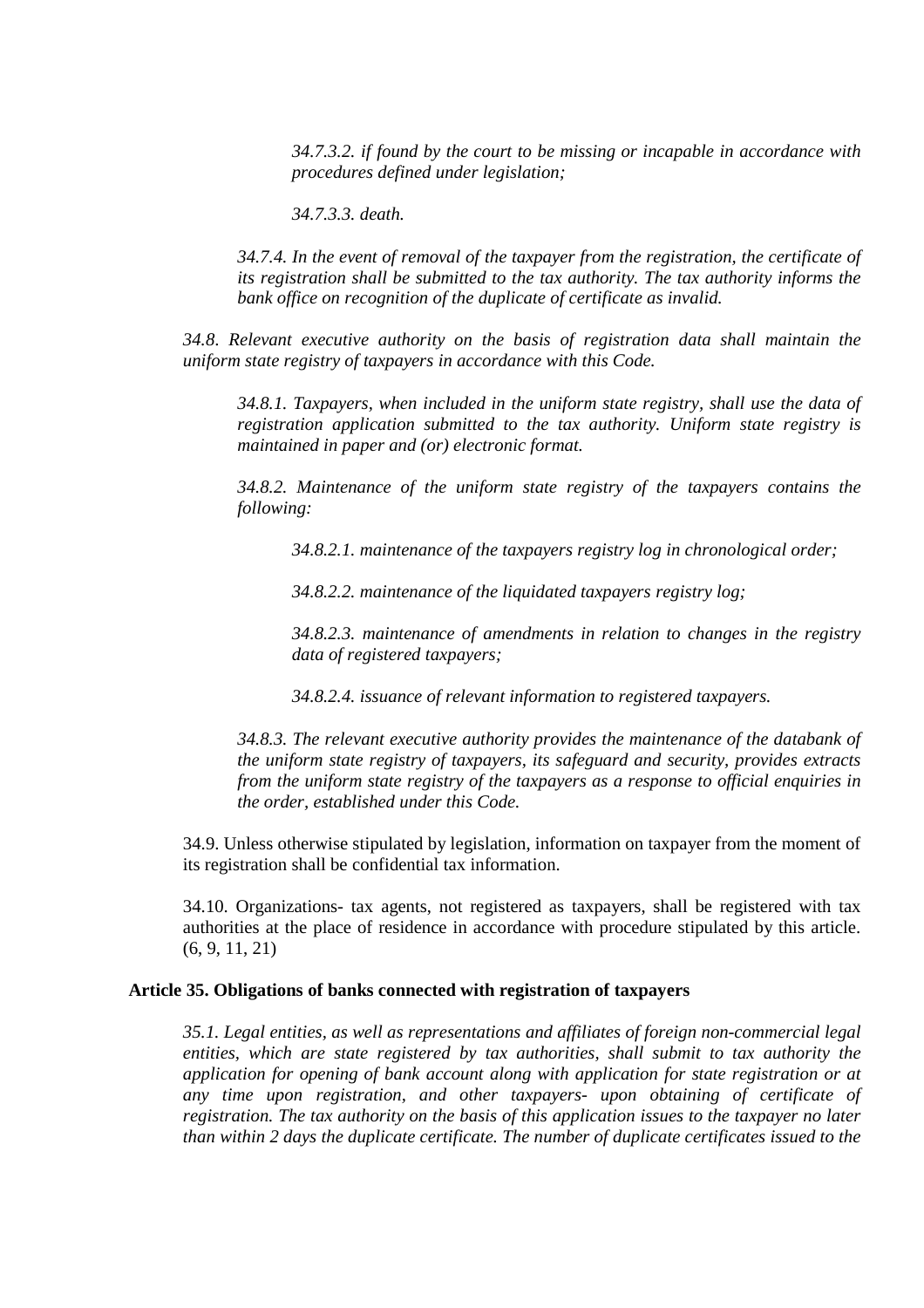*34.7.3.2. if found by the court to be missing or incapable in accordance with procedures defined under legislation;*

*34.7.3.3. death.*

*34.7.4. In the event of removal of the taxpayer from the registration, the certificate of its registration shall be submitted to the tax authority. The tax authority informs the bank office on recognition of the duplicate of certificate as invalid.*

*34.8. Relevant executive authority on the basis of registration data shall maintain the uniform state registry of taxpayers in accordance with this Code.*

*34.8.1. Taxpayers, when included in the uniform state registry, shall use the data of registration application submitted to the tax authority. Uniform state registry is maintained in paper and (or) electronic format.*

*34.8.2. Maintenance of the uniform state registry of the taxpayers contains the following:*

*34.8.2.1. maintenance of the taxpayers registry log in chronological order;*

*34.8.2.2. maintenance of the liquidated taxpayers registry log;*

*34.8.2.3. maintenance of amendments in relation to changes in the registry data of registered taxpayers;*

*34.8.2.4. issuance of relevant information to registered taxpayers.*

*34.8.3. The relevant executive authority provides the maintenance of the databank of the uniform state registry of taxpayers, its safeguard and security, provides extracts from the uniform state registry of the taxpayers as a response to official enquiries in the order, established under this Code.*

34.9. Unless otherwise stipulated by legislation, information on taxpayer from the moment of its registration shall be confidential tax information.

34.10. Organizations- tax agents, not registered as taxpayers, shall be registered with tax authorities at the place of residence in accordance with procedure stipulated by this article. (6, 9, 11, 21)

**Article 35. Obligations of banks connected with registration of taxpayers**

*35.1. Legal entities, as well as representations and affiliates of foreign non-commercial legal entities, which are state registered by tax authorities, shall submit to tax authority the application for opening of bank account along with application for state registration or at any time upon registration, and other taxpayers- upon obtaining of certificate of registration. The tax authority on the basis of this application issues to the taxpayer no later than within 2 days the duplicate certificate. The number of duplicate certificates issued to the*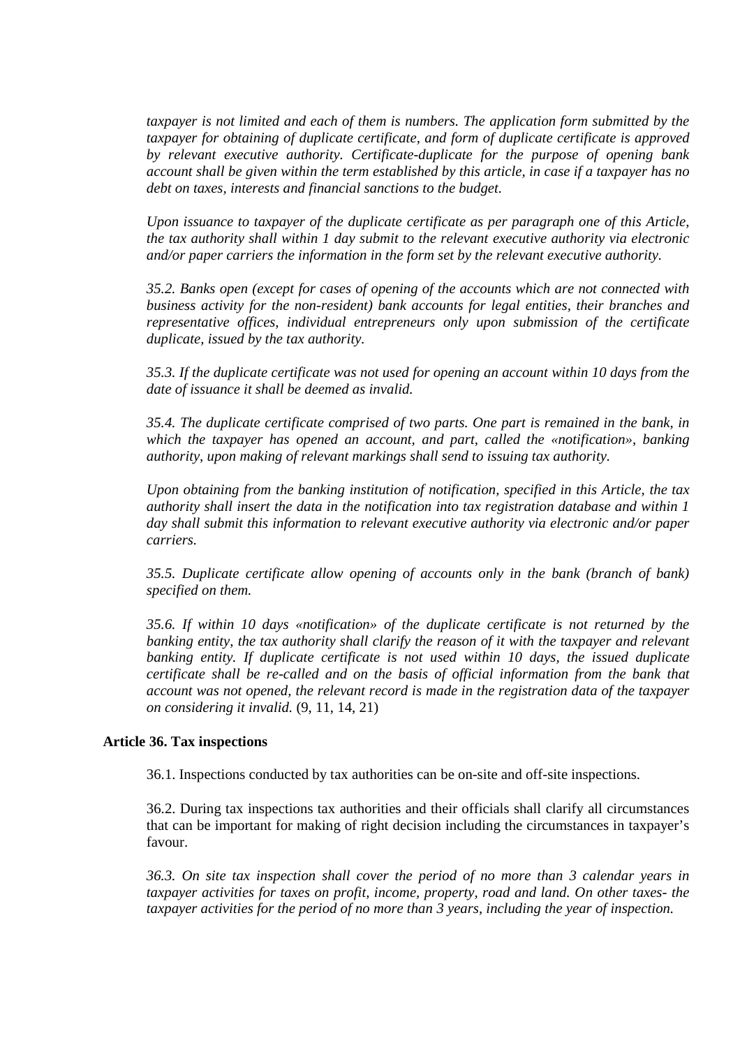*taxpayer is not limited and each of them is numbers. The application form submitted by the taxpayer for obtaining of duplicate certificate, and form of duplicate certificate is approved by relevant executive authority. Certificate-duplicate for the purpose of opening bank account shall be given within the term established by this article, in case if a taxpayer has no debt on taxes, interests and financial sanctions to the budget.*

*Upon issuance to taxpayer of the duplicate certificate as per paragraph one of this Article, the tax authority shall within 1 day submit to the relevant executive authority via electronic and/or paper carriers the information in the form set by the relevant executive authority.*

*35.2. Banks open (except for cases of opening of the accounts which are not connected with business activity for the non-resident) bank accounts for legal entities, their branches and representative offices, individual entrepreneurs only upon submission of the certificate duplicate, issued by the tax authority.*

*35.3. If the duplicate certificate was not used for opening an account within 10 days from the date of issuance it shall be deemed as invalid.*

*35.4. The duplicate certificate comprised of two parts. One part is remained in the bank, in which the taxpayer has opened an account, and part, called the «notification», banking authority, upon making of relevant markings shall send to issuing tax authority.*

*Upon obtaining from the banking institution of notification, specified in this Article, the tax authority shall insert the data in the notification into tax registration database and within 1 day shall submit this information to relevant executive authority via electronic and/or paper carriers.*

*35.5. Duplicate certificate allow opening of accounts only in the bank (branch of bank) specified on them.*

*35.6. If within 10 days «notification» of the duplicate certificate is not returned by the banking entity, the tax authority shall clarify the reason of it with the taxpayer and relevant banking entity. If duplicate certificate is not used within 10 days, the issued duplicate certificate shall be re-called and on the basis of official information from the bank that account was not opened, the relevant record is made in the registration data of the taxpayer on considering it invalid.* (9, 11, 14, 21)

**Article 36. Tax inspections**

36.1. Inspections conducted by tax authorities can be on-site and off-site inspections.

36.2. During tax inspections tax authorities and their officials shall clarify all circumstances that can be important for making of right decision including the circumstances in taxpayer's favour.

*36.3. On site tax inspection shall cover the period of no more than 3 calendar years in taxpayer activities for taxes on profit, income, property, road and land. On other taxes- the taxpayer activities for the period of no more than 3 years, including the year of inspection.*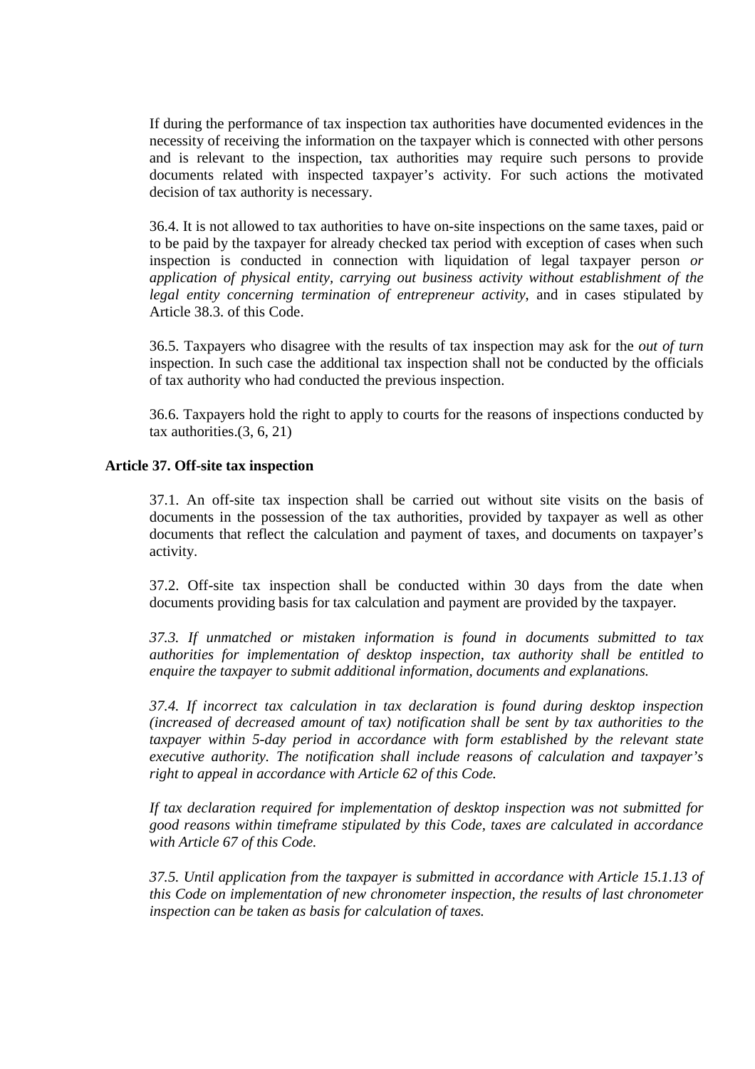If during the performance of tax inspection tax authorities have documented evidences in the necessity of receiving the information on the taxpayer which is connected with other persons and is relevant to the inspection, tax authorities may require such persons to provide documents related with inspected taxpayer's activity. For such actions the motivated decision of tax authority is necessary.

36.4. It is not allowed to tax authorities to have on-site inspections on the same taxes, paid or to be paid by the taxpayer for already checked tax period with exception of cases when such inspection is conducted in connection with liquidation of legal taxpayer person *or application of physical entity, carrying out business activity without establishment of the legal entity concerning termination of entrepreneur activity*, and in cases stipulated by Article 38.3. of this Code.

36.5. Taxpayers who disagree with the results of tax inspection may ask for the *out of turn* inspection. In such case the additional tax inspection shall not be conducted by the officials of tax authority who had conducted the previous inspection.

36.6. Taxpayers hold the right to apply to courts for the reasons of inspections conducted by tax authorities.(3, 6, 21)

**Article 37. Off-site tax inspection**

37.1. An off-site tax inspection shall be carried out without site visits on the basis of documents in the possession of the tax authorities, provided by taxpayer as well as other documents that reflect the calculation and payment of taxes, and documents on taxpayer's activity.

37.2. Off-site tax inspection shall be conducted within 30 days from the date when documents providing basis for tax calculation and payment are provided by the taxpayer.

*37.3. If unmatched or mistaken information is found in documents submitted to tax authorities for implementation of desktop inspection, tax authority shall be entitled to enquire the taxpayer to submit additional information, documents and explanations.*

*37.4. If incorrect tax calculation in tax declaration is found during desktop inspection (increased of decreased amount of tax) notification shall be sent by tax authorities to the taxpayer within 5-day period in accordance with form established by the relevant state executive authority. The notification shall include reasons of calculation and taxpayer's right to appeal in accordance with Article 62 of this Code.*

*If tax declaration required for implementation of desktop inspection was not submitted for good reasons within timeframe stipulated by this Code, taxes are calculated in accordance with Article 67 of this Code.*

*37.5. Until application from the taxpayer is submitted in accordance with Article 15.1.13 of this Code on implementation of new chronometer inspection, the results of last chronometer inspection can be taken as basis for calculation of taxes.*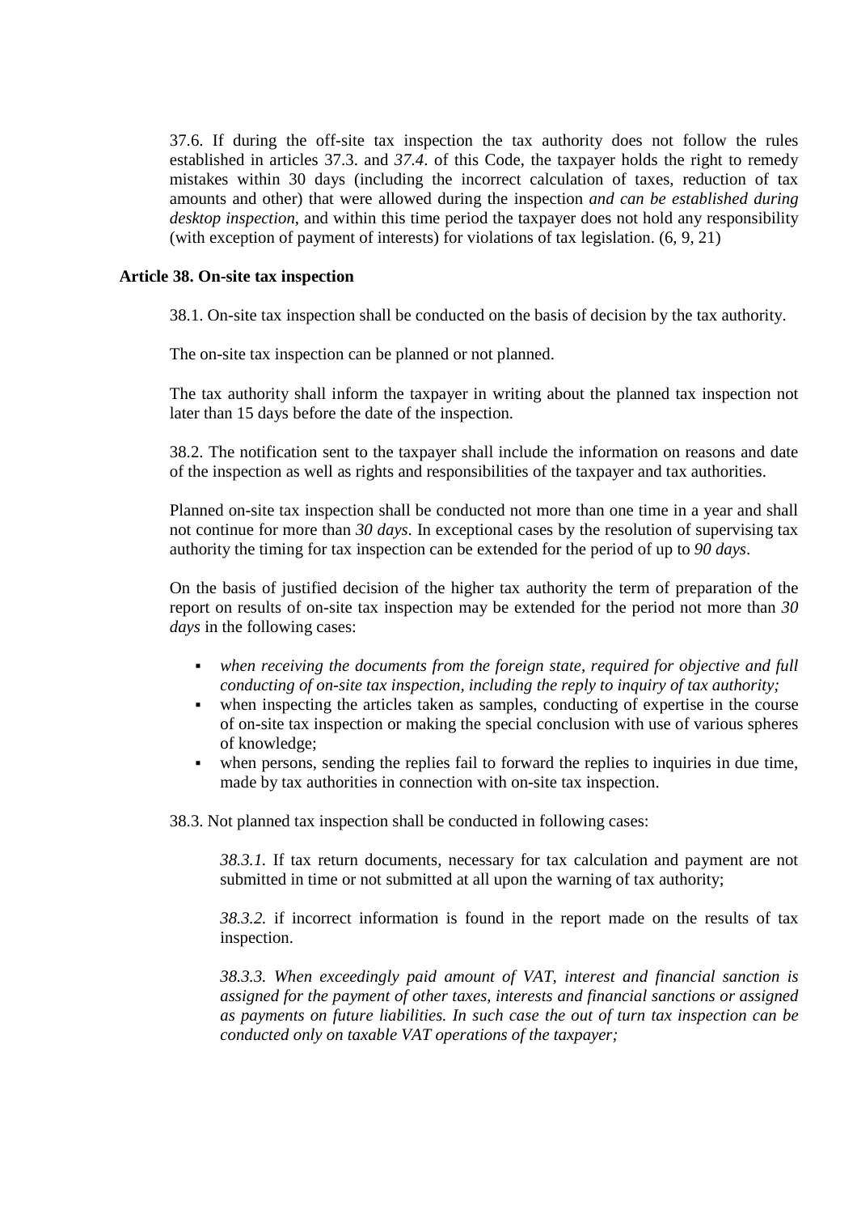37.6. If during the off-site tax inspection the tax authority does not follow the rules established in articles 37.3. and *37.4*. of this Code, the taxpayer holds the right to remedy mistakes within 30 days (including the incorrect calculation of taxes, reduction of tax amounts and other) that were allowed during the inspection *and can be established during desktop inspection*, and within this time period the taxpayer does not hold any responsibility (with exception of payment of interests) for violations of tax legislation. (6, 9, 21)

**Article 38. On-site tax inspection**

38.1. On-site tax inspection shall be conducted on the basis of decision by the tax authority.

The on-site tax inspection can be planned or not planned.

The tax authority shall inform the taxpayer in writing about the planned tax inspection not later than 15 days before the date of the inspection.

38.2. The notification sent to the taxpayer shall include the information on reasons and date of the inspection as well as rights and responsibilities of the taxpayer and tax authorities.

Planned on-site tax inspection shall be conducted not more than one time in a year and shall not continue for more than *30 days*. In exceptional cases by the resolution of supervising tax authority the timing for tax inspection can be extended for the period of up to *90 days*.

On the basis of justified decision of the higher tax authority the term of preparation of the report on results of on-site tax inspection may be extended for the period not more than *30 days* in the following cases:

- *when receiving the documents from the foreign state, required for objective and full conducting of on-site tax inspection, including the reply to inquiry of tax authority;*
- when inspecting the articles taken as samples, conducting of expertise in the course of on-site tax inspection or making the special conclusion with use of various spheres of knowledge;
- when persons, sending the replies fail to forward the replies to inquiries in due time, made by tax authorities in connection with on-site tax inspection.

38.3. Not planned tax inspection shall be conducted in following cases:

*38.3.1.* If tax return documents, necessary for tax calculation and payment are not submitted in time or not submitted at all upon the warning of tax authority;

*38.3.2.* if incorrect information is found in the report made on the results of tax inspection.

*38.3.3. When exceedingly paid amount of VAT, interest and financial sanction is assigned for the payment of other taxes, interests and financial sanctions or assigned as payments on future liabilities. In such case the out of turn tax inspection can be conducted only on taxable VAT operations of the taxpayer;*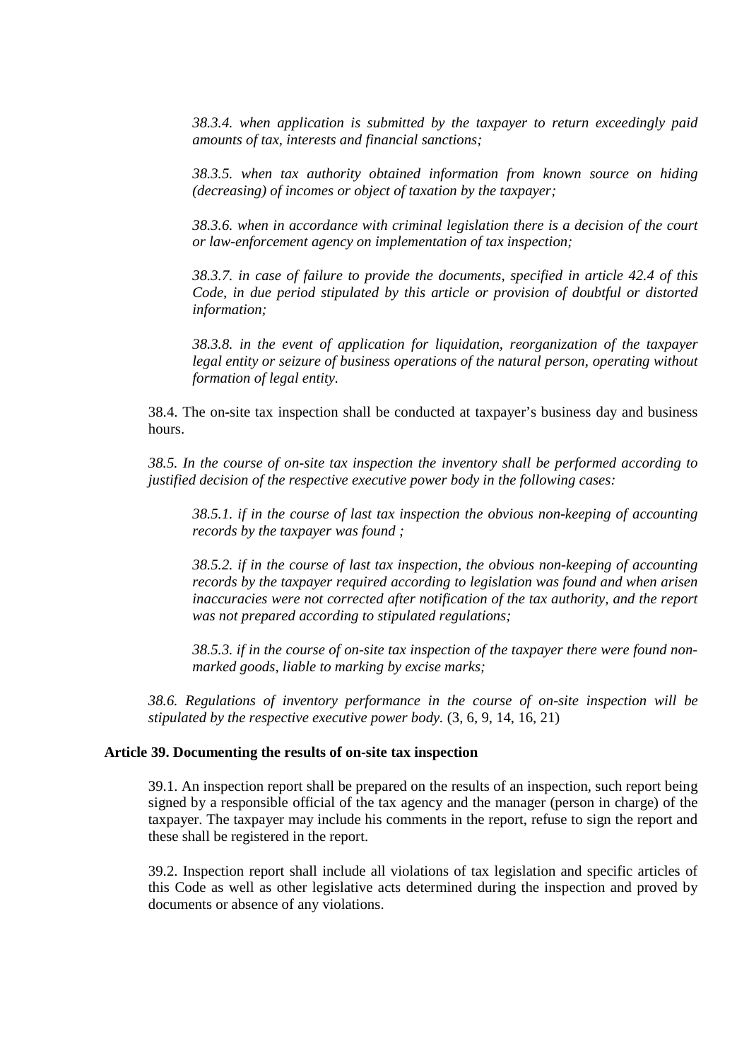*38.3.4. when application is submitted by the taxpayer to return exceedingly paid amounts of tax, interests and financial sanctions;*

*38.3.5. when tax authority obtained information from known source on hiding (decreasing) of incomes or object of taxation by the taxpayer;*

*38.3.6. when in accordance with criminal legislation there is a decision of the court or law-enforcement agency on implementation of tax inspection;*

*38.3.7. in case of failure to provide the documents, specified in article 42.4 of this Code, in due period stipulated by this article or provision of doubtful or distorted information;*

*38.3.8. in the event of application for liquidation, reorganization of the taxpayer legal entity or seizure of business operations of the natural person, operating without formation of legal entity.*

38.4. The on-site tax inspection shall be conducted at taxpayer's business day and business hours.

*38.5. In the course of on-site tax inspection the inventory shall be performed according to justified decision of the respective executive power body in the following cases:*

*38.5.1. if in the course of last tax inspection the obvious non-keeping of accounting records by the taxpayer was found ;*

*38.5.2. if in the course of last tax inspection, the obvious non-keeping of accounting records by the taxpayer required according to legislation was found and when arisen inaccuracies were not corrected after notification of the tax authority, and the report was not prepared according to stipulated regulations;*

*38.5.3. if in the course of on-site tax inspection of the taxpayer there were found non-marked goods, liable to marking by excise marks;*

*38.6. Regulations of inventory performance in the course of on-site inspection will be stipulated by the respective executive power body.* (3, 6, 9, 14, 16, 21)

**Article 39. Documenting the results of on-site tax inspection**

39.1. An inspection report shall be prepared on the results of an inspection, such report being signed by a responsible official of the tax agency and the manager (person in charge) of the taxpayer. The taxpayer may include his comments in the report, refuse to sign the report and these shall be registered in the report.

39.2. Inspection report shall include all violations of tax legislation and specific articles of this Code as well as other legislative acts determined during the inspection and proved by documents or absence of any violations.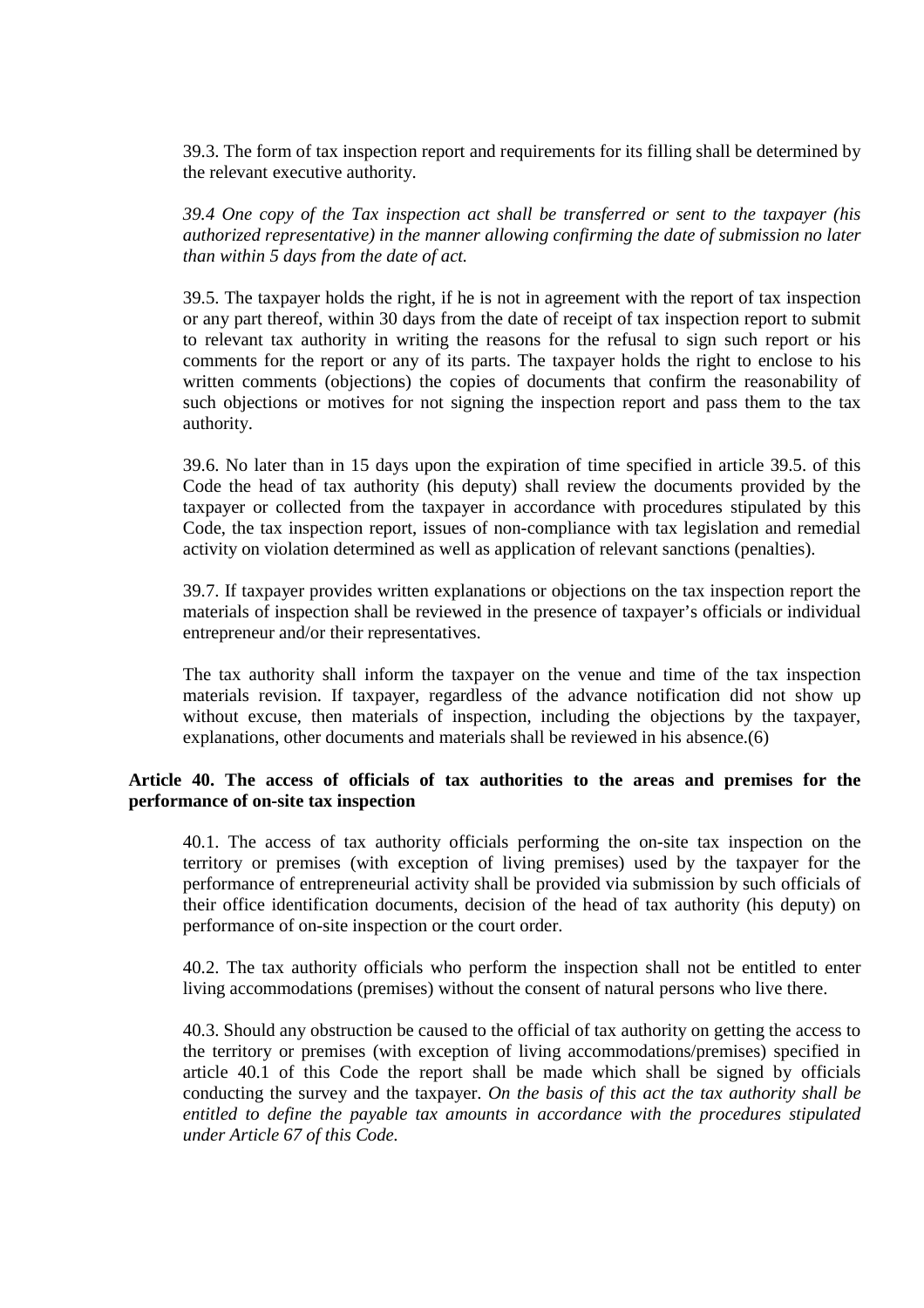39.3. The form of tax inspection report and requirements for its filling shall be determined by the relevant executive authority.

*39.4 One copy of the Tax inspection act shall be transferred or sent to the taxpayer (his authorized representative) in the manner allowing confirming the date of submission no later than within 5 days from the date of act.*

39.5. The taxpayer holds the right, if he is not in agreement with the report of tax inspection or any part thereof, within 30 days from the date of receipt of tax inspection report to submit to relevant tax authority in writing the reasons for the refusal to sign such report or his comments for the report or any of its parts. The taxpayer holds the right to enclose to his written comments (objections) the copies of documents that confirm the reasonability of such objections or motives for not signing the inspection report and pass them to the tax authority.

39.6. No later than in 15 days upon the expiration of time specified in article 39.5. of this Code the head of tax authority (his deputy) shall review the documents provided by the taxpayer or collected from the taxpayer in accordance with procedures stipulated by this Code, the tax inspection report, issues of non-compliance with tax legislation and remedial activity on violation determined as well as application of relevant sanctions (penalties).

39.7. If taxpayer provides written explanations or objections on the tax inspection report the materials of inspection shall be reviewed in the presence of taxpayer's officials or individual entrepreneur and/or their representatives.

The tax authority shall inform the taxpayer on the venue and time of the tax inspection materials revision. If taxpayer, regardless of the advance notification did not show up without excuse, then materials of inspection, including the objections by the taxpayer, explanations, other documents and materials shall be reviewed in his absence.(6)

**Article 40. The access of officials of tax authorities to the areas and premises for the performance of on-site tax inspection**

40.1. The access of tax authority officials performing the on-site tax inspection on the territory or premises (with exception of living premises) used by the taxpayer for the performance of entrepreneurial activity shall be provided via submission by such officials of their office identification documents, decision of the head of tax authority (his deputy) on performance of on-site inspection or the court order.

40.2. The tax authority officials who perform the inspection shall not be entitled to enter living accommodations (premises) without the consent of natural persons who live there.

40.3. Should any obstruction be caused to the official of tax authority on getting the access to the territory or premises (with exception of living accommodations/premises) specified in article 40.1 of this Code the report shall be made which shall be signed by officials conducting the survey and the taxpayer. *On the basis of this act the tax authority shall be entitled to define the payable tax amounts in accordance with the procedures stipulated under Article 67 of this Code.*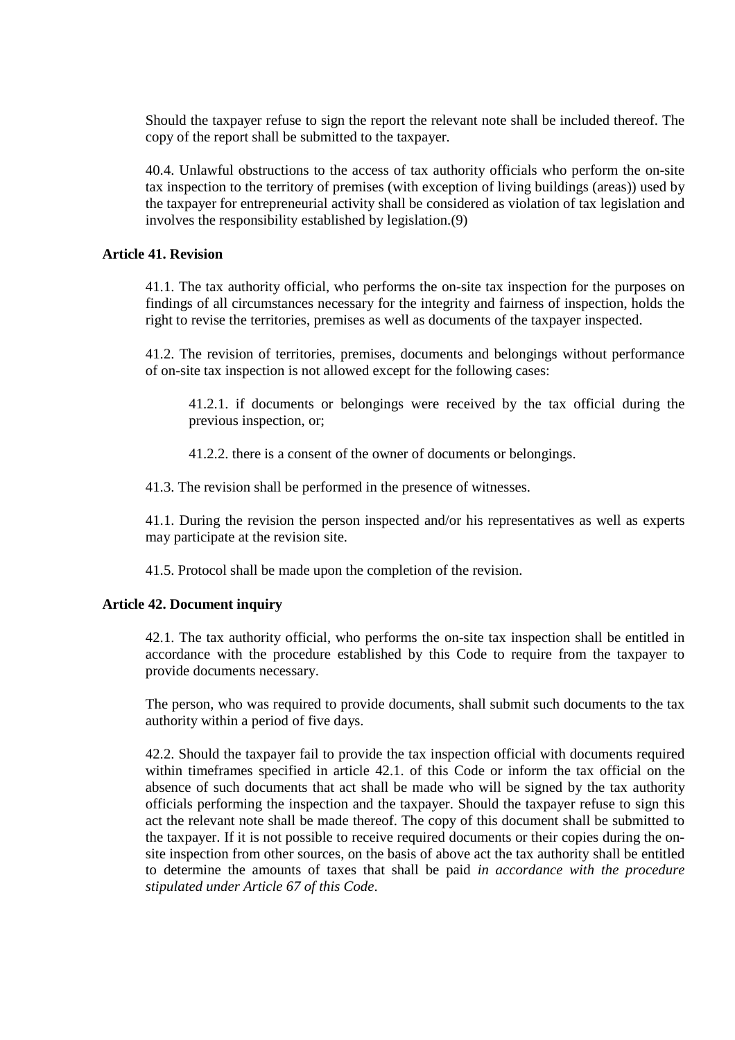Should the taxpayer refuse to sign the report the relevant note shall be included thereof. The copy of the report shall be submitted to the taxpayer.

40.4. Unlawful obstructions to the access of tax authority officials who perform the on-site tax inspection to the territory of premises (with exception of living buildings (areas)) used by the taxpayer for entrepreneurial activity shall be considered as violation of tax legislation and involves the responsibility established by legislation.(9)

**Article 41. Revision**

41.1. The tax authority official, who performs the on-site tax inspection for the purposes on findings of all circumstances necessary for the integrity and fairness of inspection, holds the right to revise the territories, premises as well as documents of the taxpayer inspected.

41.2. The revision of territories, premises, documents and belongings without performance of on-site tax inspection is not allowed except for the following cases:

41.2.1. if documents or belongings were received by the tax official during the previous inspection, or;

41.2.2. there is a consent of the owner of documents or belongings.

41.3. The revision shall be performed in the presence of witnesses.

41.1. During the revision the person inspected and/or his representatives as well as experts may participate at the revision site.

41.5. Protocol shall be made upon the completion of the revision.

**Article 42. Document inquiry**

42.1. The tax authority official, who performs the on-site tax inspection shall be entitled in accordance with the procedure established by this Code to require from the taxpayer to provide documents necessary.

The person, who was required to provide documents, shall submit such documents to the tax authority within a period of five days.

42.2. Should the taxpayer fail to provide the tax inspection official with documents required within timeframes specified in article 42.1. of this Code or inform the tax official on the absence of such documents that act shall be made who will be signed by the tax authority officials performing the inspection and the taxpayer. Should the taxpayer refuse to sign this act the relevant note shall be made thereof. The copy of this document shall be submitted to the taxpayer. If it is not possible to receive required documents or their copies during the on-site inspection from other sources, on the basis of above act the tax authority shall be entitled to determine the amounts of taxes that shall be paid *in accordance with the procedure stipulated under Article 67 of this Code*.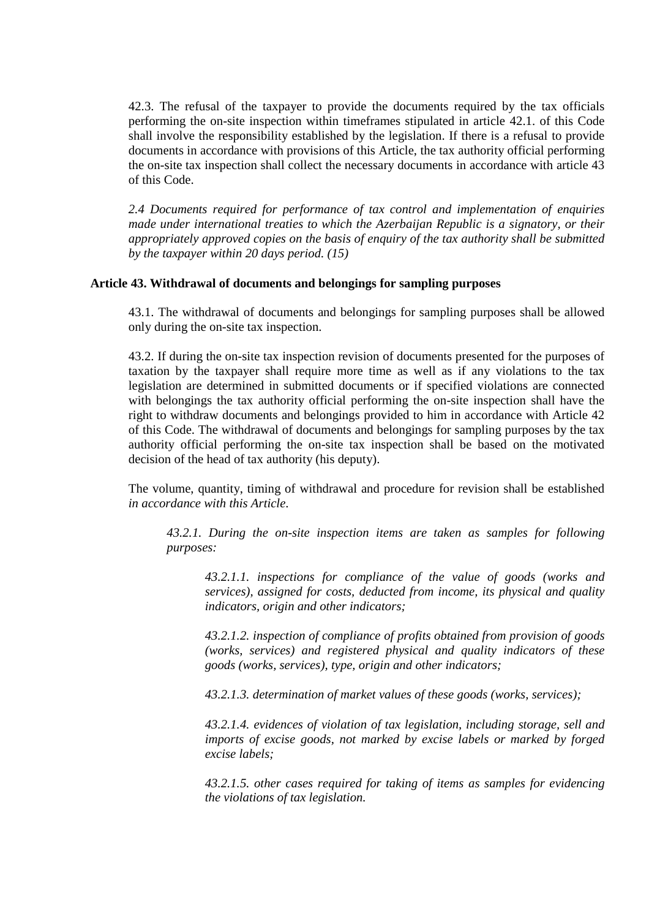42.3. The refusal of the taxpayer to provide the documents required by the tax officials performing the on-site inspection within timeframes stipulated in article 42.1. of this Code shall involve the responsibility established by the legislation. If there is a refusal to provide documents in accordance with provisions of this Article, the tax authority official performing the on-site tax inspection shall collect the necessary documents in accordance with article 43 of this Code.

*2.4 Documents required for performance of tax control and implementation of enquiries made under international treaties to which the Azerbaijan Republic is a signatory, or their appropriately approved copies on the basis of enquiry of the tax authority shall be submitted by the taxpayer within 20 days period. (15)*

### Article 43. Withdrawal of documents and belongings for sampling purposes

43.1. The withdrawal of documents and belongings for sampling purposes shall be allowed only during the on-site tax inspection.

43.2. If during the on-site tax inspection revision of documents presented for the purposes of taxation by the taxpayer shall require more time as well as if any violations to the tax legislation are determined in submitted documents or if specified violations are connected with belongings the tax authority official performing the on-site inspection shall have the right to withdraw documents and belongings provided to him in accordance with Article 42 of this Code. The withdrawal of documents and belongings for sampling purposes by the tax authority official performing the on-site tax inspection shall be based on the motivated decision of the head of tax authority (his deputy).

The volume, quantity, timing of withdrawal and procedure for revision shall be established *in accordance with this Article.*

*43.2.1. During the on-site inspection items are taken as samples for following purposes:*

*43.2.1.1. inspections for compliance of the value of goods (works and services), assigned for costs, deducted from income, its physical and quality indicators, origin and other indicators;*

*43.2.1.2. inspection of compliance of profits obtained from provision of goods (works, services) and registered physical and quality indicators of these goods (works, services), type, origin and other indicators;*

*43.2.1.3. determination of market values of these goods (works, services);*

*43.2.1.4. evidences of violation of tax legislation, including storage, sell and imports of excise goods, not marked by excise labels or marked by forged excise labels;*

*43.2.1.5. other cases required for taking of items as samples for evidencing the violations of tax legislation.*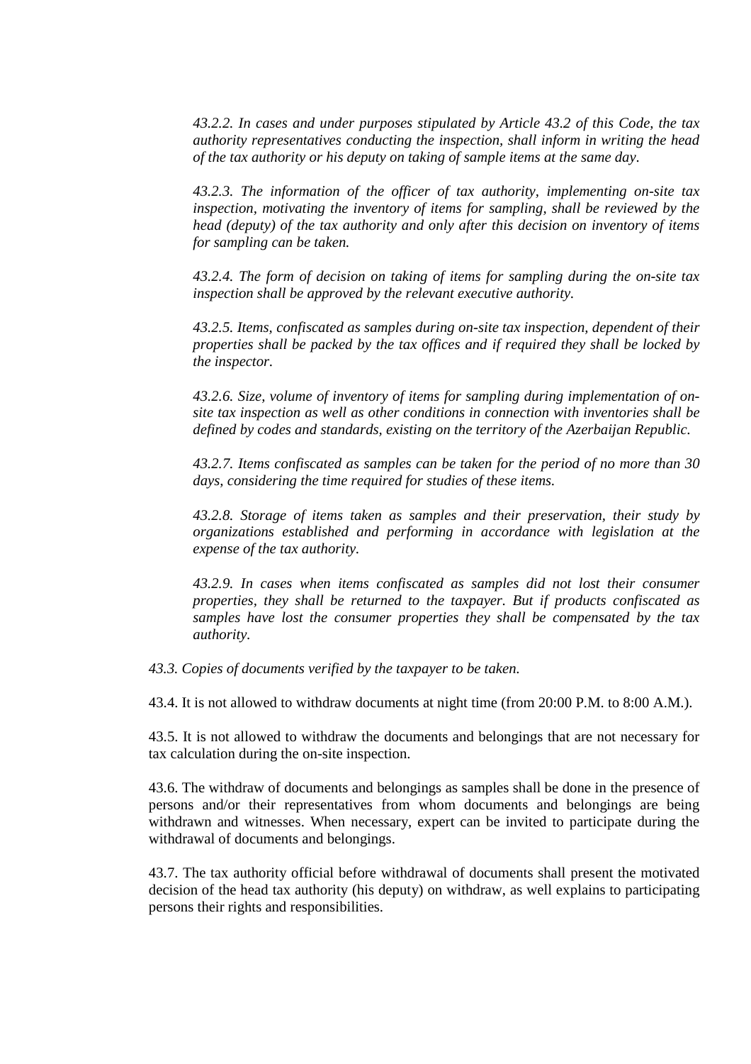*43.2.2. In cases and under purposes stipulated by Article 43.2 of this Code, the tax authority representatives conducting the inspection, shall inform in writing the head of the tax authority or his deputy on taking of sample items at the same day.*

*43.2.3. The information of the officer of tax authority, implementing on-site tax inspection, motivating the inventory of items for sampling, shall be reviewed by the head (deputy) of the tax authority and only after this decision on inventory of items for sampling can be taken.*

*43.2.4. The form of decision on taking of items for sampling during the on-site tax inspection shall be approved by the relevant executive authority.*

*43.2.5. Items, confiscated as samples during on-site tax inspection, dependent of their properties shall be packed by the tax offices and if required they shall be locked by the inspector.*

*43.2.6. Size, volume of inventory of items for sampling during implementation of on-site tax inspection as well as other conditions in connection with inventories shall be defined by codes and standards, existing on the territory of the Azerbaijan Republic.*

*43.2.7. Items confiscated as samples can be taken for the period of no more than 30 days, considering the time required for studies of these items.*

*43.2.8. Storage of items taken as samples and their preservation, their study by organizations established and performing in accordance with legislation at the expense of the tax authority.*

*43.2.9. In cases when items confiscated as samples did not lost their consumer properties, they shall be returned to the taxpayer. But if products confiscated as samples have lost the consumer properties they shall be compensated by the tax authority.*

*43.3. Copies of documents verified by the taxpayer to be taken.*

43.4. It is not allowed to withdraw documents at night time (from 20:00 P.M. to 8:00 A.M.).

43.5. It is not allowed to withdraw the documents and belongings that are not necessary for tax calculation during the on-site inspection.

43.6. The withdraw of documents and belongings as samples shall be done in the presence of persons and/or their representatives from whom documents and belongings are being withdrawn and witnesses. When necessary, expert can be invited to participate during the withdrawal of documents and belongings.

43.7. The tax authority official before withdrawal of documents shall present the motivated decision of the head tax authority (his deputy) on withdraw, as well explains to participating persons their rights and responsibilities.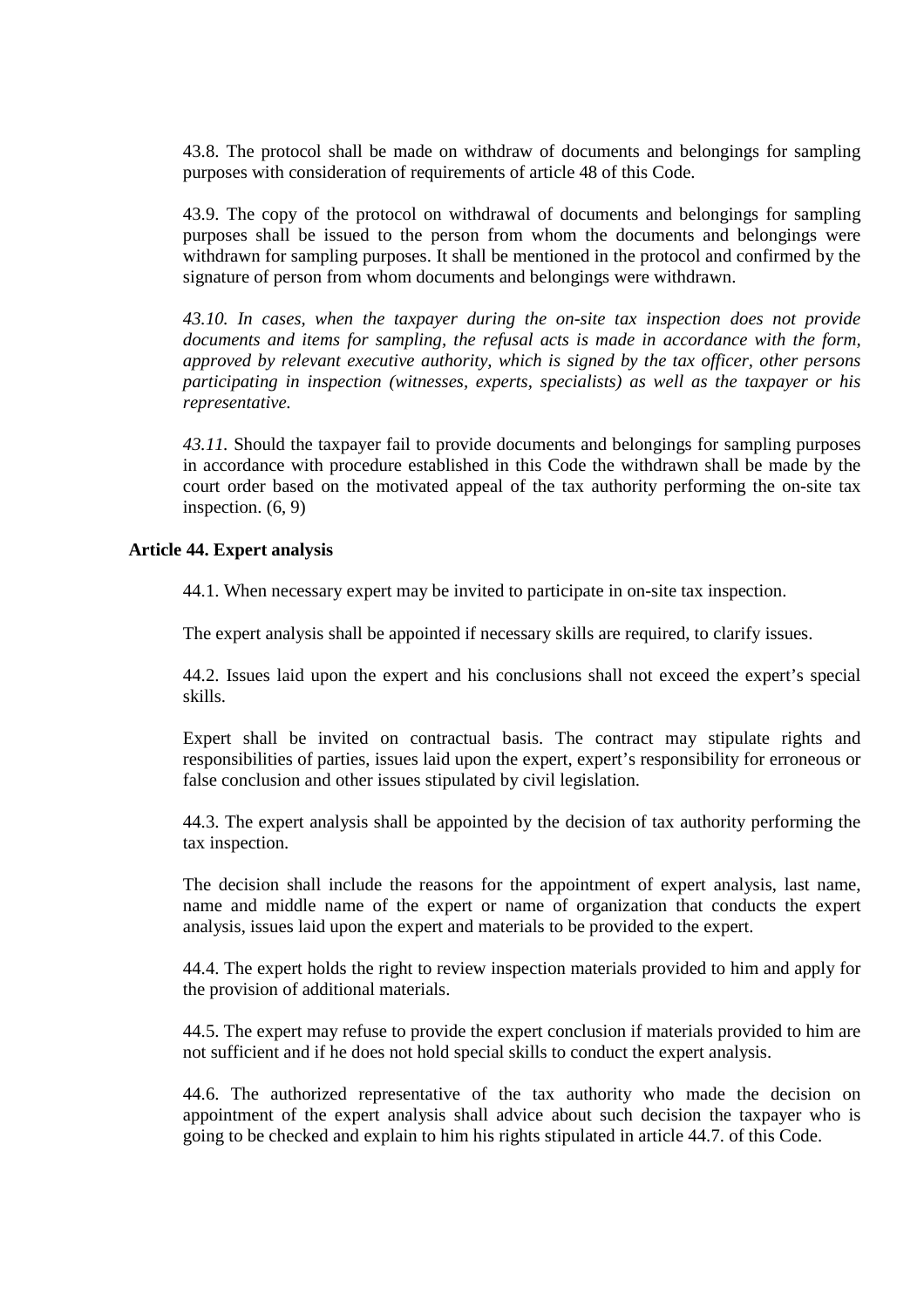43.8. The protocol shall be made on withdraw of documents and belongings for sampling purposes with consideration of requirements of article 48 of this Code.

43.9. The copy of the protocol on withdrawal of documents and belongings for sampling purposes shall be issued to the person from whom the documents and belongings were withdrawn for sampling purposes. It shall be mentioned in the protocol and confirmed by the signature of person from whom documents and belongings were withdrawn.

*43.10. In cases, when the taxpayer during the on-site tax inspection does not provide documents and items for sampling, the refusal acts is made in accordance with the form, approved by relevant executive authority, which is signed by the tax officer, other persons participating in inspection (witnesses, experts, specialists) as well as the taxpayer or his representative.*

*43.11.* Should the taxpayer fail to provide documents and belongings for sampling purposes in accordance with procedure established in this Code the withdrawn shall be made by the court order based on the motivated appeal of the tax authority performing the on-site tax inspection. (6, 9)

**Article 44. Expert analysis**

44.1. When necessary expert may be invited to participate in on-site tax inspection.

The expert analysis shall be appointed if necessary skills are required, to clarify issues.

44.2. Issues laid upon the expert and his conclusions shall not exceed the expert's special skills.

Expert shall be invited on contractual basis. The contract may stipulate rights and responsibilities of parties, issues laid upon the expert, expert's responsibility for erroneous or false conclusion and other issues stipulated by civil legislation.

44.3. The expert analysis shall be appointed by the decision of tax authority performing the tax inspection.

The decision shall include the reasons for the appointment of expert analysis, last name, name and middle name of the expert or name of organization that conducts the expert analysis, issues laid upon the expert and materials to be provided to the expert.

44.4. The expert holds the right to review inspection materials provided to him and apply for the provision of additional materials.

44.5. The expert may refuse to provide the expert conclusion if materials provided to him are not sufficient and if he does not hold special skills to conduct the expert analysis.

44.6. The authorized representative of the tax authority who made the decision on appointment of the expert analysis shall advice about such decision the taxpayer who is going to be checked and explain to him his rights stipulated in article 44.7. of this Code.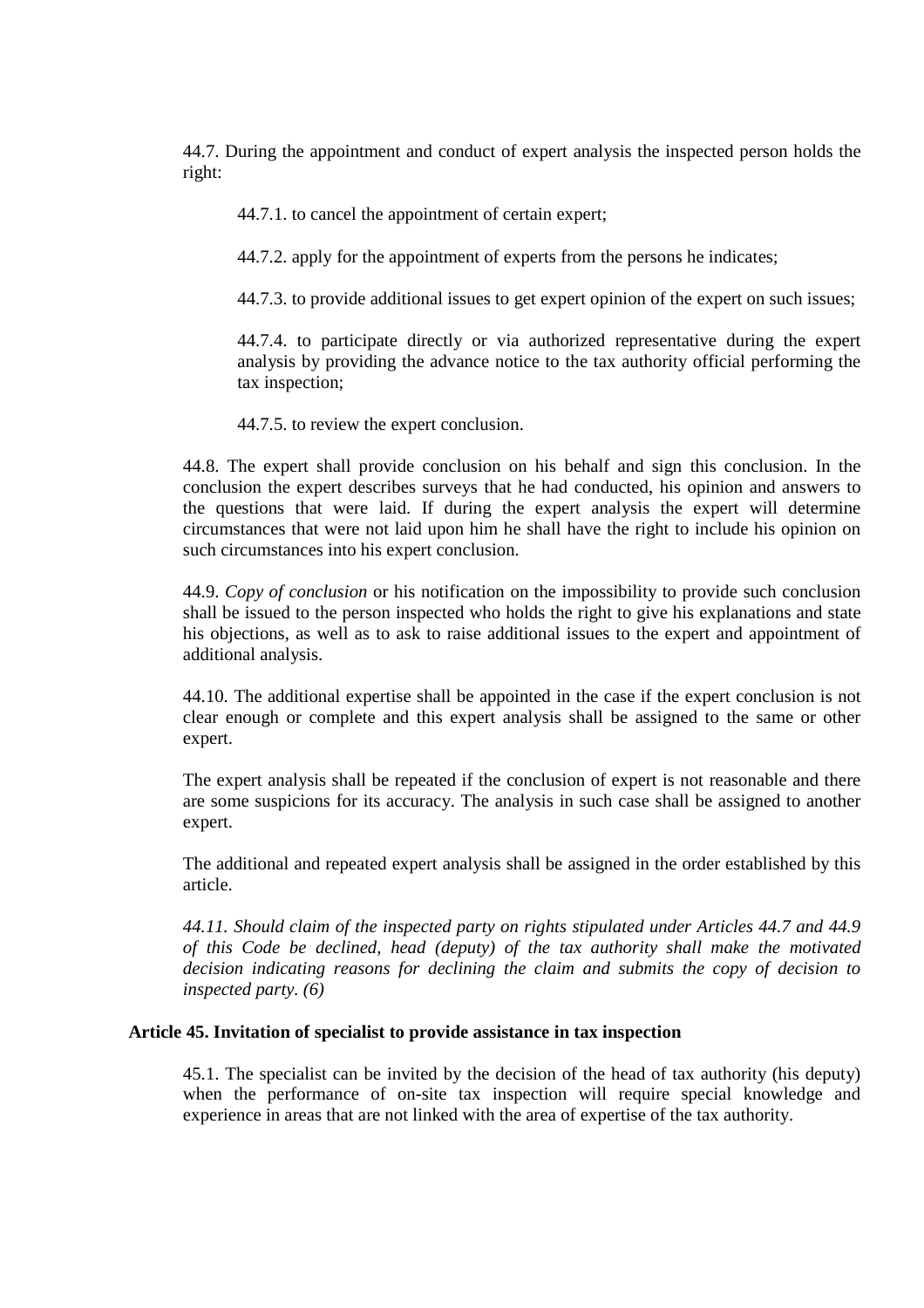44.7. During the appointment and conduct of expert analysis the inspected person holds the right:

44.7.1. to cancel the appointment of certain expert;

44.7.2. apply for the appointment of experts from the persons he indicates;

44.7.3. to provide additional issues to get expert opinion of the expert on such issues;

44.7.4. to participate directly or via authorized representative during the expert analysis by providing the advance notice to the tax authority official performing the tax inspection;

44.7.5. to review the expert conclusion.

44.8. The expert shall provide conclusion on his behalf and sign this conclusion. In the conclusion the expert describes surveys that he had conducted, his opinion and answers to the questions that were laid. If during the expert analysis the expert will determine circumstances that were not laid upon him he shall have the right to include his opinion on such circumstances into his expert conclusion.

44.9. *Copy of conclusion* or his notification on the impossibility to provide such conclusion shall be issued to the person inspected who holds the right to give his explanations and state his objections, as well as to ask to raise additional issues to the expert and appointment of additional analysis.

44.10. The additional expertise shall be appointed in the case if the expert conclusion is not clear enough or complete and this expert analysis shall be assigned to the same or other expert.

The expert analysis shall be repeated if the conclusion of expert is not reasonable and there are some suspicions for its accuracy. The analysis in such case shall be assigned to another expert.

The additional and repeated expert analysis shall be assigned in the order established by this article.

*44.11. Should claim of the inspected party on rights stipulated under Articles 44.7 and 44.9 of this Code be declined, head (deputy) of the tax authority shall make the motivated decision indicating reasons for declining the claim and submits the copy of decision to inspected party. (6)*

### Article 45. Invitation of specialist to provide assistance in tax inspection

45.1. The specialist can be invited by the decision of the head of tax authority (his deputy) when the performance of on-site tax inspection will require special knowledge and experience in areas that are not linked with the area of expertise of the tax authority.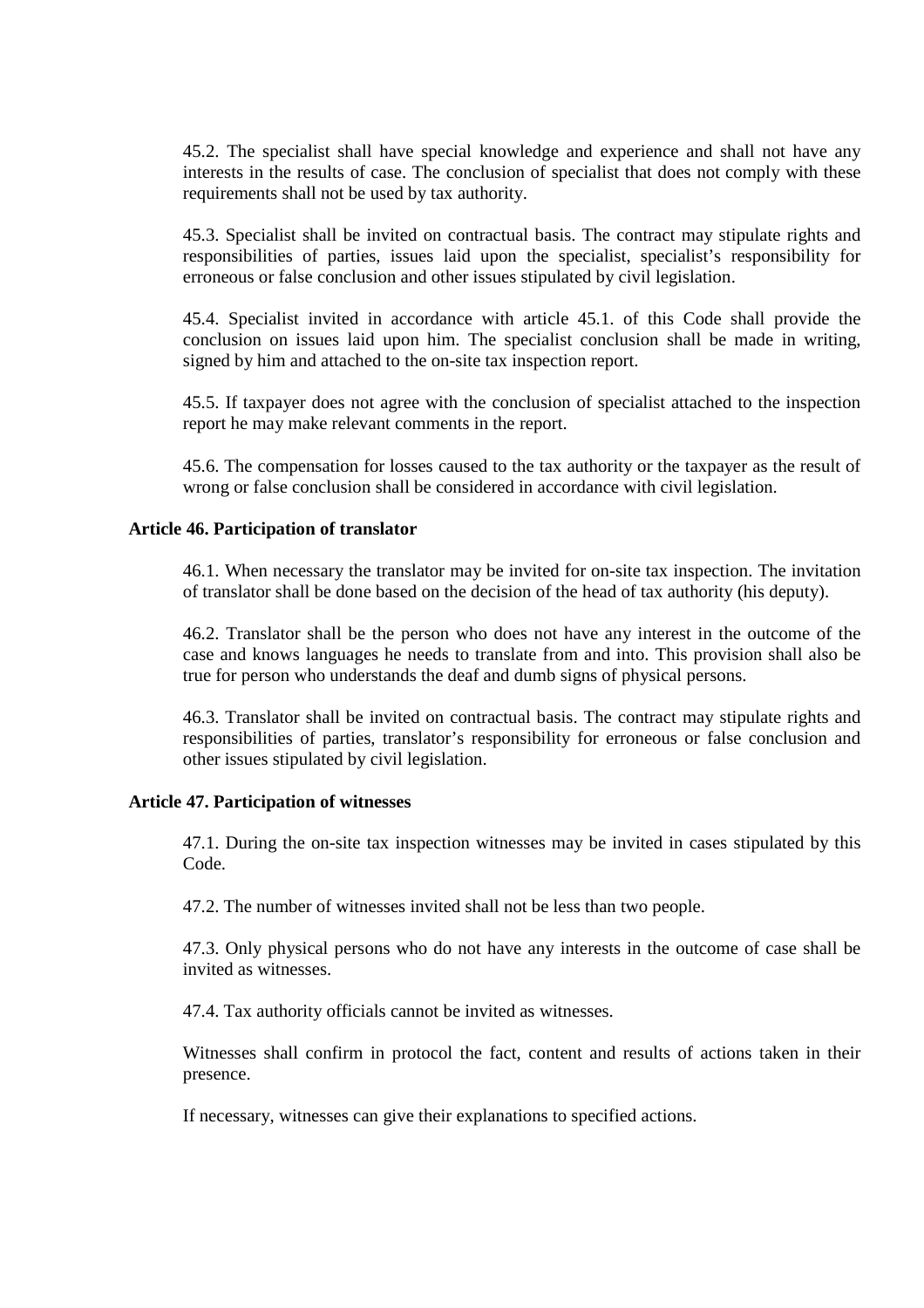45.2. The specialist shall have special knowledge and experience and shall not have any interests in the results of case. The conclusion of specialist that does not comply with these requirements shall not be used by tax authority.

45.3. Specialist shall be invited on contractual basis. The contract may stipulate rights and responsibilities of parties, issues laid upon the specialist, specialist's responsibility for erroneous or false conclusion and other issues stipulated by civil legislation.

45.4. Specialist invited in accordance with article 45.1. of this Code shall provide the conclusion on issues laid upon him. The specialist conclusion shall be made in writing, signed by him and attached to the on-site tax inspection report.

45.5. If taxpayer does not agree with the conclusion of specialist attached to the inspection report he may make relevant comments in the report.

45.6. The compensation for losses caused to the tax authority or the taxpayer as the result of wrong or false conclusion shall be considered in accordance with civil legislation.

**Article 46. Participation of translator**

46.1. When necessary the translator may be invited for on-site tax inspection. The invitation of translator shall be done based on the decision of the head of tax authority (his deputy).

46.2. Translator shall be the person who does not have any interest in the outcome of the case and knows languages he needs to translate from and into. This provision shall also be true for person who understands the deaf and dumb signs of physical persons.

46.3. Translator shall be invited on contractual basis. The contract may stipulate rights and responsibilities of parties, translator's responsibility for erroneous or false conclusion and other issues stipulated by civil legislation.

**Article 47. Participation of witnesses**

47.1. During the on-site tax inspection witnesses may be invited in cases stipulated by this Code.

47.2. The number of witnesses invited shall not be less than two people.

47.3. Only physical persons who do not have any interests in the outcome of case shall be invited as witnesses.

47.4. Tax authority officials cannot be invited as witnesses.

Witnesses shall confirm in protocol the fact, content and results of actions taken in their presence.

If necessary, witnesses can give their explanations to specified actions.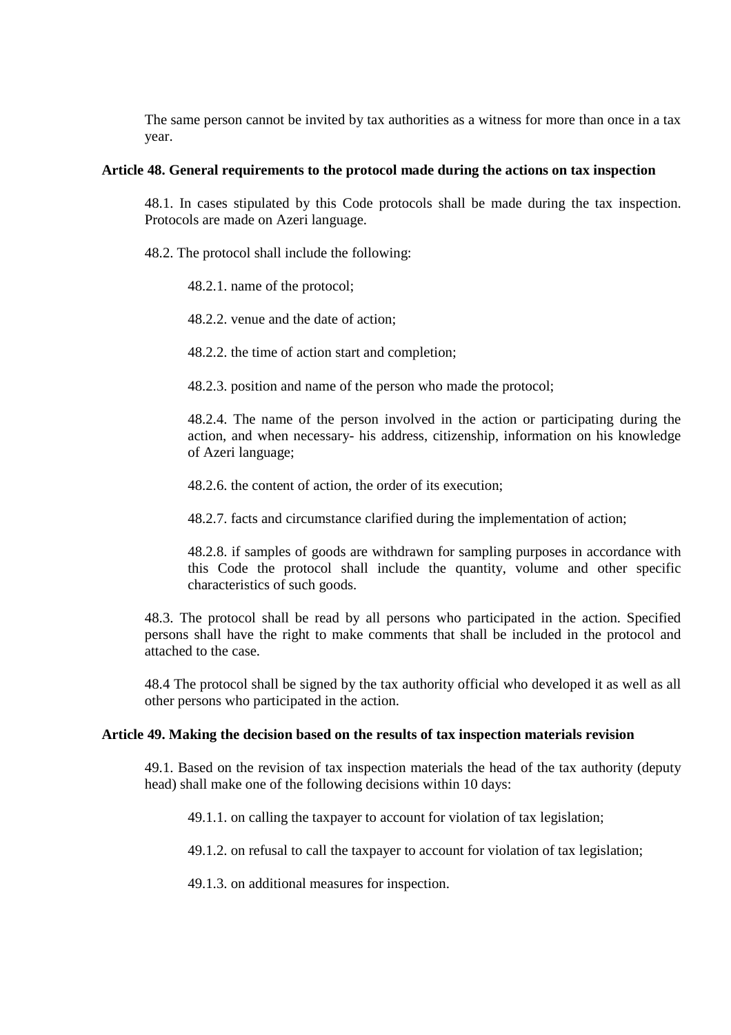The same person cannot be invited by tax authorities as a witness for more than once in a tax year.

**Article 48. General requirements to the protocol made during the actions on tax inspection**

48.1. In cases stipulated by this Code protocols shall be made during the tax inspection. Protocols are made on Azeri language.

48.2. The protocol shall include the following:

48.2.1. name of the protocol;

48.2.2. venue and the date of action;

48.2.2. the time of action start and completion;

48.2.3. position and name of the person who made the protocol;

48.2.4. The name of the person involved in the action or participating during the action, and when necessary- his address, citizenship, information on his knowledge of Azeri language;

48.2.6. the content of action, the order of its execution;

48.2.7. facts and circumstance clarified during the implementation of action;

48.2.8. if samples of goods are withdrawn for sampling purposes in accordance with this Code the protocol shall include the quantity, volume and other specific characteristics of such goods.

48.3. The protocol shall be read by all persons who participated in the action. Specified persons shall have the right to make comments that shall be included in the protocol and attached to the case.

48.4 The protocol shall be signed by the tax authority official who developed it as well as all other persons who participated in the action.

**Article 49. Making the decision based on the results of tax inspection materials revision**

49.1. Based on the revision of tax inspection materials the head of the tax authority (deputy head) shall make one of the following decisions within 10 days:

49.1.1. on calling the taxpayer to account for violation of tax legislation;

49.1.2. on refusal to call the taxpayer to account for violation of tax legislation;

49.1.3. on additional measures for inspection.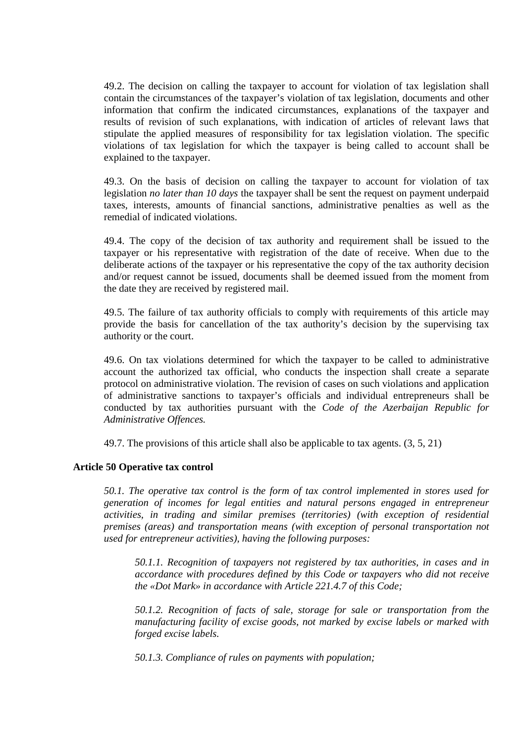49.2. The decision on calling the taxpayer to account for violation of tax legislation shall contain the circumstances of the taxpayer's violation of tax legislation, documents and other information that confirm the indicated circumstances, explanations of the taxpayer and results of revision of such explanations, with indication of articles of relevant laws that stipulate the applied measures of responsibility for tax legislation violation. The specific violations of tax legislation for which the taxpayer is being called to account shall be explained to the taxpayer.

49.3. On the basis of decision on calling the taxpayer to account for violation of tax legislation *no later than 10 days* the taxpayer shall be sent the request on payment underpaid taxes, interests, amounts of financial sanctions, administrative penalties as well as the remedial of indicated violations.

49.4. The copy of the decision of tax authority and requirement shall be issued to the taxpayer or his representative with registration of the date of receive. When due to the deliberate actions of the taxpayer or his representative the copy of the tax authority decision and/or request cannot be issued, documents shall be deemed issued from the moment from the date they are received by registered mail.

49.5. The failure of tax authority officials to comply with requirements of this article may provide the basis for cancellation of the tax authority's decision by the supervising tax authority or the court.

49.6. On tax violations determined for which the taxpayer to be called to administrative account the authorized tax official, who conducts the inspection shall create a separate protocol on administrative violation. The revision of cases on such violations and application of administrative sanctions to taxpayer's officials and individual entrepreneurs shall be conducted by tax authorities pursuant with the *Code of the Azerbaijan Republic for Administrative Offences.*

49.7. The provisions of this article shall also be applicable to tax agents. (3, 5, 21)

**Article 50 Operative tax control**

*50.1. The operative tax control is the form of tax control implemented in stores used for generation of incomes for legal entities and natural persons engaged in entrepreneur activities, in trading and similar premises (territories) (with exception of residential premises (areas) and transportation means (with exception of personal transportation not used for entrepreneur activities), having the following purposes:*

*50.1.1. Recognition of taxpayers not registered by tax authorities, in cases and in accordance with procedures defined by this Code or taxpayers who did not receive the «Dot Mark» in accordance with Article 221.4.7 of this Code;*

*50.1.2. Recognition of facts of sale, storage for sale or transportation from the manufacturing facility of excise goods, not marked by excise labels or marked with forged excise labels.*

*50.1.3. Compliance of rules on payments with population;*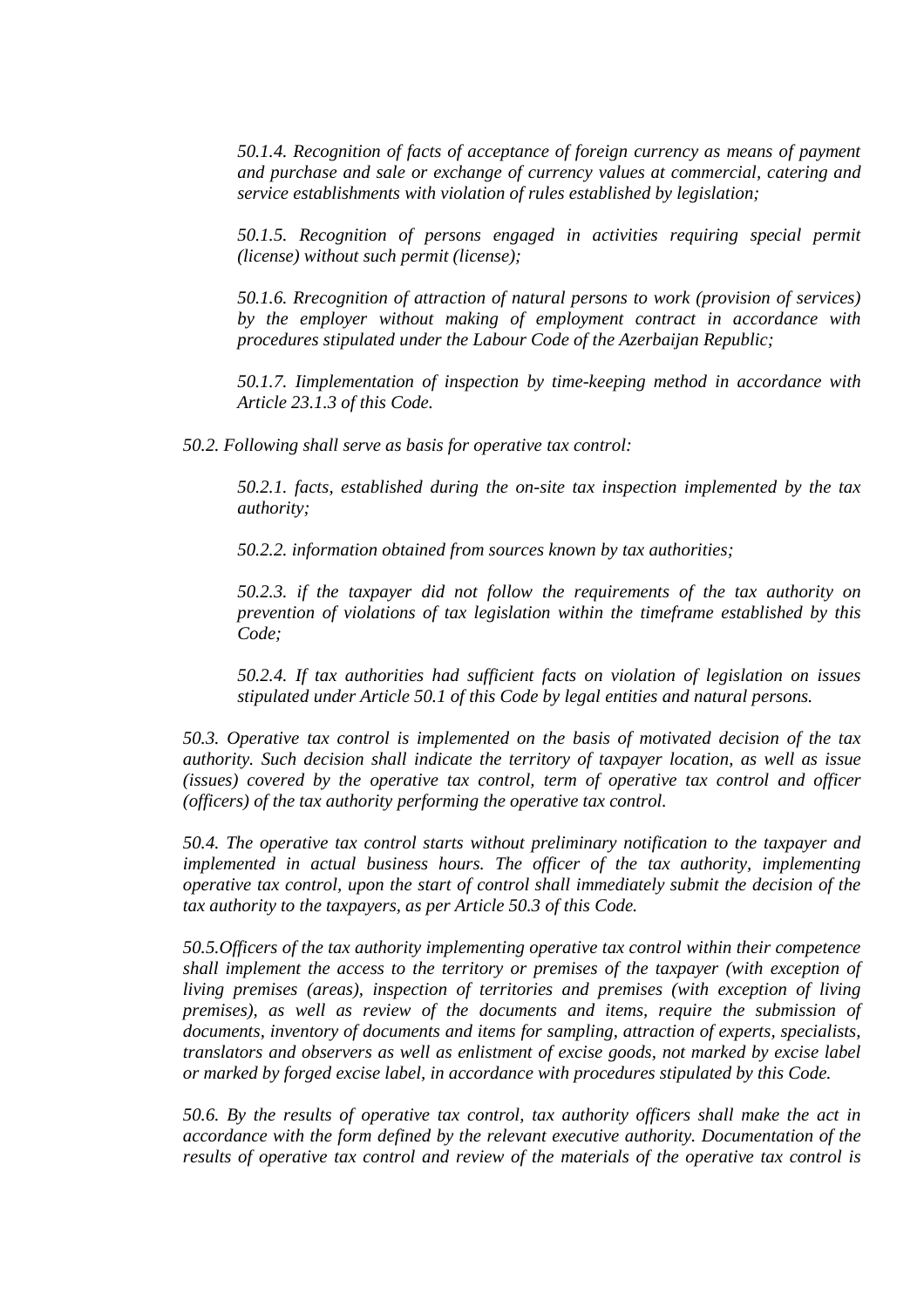*50.1.4. Recognition of facts of acceptance of foreign currency as means of payment and purchase and sale or exchange of currency values at commercial, catering and service establishments with violation of rules established by legislation;*

*50.1.5. Recognition of persons engaged in activities requiring special permit (license) without such permit (license);*

*50.1.6. Rrecognition of attraction of natural persons to work (provision of services) by the employer without making of employment contract in accordance with procedures stipulated under the Labour Code of the Azerbaijan Republic;*

*50.1.7. Iimplementation of inspection by time-keeping method in accordance with Article 23.1.3 of this Code.*

*50.2. Following shall serve as basis for operative tax control:*

*50.2.1. facts, established during the on-site tax inspection implemented by the tax authority;*

*50.2.2. information obtained from sources known by tax authorities;*

*50.2.3. if the taxpayer did not follow the requirements of the tax authority on prevention of violations of tax legislation within the timeframe established by this Code;*

*50.2.4. If tax authorities had sufficient facts on violation of legislation on issues stipulated under Article 50.1 of this Code by legal entities and natural persons.*

*50.3. Operative tax control is implemented on the basis of motivated decision of the tax authority. Such decision shall indicate the territory of taxpayer location, as well as issue (issues) covered by the operative tax control, term of operative tax control and officer (officers) of the tax authority performing the operative tax control.*

*50.4. The operative tax control starts without preliminary notification to the taxpayer and implemented in actual business hours. The officer of the tax authority, implementing operative tax control, upon the start of control shall immediately submit the decision of the tax authority to the taxpayers, as per Article 50.3 of this Code.*

*50.5.Officers of the tax authority implementing operative tax control within their competence shall implement the access to the territory or premises of the taxpayer (with exception of living premises (areas), inspection of territories and premises (with exception of living premises), as well as review of the documents and items, require the submission of documents, inventory of documents and items for sampling, attraction of experts, specialists, translators and observers as well as enlistment of excise goods, not marked by excise label or marked by forged excise label, in accordance with procedures stipulated by this Code.*

*50.6. By the results of operative tax control, tax authority officers shall make the act in accordance with the form defined by the relevant executive authority. Documentation of the results of operative tax control and review of the materials of the operative tax control is*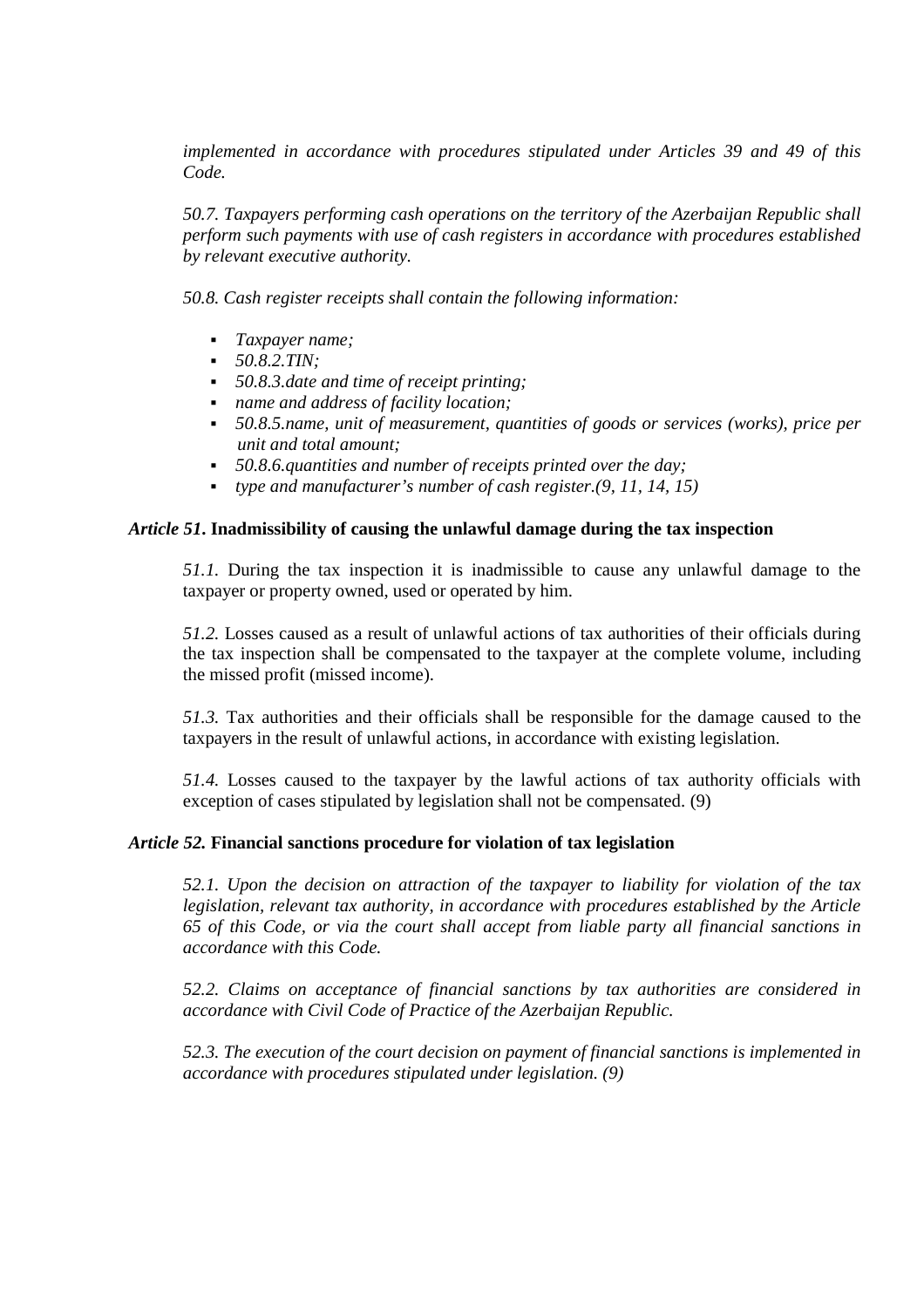*implemented in accordance with procedures stipulated under Articles 39 and 49 of this Code.*

*50.7. Taxpayers performing cash operations on the territory of the Azerbaijan Republic shall perform such payments with use of cash registers in accordance with procedures established by relevant executive authority.*

*50.8. Cash register receipts shall contain the following information:*

- *Taxpayer name;*
- *50.8.2.TIN;*
- *50.8.3.date and time of receipt printing;*
- *name and address of facility location;*
- *50.8.5.name, unit of measurement, quantities of goods or services (works), price per unit and total amount;*
- *50.8.6.quantities and number of receipts printed over the day;*
- *type and manufacturer's number of cash register.(9, 11, 14, 15)*

### *Article 51.* **Inadmissibility of causing the unlawful damage during the tax inspection**

*51.1.* During the tax inspection it is inadmissible to cause any unlawful damage to the taxpayer or property owned, used or operated by him.

*51.2.* Losses caused as a result of unlawful actions of tax authorities of their officials during the tax inspection shall be compensated to the taxpayer at the complete volume, including the missed profit (missed income).

*51.3.* Tax authorities and their officials shall be responsible for the damage caused to the taxpayers in the result of unlawful actions, in accordance with existing legislation.

*51.4.* Losses caused to the taxpayer by the lawful actions of tax authority officials with exception of cases stipulated by legislation shall not be compensated. (9)

### *Article 52.* **Financial sanctions procedure for violation of tax legislation**

*52.1. Upon the decision on attraction of the taxpayer to liability for violation of the tax legislation, relevant tax authority, in accordance with procedures established by the Article 65 of this Code, or via the court shall accept from liable party all financial sanctions in accordance with this Code.*

*52.2. Claims on acceptance of financial sanctions by tax authorities are considered in accordance with Civil Code of Practice of the Azerbaijan Republic.*

*52.3. The execution of the court decision on payment of financial sanctions is implemented in accordance with procedures stipulated under legislation. (9)*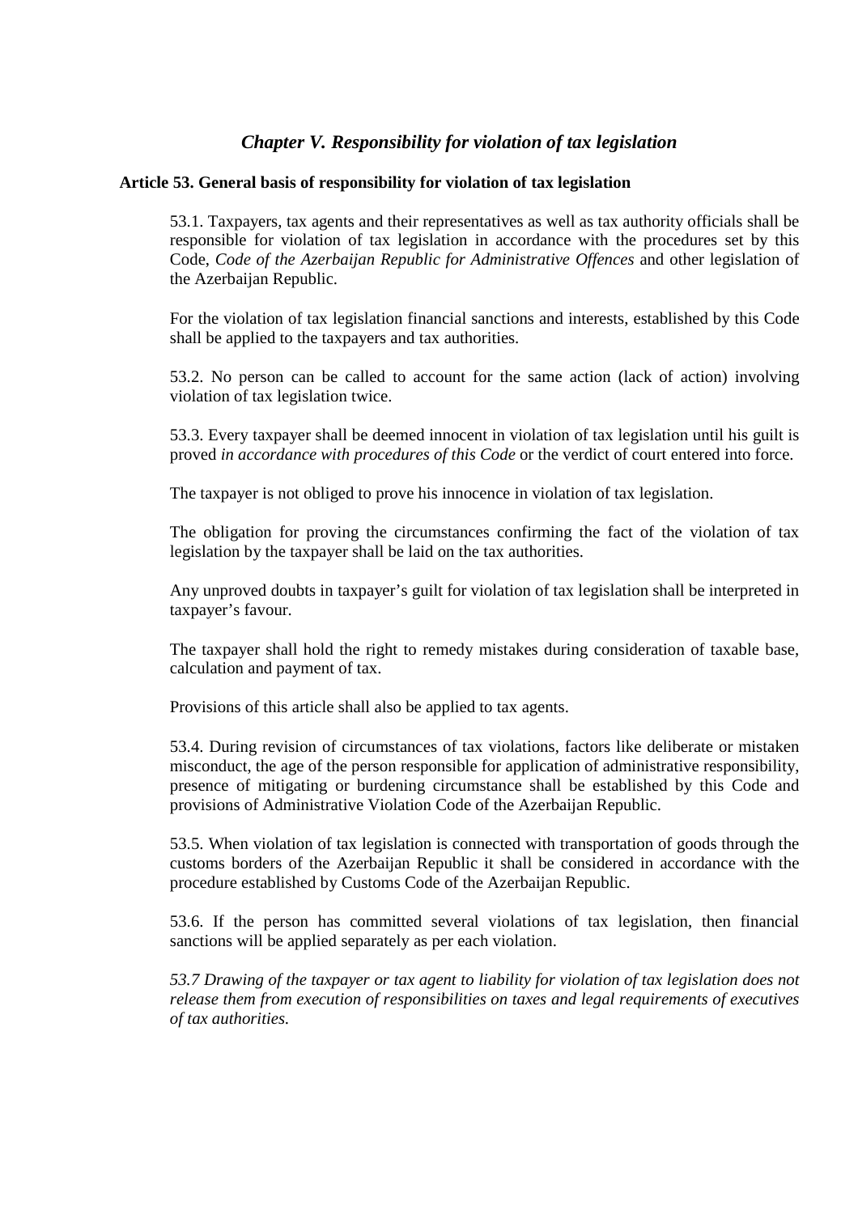## *Chapter V. Responsibility for violation of tax legislation*

### Article 53. General basis of responsibility for violation of tax legislation

53.1. Taxpayers, tax agents and their representatives as well as tax authority officials shall be responsible for violation of tax legislation in accordance with the procedures set by this Code, *Code of the Azerbaijan Republic for Administrative Offences* and other legislation of the Azerbaijan Republic.

For the violation of tax legislation financial sanctions and interests, established by this Code shall be applied to the taxpayers and tax authorities.

53.2. No person can be called to account for the same action (lack of action) involving violation of tax legislation twice.

53.3. Every taxpayer shall be deemed innocent in violation of tax legislation until his guilt is proved *in accordance with procedures of this Code* or the verdict of court entered into force.

The taxpayer is not obliged to prove his innocence in violation of tax legislation.

The obligation for proving the circumstances confirming the fact of the violation of tax legislation by the taxpayer shall be laid on the tax authorities.

Any unproved doubts in taxpayer's guilt for violation of tax legislation shall be interpreted in taxpayer's favour.

The taxpayer shall hold the right to remedy mistakes during consideration of taxable base, calculation and payment of tax.

Provisions of this article shall also be applied to tax agents.

53.4. During revision of circumstances of tax violations, factors like deliberate or mistaken misconduct, the age of the person responsible for application of administrative responsibility, presence of mitigating or burdening circumstance shall be established by this Code and provisions of Administrative Violation Code of the Azerbaijan Republic.

53.5. When violation of tax legislation is connected with transportation of goods through the customs borders of the Azerbaijan Republic it shall be considered in accordance with the procedure established by Customs Code of the Azerbaijan Republic.

53.6. If the person has committed several violations of tax legislation, then financial sanctions will be applied separately as per each violation.

*53.7 Drawing of the taxpayer or tax agent to liability for violation of tax legislation does not release them from execution of responsibilities on taxes and legal requirements of executives of tax authorities.*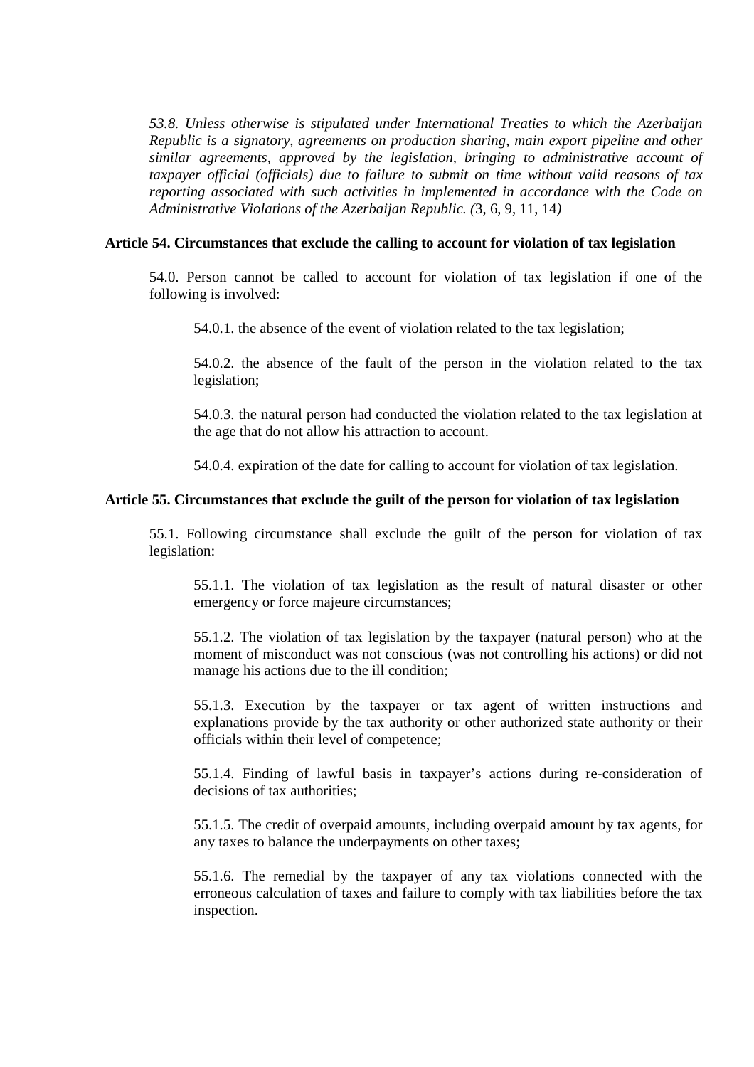*53.8. Unless otherwise is stipulated under International Treaties to which the Azerbaijan Republic is a signatory, agreements on production sharing, main export pipeline and other similar agreements, approved by the legislation, bringing to administrative account of taxpayer official (officials) due to failure to submit on time without valid reasons of tax reporting associated with such activities in implemented in accordance with the Code on Administrative Violations of the Azerbaijan Republic. (*3, 6, 9, 11, 14*)*

**Article 54. Circumstances that exclude the calling to account for violation of tax legislation**

54.0. Person cannot be called to account for violation of tax legislation if one of the following is involved:

54.0.1. the absence of the event of violation related to the tax legislation;

54.0.2. the absence of the fault of the person in the violation related to the tax legislation;

54.0.3. the natural person had conducted the violation related to the tax legislation at the age that do not allow his attraction to account.

54.0.4. expiration of the date for calling to account for violation of tax legislation.

**Article 55. Circumstances that exclude the guilt of the person for violation of tax legislation**

55.1. Following circumstance shall exclude the guilt of the person for violation of tax legislation:

55.1.1. The violation of tax legislation as the result of natural disaster or other emergency or force majeure circumstances;

55.1.2. The violation of tax legislation by the taxpayer (natural person) who at the moment of misconduct was not conscious (was not controlling his actions) or did not manage his actions due to the ill condition;

55.1.3. Execution by the taxpayer or tax agent of written instructions and explanations provide by the tax authority or other authorized state authority or their officials within their level of competence;

55.1.4. Finding of lawful basis in taxpayer's actions during re-consideration of decisions of tax authorities;

55.1.5. The credit of overpaid amounts, including overpaid amount by tax agents, for any taxes to balance the underpayments on other taxes;

55.1.6. The remedial by the taxpayer of any tax violations connected with the erroneous calculation of taxes and failure to comply with tax liabilities before the tax inspection.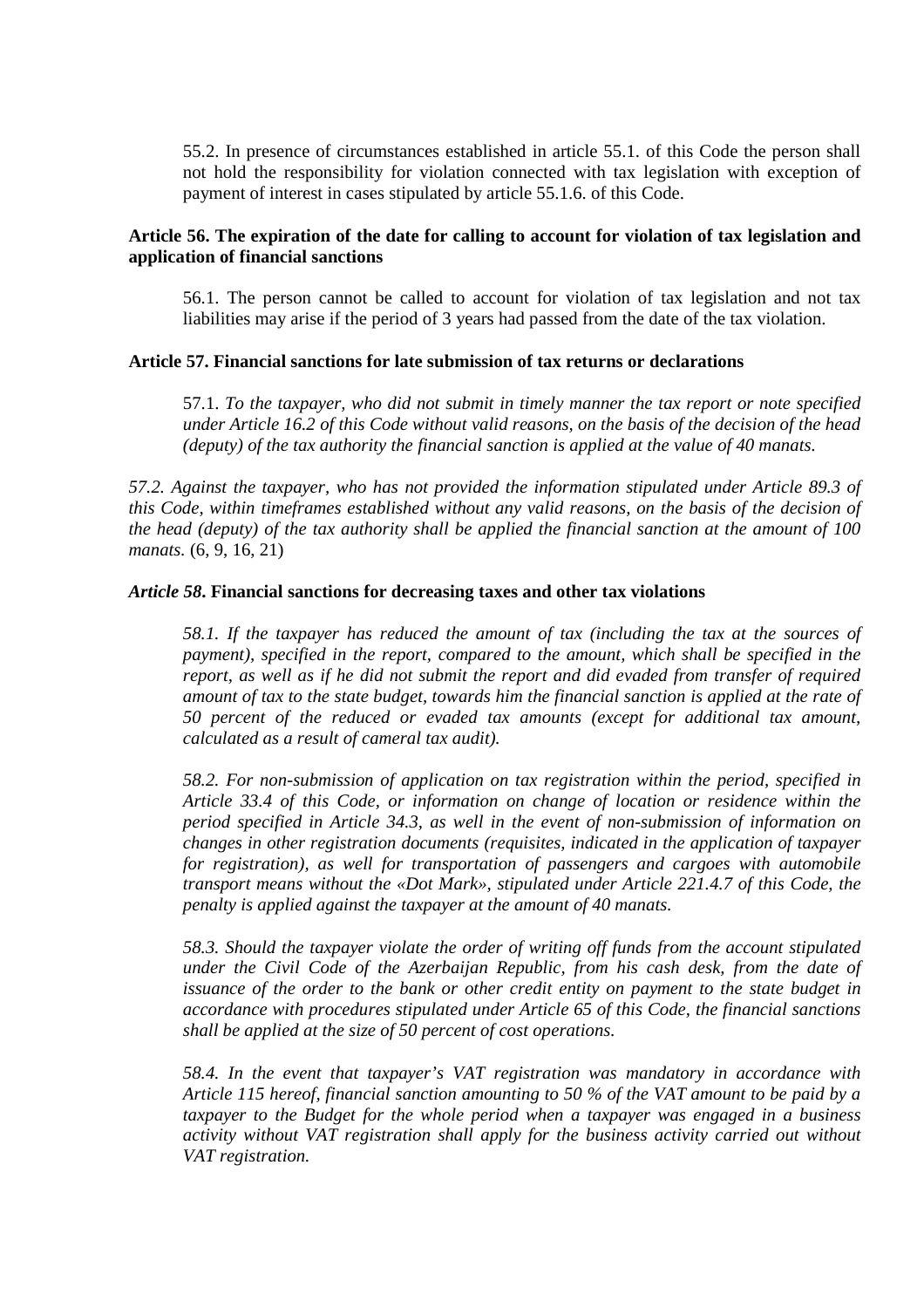55.2. In presence of circumstances established in article 55.1. of this Code the person shall not hold the responsibility for violation connected with tax legislation with exception of payment of interest in cases stipulated by article 55.1.6. of this Code.

**Article 56. The expiration of the date for calling to account for violation of tax legislation and application of financial sanctions**

56.1. The person cannot be called to account for violation of tax legislation and not tax liabilities may arise if the period of 3 years had passed from the date of the tax violation.

**Article 57. Financial sanctions for late submission of tax returns or declarations**

57.1. *To the taxpayer, who did not submit in timely manner the tax report or note specified under Article 16.2 of this Code without valid reasons, on the basis of the decision of the head (deputy) of the tax authority the financial sanction is applied at the value of 40 manats.*

*57.2. Against the taxpayer, who has not provided the information stipulated under Article 89.3 of this Code, within timeframes established without any valid reasons, on the basis of the decision of the head (deputy) of the tax authority shall be applied the financial sanction at the amount of 100 manats.* (6, 9, 16, 21)

***Article 58*. Financial sanctions for decreasing taxes and other tax violations**

*58.1. If the taxpayer has reduced the amount of tax (including the tax at the sources of payment), specified in the report, compared to the amount, which shall be specified in the report, as well as if he did not submit the report and did evaded from transfer of required amount of tax to the state budget, towards him the financial sanction is applied at the rate of 50 percent of the reduced or evaded tax amounts (except for additional tax amount, calculated as a result of cameral tax audit).*

*58.2. For non-submission of application on tax registration within the period, specified in Article 33.4 of this Code, or information on change of location or residence within the period specified in Article 34.3, as well in the event of non-submission of information on changes in other registration documents (requisites, indicated in the application of taxpayer for registration), as well for transportation of passengers and cargoes with automobile transport means without the «Dot Mark», stipulated under Article 221.4.7 of this Code, the penalty is applied against the taxpayer at the amount of 40 manats.*

*58.3. Should the taxpayer violate the order of writing off funds from the account stipulated under the Civil Code of the Azerbaijan Republic, from his cash desk, from the date of issuance of the order to the bank or other credit entity on payment to the state budget in accordance with procedures stipulated under Article 65 of this Code, the financial sanctions shall be applied at the size of 50 percent of cost operations.*

*58.4. In the event that taxpayer's VAT registration was mandatory in accordance with Article 115 hereof, financial sanction amounting to 50 % of the VAT amount to be paid by a taxpayer to the Budget for the whole period when a taxpayer was engaged in a business activity without VAT registration shall apply for the business activity carried out without VAT registration.*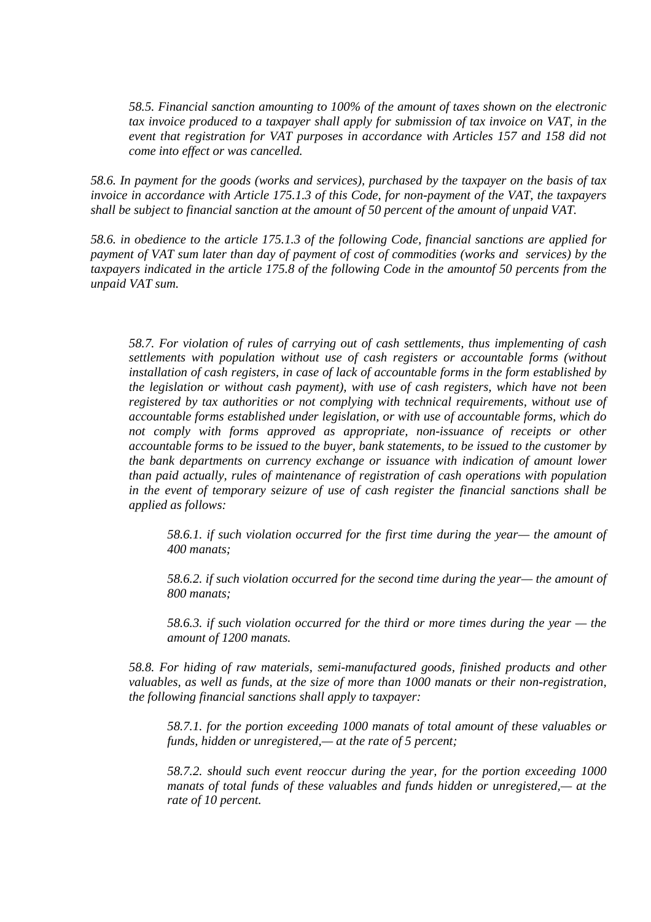*58.5. Financial sanction amounting to 100% of the amount of taxes shown on the electronic tax invoice produced to a taxpayer shall apply for submission of tax invoice on VAT, in the event that registration for VAT purposes in accordance with Articles 157 and 158 did not come into effect or was cancelled.*

*58.6. In payment for the goods (works and services), purchased by the taxpayer on the basis of tax invoice in accordance with Article 175.1.3 of this Code, for non-payment of the VAT, the taxpayers shall be subject to financial sanction at the amount of 50 percent of the amount of unpaid VAT.*

*58.6. in obedience to the article 175.1.3 of the following Code, financial sanctions are applied for payment of VAT sum later than day of payment of cost of commodities (works and services) by the taxpayers indicated in the article 175.8 of the following Code in the amountof 50 percents from the unpaid VAT sum.*

*58.7. For violation of rules of carrying out of cash settlements, thus implementing of cash settlements with population without use of cash registers or accountable forms (without installation of cash registers, in case of lack of accountable forms in the form established by the legislation or without cash payment), with use of cash registers, which have not been registered by tax authorities or not complying with technical requirements, without use of accountable forms established under legislation, or with use of accountable forms, which do not comply with forms approved as appropriate, non-issuance of receipts or other accountable forms to be issued to the buyer, bank statements, to be issued to the customer by the bank departments on currency exchange or issuance with indication of amount lower than paid actually, rules of maintenance of registration of cash operations with population in the event of temporary seizure of use of cash register the financial sanctions shall be applied as follows:*

*58.6.1. if such violation occurred for the first time during the year— the amount of 400 manats;*

*58.6.2. if such violation occurred for the second time during the year— the amount of 800 manats;*

*58.6.3. if such violation occurred for the third or more times during the year — the amount of 1200 manats.*

*58.8. For hiding of raw materials, semi-manufactured goods, finished products and other valuables, as well as funds, at the size of more than 1000 manats or their non-registration, the following financial sanctions shall apply to taxpayer:*

*58.7.1. for the portion exceeding 1000 manats of total amount of these valuables or funds, hidden or unregistered,— at the rate of 5 percent;*

*58.7.2. should such event reoccur during the year, for the portion exceeding 1000 manats of total funds of these valuables and funds hidden or unregistered,— at the rate of 10 percent.*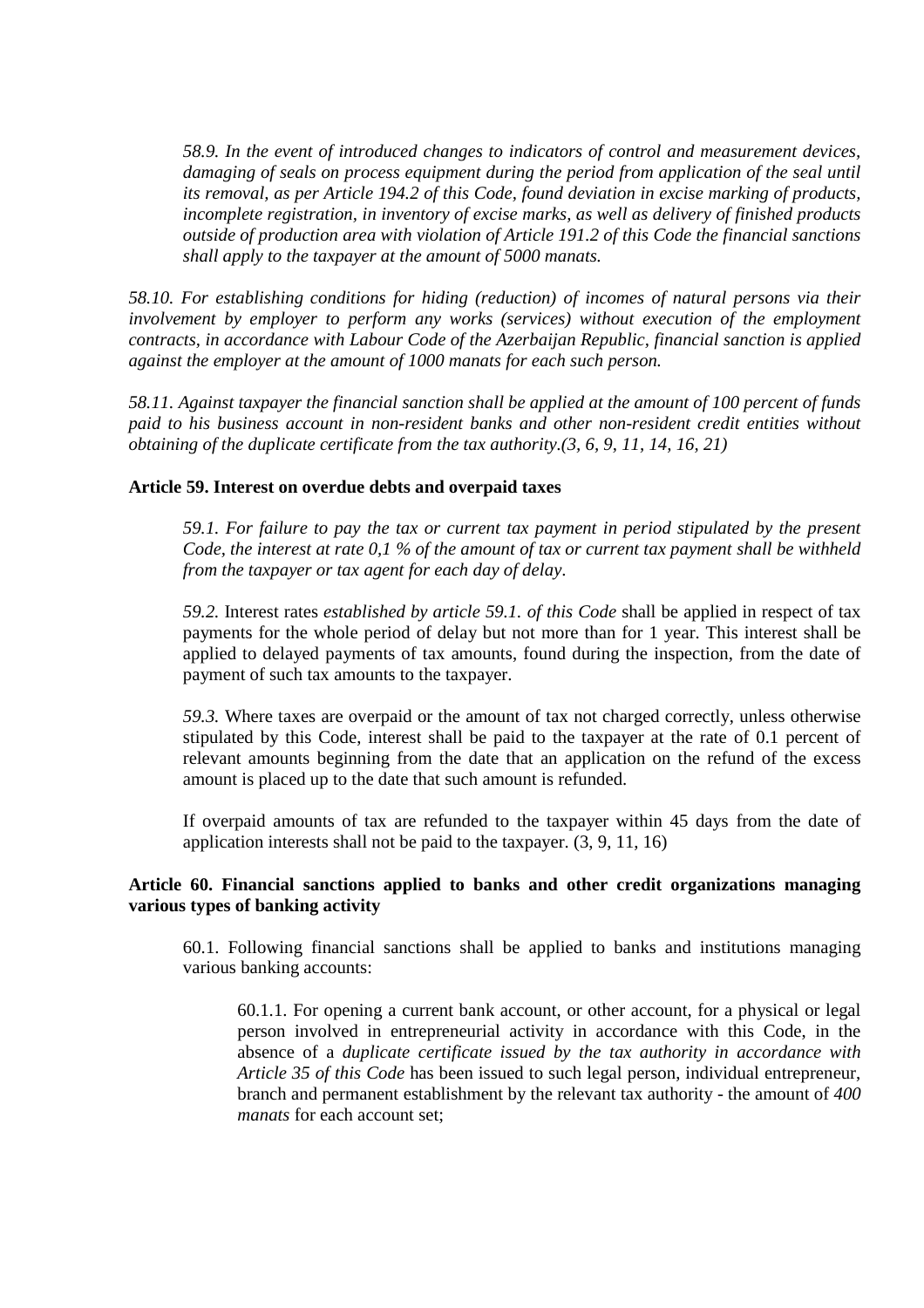*58.9. In the event of introduced changes to indicators of control and measurement devices, damaging of seals on process equipment during the period from application of the seal until its removal, as per Article 194.2 of this Code, found deviation in excise marking of products, incomplete registration, in inventory of excise marks, as well as delivery of finished products outside of production area with violation of Article 191.2 of this Code the financial sanctions shall apply to the taxpayer at the amount of 5000 manats.*

*58.10. For establishing conditions for hiding (reduction) of incomes of natural persons via their involvement by employer to perform any works (services) without execution of the employment contracts, in accordance with Labour Code of the Azerbaijan Republic, financial sanction is applied against the employer at the amount of 1000 manats for each such person.*

*58.11. Against taxpayer the financial sanction shall be applied at the amount of 100 percent of funds paid to his business account in non-resident banks and other non-resident credit entities without obtaining of the duplicate certificate from the tax authority.(3, 6, 9, 11, 14, 16, 21)*

**Article 59. Interest on overdue debts and overpaid taxes**

*59.1. For failure to pay the tax or current tax payment in period stipulated by the present Code, the interest at rate 0,1 % of the amount of tax or current tax payment shall be withheld from the taxpayer or tax agent for each day of delay.*

*59.2.* Interest rates *established by article 59.1. of this Code* shall be applied in respect of tax payments for the whole period of delay but not more than for 1 year. This interest shall be applied to delayed payments of tax amounts, found during the inspection, from the date of payment of such tax amounts to the taxpayer.

*59.3.* Where taxes are overpaid or the amount of tax not charged correctly, unless otherwise stipulated by this Code, interest shall be paid to the taxpayer at the rate of 0.1 percent of relevant amounts beginning from the date that an application on the refund of the excess amount is placed up to the date that such amount is refunded.

If overpaid amounts of tax are refunded to the taxpayer within 45 days from the date of application interests shall not be paid to the taxpayer. (3, 9, 11, 16)

**Article 60. Financial sanctions applied to banks and other credit organizations managing various types of banking activity**

60.1. Following financial sanctions shall be applied to banks and institutions managing various banking accounts:

60.1.1. For opening a current bank account, or other account, for a physical or legal person involved in entrepreneurial activity in accordance with this Code, in the absence of a *duplicate certificate issued by the tax authority in accordance with Article 35 of this Code* has been issued to such legal person, individual entrepreneur, branch and permanent establishment by the relevant tax authority - the amount of *400 manats* for each account set;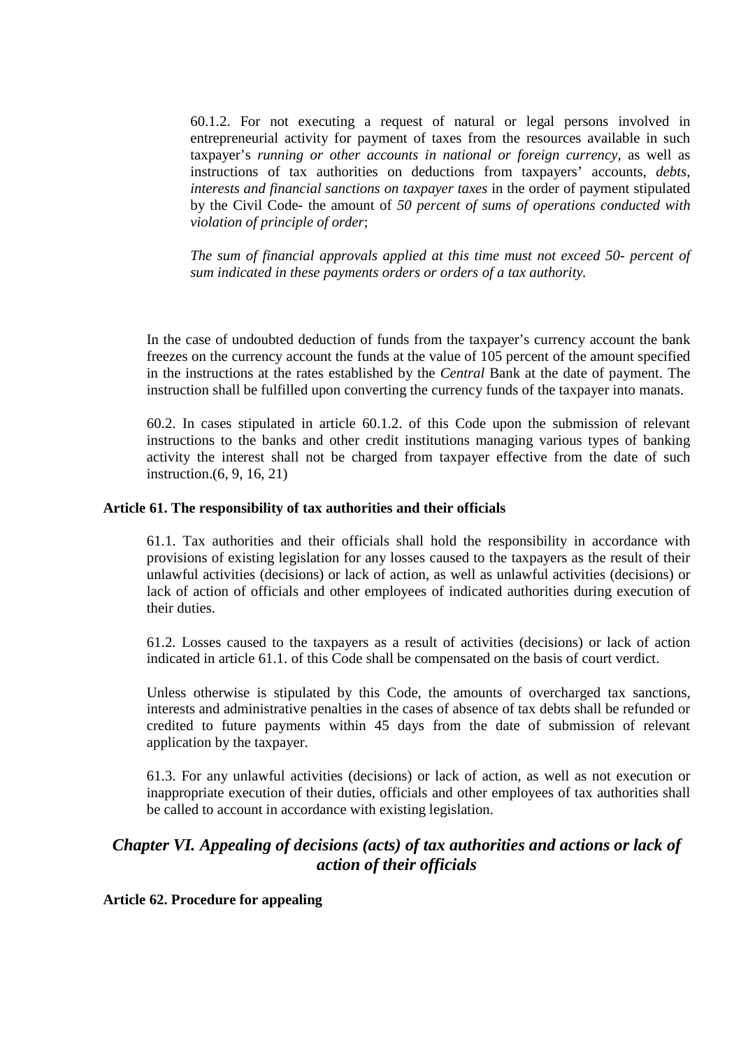60.1.2. For not executing a request of natural or legal persons involved in entrepreneurial activity for payment of taxes from the resources available in such taxpayer's *running or other accounts in national or foreign currency*, as well as instructions of tax authorities on deductions from taxpayers' accounts, *debts, interests and financial sanctions on taxpayer taxes* in the order of payment stipulated by the Civil Code- the amount of *50 percent of sums of operations conducted with violation of principle of order*;

*The sum of financial approvals applied at this time must not exceed 50- percent of sum indicated in these payments orders or orders of a tax authority.*

In the case of undoubted deduction of funds from the taxpayer's currency account the bank freezes on the currency account the funds at the value of 105 percent of the amount specified in the instructions at the rates established by the *Central* Bank at the date of payment. The instruction shall be fulfilled upon converting the currency funds of the taxpayer into manats.

60.2. In cases stipulated in article 60.1.2. of this Code upon the submission of relevant instructions to the banks and other credit institutions managing various types of banking activity the interest shall not be charged from taxpayer effective from the date of such instruction.(6, 9, 16, 21)

**Article 61. The responsibility of tax authorities and their officials**

61.1. Tax authorities and their officials shall hold the responsibility in accordance with provisions of existing legislation for any losses caused to the taxpayers as the result of their unlawful activities (decisions) or lack of action, as well as unlawful activities (decisions) or lack of action of officials and other employees of indicated authorities during execution of their duties.

61.2. Losses caused to the taxpayers as a result of activities (decisions) or lack of action indicated in article 61.1. of this Code shall be compensated on the basis of court verdict.

Unless otherwise is stipulated by this Code, the amounts of overcharged tax sanctions, interests and administrative penalties in the cases of absence of tax debts shall be refunded or credited to future payments within 45 days from the date of submission of relevant application by the taxpayer.

61.3. For any unlawful activities (decisions) or lack of action, as well as not execution or inappropriate execution of their duties, officials and other employees of tax authorities shall be called to account in accordance with existing legislation.

## *Chapter VI. Appealing of decisions (acts) of tax authorities and actions or lack of action of their officials*

**Article 62. Procedure for appealing**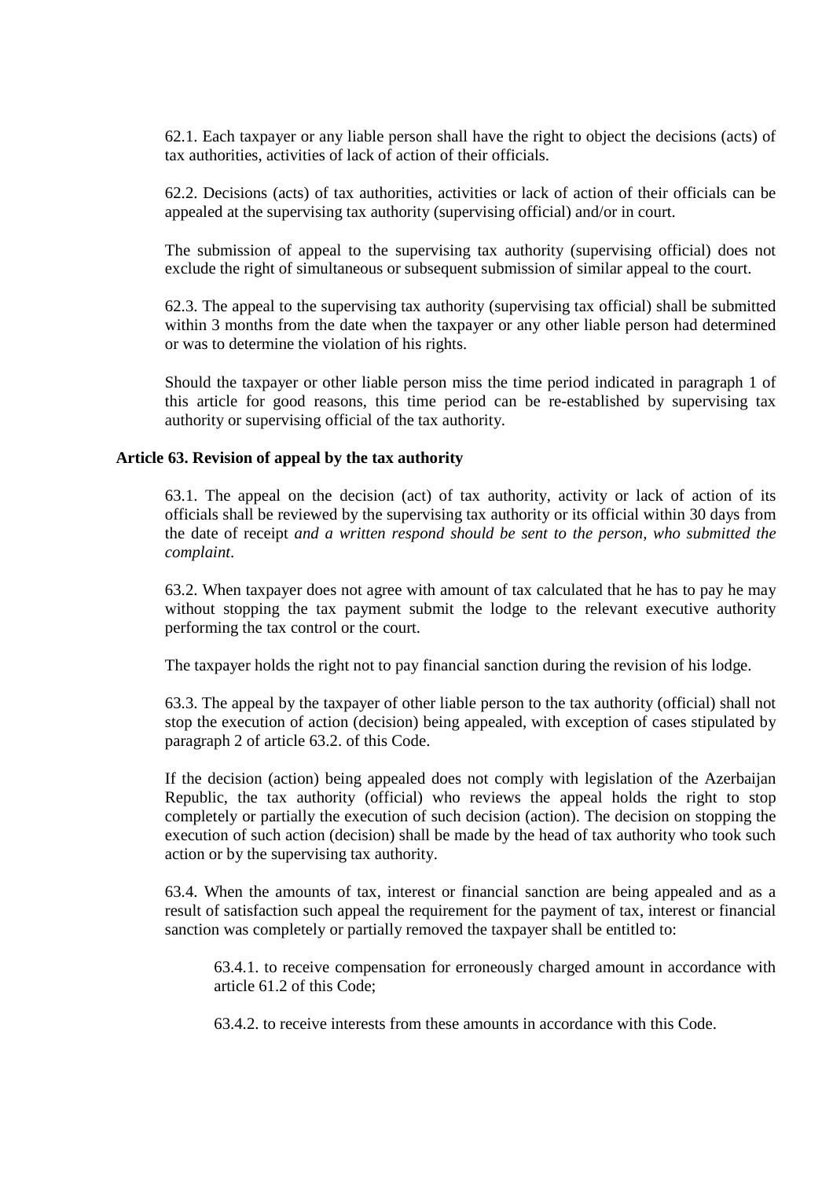62.1. Each taxpayer or any liable person shall have the right to object the decisions (acts) of tax authorities, activities of lack of action of their officials.

62.2. Decisions (acts) of tax authorities, activities or lack of action of their officials can be appealed at the supervising tax authority (supervising official) and/or in court.

The submission of appeal to the supervising tax authority (supervising official) does not exclude the right of simultaneous or subsequent submission of similar appeal to the court.

62.3. The appeal to the supervising tax authority (supervising tax official) shall be submitted within 3 months from the date when the taxpayer or any other liable person had determined or was to determine the violation of his rights.

Should the taxpayer or other liable person miss the time period indicated in paragraph 1 of this article for good reasons, this time period can be re-established by supervising tax authority or supervising official of the tax authority.

**Article 63. Revision of appeal by the tax authority**

63.1. The appeal on the decision (act) of tax authority, activity or lack of action of its officials shall be reviewed by the supervising tax authority or its official within 30 days from the date of receipt *and a written respond should be sent to the person, who submitted the complaint*.

63.2. When taxpayer does not agree with amount of tax calculated that he has to pay he may without stopping the tax payment submit the lodge to the relevant executive authority performing the tax control or the court.

The taxpayer holds the right not to pay financial sanction during the revision of his lodge.

63.3. The appeal by the taxpayer of other liable person to the tax authority (official) shall not stop the execution of action (decision) being appealed, with exception of cases stipulated by paragraph 2 of article 63.2. of this Code.

If the decision (action) being appealed does not comply with legislation of the Azerbaijan Republic, the tax authority (official) who reviews the appeal holds the right to stop completely or partially the execution of such decision (action). The decision on stopping the execution of such action (decision) shall be made by the head of tax authority who took such action or by the supervising tax authority.

63.4. When the amounts of tax, interest or financial sanction are being appealed and as a result of satisfaction such appeal the requirement for the payment of tax, interest or financial sanction was completely or partially removed the taxpayer shall be entitled to:

63.4.1. to receive compensation for erroneously charged amount in accordance with article 61.2 of this Code;

63.4.2. to receive interests from these amounts in accordance with this Code.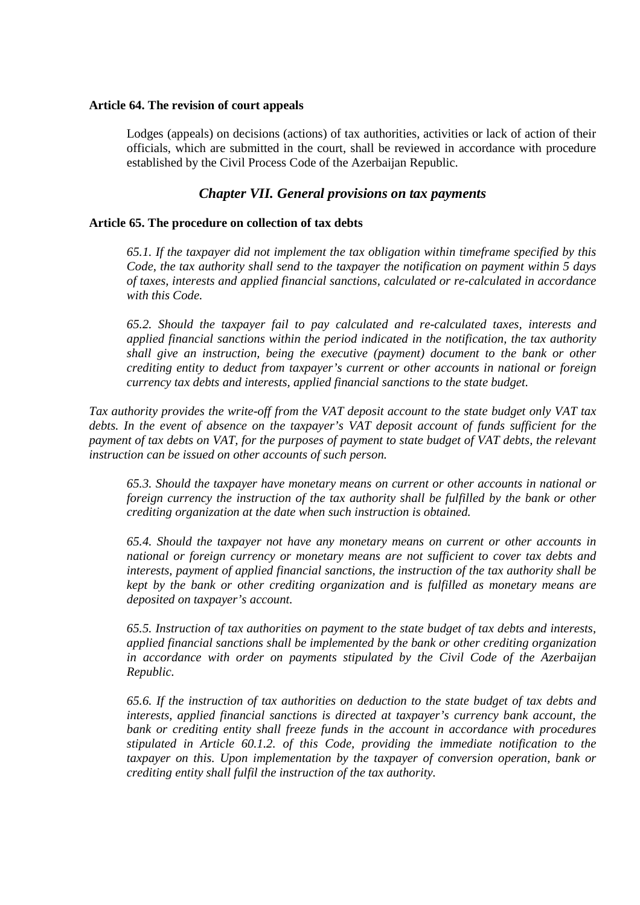**Article 64. The revision of court appeals**

Lodges (appeals) on decisions (actions) of tax authorities, activities or lack of action of their officials, which are submitted in the court, shall be reviewed in accordance with procedure established by the Civil Process Code of the Azerbaijan Republic.

## *Chapter VII. General provisions on tax payments*

**Article 65. The procedure on collection of tax debts**

*65.1. If the taxpayer did not implement the tax obligation within timeframe specified by this Code, the tax authority shall send to the taxpayer the notification on payment within 5 days of taxes, interests and applied financial sanctions, calculated or re-calculated in accordance with this Code.*

*65.2. Should the taxpayer fail to pay calculated and re-calculated taxes, interests and applied financial sanctions within the period indicated in the notification, the tax authority shall give an instruction, being the executive (payment) document to the bank or other crediting entity to deduct from taxpayer's current or other accounts in national or foreign currency tax debts and interests, applied financial sanctions to the state budget.*

*Tax authority provides the write-off from the VAT deposit account to the state budget only VAT tax debts. In the event of absence on the taxpayer's VAT deposit account of funds sufficient for the payment of tax debts on VAT, for the purposes of payment to state budget of VAT debts, the relevant instruction can be issued on other accounts of such person.*

*65.3. Should the taxpayer have monetary means on current or other accounts in national or foreign currency the instruction of the tax authority shall be fulfilled by the bank or other crediting organization at the date when such instruction is obtained.*

*65.4. Should the taxpayer not have any monetary means on current or other accounts in national or foreign currency or monetary means are not sufficient to cover tax debts and interests, payment of applied financial sanctions, the instruction of the tax authority shall be kept by the bank or other crediting organization and is fulfilled as monetary means are deposited on taxpayer's account.*

*65.5. Instruction of tax authorities on payment to the state budget of tax debts and interests, applied financial sanctions shall be implemented by the bank or other crediting organization in accordance with order on payments stipulated by the Civil Code of the Azerbaijan Republic.*

*65.6. If the instruction of tax authorities on deduction to the state budget of tax debts and interests, applied financial sanctions is directed at taxpayer's currency bank account, the bank or crediting entity shall freeze funds in the account in accordance with procedures stipulated in Article 60.1.2. of this Code, providing the immediate notification to the taxpayer on this. Upon implementation by the taxpayer of conversion operation, bank or crediting entity shall fulfil the instruction of the tax authority.*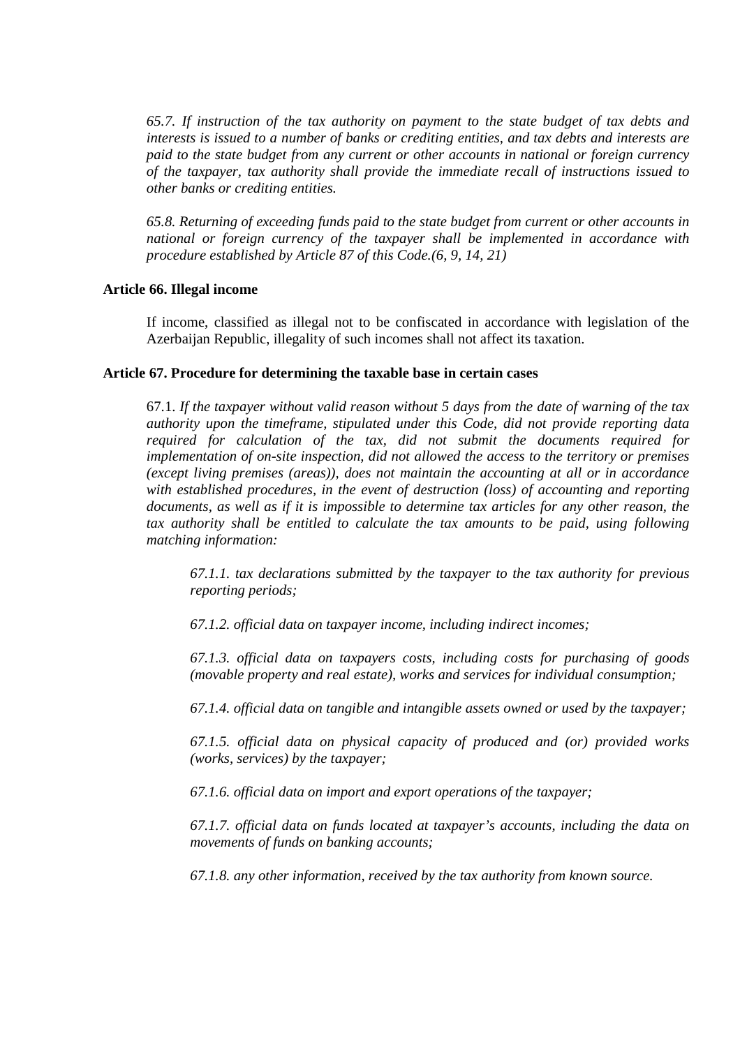*65.7. If instruction of the tax authority on payment to the state budget of tax debts and interests is issued to a number of banks or crediting entities, and tax debts and interests are paid to the state budget from any current or other accounts in national or foreign currency of the taxpayer, tax authority shall provide the immediate recall of instructions issued to other banks or crediting entities.*

*65.8. Returning of exceeding funds paid to the state budget from current or other accounts in national or foreign currency of the taxpayer shall be implemented in accordance with procedure established by Article 87 of this Code.(6, 9, 14, 21)*

**Article 66. Illegal income**

If income, classified as illegal not to be confiscated in accordance with legislation of the Azerbaijan Republic, illegality of such incomes shall not affect its taxation.

**Article 67. Procedure for determining the taxable base in certain cases**

67.1. *If the taxpayer without valid reason without 5 days from the date of warning of the tax authority upon the timeframe, stipulated under this Code, did not provide reporting data required for calculation of the tax, did not submit the documents required for implementation of on-site inspection, did not allowed the access to the territory or premises (except living premises (areas)), does not maintain the accounting at all or in accordance with established procedures, in the event of destruction (loss) of accounting and reporting documents, as well as if it is impossible to determine tax articles for any other reason, the tax authority shall be entitled to calculate the tax amounts to be paid, using following matching information:*

*67.1.1. tax declarations submitted by the taxpayer to the tax authority for previous reporting periods;*

*67.1.2. official data on taxpayer income, including indirect incomes;*

*67.1.3. official data on taxpayers costs, including costs for purchasing of goods (movable property and real estate), works and services for individual consumption;*

*67.1.4. official data on tangible and intangible assets owned or used by the taxpayer;*

*67.1.5. official data on physical capacity of produced and (or) provided works (works, services) by the taxpayer;*

*67.1.6. official data on import and export operations of the taxpayer;*

*67.1.7. official data on funds located at taxpayer's accounts, including the data on movements of funds on banking accounts;*

*67.1.8. any other information, received by the tax authority from known source.*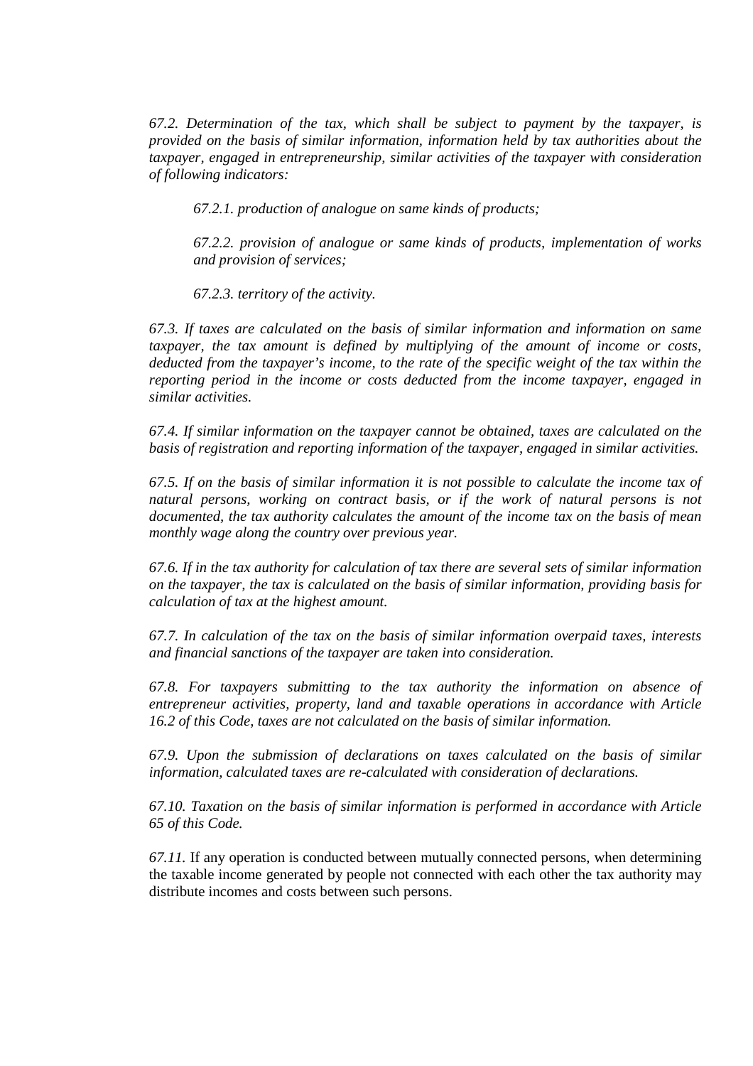*67.2. Determination of the tax, which shall be subject to payment by the taxpayer, is provided on the basis of similar information, information held by tax authorities about the taxpayer, engaged in entrepreneurship, similar activities of the taxpayer with consideration of following indicators:*

> *67.2.1. production of analogue on same kinds of products;*
>
> *67.2.2. provision of analogue or same kinds of products, implementation of works and provision of services;*
>
> *67.2.3. territory of the activity.*

*67.3. If taxes are calculated on the basis of similar information and information on same taxpayer, the tax amount is defined by multiplying of the amount of income or costs, deducted from the taxpayer's income, to the rate of the specific weight of the tax within the reporting period in the income or costs deducted from the income taxpayer, engaged in similar activities.*

*67.4. If similar information on the taxpayer cannot be obtained, taxes are calculated on the basis of registration and reporting information of the taxpayer, engaged in similar activities.*

*67.5. If on the basis of similar information it is not possible to calculate the income tax of natural persons, working on contract basis, or if the work of natural persons is not documented, the tax authority calculates the amount of the income tax on the basis of mean monthly wage along the country over previous year.*

*67.6. If in the tax authority for calculation of tax there are several sets of similar information on the taxpayer, the tax is calculated on the basis of similar information, providing basis for calculation of tax at the highest amount.*

*67.7. In calculation of the tax on the basis of similar information overpaid taxes, interests and financial sanctions of the taxpayer are taken into consideration.*

*67.8. For taxpayers submitting to the tax authority the information on absence of entrepreneur activities, property, land and taxable operations in accordance with Article 16.2 of this Code, taxes are not calculated on the basis of similar information.*

*67.9. Upon the submission of declarations on taxes calculated on the basis of similar information, calculated taxes are re-calculated with consideration of declarations.*

*67.10. Taxation on the basis of similar information is performed in accordance with Article 65 of this Code.*

*67.11.* If any operation is conducted between mutually connected persons, when determining the taxable income generated by people not connected with each other the tax authority may distribute incomes and costs between such persons.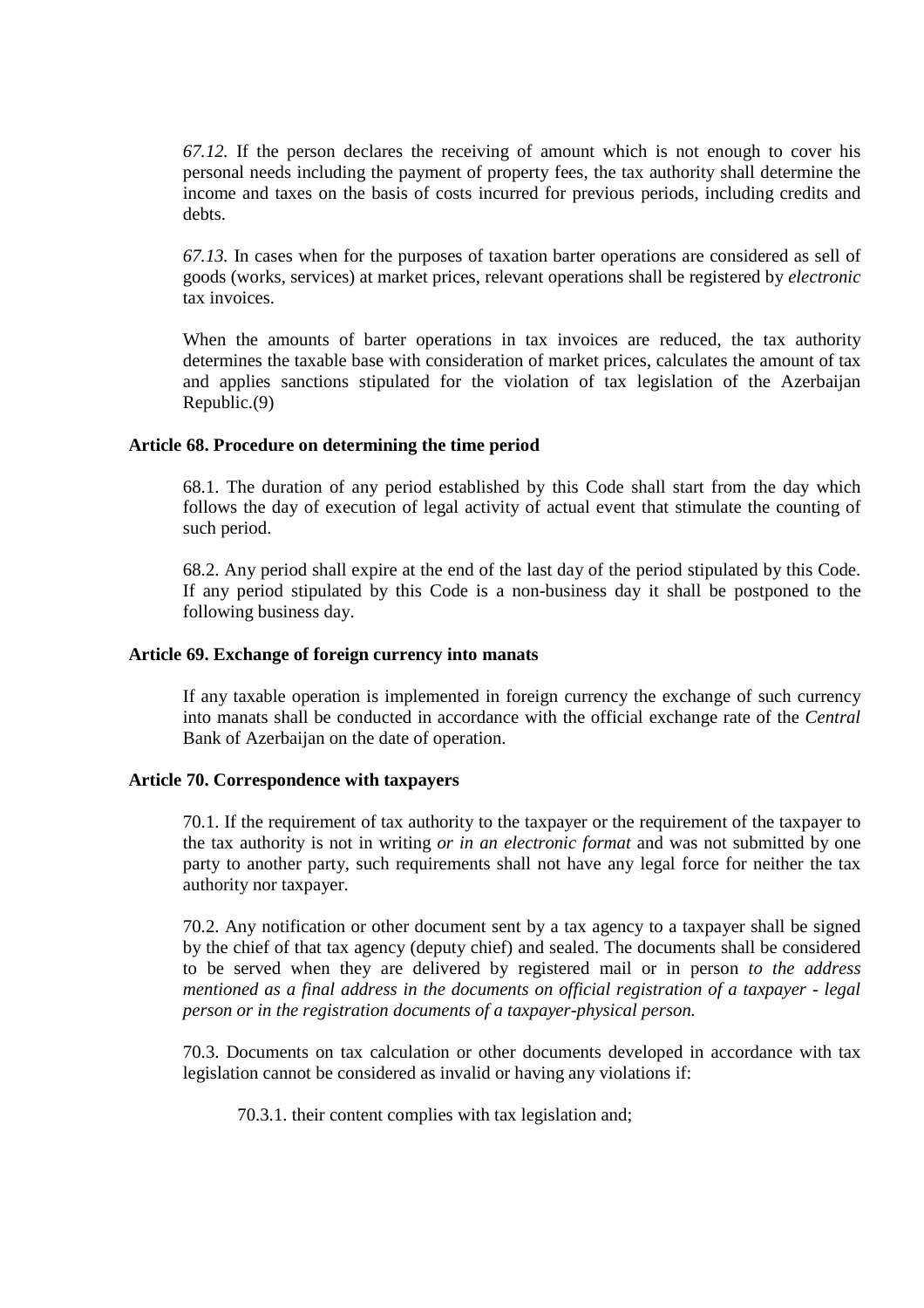*67.12.* If the person declares the receiving of amount which is not enough to cover his personal needs including the payment of property fees, the tax authority shall determine the income and taxes on the basis of costs incurred for previous periods, including credits and debts.

*67.13.* In cases when for the purposes of taxation barter operations are considered as sell of goods (works, services) at market prices, relevant operations shall be registered by *electronic* tax invoices.

When the amounts of barter operations in tax invoices are reduced, the tax authority determines the taxable base with consideration of market prices, calculates the amount of tax and applies sanctions stipulated for the violation of tax legislation of the Azerbaijan Republic.(9)

**Article 68. Procedure on determining the time period**

68.1. The duration of any period established by this Code shall start from the day which follows the day of execution of legal activity of actual event that stimulate the counting of such period.

68.2. Any period shall expire at the end of the last day of the period stipulated by this Code. If any period stipulated by this Code is a non-business day it shall be postponed to the following business day.

**Article 69. Exchange of foreign currency into manats**

If any taxable operation is implemented in foreign currency the exchange of such currency into manats shall be conducted in accordance with the official exchange rate of the *Central* Bank of Azerbaijan on the date of operation.

**Article 70. Correspondence with taxpayers**

70.1. If the requirement of tax authority to the taxpayer or the requirement of the taxpayer to the tax authority is not in writing *or in an electronic format* and was not submitted by one party to another party, such requirements shall not have any legal force for neither the tax authority nor taxpayer.

70.2. Any notification or other document sent by a tax agency to a taxpayer shall be signed by the chief of that tax agency (deputy chief) and sealed. The documents shall be considered to be served when they are delivered by registered mail or in person *to the address mentioned as a final address in the documents on official registration of a taxpayer - legal person or in the registration documents of a taxpayer-physical person.*

70.3. Documents on tax calculation or other documents developed in accordance with tax legislation cannot be considered as invalid or having any violations if:

70.3.1. their content complies with tax legislation and;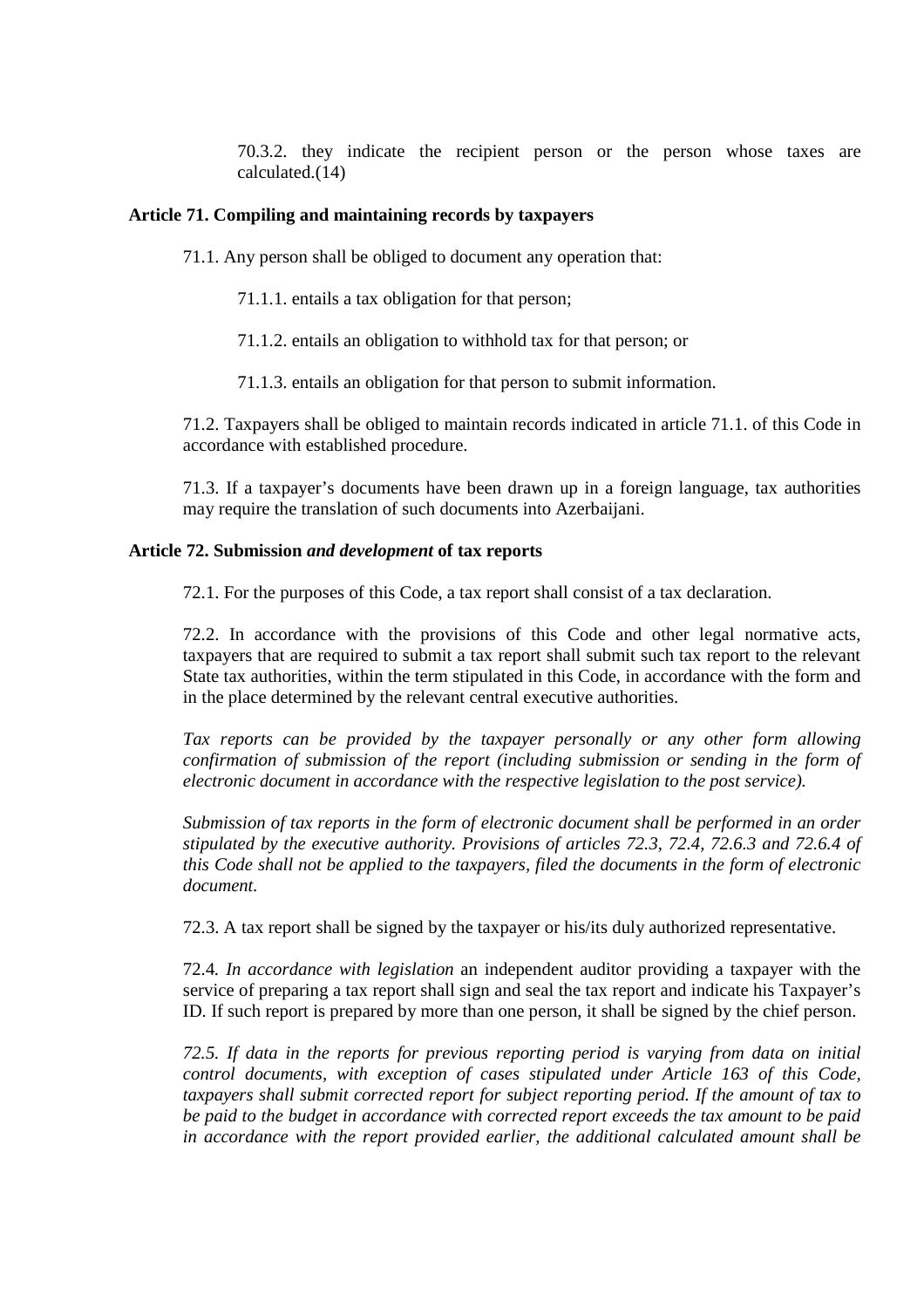70.3.2. they indicate the recipient person or the person whose taxes are calculated.(14)

**Article 71. Compiling and maintaining records by taxpayers**

71.1. Any person shall be obliged to document any operation that:

71.1.1. entails a tax obligation for that person;

71.1.2. entails an obligation to withhold tax for that person; or

71.1.3. entails an obligation for that person to submit information.

71.2. Taxpayers shall be obliged to maintain records indicated in article 71.1. of this Code in accordance with established procedure.

71.3. If a taxpayer's documents have been drawn up in a foreign language, tax authorities may require the translation of such documents into Azerbaijani.

**Article 72. Submission *and development* of tax reports**

72.1. For the purposes of this Code, a tax report shall consist of a tax declaration.

72.2. In accordance with the provisions of this Code and other legal normative acts, taxpayers that are required to submit a tax report shall submit such tax report to the relevant State tax authorities, within the term stipulated in this Code, in accordance with the form and in the place determined by the relevant central executive authorities.

*Tax reports can be provided by the taxpayer personally or any other form allowing confirmation of submission of the report (including submission or sending in the form of electronic document in accordance with the respective legislation to the post service).*

*Submission of tax reports in the form of electronic document shall be performed in an order stipulated by the executive authority. Provisions of articles 72.3, 72.4, 72.6.3 and 72.6.4 of this Code shall not be applied to the taxpayers, filed the documents in the form of electronic document.*

72.3. A tax report shall be signed by the taxpayer or his/its duly authorized representative.

72.4. *In accordance with legislation* an independent auditor providing a taxpayer with the service of preparing a tax report shall sign and seal the tax report and indicate his Taxpayer's ID. If such report is prepared by more than one person, it shall be signed by the chief person.

*72.5. If data in the reports for previous reporting period is varying from data on initial control documents, with exception of cases stipulated under Article 163 of this Code, taxpayers shall submit corrected report for subject reporting period. If the amount of tax to be paid to the budget in accordance with corrected report exceeds the tax amount to be paid in accordance with the report provided earlier, the additional calculated amount shall be*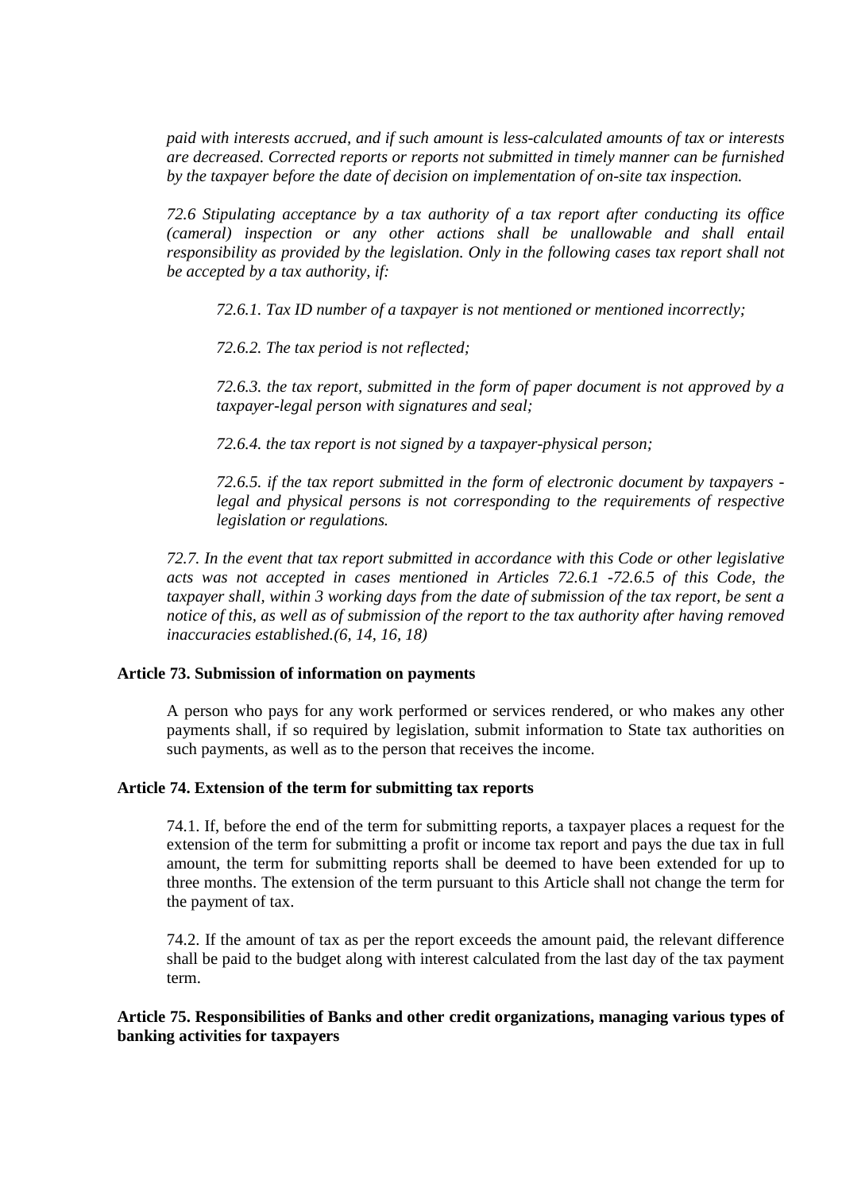*paid with interests accrued, and if such amount is less-calculated amounts of tax or interests are decreased. Corrected reports or reports not submitted in timely manner can be furnished by the taxpayer before the date of decision on implementation of on-site tax inspection.*

*72.6 Stipulating acceptance by a tax authority of a tax report after conducting its office (cameral) inspection or any other actions shall be unallowable and shall entail responsibility as provided by the legislation. Only in the following cases tax report shall not be accepted by a tax authority, if:*

> *72.6.1. Tax ID number of a taxpayer is not mentioned or mentioned incorrectly;*
>
> *72.6.2. The tax period is not reflected;*
>
> *72.6.3. the tax report, submitted in the form of paper document is not approved by a taxpayer-legal person with signatures and seal;*
>
> *72.6.4. the tax report is not signed by a taxpayer-physical person;*
>
> *72.6.5. if the tax report submitted in the form of electronic document by taxpayers - legal and physical persons is not corresponding to the requirements of respective legislation or regulations.*

*72.7. In the event that tax report submitted in accordance with this Code or other legislative acts was not accepted in cases mentioned in Articles 72.6.1 -72.6.5 of this Code, the taxpayer shall, within 3 working days from the date of submission of the tax report, be sent a notice of this, as well as of submission of the report to the tax authority after having removed inaccuracies established.(6, 14, 16, 18)*

**Article 73. Submission of information on payments**

A person who pays for any work performed or services rendered, or who makes any other payments shall, if so required by legislation, submit information to State tax authorities on such payments, as well as to the person that receives the income.

**Article 74. Extension of the term for submitting tax reports**

74.1. If, before the end of the term for submitting reports, a taxpayer places a request for the extension of the term for submitting a profit or income tax report and pays the due tax in full amount, the term for submitting reports shall be deemed to have been extended for up to three months. The extension of the term pursuant to this Article shall not change the term for the payment of tax.

74.2. If the amount of tax as per the report exceeds the amount paid, the relevant difference shall be paid to the budget along with interest calculated from the last day of the tax payment term.

**Article 75. Responsibilities of Banks and other credit organizations, managing various types of banking activities for taxpayers**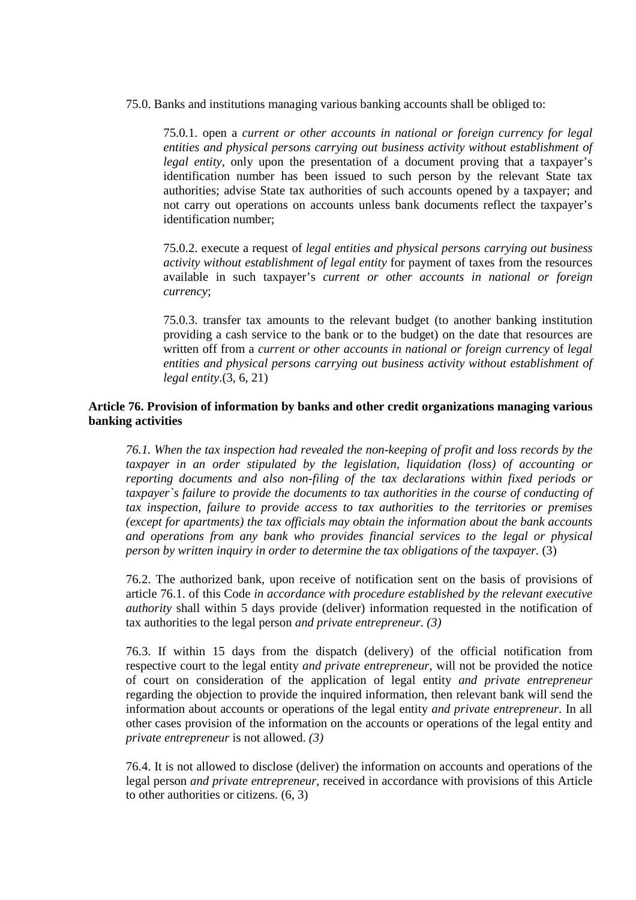75.0. Banks and institutions managing various banking accounts shall be obliged to:

75.0.1. open a *current or other accounts in national or foreign currency for legal entities and physical persons carrying out business activity without establishment of legal entity*, only upon the presentation of a document proving that a taxpayer's identification number has been issued to such person by the relevant State tax authorities; advise State tax authorities of such accounts opened by a taxpayer; and not carry out operations on accounts unless bank documents reflect the taxpayer's identification number;

75.0.2. execute a request of *legal entities and physical persons carrying out business activity without establishment of legal entity* for payment of taxes from the resources available in such taxpayer's *current or other accounts in national or foreign currency*;

75.0.3. transfer tax amounts to the relevant budget (to another banking institution providing a cash service to the bank or to the budget) on the date that resources are written off from a *current or other accounts in national or foreign currency* of *legal entities and physical persons carrying out business activity without establishment of legal entity*.(3, 6, 21)

**Article 76. Provision of information by banks and other credit organizations managing various banking activities**

*76.1. When the tax inspection had revealed the non-keeping of profit and loss records by the taxpayer in an order stipulated by the legislation, liquidation (loss) of accounting or reporting documents and also non-filing of the tax declarations within fixed periods or taxpayer`s failure to provide the documents to tax authorities in the course of conducting of tax inspection, failure to provide access to tax authorities to the territories or premises (except for apartments) the tax officials may obtain the information about the bank accounts and operations from any bank who provides financial services to the legal or physical person by written inquiry in order to determine the tax obligations of the taxpayer.* (3)

76.2. The authorized bank, upon receive of notification sent on the basis of provisions of article 76.1. of this Code *in accordance with procedure established by the relevant executive authority* shall within 5 days provide (deliver) information requested in the notification of tax authorities to the legal person *and private entrepreneur*. *(3)*

76.3. If within 15 days from the dispatch (delivery) of the official notification from respective court to the legal entity *and private entrepreneur,* will not be provided the notice of court on consideration of the application of legal entity *and private entrepreneur* regarding the objection to provide the inquired information, then relevant bank will send the information about accounts or operations of the legal entity *and private entrepreneur*. In all other cases provision of the information on the accounts or operations of the legal entity and *private entrepreneur* is not allowed. *(3)*

76.4. It is not allowed to disclose (deliver) the information on accounts and operations of the legal person *and private entrepreneur*, received in accordance with provisions of this Article to other authorities or citizens. (6, 3)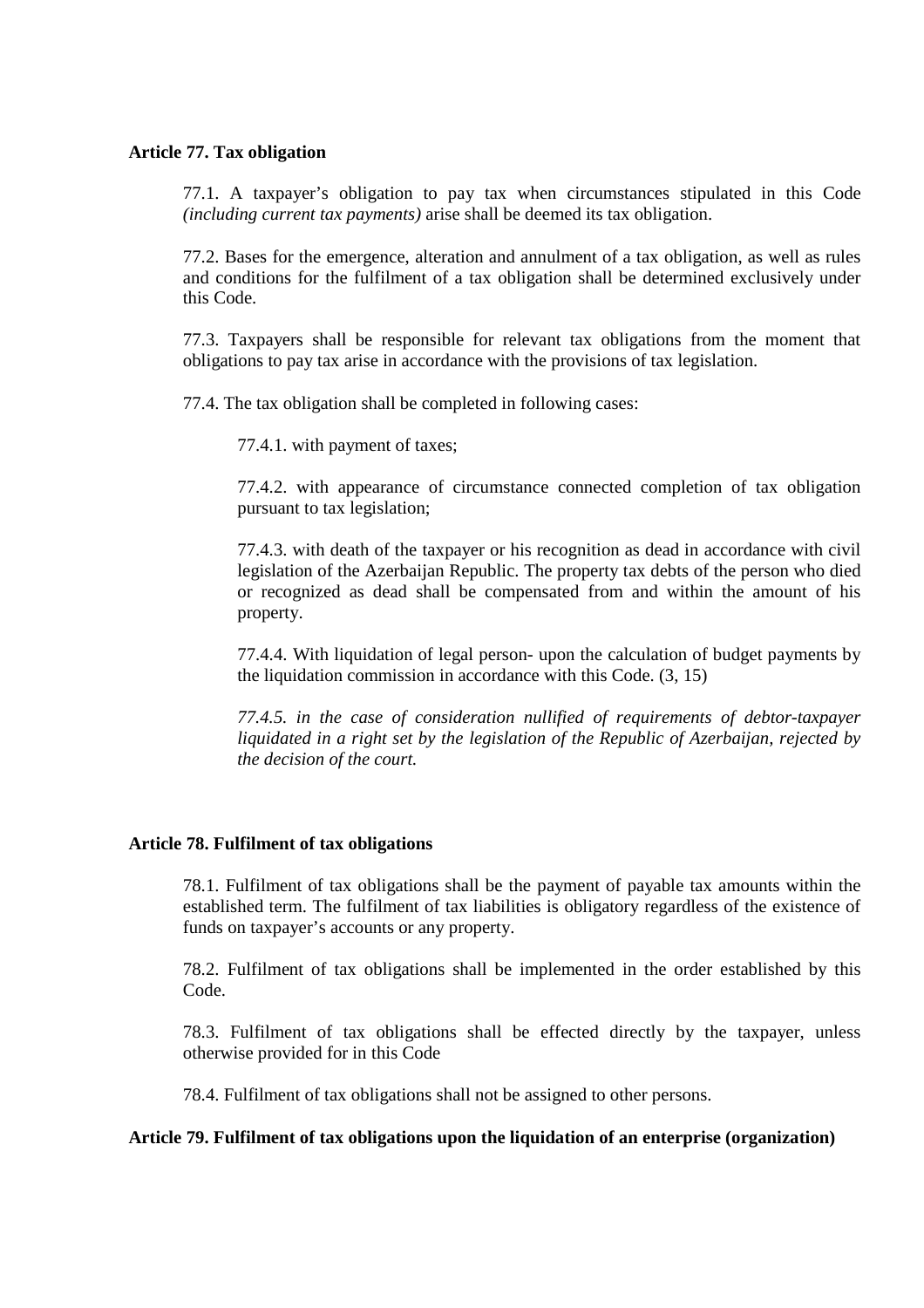**Article 77. Tax obligation**

77.1. A taxpayer's obligation to pay tax when circumstances stipulated in this Code *(including current tax payments)* arise shall be deemed its tax obligation.

77.2. Bases for the emergence, alteration and annulment of a tax obligation, as well as rules and conditions for the fulfilment of a tax obligation shall be determined exclusively under this Code.

77.3. Taxpayers shall be responsible for relevant tax obligations from the moment that obligations to pay tax arise in accordance with the provisions of tax legislation.

77.4. The tax obligation shall be completed in following cases:

77.4.1. with payment of taxes;

77.4.2. with appearance of circumstance connected completion of tax obligation pursuant to tax legislation;

77.4.3. with death of the taxpayer or his recognition as dead in accordance with civil legislation of the Azerbaijan Republic. The property tax debts of the person who died or recognized as dead shall be compensated from and within the amount of his property.

77.4.4. With liquidation of legal person- upon the calculation of budget payments by the liquidation commission in accordance with this Code. (3, 15)

*77.4.5. in the case of consideration nullified of requirements of debtor-taxpayer liquidated in a right set by the legislation of the Republic of Azerbaijan, rejected by the decision of the court.*

**Article 78. Fulfilment of tax obligations**

78.1. Fulfilment of tax obligations shall be the payment of payable tax amounts within the established term. The fulfilment of tax liabilities is obligatory regardless of the existence of funds on taxpayer's accounts or any property.

78.2. Fulfilment of tax obligations shall be implemented in the order established by this Code.

78.3. Fulfilment of tax obligations shall be effected directly by the taxpayer, unless otherwise provided for in this Code

78.4. Fulfilment of tax obligations shall not be assigned to other persons.

**Article 79. Fulfilment of tax obligations upon the liquidation of an enterprise (organization)**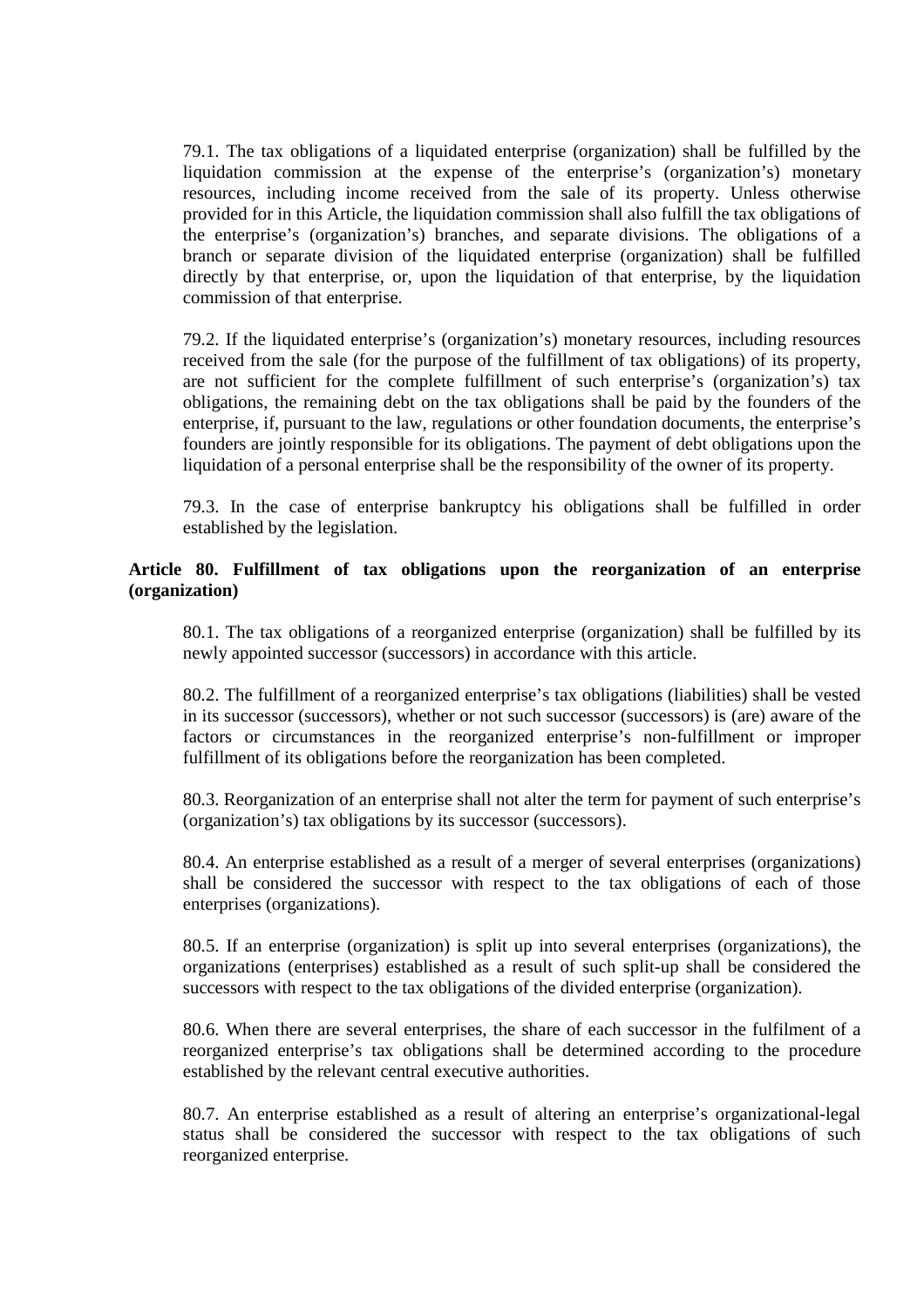79.1. The tax obligations of a liquidated enterprise (organization) shall be fulfilled by the liquidation commission at the expense of the enterprise's (organization's) monetary resources, including income received from the sale of its property. Unless otherwise provided for in this Article, the liquidation commission shall also fulfill the tax obligations of the enterprise's (organization's) branches, and separate divisions. The obligations of a branch or separate division of the liquidated enterprise (organization) shall be fulfilled directly by that enterprise, or, upon the liquidation of that enterprise, by the liquidation commission of that enterprise.

79.2. If the liquidated enterprise's (organization's) monetary resources, including resources received from the sale (for the purpose of the fulfillment of tax obligations) of its property, are not sufficient for the complete fulfillment of such enterprise's (organization's) tax obligations, the remaining debt on the tax obligations shall be paid by the founders of the enterprise, if, pursuant to the law, regulations or other foundation documents, the enterprise's founders are jointly responsible for its obligations. The payment of debt obligations upon the liquidation of a personal enterprise shall be the responsibility of the owner of its property.

79.3. In the case of enterprise bankruptcy his obligations shall be fulfilled in order established by the legislation.

**Article 80. Fulfillment of tax obligations upon the reorganization of an enterprise (organization)**

80.1. The tax obligations of a reorganized enterprise (organization) shall be fulfilled by its newly appointed successor (successors) in accordance with this article.

80.2. The fulfillment of a reorganized enterprise's tax obligations (liabilities) shall be vested in its successor (successors), whether or not such successor (successors) is (are) aware of the factors or circumstances in the reorganized enterprise's non-fulfillment or improper fulfillment of its obligations before the reorganization has been completed.

80.3. Reorganization of an enterprise shall not alter the term for payment of such enterprise's (organization's) tax obligations by its successor (successors).

80.4. An enterprise established as a result of a merger of several enterprises (organizations) shall be considered the successor with respect to the tax obligations of each of those enterprises (organizations).

80.5. If an enterprise (organization) is split up into several enterprises (organizations), the organizations (enterprises) established as a result of such split-up shall be considered the successors with respect to the tax obligations of the divided enterprise (organization).

80.6. When there are several enterprises, the share of each successor in the fulfilment of a reorganized enterprise's tax obligations shall be determined according to the procedure established by the relevant central executive authorities.

80.7. An enterprise established as a result of altering an enterprise's organizational-legal status shall be considered the successor with respect to the tax obligations of such reorganized enterprise.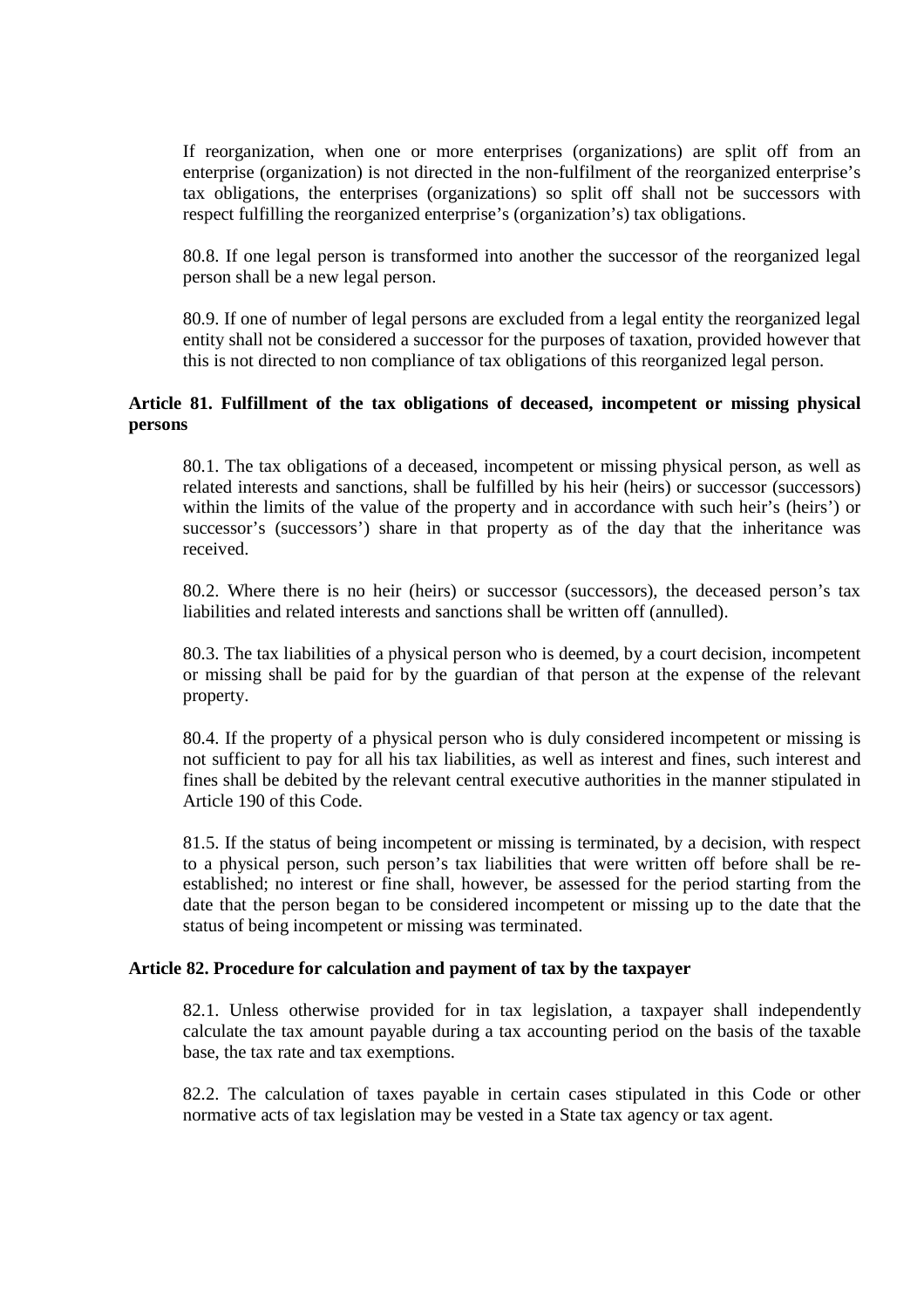If reorganization, when one or more enterprises (organizations) are split off from an enterprise (organization) is not directed in the non-fulfilment of the reorganized enterprise's tax obligations, the enterprises (organizations) so split off shall not be successors with respect fulfilling the reorganized enterprise's (organization's) tax obligations.

80.8. If one legal person is transformed into another the successor of the reorganized legal person shall be a new legal person.

80.9. If one of number of legal persons are excluded from a legal entity the reorganized legal entity shall not be considered a successor for the purposes of taxation, provided however that this is not directed to non compliance of tax obligations of this reorganized legal person.

### Article 81. Fulfillment of the tax obligations of deceased, incompetent or missing physical persons

80.1. The tax obligations of a deceased, incompetent or missing physical person, as well as related interests and sanctions, shall be fulfilled by his heir (heirs) or successor (successors) within the limits of the value of the property and in accordance with such heir's (heirs') or successor's (successors') share in that property as of the day that the inheritance was received.

80.2. Where there is no heir (heirs) or successor (successors), the deceased person's tax liabilities and related interests and sanctions shall be written off (annulled).

80.3. The tax liabilities of a physical person who is deemed, by a court decision, incompetent or missing shall be paid for by the guardian of that person at the expense of the relevant property.

80.4. If the property of a physical person who is duly considered incompetent or missing is not sufficient to pay for all his tax liabilities, as well as interest and fines, such interest and fines shall be debited by the relevant central executive authorities in the manner stipulated in Article 190 of this Code.

81.5. If the status of being incompetent or missing is terminated, by a decision, with respect to a physical person, such person's tax liabilities that were written off before shall be re-established; no interest or fine shall, however, be assessed for the period starting from the date that the person began to be considered incompetent or missing up to the date that the status of being incompetent or missing was terminated.

### Article 82. Procedure for calculation and payment of tax by the taxpayer

82.1. Unless otherwise provided for in tax legislation, a taxpayer shall independently calculate the tax amount payable during a tax accounting period on the basis of the taxable base, the tax rate and tax exemptions.

82.2. The calculation of taxes payable in certain cases stipulated in this Code or other normative acts of tax legislation may be vested in a State tax agency or tax agent.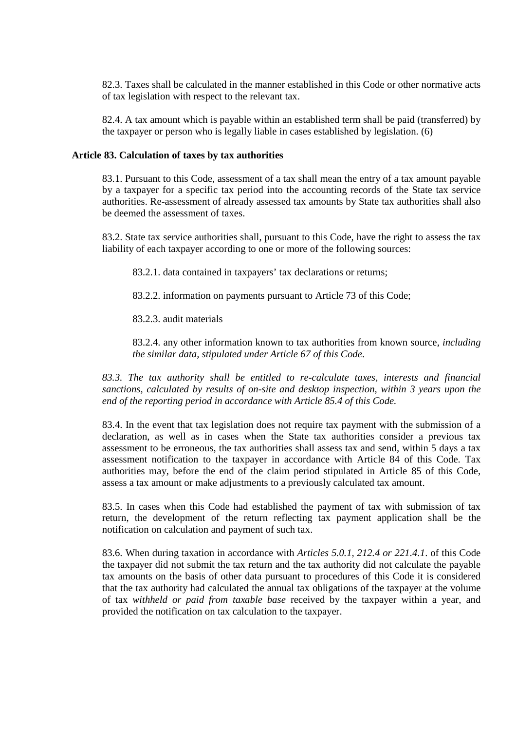82.3. Taxes shall be calculated in the manner established in this Code or other normative acts of tax legislation with respect to the relevant tax.

82.4. A tax amount which is payable within an established term shall be paid (transferred) by the taxpayer or person who is legally liable in cases established by legislation. (6)

### Article 83. Calculation of taxes by tax authorities

83.1. Pursuant to this Code, assessment of a tax shall mean the entry of a tax amount payable by a taxpayer for a specific tax period into the accounting records of the State tax service authorities. Re-assessment of already assessed tax amounts by State tax authorities shall also be deemed the assessment of taxes.

83.2. State tax service authorities shall, pursuant to this Code, have the right to assess the tax liability of each taxpayer according to one or more of the following sources:

83.2.1. data contained in taxpayers' tax declarations or returns;

83.2.2. information on payments pursuant to Article 73 of this Code;

83.2.3. audit materials

83.2.4. any other information known to tax authorities from known source, *including the similar data, stipulated under Article 67 of this Code.*

*83.3. The tax authority shall be entitled to re-calculate taxes, interests and financial sanctions, calculated by results of on-site and desktop inspection, within 3 years upon the end of the reporting period in accordance with Article 85.4 of this Code.*

83.4. In the event that tax legislation does not require tax payment with the submission of a declaration, as well as in cases when the State tax authorities consider a previous tax assessment to be erroneous, the tax authorities shall assess tax and send, within 5 days a tax assessment notification to the taxpayer in accordance with Article 84 of this Code. Tax authorities may, before the end of the claim period stipulated in Article 85 of this Code, assess a tax amount or make adjustments to a previously calculated tax amount.

83.5. In cases when this Code had established the payment of tax with submission of tax return, the development of the return reflecting tax payment application shall be the notification on calculation and payment of such tax.

83.6. When during taxation in accordance with *Articles 5.0.1, 212.4 or 221.4.1.* of this Code the taxpayer did not submit the tax return and the tax authority did not calculate the payable tax amounts on the basis of other data pursuant to procedures of this Code it is considered that the tax authority had calculated the annual tax obligations of the taxpayer at the volume of tax *withheld or paid from taxable base* received by the taxpayer within a year, and provided the notification on tax calculation to the taxpayer.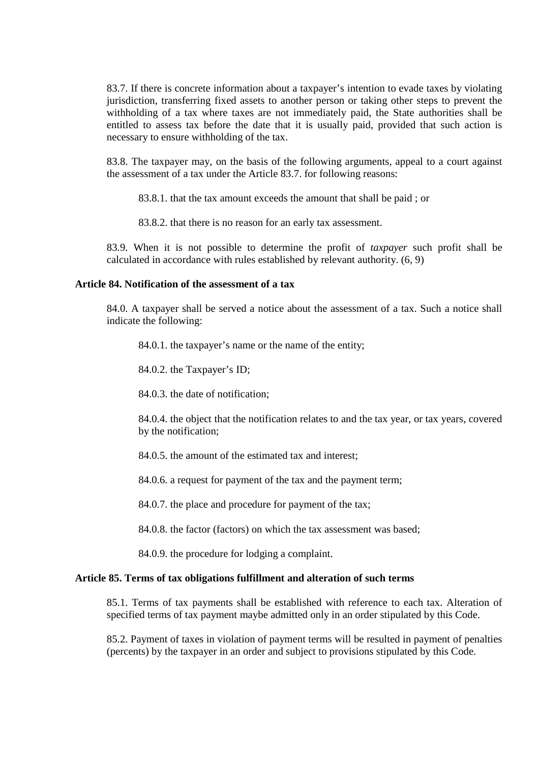83.7. If there is concrete information about a taxpayer's intention to evade taxes by violating jurisdiction, transferring fixed assets to another person or taking other steps to prevent the withholding of a tax where taxes are not immediately paid, the State authorities shall be entitled to assess tax before the date that it is usually paid, provided that such action is necessary to ensure withholding of the tax.

83.8. The taxpayer may, on the basis of the following arguments, appeal to a court against the assessment of a tax under the Article 83.7. for following reasons:

83.8.1. that the tax amount exceeds the amount that shall be paid ; or

83.8.2. that there is no reason for an early tax assessment.

83.9. When it is not possible to determine the profit of *taxpayer* such profit shall be calculated in accordance with rules established by relevant authority. (6, 9)

### Article 84. Notification of the assessment of a tax

84.0. A taxpayer shall be served a notice about the assessment of a tax. Such a notice shall indicate the following:

84.0.1. the taxpayer's name or the name of the entity;

84.0.2. the Taxpayer's ID;

84.0.3. the date of notification;

84.0.4. the object that the notification relates to and the tax year, or tax years, covered by the notification;

84.0.5. the amount of the estimated tax and interest;

84.0.6. a request for payment of the tax and the payment term;

84.0.7. the place and procedure for payment of the tax;

84.0.8. the factor (factors) on which the tax assessment was based;

84.0.9. the procedure for lodging a complaint.

### Article 85. Terms of tax obligations fulfillment and alteration of such terms

85.1. Terms of tax payments shall be established with reference to each tax. Alteration of specified terms of tax payment maybe admitted only in an order stipulated by this Code.

85.2. Payment of taxes in violation of payment terms will be resulted in payment of penalties (percents) by the taxpayer in an order and subject to provisions stipulated by this Code.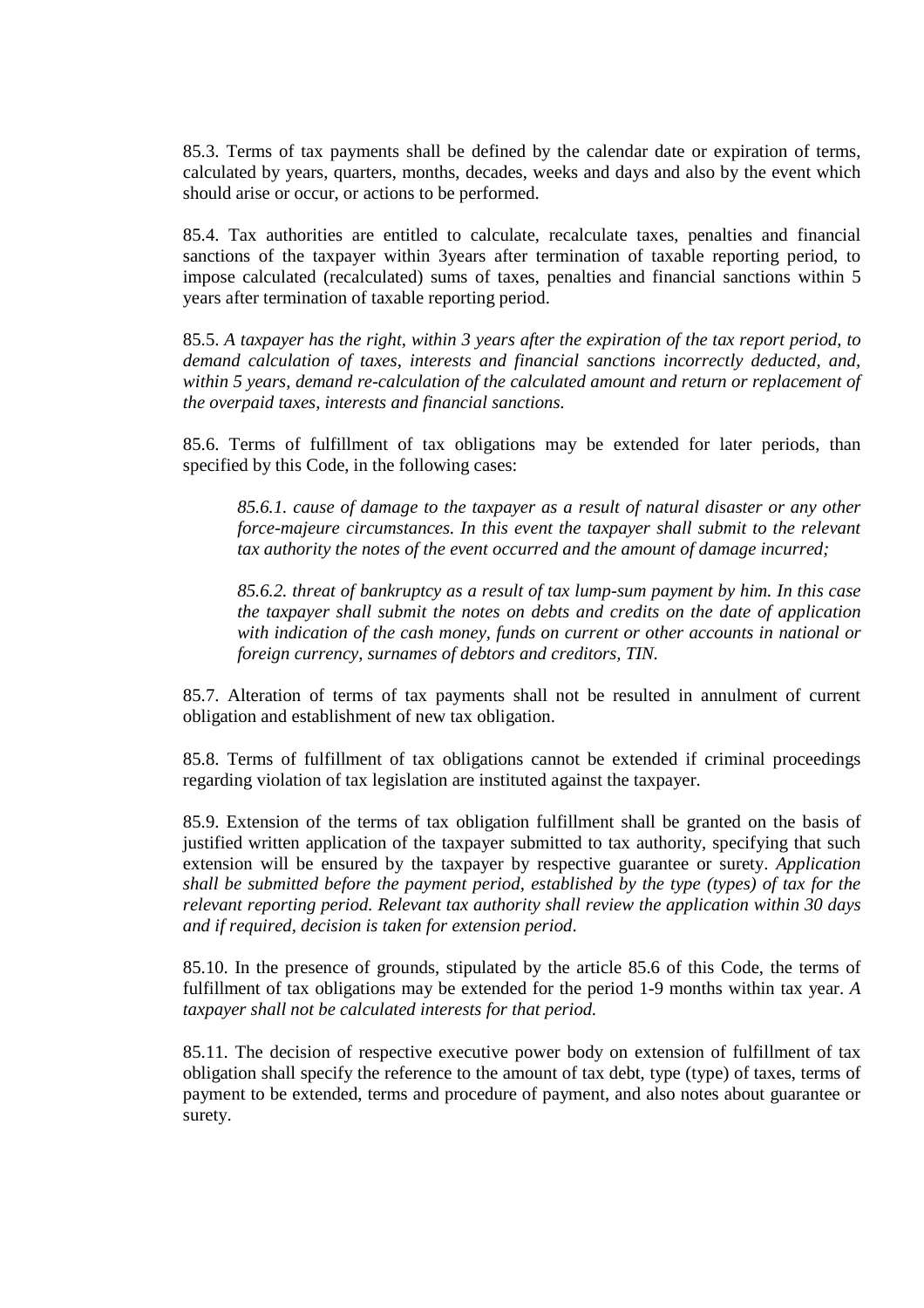85.3. Terms of tax payments shall be defined by the calendar date or expiration of terms, calculated by years, quarters, months, decades, weeks and days and also by the event which should arise or occur, or actions to be performed.

85.4. Tax authorities are entitled to calculate, recalculate taxes, penalties and financial sanctions of the taxpayer within 3years after termination of taxable reporting period, to impose calculated (recalculated) sums of taxes, penalties and financial sanctions within 5 years after termination of taxable reporting period.

85.5. *A taxpayer has the right, within 3 years after the expiration of the tax report period, to demand calculation of taxes, interests and financial sanctions incorrectly deducted, and, within 5 years, demand re-calculation of the calculated amount and return or replacement of the overpaid taxes, interests and financial sanctions.*

85.6. Terms of fulfillment of tax obligations may be extended for later periods, than specified by this Code, in the following cases:

> *85.6.1. cause of damage to the taxpayer as a result of natural disaster or any other force-majeure circumstances. In this event the taxpayer shall submit to the relevant tax authority the notes of the event occurred and the amount of damage incurred;*
>
> *85.6.2. threat of bankruptcy as a result of tax lump-sum payment by him. In this case the taxpayer shall submit the notes on debts and credits on the date of application with indication of the cash money, funds on current or other accounts in national or foreign currency, surnames of debtors and creditors, TIN.*

85.7. Alteration of terms of tax payments shall not be resulted in annulment of current obligation and establishment of new tax obligation.

85.8. Terms of fulfillment of tax obligations cannot be extended if criminal proceedings regarding violation of tax legislation are instituted against the taxpayer.

85.9. Extension of the terms of tax obligation fulfillment shall be granted on the basis of justified written application of the taxpayer submitted to tax authority, specifying that such extension will be ensured by the taxpayer by respective guarantee or surety. *Application shall be submitted before the payment period, established by the type (types) of tax for the relevant reporting period. Relevant tax authority shall review the application within 30 days and if required, decision is taken for extension period.*

85.10. In the presence of grounds, stipulated by the article 85.6 of this Code, the terms of fulfillment of tax obligations may be extended for the period 1-9 months within tax year. *A taxpayer shall not be calculated interests for that period.*

85.11. The decision of respective executive power body on extension of fulfillment of tax obligation shall specify the reference to the amount of tax debt, type (type) of taxes, terms of payment to be extended, terms and procedure of payment, and also notes about guarantee or surety.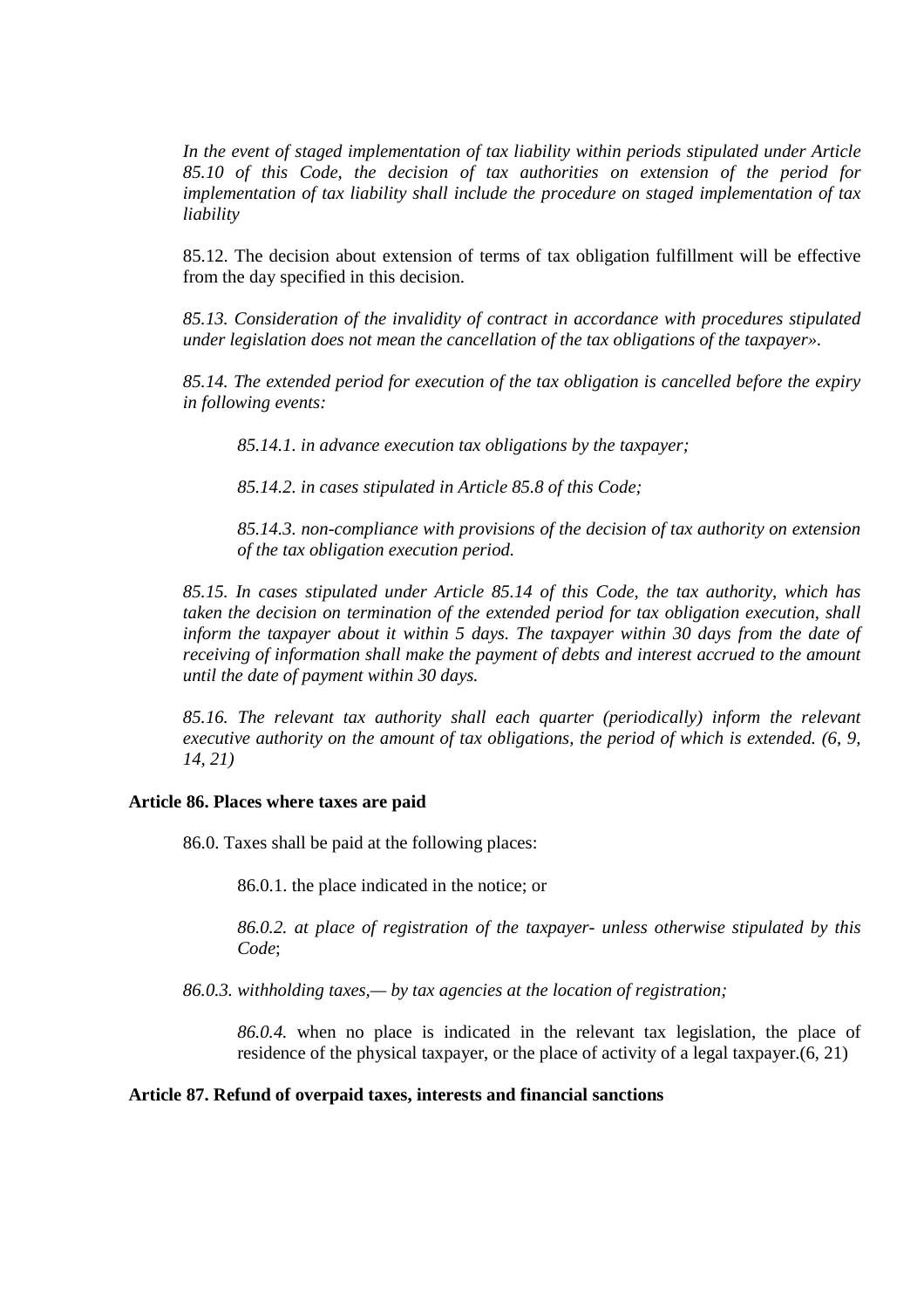*In the event of staged implementation of tax liability within periods stipulated under Article 85.10 of this Code, the decision of tax authorities on extension of the period for implementation of tax liability shall include the procedure on staged implementation of tax liability*

85.12. The decision about extension of terms of tax obligation fulfillment will be effective from the day specified in this decision.

*85.13. Consideration of the invalidity of contract in accordance with procedures stipulated under legislation does not mean the cancellation of the tax obligations of the taxpayer».*

*85.14. The extended period for execution of the tax obligation is cancelled before the expiry in following events:*

> *85.14.1. in advance execution tax obligations by the taxpayer;*
>
> *85.14.2. in cases stipulated in Article 85.8 of this Code;*
>
> *85.14.3. non-compliance with provisions of the decision of tax authority on extension of the tax obligation execution period.*

*85.15. In cases stipulated under Article 85.14 of this Code, the tax authority, which has taken the decision on termination of the extended period for tax obligation execution, shall inform the taxpayer about it within 5 days. The taxpayer within 30 days from the date of receiving of information shall make the payment of debts and interest accrued to the amount until the date of payment within 30 days.*

*85.16. The relevant tax authority shall each quarter (periodically) inform the relevant executive authority on the amount of tax obligations, the period of which is extended. (6, 9, 14, 21)*

**Article 86. Places where taxes are paid**

86.0. Taxes shall be paid at the following places:

> 86.0.1. the place indicated in the notice; or
>
> *86.0.2. at place of registration of the taxpayer- unless otherwise stipulated by this Code*;

*86.0.3. withholding taxes,— by tax agencies at the location of registration;*

> *86.0.4.* when no place is indicated in the relevant tax legislation, the place of residence of the physical taxpayer, or the place of activity of a legal taxpayer.(6, 21)

**Article 87. Refund of overpaid taxes, interests and financial sanctions**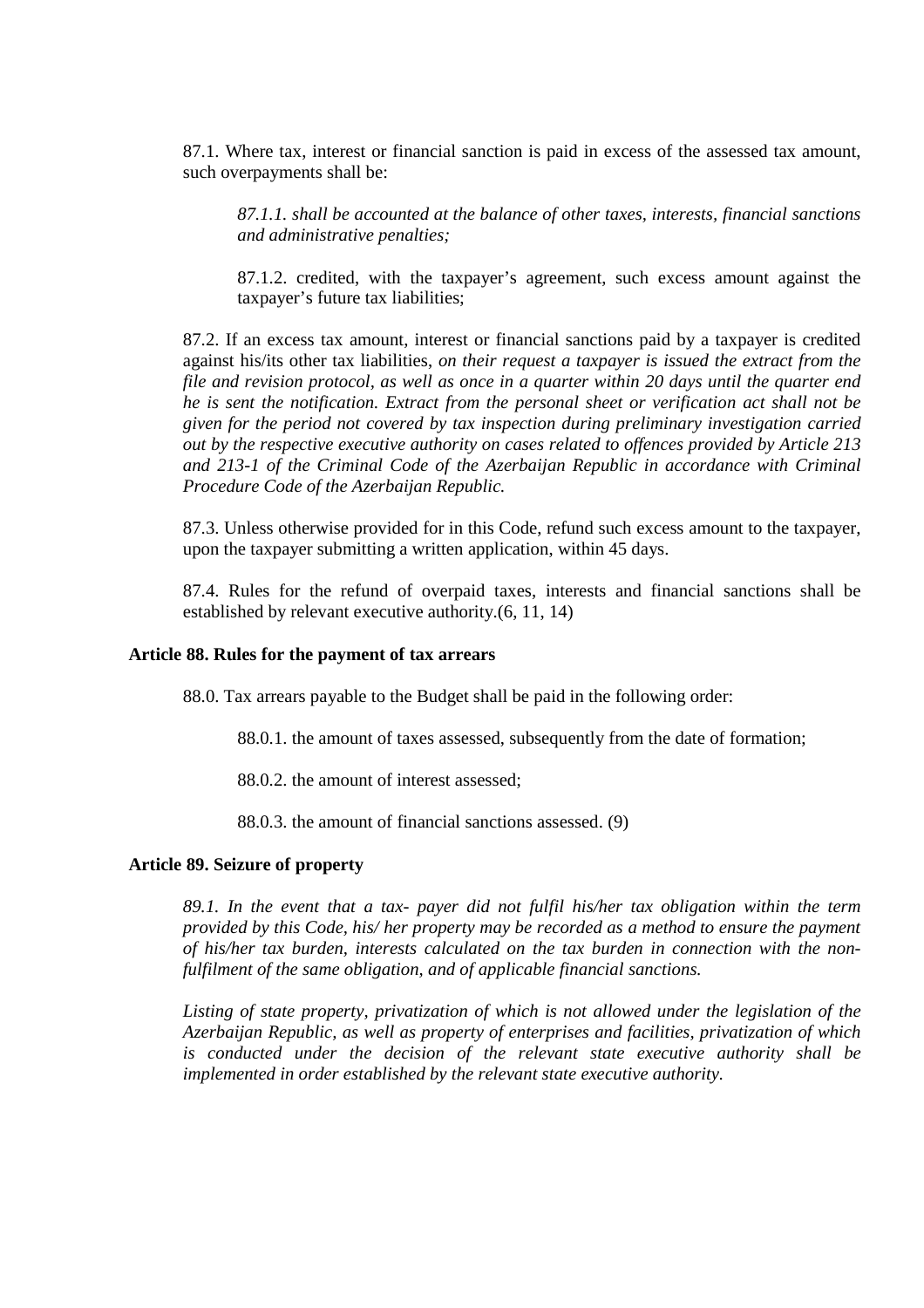87.1. Where tax, interest or financial sanction is paid in excess of the assessed tax amount, such overpayments shall be:

> *87.1.1. shall be accounted at the balance of other taxes, interests, financial sanctions and administrative penalties;*
>
> 87.1.2. credited, with the taxpayer's agreement, such excess amount against the taxpayer's future tax liabilities;

87.2. If an excess tax amount, interest or financial sanctions paid by a taxpayer is credited against his/its other tax liabilities, *on their request a taxpayer is issued the extract from the file and revision protocol, as well as once in a quarter within 20 days until the quarter end he is sent the notification. Extract from the personal sheet or verification act shall not be given for the period not covered by tax inspection during preliminary investigation carried out by the respective executive authority on cases related to offences provided by Article 213 and 213-1 of the Criminal Code of the Azerbaijan Republic in accordance with Criminal Procedure Code of the Azerbaijan Republic.*

87.3. Unless otherwise provided for in this Code, refund such excess amount to the taxpayer, upon the taxpayer submitting a written application, within 45 days.

87.4. Rules for the refund of overpaid taxes, interests and financial sanctions shall be established by relevant executive authority.(6, 11, 14)

### Article 88. Rules for the payment of tax arrears

88.0. Tax arrears payable to the Budget shall be paid in the following order:

> 88.0.1. the amount of taxes assessed, subsequently from the date of formation;
>
> 88.0.2. the amount of interest assessed;
>
> 88.0.3. the amount of financial sanctions assessed. (9)

### Article 89. Seizure of property

*89.1. In the event that a tax- payer did not fulfil his/her tax obligation within the term provided by this Code, his/ her property may be recorded as a method to ensure the payment of his/her tax burden, interests calculated on the tax burden in connection with the non-fulfilment of the same obligation, and of applicable financial sanctions.*

*Listing of state property, privatization of which is not allowed under the legislation of the Azerbaijan Republic, as well as property of enterprises and facilities, privatization of which is conducted under the decision of the relevant state executive authority shall be implemented in order established by the relevant state executive authority.*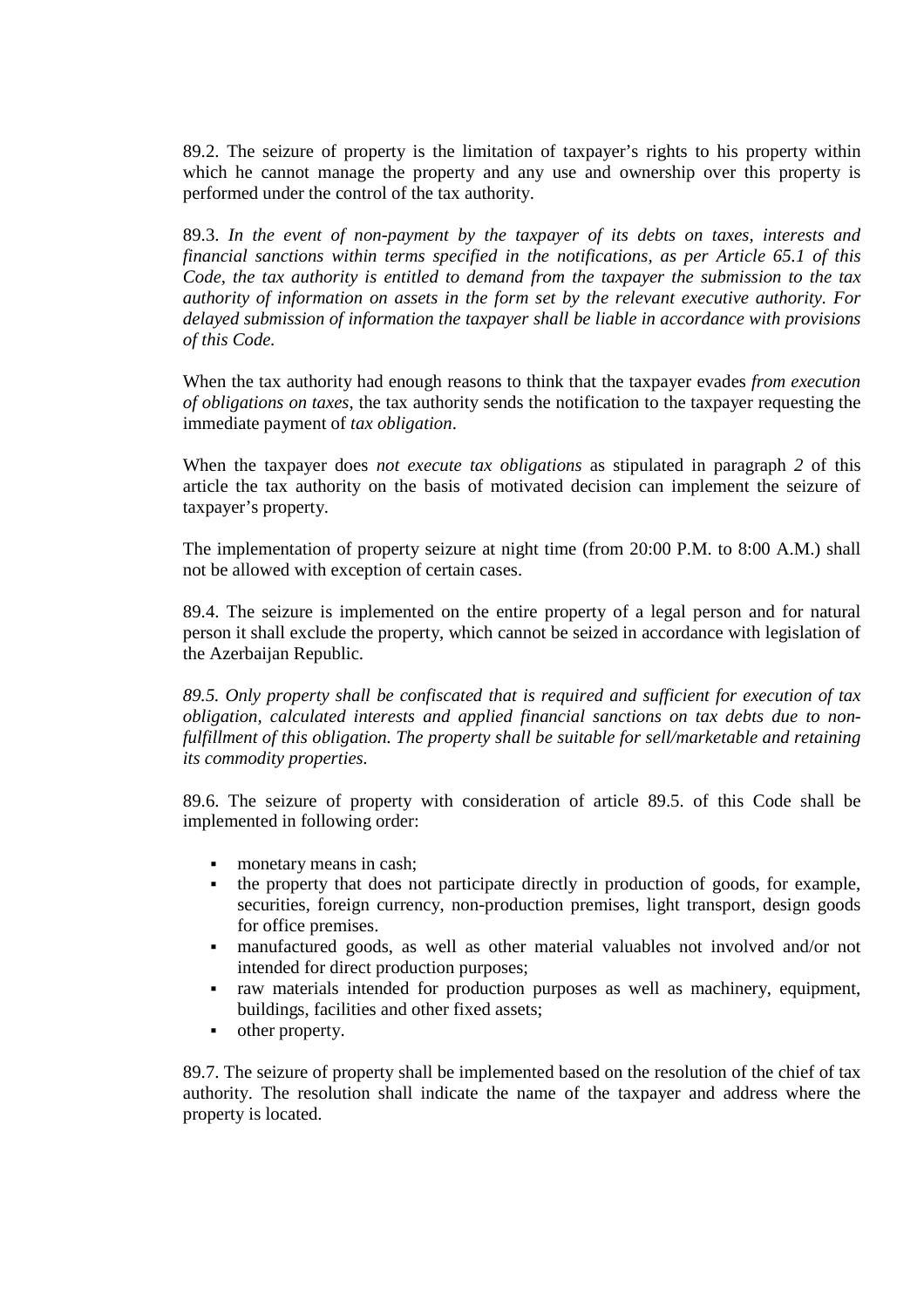89.2. The seizure of property is the limitation of taxpayer's rights to his property within which he cannot manage the property and any use and ownership over this property is performed under the control of the tax authority.

89.3. *In the event of non-payment by the taxpayer of its debts on taxes, interests and financial sanctions within terms specified in the notifications, as per Article 65.1 of this Code, the tax authority is entitled to demand from the taxpayer the submission to the tax authority of information on assets in the form set by the relevant executive authority. For delayed submission of information the taxpayer shall be liable in accordance with provisions of this Code.*

When the tax authority had enough reasons to think that the taxpayer evades *from execution of obligations on taxes*, the tax authority sends the notification to the taxpayer requesting the immediate payment of *tax obligation*.

When the taxpayer does *not execute tax obligations* as stipulated in paragraph *2* of this article the tax authority on the basis of motivated decision can implement the seizure of taxpayer's property.

The implementation of property seizure at night time (from 20:00 P.M. to 8:00 A.M.) shall not be allowed with exception of certain cases.

89.4. The seizure is implemented on the entire property of a legal person and for natural person it shall exclude the property, which cannot be seized in accordance with legislation of the Azerbaijan Republic.

*89.5. Only property shall be confiscated that is required and sufficient for execution of tax obligation, calculated interests and applied financial sanctions on tax debts due to non-fulfillment of this obligation. The property shall be suitable for sell/marketable and retaining its commodity properties.*

89.6. The seizure of property with consideration of article 89.5. of this Code shall be implemented in following order:

- monetary means in cash;
- the property that does not participate directly in production of goods, for example, securities, foreign currency, non-production premises, light transport, design goods for office premises.
- manufactured goods, as well as other material valuables not involved and/or not intended for direct production purposes;
- raw materials intended for production purposes as well as machinery, equipment, buildings, facilities and other fixed assets;
- other property.

89.7. The seizure of property shall be implemented based on the resolution of the chief of tax authority. The resolution shall indicate the name of the taxpayer and address where the property is located.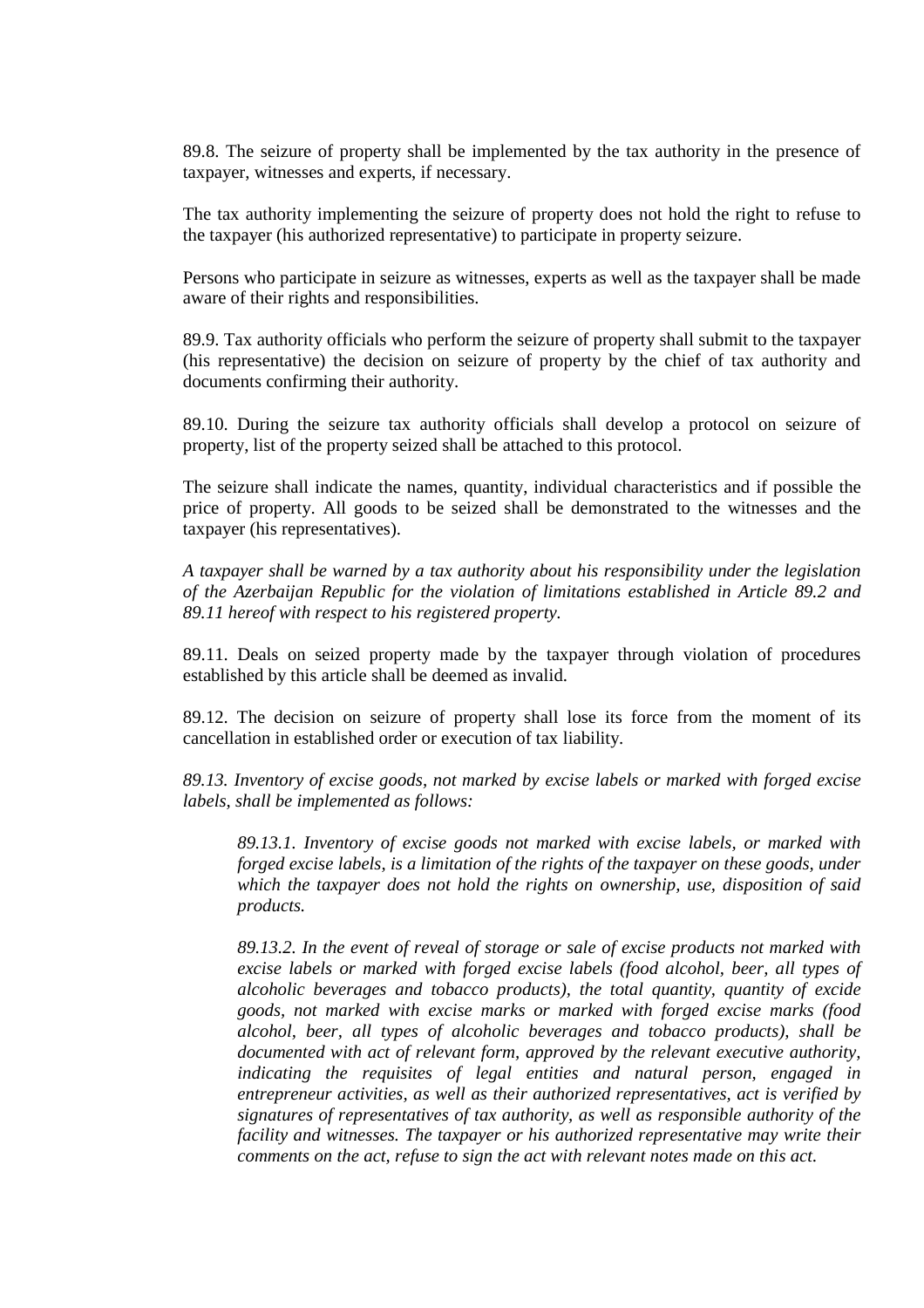89.8. The seizure of property shall be implemented by the tax authority in the presence of taxpayer, witnesses and experts, if necessary.

The tax authority implementing the seizure of property does not hold the right to refuse to the taxpayer (his authorized representative) to participate in property seizure.

Persons who participate in seizure as witnesses, experts as well as the taxpayer shall be made aware of their rights and responsibilities.

89.9. Tax authority officials who perform the seizure of property shall submit to the taxpayer (his representative) the decision on seizure of property by the chief of tax authority and documents confirming their authority.

89.10. During the seizure tax authority officials shall develop a protocol on seizure of property, list of the property seized shall be attached to this protocol.

The seizure shall indicate the names, quantity, individual characteristics and if possible the price of property. All goods to be seized shall be demonstrated to the witnesses and the taxpayer (his representatives).

*A taxpayer shall be warned by a tax authority about his responsibility under the legislation of the Azerbaijan Republic for the violation of limitations established in Article 89.2 and 89.11 hereof with respect to his registered property.*

89.11. Deals on seized property made by the taxpayer through violation of procedures established by this article shall be deemed as invalid.

89.12. The decision on seizure of property shall lose its force from the moment of its cancellation in established order or execution of tax liability.

*89.13. Inventory of excise goods, not marked by excise labels or marked with forged excise labels, shall be implemented as follows:*

> *89.13.1. Inventory of excise goods not marked with excise labels, or marked with forged excise labels, is a limitation of the rights of the taxpayer on these goods, under which the taxpayer does not hold the rights on ownership, use, disposition of said products.*
>
> *89.13.2. In the event of reveal of storage or sale of excise products not marked with excise labels or marked with forged excise labels (food alcohol, beer, all types of alcoholic beverages and tobacco products), the total quantity, quantity of excide goods, not marked with excise marks or marked with forged excise marks (food alcohol, beer, all types of alcoholic beverages and tobacco products), shall be documented with act of relevant form, approved by the relevant executive authority, indicating the requisites of legal entities and natural person, engaged in entrepreneur activities, as well as their authorized representatives, act is verified by signatures of representatives of tax authority, as well as responsible authority of the facility and witnesses. The taxpayer or his authorized representative may write their comments on the act, refuse to sign the act with relevant notes made on this act.*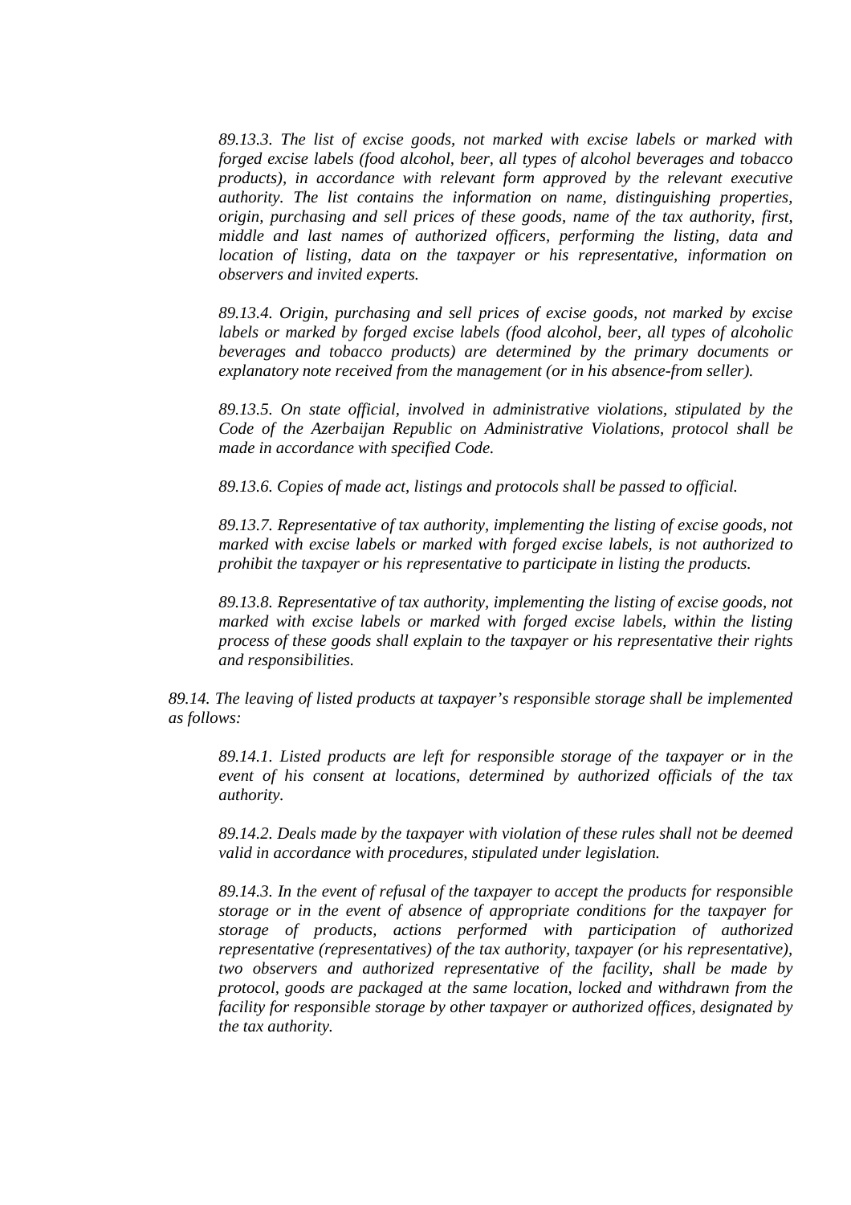*89.13.3. The list of excise goods, not marked with excise labels or marked with forged excise labels (food alcohol, beer, all types of alcohol beverages and tobacco products), in accordance with relevant form approved by the relevant executive authority. The list contains the information on name, distinguishing properties, origin, purchasing and sell prices of these goods, name of the tax authority, first, middle and last names of authorized officers, performing the listing, data and location of listing, data on the taxpayer or his representative, information on observers and invited experts.*

*89.13.4. Origin, purchasing and sell prices of excise goods, not marked by excise labels or marked by forged excise labels (food alcohol, beer, all types of alcoholic beverages and tobacco products) are determined by the primary documents or explanatory note received from the management (or in his absence-from seller).*

*89.13.5. On state official, involved in administrative violations, stipulated by the Code of the Azerbaijan Republic on Administrative Violations, protocol shall be made in accordance with specified Code.*

*89.13.6. Copies of made act, listings and protocols shall be passed to official.*

*89.13.7. Representative of tax authority, implementing the listing of excise goods, not marked with excise labels or marked with forged excise labels, is not authorized to prohibit the taxpayer or his representative to participate in listing the products.*

*89.13.8. Representative of tax authority, implementing the listing of excise goods, not marked with excise labels or marked with forged excise labels, within the listing process of these goods shall explain to the taxpayer or his representative their rights and responsibilities.*

*89.14. The leaving of listed products at taxpayer's responsible storage shall be implemented as follows:*

*89.14.1. Listed products are left for responsible storage of the taxpayer or in the event of his consent at locations, determined by authorized officials of the tax authority.*

*89.14.2. Deals made by the taxpayer with violation of these rules shall not be deemed valid in accordance with procedures, stipulated under legislation.*

*89.14.3. In the event of refusal of the taxpayer to accept the products for responsible storage or in the event of absence of appropriate conditions for the taxpayer for storage of products, actions performed with participation of authorized representative (representatives) of the tax authority, taxpayer (or his representative), two observers and authorized representative of the facility, shall be made by protocol, goods are packaged at the same location, locked and withdrawn from the facility for responsible storage by other taxpayer or authorized offices, designated by the tax authority.*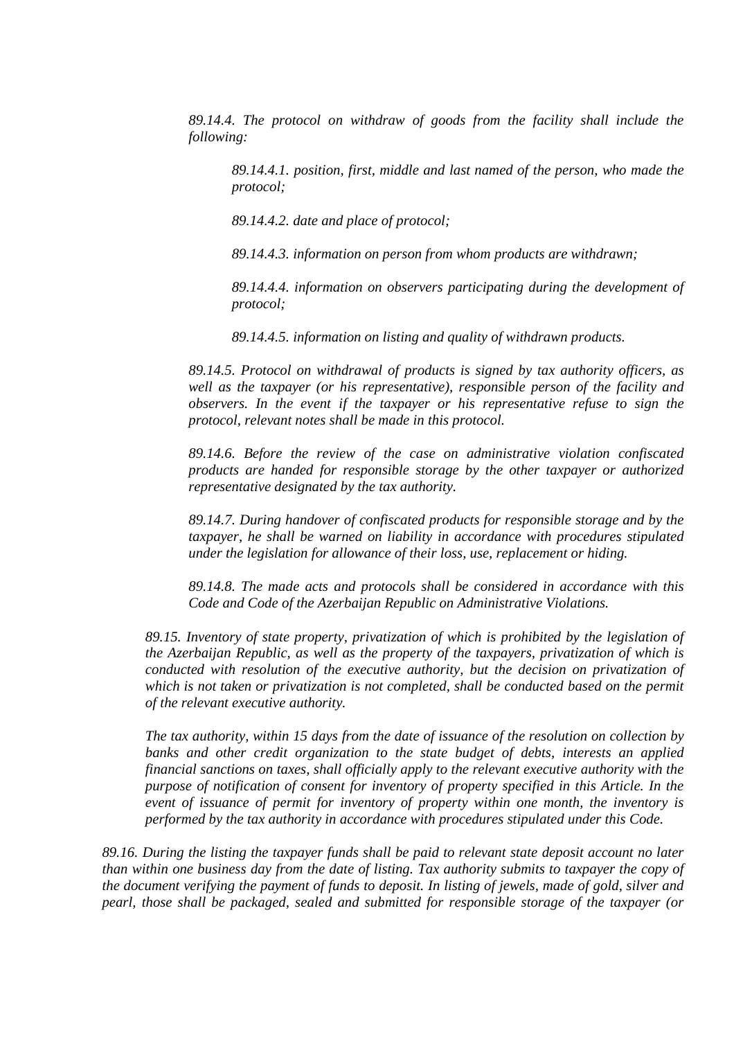*89.14.4. The protocol on withdraw of goods from the facility shall include the following:*

*89.14.4.1. position, first, middle and last named of the person, who made the protocol;*

*89.14.4.2. date and place of protocol;*

*89.14.4.3. information on person from whom products are withdrawn;*

*89.14.4.4. information on observers participating during the development of protocol;*

*89.14.4.5. information on listing and quality of withdrawn products.*

*89.14.5. Protocol on withdrawal of products is signed by tax authority officers, as well as the taxpayer (or his representative), responsible person of the facility and observers. In the event if the taxpayer or his representative refuse to sign the protocol, relevant notes shall be made in this protocol.*

*89.14.6. Before the review of the case on administrative violation confiscated products are handed for responsible storage by the other taxpayer or authorized representative designated by the tax authority.*

*89.14.7. During handover of confiscated products for responsible storage and by the taxpayer, he shall be warned on liability in accordance with procedures stipulated under the legislation for allowance of their loss, use, replacement or hiding.*

*89.14.8. The made acts and protocols shall be considered in accordance with this Code and Code of the Azerbaijan Republic on Administrative Violations.*

*89.15. Inventory of state property, privatization of which is prohibited by the legislation of the Azerbaijan Republic, as well as the property of the taxpayers, privatization of which is conducted with resolution of the executive authority, but the decision on privatization of which is not taken or privatization is not completed, shall be conducted based on the permit of the relevant executive authority.*

*The tax authority, within 15 days from the date of issuance of the resolution on collection by banks and other credit organization to the state budget of debts, interests an applied financial sanctions on taxes, shall officially apply to the relevant executive authority with the purpose of notification of consent for inventory of property specified in this Article. In the event of issuance of permit for inventory of property within one month, the inventory is performed by the tax authority in accordance with procedures stipulated under this Code.*

*89.16. During the listing the taxpayer funds shall be paid to relevant state deposit account no later than within one business day from the date of listing. Tax authority submits to taxpayer the copy of the document verifying the payment of funds to deposit. In listing of jewels, made of gold, silver and pearl, those shall be packaged, sealed and submitted for responsible storage of the taxpayer (or*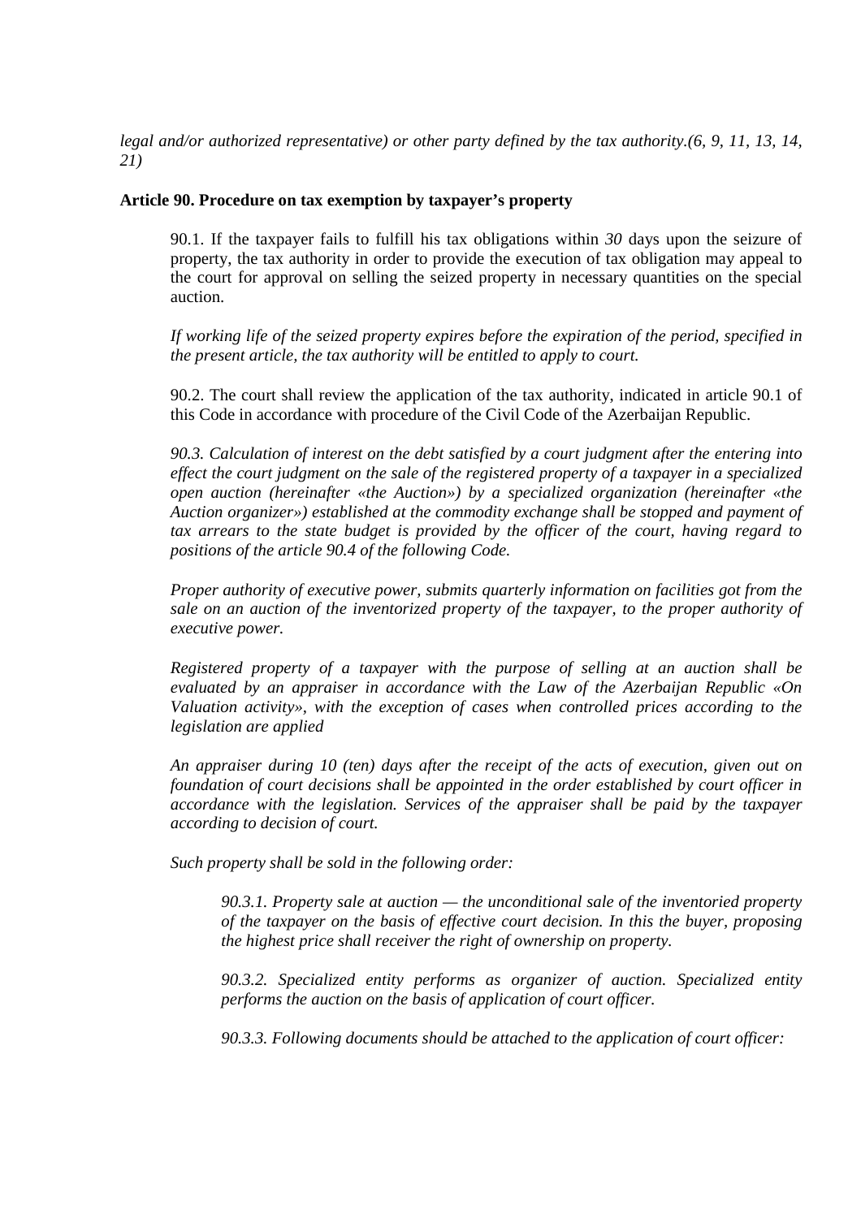*legal and/or authorized representative) or other party defined by the tax authority.(6, 9, 11, 13, 14, 21)*

**Article 90. Procedure on tax exemption by taxpayer's property**

90.1. If the taxpayer fails to fulfill his tax obligations within *30* days upon the seizure of property, the tax authority in order to provide the execution of tax obligation may appeal to the court for approval on selling the seized property in necessary quantities on the special auction.

*If working life of the seized property expires before the expiration of the period, specified in the present article, the tax authority will be entitled to apply to court.*

90.2. The court shall review the application of the tax authority, indicated in article 90.1 of this Code in accordance with procedure of the Civil Code of the Azerbaijan Republic.

*90.3. Calculation of interest on the debt satisfied by a court judgment after the entering into effect the court judgment on the sale of the registered property of a taxpayer in a specialized open auction (hereinafter «the Auction») by a specialized organization (hereinafter «the Auction organizer») established at the commodity exchange shall be stopped and payment of tax arrears to the state budget is provided by the officer of the court, having regard to positions of the article 90.4 of the following Code.*

*Proper authority of executive power, submits quarterly information on facilities got from the sale on an auction of the inventorized property of the taxpayer, to the proper authority of executive power.*

*Registered property of a taxpayer with the purpose of selling at an auction shall be evaluated by an appraiser in accordance with the Law of the Azerbaijan Republic «On Valuation activity», with the exception of cases when controlled prices according to the legislation are applied*

*An appraiser during 10 (ten) days after the receipt of the acts of execution, given out on foundation of court decisions shall be appointed in the order established by court officer in accordance with the legislation. Services of the appraiser shall be paid by the taxpayer according to decision of court.*

*Such property shall be sold in the following order:*

*90.3.1. Property sale at auction — the unconditional sale of the inventoried property of the taxpayer on the basis of effective court decision. In this the buyer, proposing the highest price shall receiver the right of ownership on property.*

*90.3.2. Specialized entity performs as organizer of auction. Specialized entity performs the auction on the basis of application of court officer.*

*90.3.3. Following documents should be attached to the application of court officer:*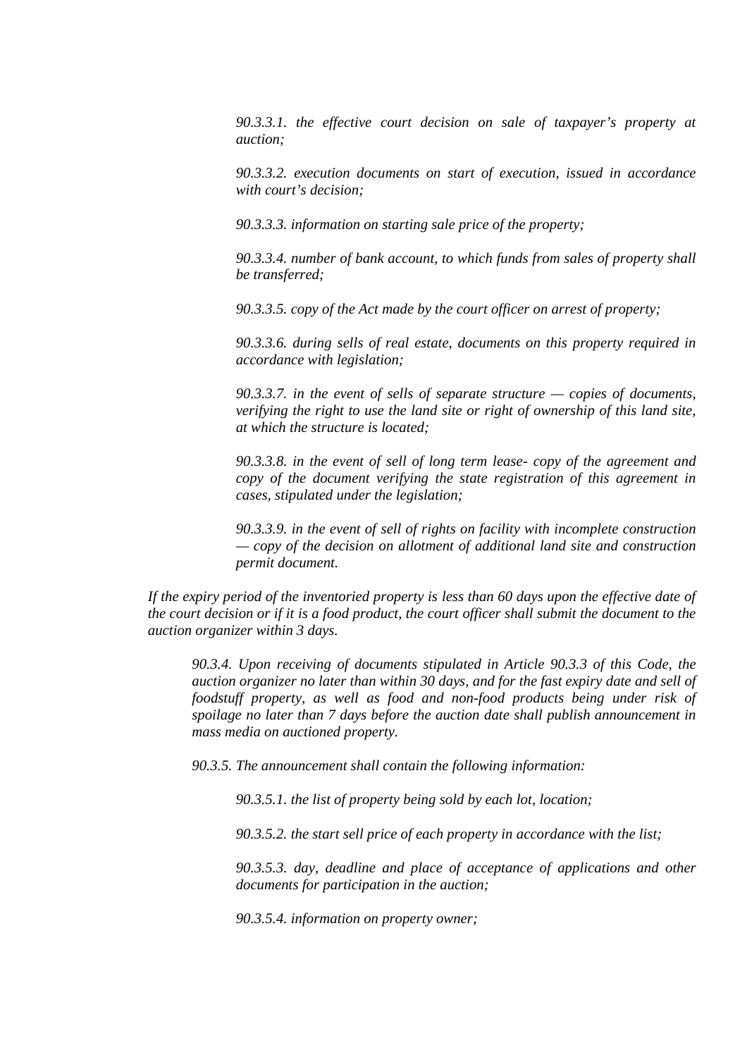*90.3.3.1. the effective court decision on sale of taxpayer's property at auction;*

*90.3.3.2. execution documents on start of execution, issued in accordance with court's decision;*

*90.3.3.3. information on starting sale price of the property;*

*90.3.3.4. number of bank account, to which funds from sales of property shall be transferred;*

*90.3.3.5. copy of the Act made by the court officer on arrest of property;*

*90.3.3.6. during sells of real estate, documents on this property required in accordance with legislation;*

*90.3.3.7. in the event of sells of separate structure — copies of documents, verifying the right to use the land site or right of ownership of this land site, at which the structure is located;*

*90.3.3.8. in the event of sell of long term lease- copy of the agreement and copy of the document verifying the state registration of this agreement in cases, stipulated under the legislation;*

*90.3.3.9. in the event of sell of rights on facility with incomplete construction — copy of the decision on allotment of additional land site and construction permit document.*

*If the expiry period of the inventoried property is less than 60 days upon the effective date of the court decision or if it is a food product, the court officer shall submit the document to the auction organizer within 3 days.*

*90.3.4. Upon receiving of documents stipulated in Article 90.3.3 of this Code, the auction organizer no later than within 30 days, and for the fast expiry date and sell of foodstuff property, as well as food and non-food products being under risk of spoilage no later than 7 days before the auction date shall publish announcement in mass media on auctioned property.*

*90.3.5. The announcement shall contain the following information:*

*90.3.5.1. the list of property being sold by each lot, location;*

*90.3.5.2. the start sell price of each property in accordance with the list;*

*90.3.5.3. day, deadline and place of acceptance of applications and other documents for participation in the auction;*

*90.3.5.4. information on property owner;*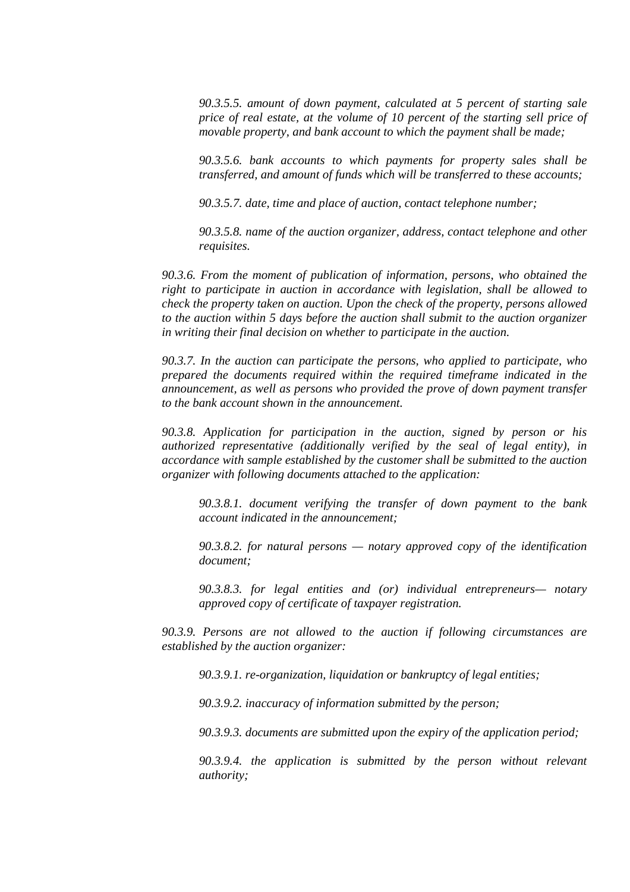*90.3.5.5. amount of down payment, calculated at 5 percent of starting sale price of real estate, at the volume of 10 percent of the starting sell price of movable property, and bank account to which the payment shall be made;*

*90.3.5.6. bank accounts to which payments for property sales shall be transferred, and amount of funds which will be transferred to these accounts;*

*90.3.5.7. date, time and place of auction, contact telephone number;*

*90.3.5.8. name of the auction organizer, address, contact telephone and other requisites.*

*90.3.6. From the moment of publication of information, persons, who obtained the right to participate in auction in accordance with legislation, shall be allowed to check the property taken on auction. Upon the check of the property, persons allowed to the auction within 5 days before the auction shall submit to the auction organizer in writing their final decision on whether to participate in the auction.*

*90.3.7. In the auction can participate the persons, who applied to participate, who prepared the documents required within the required timeframe indicated in the announcement, as well as persons who provided the prove of down payment transfer to the bank account shown in the announcement.*

*90.3.8. Application for participation in the auction, signed by person or his authorized representative (additionally verified by the seal of legal entity), in accordance with sample established by the customer shall be submitted to the auction organizer with following documents attached to the application:*

*90.3.8.1. document verifying the transfer of down payment to the bank account indicated in the announcement;*

*90.3.8.2. for natural persons — notary approved copy of the identification document;*

*90.3.8.3. for legal entities and (or) individual entrepreneurs— notary approved copy of certificate of taxpayer registration.*

*90.3.9. Persons are not allowed to the auction if following circumstances are established by the auction organizer:*

*90.3.9.1. re-organization, liquidation or bankruptcy of legal entities;*

*90.3.9.2. inaccuracy of information submitted by the person;*

*90.3.9.3. documents are submitted upon the expiry of the application period;*

*90.3.9.4. the application is submitted by the person without relevant authority;*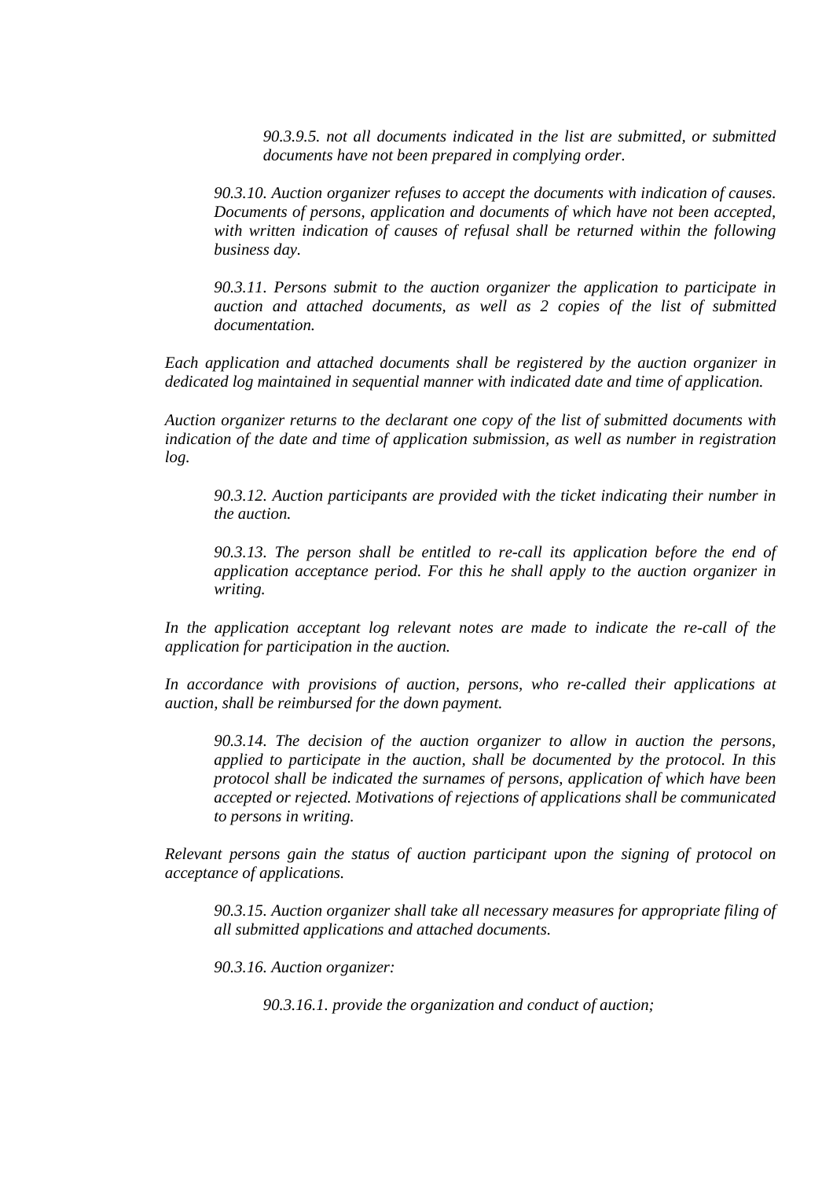*90.3.9.5. not all documents indicated in the list are submitted, or submitted documents have not been prepared in complying order.*

*90.3.10. Auction organizer refuses to accept the documents with indication of causes. Documents of persons, application and documents of which have not been accepted, with written indication of causes of refusal shall be returned within the following business day.*

*90.3.11. Persons submit to the auction organizer the application to participate in auction and attached documents, as well as 2 copies of the list of submitted documentation.*

*Each application and attached documents shall be registered by the auction organizer in dedicated log maintained in sequential manner with indicated date and time of application.*

*Auction organizer returns to the declarant one copy of the list of submitted documents with indication of the date and time of application submission, as well as number in registration log.*

*90.3.12. Auction participants are provided with the ticket indicating their number in the auction.*

*90.3.13. The person shall be entitled to re-call its application before the end of application acceptance period. For this he shall apply to the auction organizer in writing.*

*In the application acceptant log relevant notes are made to indicate the re-call of the application for participation in the auction.*

*In accordance with provisions of auction, persons, who re-called their applications at auction, shall be reimbursed for the down payment.*

*90.3.14. The decision of the auction organizer to allow in auction the persons, applied to participate in the auction, shall be documented by the protocol. In this protocol shall be indicated the surnames of persons, application of which have been accepted or rejected. Motivations of rejections of applications shall be communicated to persons in writing.*

*Relevant persons gain the status of auction participant upon the signing of protocol on acceptance of applications.*

*90.3.15. Auction organizer shall take all necessary measures for appropriate filing of all submitted applications and attached documents.*

*90.3.16. Auction organizer:*

*90.3.16.1. provide the organization and conduct of auction;*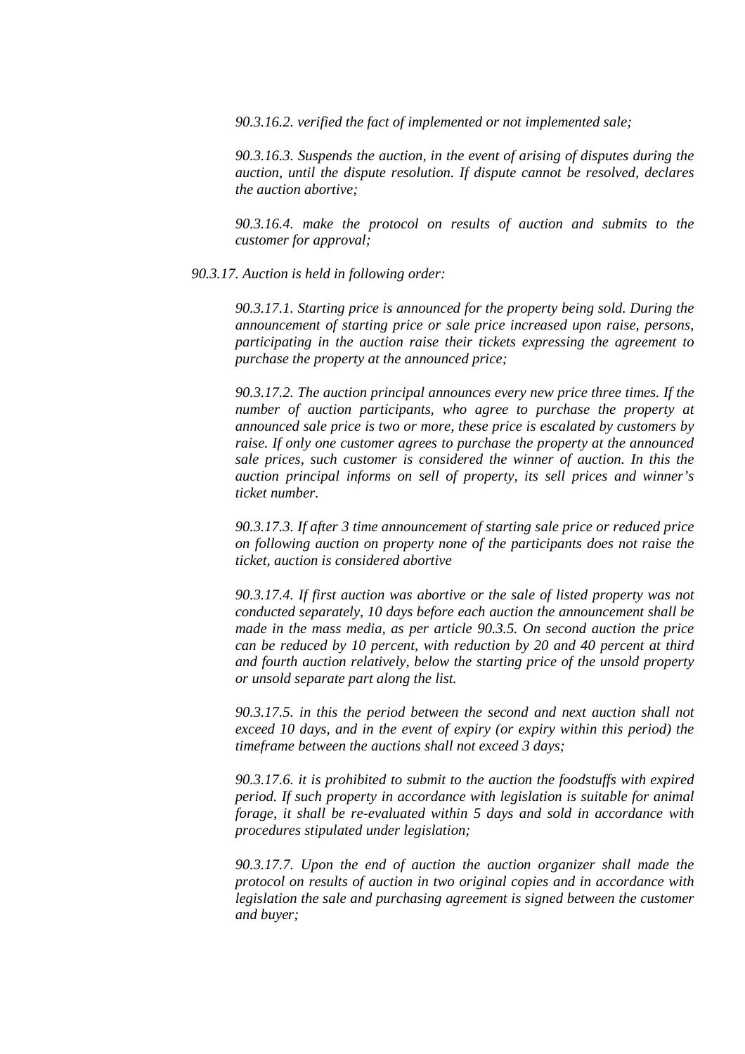*90.3.16.2. verified the fact of implemented or not implemented sale;*

*90.3.16.3. Suspends the auction, in the event of arising of disputes during the auction, until the dispute resolution. If dispute cannot be resolved, declares the auction abortive;*

*90.3.16.4. make the protocol on results of auction and submits to the customer for approval;*

*90.3.17. Auction is held in following order:*

*90.3.17.1. Starting price is announced for the property being sold. During the announcement of starting price or sale price increased upon raise, persons, participating in the auction raise their tickets expressing the agreement to purchase the property at the announced price;*

*90.3.17.2. The auction principal announces every new price three times. If the number of auction participants, who agree to purchase the property at announced sale price is two or more, these price is escalated by customers by raise. If only one customer agrees to purchase the property at the announced sale prices, such customer is considered the winner of auction. In this the auction principal informs on sell of property, its sell prices and winner's ticket number.*

*90.3.17.3. If after 3 time announcement of starting sale price or reduced price on following auction on property none of the participants does not raise the ticket, auction is considered abortive*

*90.3.17.4. If first auction was abortive or the sale of listed property was not conducted separately, 10 days before each auction the announcement shall be made in the mass media, as per article 90.3.5. On second auction the price can be reduced by 10 percent, with reduction by 20 and 40 percent at third and fourth auction relatively, below the starting price of the unsold property or unsold separate part along the list.*

*90.3.17.5. in this the period between the second and next auction shall not exceed 10 days, and in the event of expiry (or expiry within this period) the timeframe between the auctions shall not exceed 3 days;*

*90.3.17.6. it is prohibited to submit to the auction the foodstuffs with expired period. If such property in accordance with legislation is suitable for animal forage, it shall be re-evaluated within 5 days and sold in accordance with procedures stipulated under legislation;*

*90.3.17.7. Upon the end of auction the auction organizer shall made the protocol on results of auction in two original copies and in accordance with legislation the sale and purchasing agreement is signed between the customer and buyer;*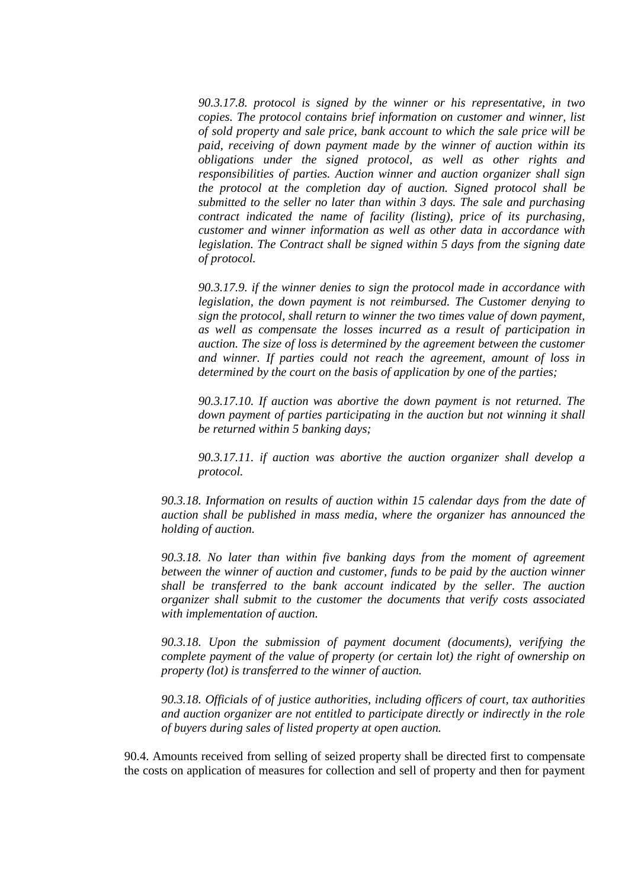*90.3.17.8. protocol is signed by the winner or his representative, in two copies. The protocol contains brief information on customer and winner, list of sold property and sale price, bank account to which the sale price will be paid, receiving of down payment made by the winner of auction within its obligations under the signed protocol, as well as other rights and responsibilities of parties. Auction winner and auction organizer shall sign the protocol at the completion day of auction. Signed protocol shall be submitted to the seller no later than within 3 days. The sale and purchasing contract indicated the name of facility (listing), price of its purchasing, customer and winner information as well as other data in accordance with legislation. The Contract shall be signed within 5 days from the signing date of protocol.*

*90.3.17.9. if the winner denies to sign the protocol made in accordance with legislation, the down payment is not reimbursed. The Customer denying to sign the protocol, shall return to winner the two times value of down payment, as well as compensate the losses incurred as a result of participation in auction. The size of loss is determined by the agreement between the customer and winner. If parties could not reach the agreement, amount of loss in determined by the court on the basis of application by one of the parties;*

*90.3.17.10. If auction was abortive the down payment is not returned. The down payment of parties participating in the auction but not winning it shall be returned within 5 banking days;*

*90.3.17.11. if auction was abortive the auction organizer shall develop a protocol.*

*90.3.18. Information on results of auction within 15 calendar days from the date of auction shall be published in mass media, where the organizer has announced the holding of auction.*

*90.3.18. No later than within five banking days from the moment of agreement between the winner of auction and customer, funds to be paid by the auction winner shall be transferred to the bank account indicated by the seller. The auction organizer shall submit to the customer the documents that verify costs associated with implementation of auction.*

*90.3.18. Upon the submission of payment document (documents), verifying the complete payment of the value of property (or certain lot) the right of ownership on property (lot) is transferred to the winner of auction.*

*90.3.18. Officials of of justice authorities, including officers of court, tax authorities and auction organizer are not entitled to participate directly or indirectly in the role of buyers during sales of listed property at open auction.*

90.4. Amounts received from selling of seized property shall be directed first to compensate the costs on application of measures for collection and sell of property and then for payment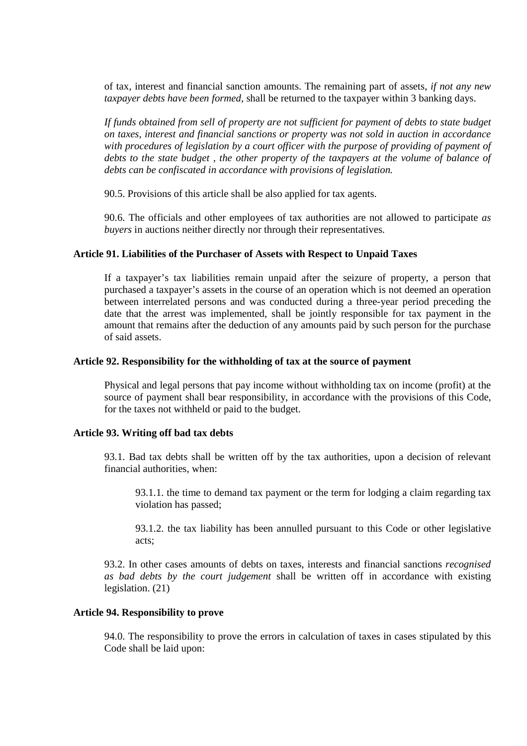of tax, interest and financial sanction amounts. The remaining part of assets, *if not any new taxpayer debts have been formed*, shall be returned to the taxpayer within 3 banking days.

*If funds obtained from sell of property are not sufficient for payment of debts to state budget on taxes, interest and financial sanctions or property was not sold in auction in accordance with procedures of legislation by a court officer with the purpose of providing of payment of debts to the state budget , the other property of the taxpayers at the volume of balance of debts can be confiscated in accordance with provisions of legislation.*

90.5. Provisions of this article shall be also applied for tax agents.

90.6. The officials and other employees of tax authorities are not allowed to participate *as buyers* in auctions neither directly nor through their representatives.

### Article 91. Liabilities of the Purchaser of Assets with Respect to Unpaid Taxes

If a taxpayer's tax liabilities remain unpaid after the seizure of property, a person that purchased a taxpayer's assets in the course of an operation which is not deemed an operation between interrelated persons and was conducted during a three-year period preceding the date that the arrest was implemented, shall be jointly responsible for tax payment in the amount that remains after the deduction of any amounts paid by such person for the purchase of said assets.

### Article 92. Responsibility for the withholding of tax at the source of payment

Physical and legal persons that pay income without withholding tax on income (profit) at the source of payment shall bear responsibility, in accordance with the provisions of this Code, for the taxes not withheld or paid to the budget.

### Article 93. Writing off bad tax debts

93.1. Bad tax debts shall be written off by the tax authorities, upon a decision of relevant financial authorities, when:

93.1.1. the time to demand tax payment or the term for lodging a claim regarding tax violation has passed;

93.1.2. the tax liability has been annulled pursuant to this Code or other legislative acts;

93.2. In other cases amounts of debts on taxes, interests and financial sanctions *recognised as bad debts by the court judgement* shall be written off in accordance with existing legislation. (21)

### Article 94. Responsibility to prove

94.0. The responsibility to prove the errors in calculation of taxes in cases stipulated by this Code shall be laid upon: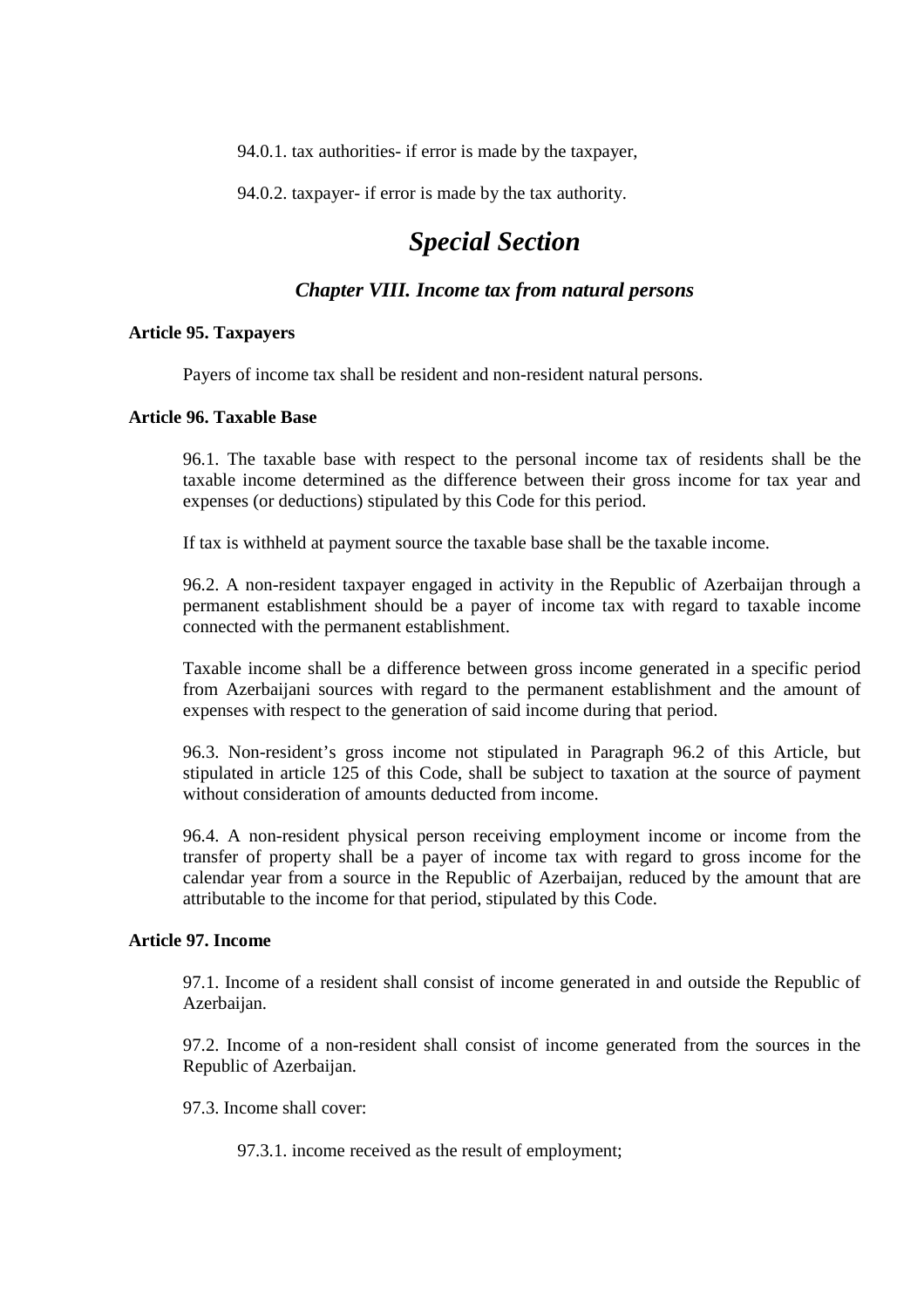94.0.1. tax authorities- if error is made by the taxpayer,

94.0.2. taxpayer- if error is made by the tax authority.

# *Special Section*

## *Chapter VIII. Income tax from natural persons*

### Article 95. Taxpayers

Payers of income tax shall be resident and non-resident natural persons.

### Article 96. Taxable Base

96.1. The taxable base with respect to the personal income tax of residents shall be the taxable income determined as the difference between their gross income for tax year and expenses (or deductions) stipulated by this Code for this period.

If tax is withheld at payment source the taxable base shall be the taxable income.

96.2. A non-resident taxpayer engaged in activity in the Republic of Azerbaijan through a permanent establishment should be a payer of income tax with regard to taxable income connected with the permanent establishment.

Taxable income shall be a difference between gross income generated in a specific period from Azerbaijani sources with regard to the permanent establishment and the amount of expenses with respect to the generation of said income during that period.

96.3. Non-resident's gross income not stipulated in Paragraph 96.2 of this Article, but stipulated in article 125 of this Code, shall be subject to taxation at the source of payment without consideration of amounts deducted from income.

96.4. A non-resident physical person receiving employment income or income from the transfer of property shall be a payer of income tax with regard to gross income for the calendar year from a source in the Republic of Azerbaijan, reduced by the amount that are attributable to the income for that period, stipulated by this Code.

### Article 97. Income

97.1. Income of a resident shall consist of income generated in and outside the Republic of Azerbaijan.

97.2. Income of a non-resident shall consist of income generated from the sources in the Republic of Azerbaijan.

97.3. Income shall cover:

97.3.1. income received as the result of employment;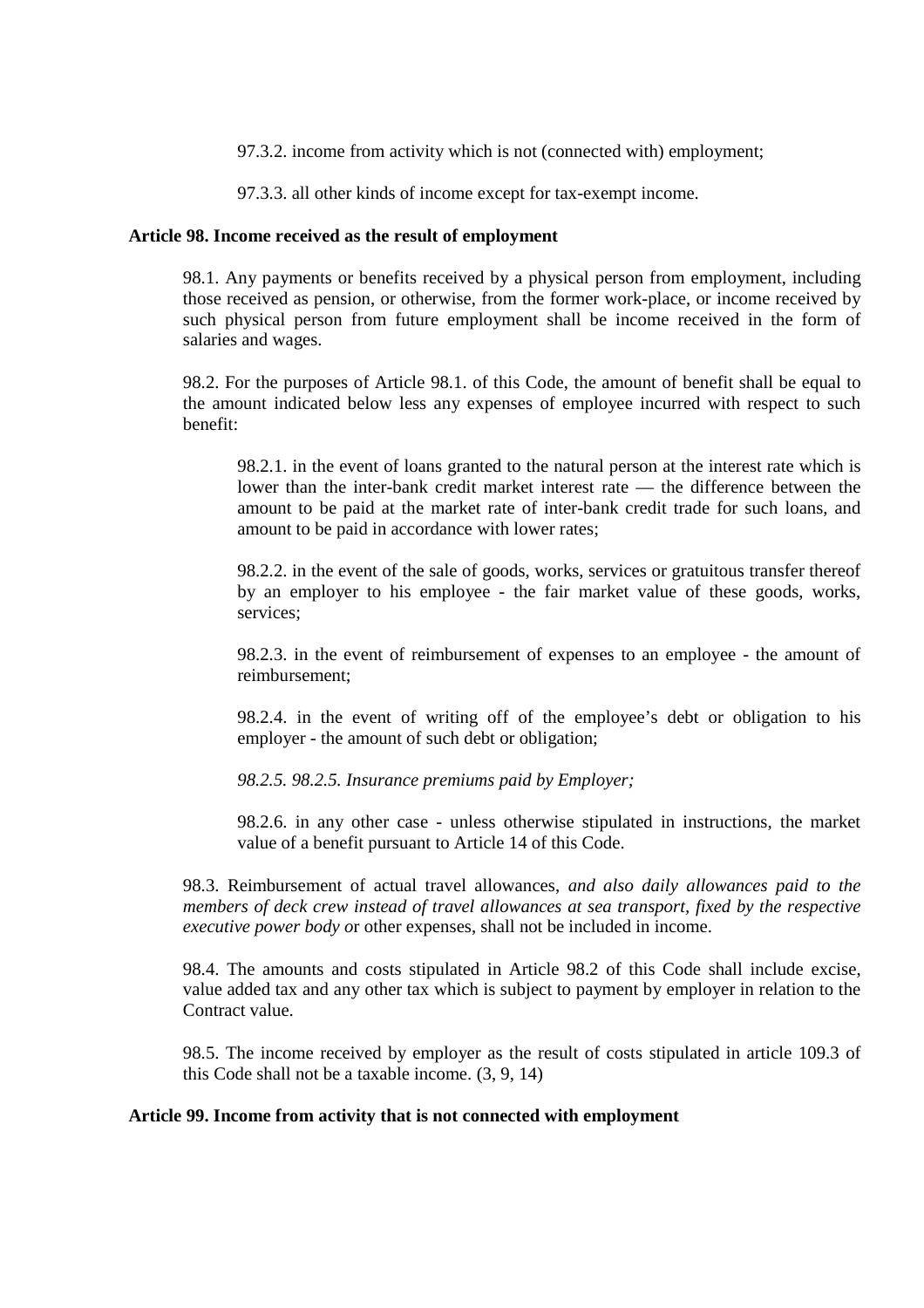97.3.2. income from activity which is not (connected with) employment;

97.3.3. all other kinds of income except for tax-exempt income.

**Article 98. Income received as the result of employment**

98.1. Any payments or benefits received by a physical person from employment, including those received as pension, or otherwise, from the former work-place, or income received by such physical person from future employment shall be income received in the form of salaries and wages.

98.2. For the purposes of Article 98.1. of this Code, the amount of benefit shall be equal to the amount indicated below less any expenses of employee incurred with respect to such benefit:

98.2.1. in the event of loans granted to the natural person at the interest rate which is lower than the inter-bank credit market interest rate — the difference between the amount to be paid at the market rate of inter-bank credit trade for such loans, and amount to be paid in accordance with lower rates;

98.2.2. in the event of the sale of goods, works, services or gratuitous transfer thereof by an employer to his employee - the fair market value of these goods, works, services;

98.2.3. in the event of reimbursement of expenses to an employee - the amount of reimbursement;

98.2.4. in the event of writing off of the employee's debt or obligation to his employer - the amount of such debt or obligation;

*98.2.5. 98.2.5. Insurance premiums paid by Employer;*

98.2.6. in any other case - unless otherwise stipulated in instructions, the market value of a benefit pursuant to Article 14 of this Code.

98.3. Reimbursement of actual travel allowances, *and also daily allowances paid to the members of deck crew instead of travel allowances at sea transport, fixed by the respective executive power body o*r other expenses, shall not be included in income.

98.4. The amounts and costs stipulated in Article 98.2 of this Code shall include excise, value added tax and any other tax which is subject to payment by employer in relation to the Contract value.

98.5. The income received by employer as the result of costs stipulated in article 109.3 of this Code shall not be a taxable income. (3, 9, 14)

**Article 99. Income from activity that is not connected with employment**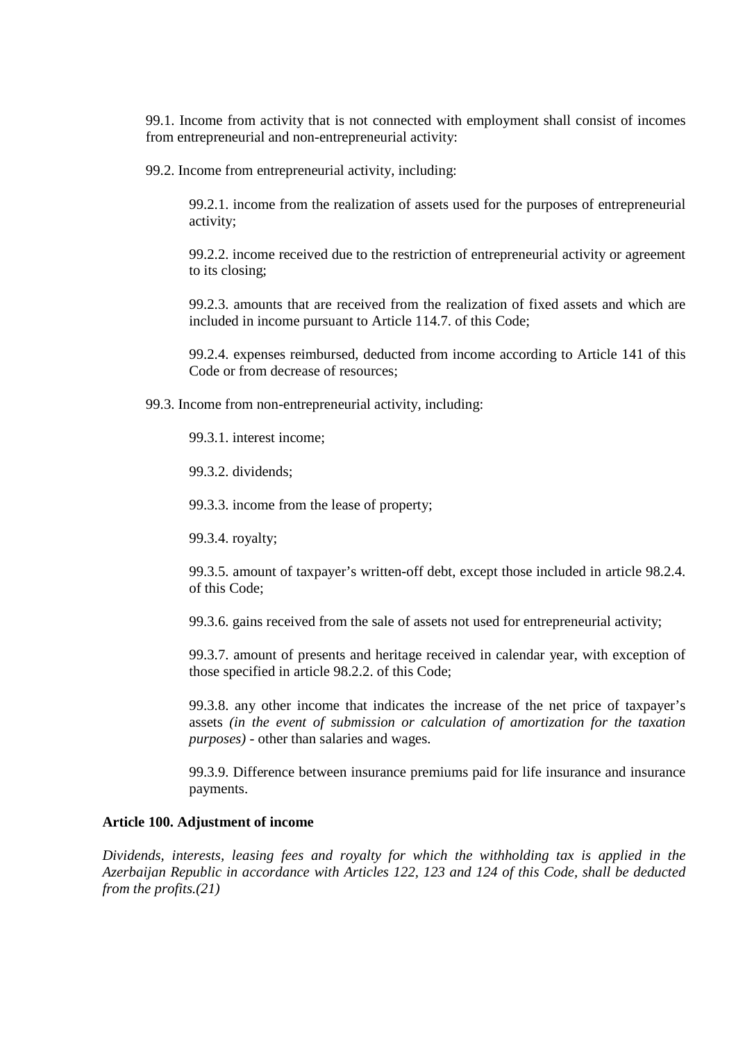99.1. Income from activity that is not connected with employment shall consist of incomes from entrepreneurial and non-entrepreneurial activity:

99.2. Income from entrepreneurial activity, including:

99.2.1. income from the realization of assets used for the purposes of entrepreneurial activity;

99.2.2. income received due to the restriction of entrepreneurial activity or agreement to its closing;

99.2.3. amounts that are received from the realization of fixed assets and which are included in income pursuant to Article 114.7. of this Code;

99.2.4. expenses reimbursed, deducted from income according to Article 141 of this Code or from decrease of resources;

99.3. Income from non-entrepreneurial activity, including:

99.3.1. interest income;

99.3.2. dividends;

99.3.3. income from the lease of property;

99.3.4. royalty;

99.3.5. amount of taxpayer's written-off debt, except those included in article 98.2.4. of this Code;

99.3.6. gains received from the sale of assets not used for entrepreneurial activity;

99.3.7. amount of presents and heritage received in calendar year, with exception of those specified in article 98.2.2. of this Code;

99.3.8. any other income that indicates the increase of the net price of taxpayer's assets *(in the event of submission or calculation of amortization for the taxation purposes)* - other than salaries and wages.

99.3.9. Difference between insurance premiums paid for life insurance and insurance payments.

**Article 100. Adjustment of income**

*Dividends, interests, leasing fees and royalty for which the withholding tax is applied in the Azerbaijan Republic in accordance with Articles 122, 123 and 124 of this Code, shall be deducted from the profits.(21)*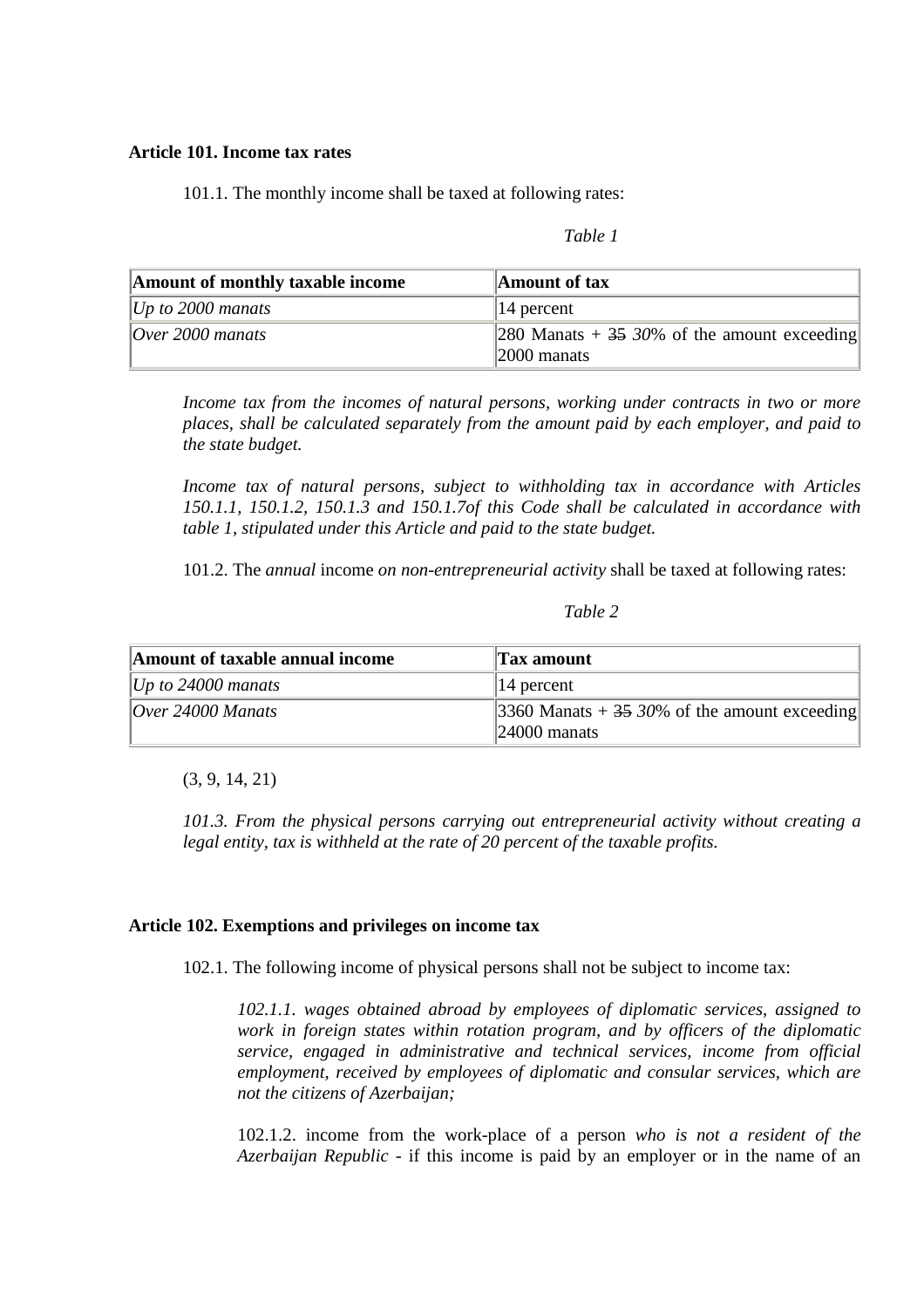**Article 101. Income tax rates**

101.1. The monthly income shall be taxed at following rates:

*Table 1*

| Amount of monthly taxable income | Amount of tax |
|---|---|
| *Up to 2000 manats* | 14 percent |
| *Over 2000 manats* | 280 Manats + ~~35~~ *30%* of the amount exceeding 2000 manats |

*Income tax from the incomes of natural persons, working under contracts in two or more places, shall be calculated separately from the amount paid by each employer, and paid to the state budget.*

*Income tax of natural persons, subject to withholding tax in accordance with Articles 150.1.1, 150.1.2, 150.1.3 and 150.1.7of this Code shall be calculated in accordance with table 1, stipulated under this Article and paid to the state budget.*

101.2. The *annual* income *on non-entrepreneurial activity* shall be taxed at following rates:

*Table 2*

| Amount of taxable annual income | Tax amount |
|---|---|
| *Up to 24000 manats* | 14 percent |
| *Over 24000 Manats* | 3360 Manats + ~~35~~ *30%* of the amount exceeding 24000 manats |

(3, 9, 14, 21)

*101.3. From the physical persons carrying out entrepreneurial activity without creating a legal entity, tax is withheld at the rate of 20 percent of the taxable profits.*

**Article 102. Exemptions and privileges on income tax**

102.1. The following income of physical persons shall not be subject to income tax:

*102.1.1. wages obtained abroad by employees of diplomatic services, assigned to work in foreign states within rotation program, and by officers of the diplomatic service, engaged in administrative and technical services, income from official employment, received by employees of diplomatic and consular services, which are not the citizens of Azerbaijan;*

102.1.2. income from the work-place of a person *who is not a resident of the Azerbaijan Republic* - if this income is paid by an employer or in the name of an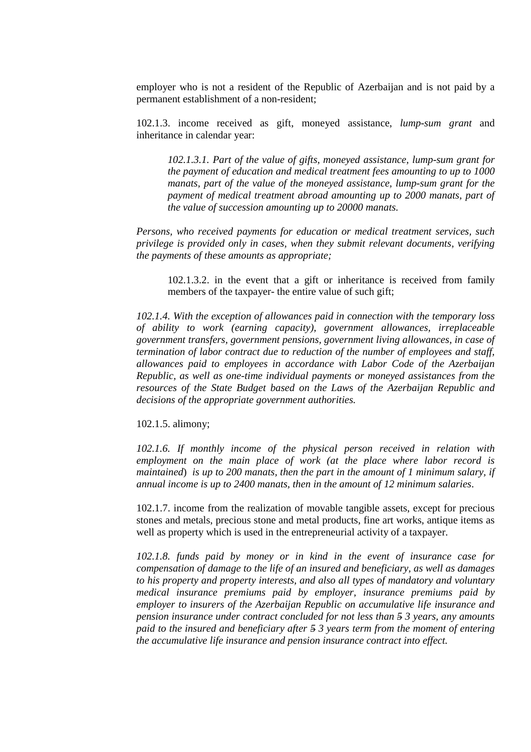employer who is not a resident of the Republic of Azerbaijan and is not paid by a permanent establishment of a non-resident;

102.1.3. income received as gift, moneyed assistance, *lump-sum grant* and inheritance in calendar year:

> *102.1.3.1. Part of the value of gifts, moneyed assistance, lump-sum grant for the payment of education and medical treatment fees amounting to up to 1000 manats, part of the value of the moneyed assistance, lump-sum grant for the payment of medical treatment abroad amounting up to 2000 manats, part of the value of succession amounting up to 20000 manats.*

*Persons, who received payments for education or medical treatment services, such privilege is provided only in cases, when they submit relevant documents, verifying the payments of these amounts as appropriate;*

> 102.1.3.2. in the event that a gift or inheritance is received from family members of the taxpayer- the entire value of such gift;

*102.1.4. With the exception of allowances paid in connection with the temporary loss of ability to work (earning capacity), government allowances, irreplaceable government transfers, government pensions, government living allowances, in case of termination of labor contract due to reduction of the number of employees and staff, allowances paid to employees in accordance with Labor Code of the Azerbaijan Republic, as well as one-time individual payments or moneyed assistances from the resources of the State Budget based on the Laws of the Azerbaijan Republic and decisions of the appropriate government authorities.*

102.1.5. alimony;

*102.1.6. If monthly income of the physical person received in relation with employment on the main place of work (at the place where labor record is maintained) is up to 200 manats, then the part in the amount of 1 minimum salary, if annual income is up to 2400 manats, then in the amount of 12 minimum salaries.*

102.1.7. income from the realization of movable tangible assets, except for precious stones and metals, precious stone and metal products, fine art works, antique items as well as property which is used in the entrepreneurial activity of a taxpayer.

*102.1.8. funds paid by money or in kind in the event of insurance case for compensation of damage to the life of an insured and beneficiary, as well as damages to his property and property interests, and also all types of mandatory and voluntary medical insurance premiums paid by employer, insurance premiums paid by employer to insurers of the Azerbaijan Republic on accumulative life insurance and pension insurance under contract concluded for not less than ~~5~~ 3 years, any amounts paid to the insured and beneficiary after ~~5~~ 3 years term from the moment of entering the accumulative life insurance and pension insurance contract into effect.*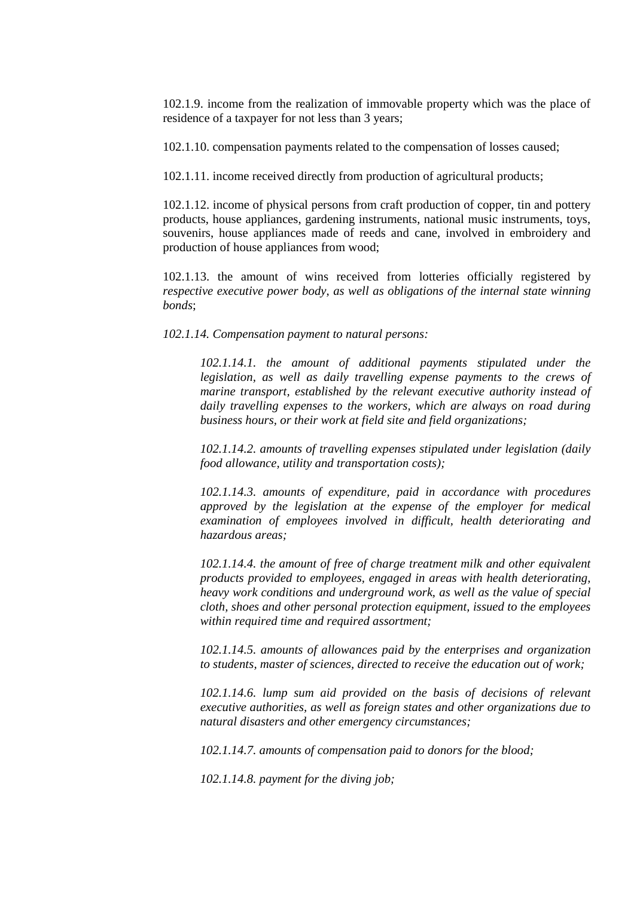102.1.9. income from the realization of immovable property which was the place of residence of a taxpayer for not less than 3 years;

102.1.10. compensation payments related to the compensation of losses caused;

102.1.11. income received directly from production of agricultural products;

102.1.12. income of physical persons from craft production of copper, tin and pottery products, house appliances, gardening instruments, national music instruments, toys, souvenirs, house appliances made of reeds and cane, involved in embroidery and production of house appliances from wood;

102.1.13. the amount of wins received from lotteries officially registered by *respective executive power body, as well as obligations of the internal state winning bonds*;

*102.1.14. Compensation payment to natural persons:*

> *102.1.14.1. the amount of additional payments stipulated under the legislation, as well as daily travelling expense payments to the crews of marine transport, established by the relevant executive authority instead of daily travelling expenses to the workers, which are always on road during business hours, or their work at field site and field organizations;*
>
> *102.1.14.2. amounts of travelling expenses stipulated under legislation (daily food allowance, utility and transportation costs);*
>
> *102.1.14.3. amounts of expenditure, paid in accordance with procedures approved by the legislation at the expense of the employer for medical examination of employees involved in difficult, health deteriorating and hazardous areas;*
>
> *102.1.14.4. the amount of free of charge treatment milk and other equivalent products provided to employees, engaged in areas with health deteriorating, heavy work conditions and underground work, as well as the value of special cloth, shoes and other personal protection equipment, issued to the employees within required time and required assortment;*
>
> *102.1.14.5. amounts of allowances paid by the enterprises and organization to students, master of sciences, directed to receive the education out of work;*
>
> *102.1.14.6. lump sum aid provided on the basis of decisions of relevant executive authorities, as well as foreign states and other organizations due to natural disasters and other emergency circumstances;*
>
> *102.1.14.7. amounts of compensation paid to donors for the blood;*
>
> *102.1.14.8. payment for the diving job;*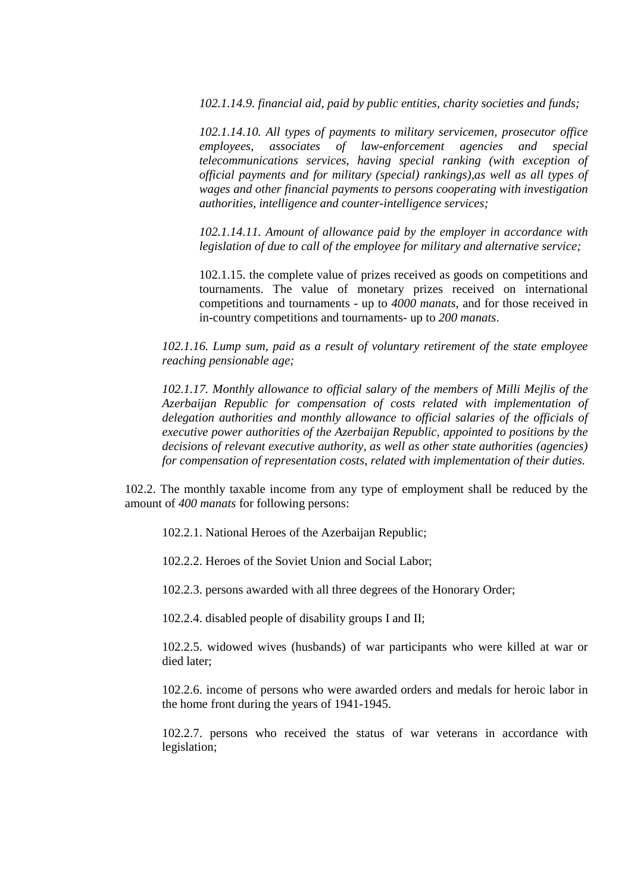*102.1.14.9. financial aid, paid by public entities, charity societies and funds;*

*102.1.14.10. All types of payments to military servicemen, prosecutor office employees, associates of law-enforcement agencies and special telecommunications services, having special ranking (with exception of official payments and for military (special) rankings),as well as all types of wages and other financial payments to persons cooperating with investigation authorities, intelligence and counter-intelligence services;*

*102.1.14.11. Amount of allowance paid by the employer in accordance with legislation of due to call of the employee for military and alternative service;*

102.1.15. the complete value of prizes received as goods on competitions and tournaments. The value of monetary prizes received on international competitions and tournaments - up to *4000 manats*, and for those received in in-country competitions and tournaments- up to *200 manats*.

*102.1.16. Lump sum, paid as a result of voluntary retirement of the state employee reaching pensionable age;*

*102.1.17. Monthly allowance to official salary of the members of Milli Mejlis of the Azerbaijan Republic for compensation of costs related with implementation of delegation authorities and monthly allowance to official salaries of the officials of executive power authorities of the Azerbaijan Republic, appointed to positions by the decisions of relevant executive authority, as well as other state authorities (agencies) for compensation of representation costs, related with implementation of their duties.*

102.2. The monthly taxable income from any type of employment shall be reduced by the amount of *400 manats* for following persons:

102.2.1. National Heroes of the Azerbaijan Republic;

102.2.2. Heroes of the Soviet Union and Social Labor;

102.2.3. persons awarded with all three degrees of the Honorary Order;

102.2.4. disabled people of disability groups I and II;

102.2.5. widowed wives (husbands) of war participants who were killed at war or died later;

102.2.6. income of persons who were awarded orders and medals for heroic labor in the home front during the years of 1941-1945.

102.2.7. persons who received the status of war veterans in accordance with legislation;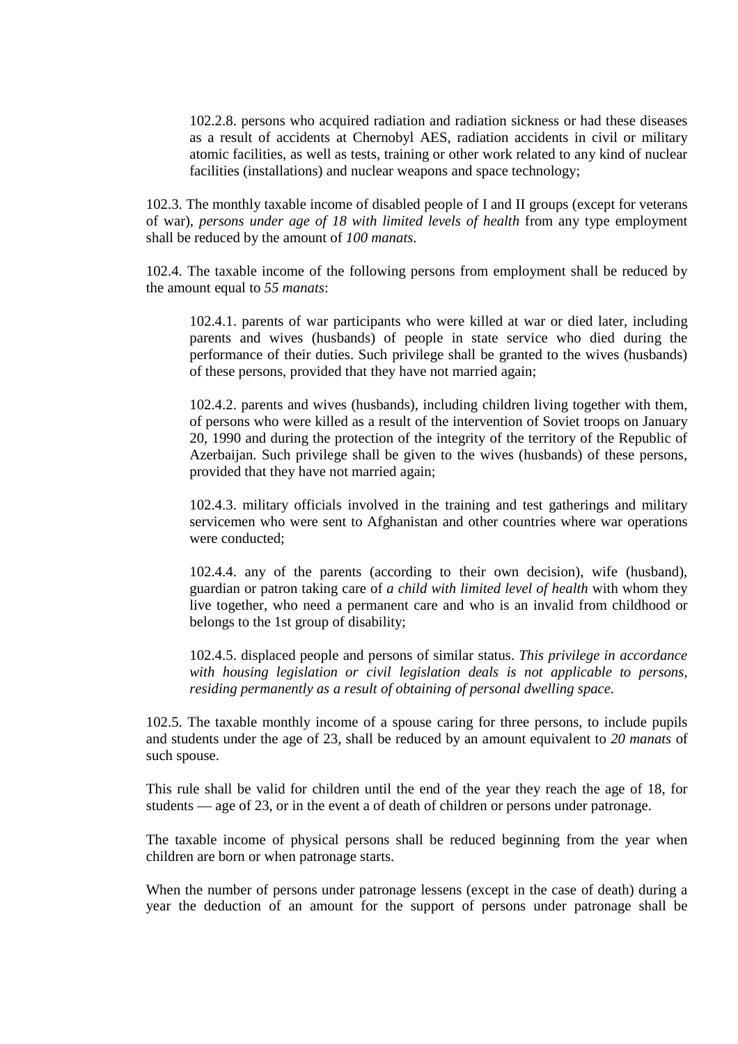102.2.8. persons who acquired radiation and radiation sickness or had these diseases as a result of accidents at Chernobyl AES, radiation accidents in civil or military atomic facilities, as well as tests, training or other work related to any kind of nuclear facilities (installations) and nuclear weapons and space technology;

102.3. The monthly taxable income of disabled people of I and II groups (except for veterans of war), *persons under age of 18 with limited levels of health* from any type employment shall be reduced by the amount of *100 manats*.

102.4. The taxable income of the following persons from employment shall be reduced by the amount equal to *55 manats*:

102.4.1. parents of war participants who were killed at war or died later, including parents and wives (husbands) of people in state service who died during the performance of their duties. Such privilege shall be granted to the wives (husbands) of these persons, provided that they have not married again;

102.4.2. parents and wives (husbands), including children living together with them, of persons who were killed as a result of the intervention of Soviet troops on January 20, 1990 and during the protection of the integrity of the territory of the Republic of Azerbaijan. Such privilege shall be given to the wives (husbands) of these persons, provided that they have not married again;

102.4.3. military officials involved in the training and test gatherings and military servicemen who were sent to Afghanistan and other countries where war operations were conducted;

102.4.4. any of the parents (according to their own decision), wife (husband), guardian or patron taking care of *a child with limited level of health* with whom they live together, who need a permanent care and who is an invalid from childhood or belongs to the 1st group of disability;

102.4.5. displaced people and persons of similar status. *This privilege in accordance with housing legislation or civil legislation deals is not applicable to persons, residing permanently as a result of obtaining of personal dwelling space.*

102.5. The taxable monthly income of a spouse caring for three persons, to include pupils and students under the age of 23, shall be reduced by an amount equivalent to *20 manats* of such spouse.

This rule shall be valid for children until the end of the year they reach the age of 18, for students — age of 23, or in the event a of death of children or persons under patronage.

The taxable income of physical persons shall be reduced beginning from the year when children are born or when patronage starts.

When the number of persons under patronage lessens (except in the case of death) during a year the deduction of an amount for the support of persons under patronage shall be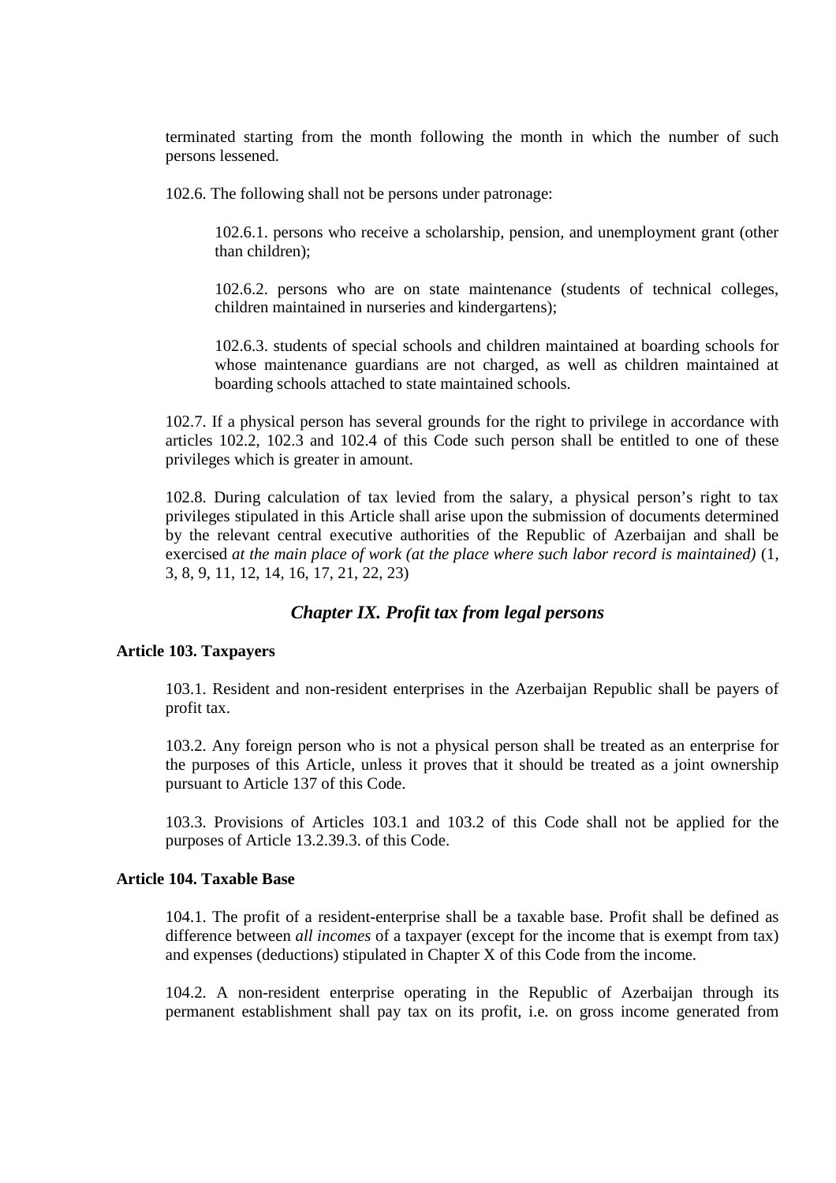terminated starting from the month following the month in which the number of such persons lessened.

102.6. The following shall not be persons under patronage:

102.6.1. persons who receive a scholarship, pension, and unemployment grant (other than children);

102.6.2. persons who are on state maintenance (students of technical colleges, children maintained in nurseries and kindergartens);

102.6.3. students of special schools and children maintained at boarding schools for whose maintenance guardians are not charged, as well as children maintained at boarding schools attached to state maintained schools.

102.7. If a physical person has several grounds for the right to privilege in accordance with articles 102.2, 102.3 and 102.4 of this Code such person shall be entitled to one of these privileges which is greater in amount.

102.8. During calculation of tax levied from the salary, a physical person's right to tax privileges stipulated in this Article shall arise upon the submission of documents determined by the relevant central executive authorities of the Republic of Azerbaijan and shall be exercised *at the main place of work (at the place where such labor record is maintained)* (1, 3, 8, 9, 11, 12, 14, 16, 17, 21, 22, 23)

## *Chapter IX. Profit tax from legal persons*

### Article 103. Taxpayers

103.1. Resident and non-resident enterprises in the Azerbaijan Republic shall be payers of profit tax.

103.2. Any foreign person who is not a physical person shall be treated as an enterprise for the purposes of this Article, unless it proves that it should be treated as a joint ownership pursuant to Article 137 of this Code.

103.3. Provisions of Articles 103.1 and 103.2 of this Code shall not be applied for the purposes of Article 13.2.39.3. of this Code.

### Article 104. Taxable Base

104.1. The profit of a resident-enterprise shall be a taxable base. Profit shall be defined as difference between *all incomes* of a taxpayer (except for the income that is exempt from tax) and expenses (deductions) stipulated in Chapter X of this Code from the income.

104.2. A non-resident enterprise operating in the Republic of Azerbaijan through its permanent establishment shall pay tax on its profit, i.e. on gross income generated from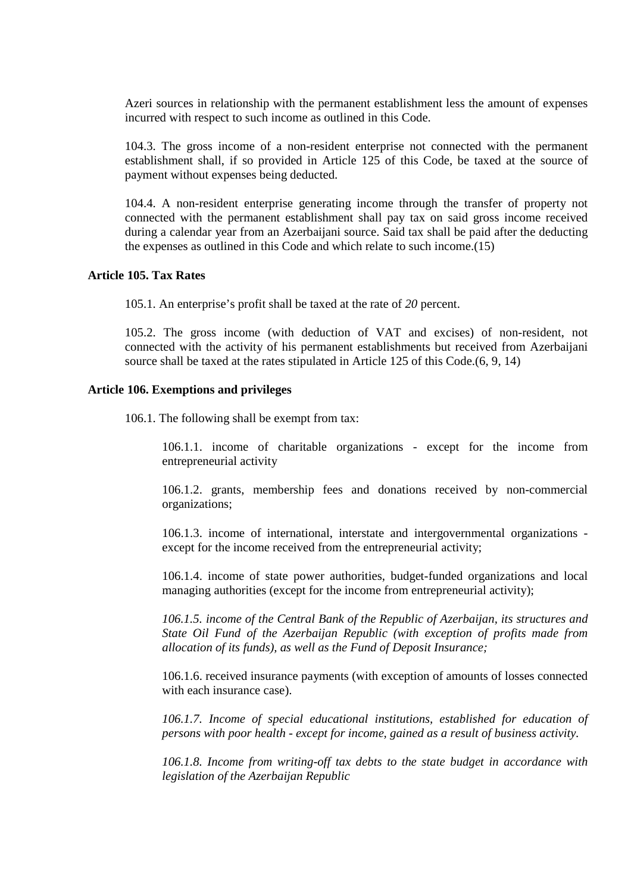Azeri sources in relationship with the permanent establishment less the amount of expenses incurred with respect to such income as outlined in this Code.

104.3. The gross income of a non-resident enterprise not connected with the permanent establishment shall, if so provided in Article 125 of this Code, be taxed at the source of payment without expenses being deducted.

104.4. A non-resident enterprise generating income through the transfer of property not connected with the permanent establishment shall pay tax on said gross income received during a calendar year from an Azerbaijani source. Said tax shall be paid after the deducting the expenses as outlined in this Code and which relate to such income.(15)

**Article 105. Tax Rates**

105.1. An enterprise's profit shall be taxed at the rate of *20* percent.

105.2. The gross income (with deduction of VAT and excises) of non-resident, not connected with the activity of his permanent establishments but received from Azerbaijani source shall be taxed at the rates stipulated in Article 125 of this Code.(6, 9, 14)

**Article 106. Exemptions and privileges**

106.1. The following shall be exempt from tax:

106.1.1. income of charitable organizations - except for the income from entrepreneurial activity

106.1.2. grants, membership fees and donations received by non-commercial organizations;

106.1.3. income of international, interstate and intergovernmental organizations - except for the income received from the entrepreneurial activity;

106.1.4. income of state power authorities, budget-funded organizations and local managing authorities (except for the income from entrepreneurial activity);

*106.1.5. income of the Central Bank of the Republic of Azerbaijan, its structures and State Oil Fund of the Azerbaijan Republic (with exception of profits made from allocation of its funds), as well as the Fund of Deposit Insurance;*

106.1.6. received insurance payments (with exception of amounts of losses connected with each insurance case).

*106.1.7. Income of special educational institutions, established for education of persons with poor health - except for income, gained as a result of business activity.*

*106.1.8. Income from writing-off tax debts to the state budget in accordance with legislation of the Azerbaijan Republic*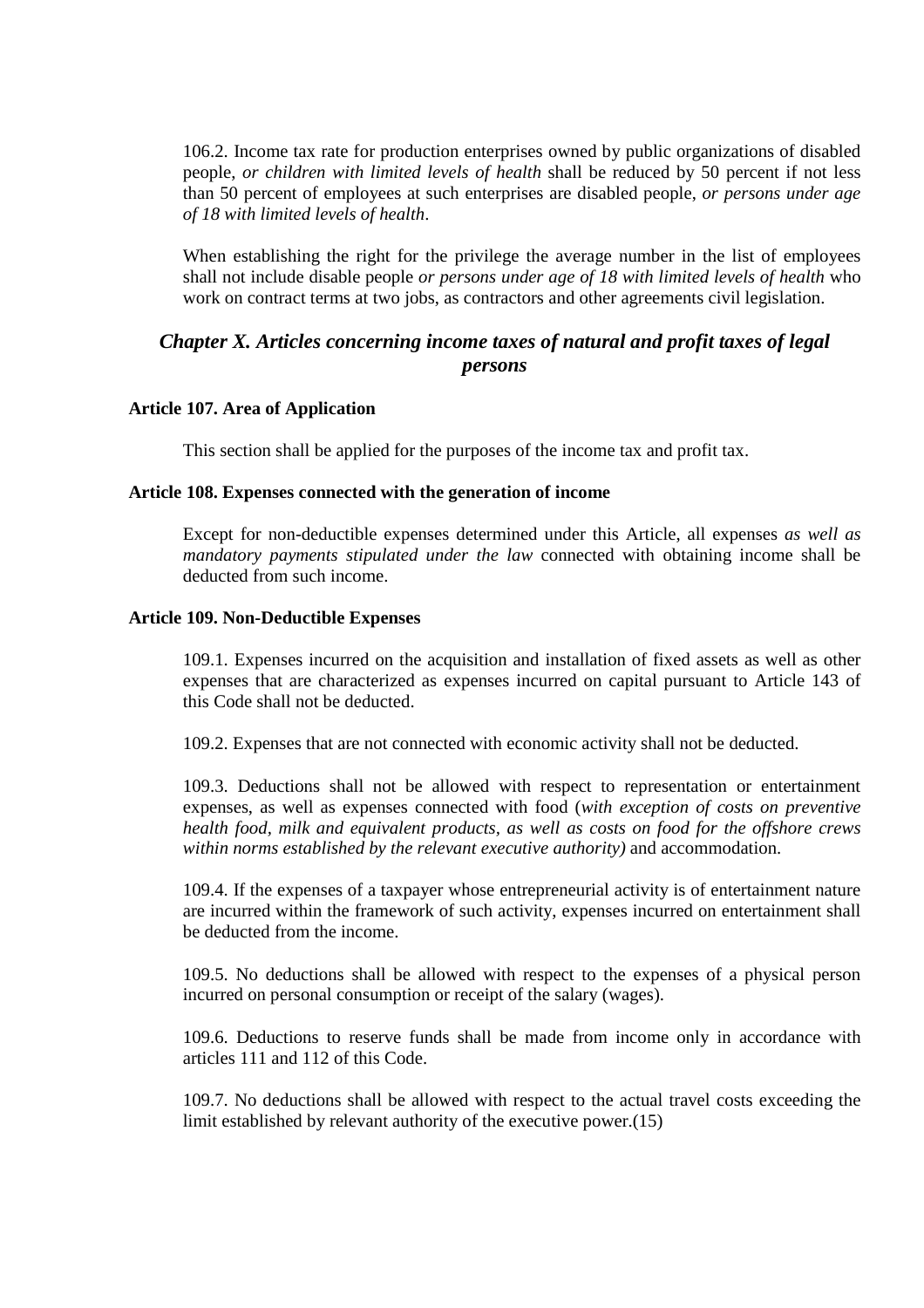106.2. Income tax rate for production enterprises owned by public organizations of disabled people, *or children with limited levels of health* shall be reduced by 50 percent if not less than 50 percent of employees at such enterprises are disabled people, *or persons under age of 18 with limited levels of health*.

When establishing the right for the privilege the average number in the list of employees shall not include disable people *or persons under age of 18 with limited levels of health* who work on contract terms at two jobs, as contractors and other agreements civil legislation.

## *Chapter X. Articles concerning income taxes of natural and profit taxes of legal persons*

#### Article 107. Area of Application

This section shall be applied for the purposes of the income tax and profit tax.

#### Article 108. Expenses connected with the generation of income

Except for non-deductible expenses determined under this Article, all expenses *as well as mandatory payments stipulated under the law* connected with obtaining income shall be deducted from such income.

#### Article 109. Non-Deductible Expenses

109.1. Expenses incurred on the acquisition and installation of fixed assets as well as other expenses that are characterized as expenses incurred on capital pursuant to Article 143 of this Code shall not be deducted.

109.2. Expenses that are not connected with economic activity shall not be deducted.

109.3. Deductions shall not be allowed with respect to representation or entertainment expenses, as well as expenses connected with food (*with exception of costs on preventive health food, milk and equivalent products, as well as costs on food for the offshore crews within norms established by the relevant executive authority)* and accommodation.

109.4. If the expenses of a taxpayer whose entrepreneurial activity is of entertainment nature are incurred within the framework of such activity, expenses incurred on entertainment shall be deducted from the income.

109.5. No deductions shall be allowed with respect to the expenses of a physical person incurred on personal consumption or receipt of the salary (wages).

109.6. Deductions to reserve funds shall be made from income only in accordance with articles 111 and 112 of this Code.

109.7. No deductions shall be allowed with respect to the actual travel costs exceeding the limit established by relevant authority of the executive power.(15)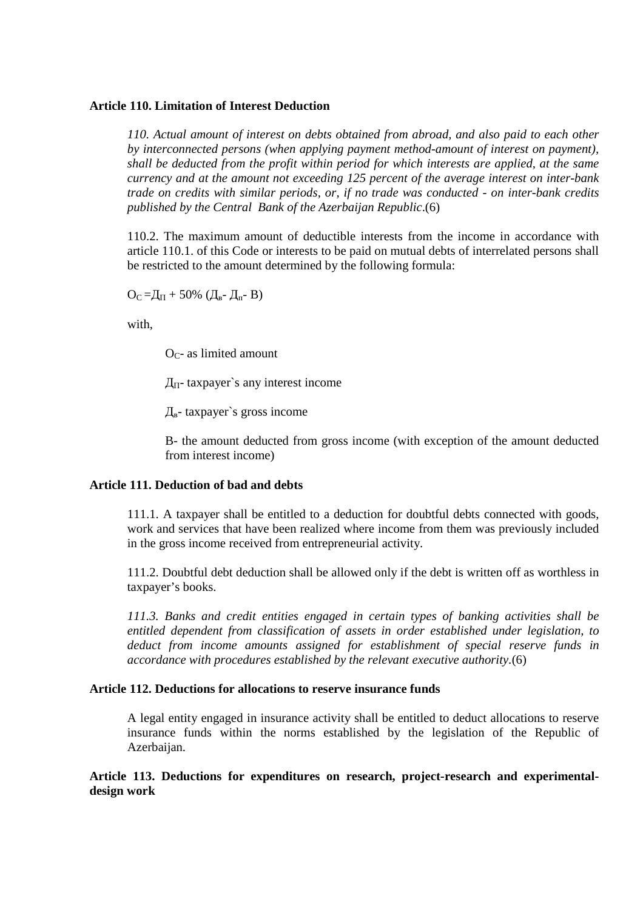**Article 110. Limitation of Interest Deduction**

*110. Actual amount of interest on debts obtained from abroad, and also paid to each other by interconnected persons (when applying payment method-amount of interest on payment), shall be deducted from the profit within period for which interests are applied, at the same currency and at the amount not exceeding 125 percent of the average interest on inter-bank trade on credits with similar periods, or, if no trade was conducted - on inter-bank credits published by the Central Bank of the Azerbaijan Republic*.(6)

110.2. The maximum amount of deductible interests from the income in accordance with article 110.1. of this Code or interests to be paid on mutual debts of interrelated persons shall be restricted to the amount determined by the following formula:

$O_C = Д_П + 50\% \, (Д_в - Д_п - В)$

with,

$O_C$- as limited amount

$Д_П$- taxpayer`s any interest income

$Д_в$- taxpayer`s gross income

В- the amount deducted from gross income (with exception of the amount deducted from interest income)

**Article 111. Deduction of bad and debts**

111.1. A taxpayer shall be entitled to a deduction for doubtful debts connected with goods, work and services that have been realized where income from them was previously included in the gross income received from entrepreneurial activity.

111.2. Doubtful debt deduction shall be allowed only if the debt is written off as worthless in taxpayer's books.

*111.3. Banks and credit entities engaged in certain types of banking activities shall be entitled dependent from classification of assets in order established under legislation, to deduct from income amounts assigned for establishment of special reserve funds in accordance with procedures established by the relevant executive authority*.(6)

**Article 112. Deductions for allocations to reserve insurance funds**

A legal entity engaged in insurance activity shall be entitled to deduct allocations to reserve insurance funds within the norms established by the legislation of the Republic of Azerbaijan.

**Article 113. Deductions for expenditures on research, project-research and experimental-design work**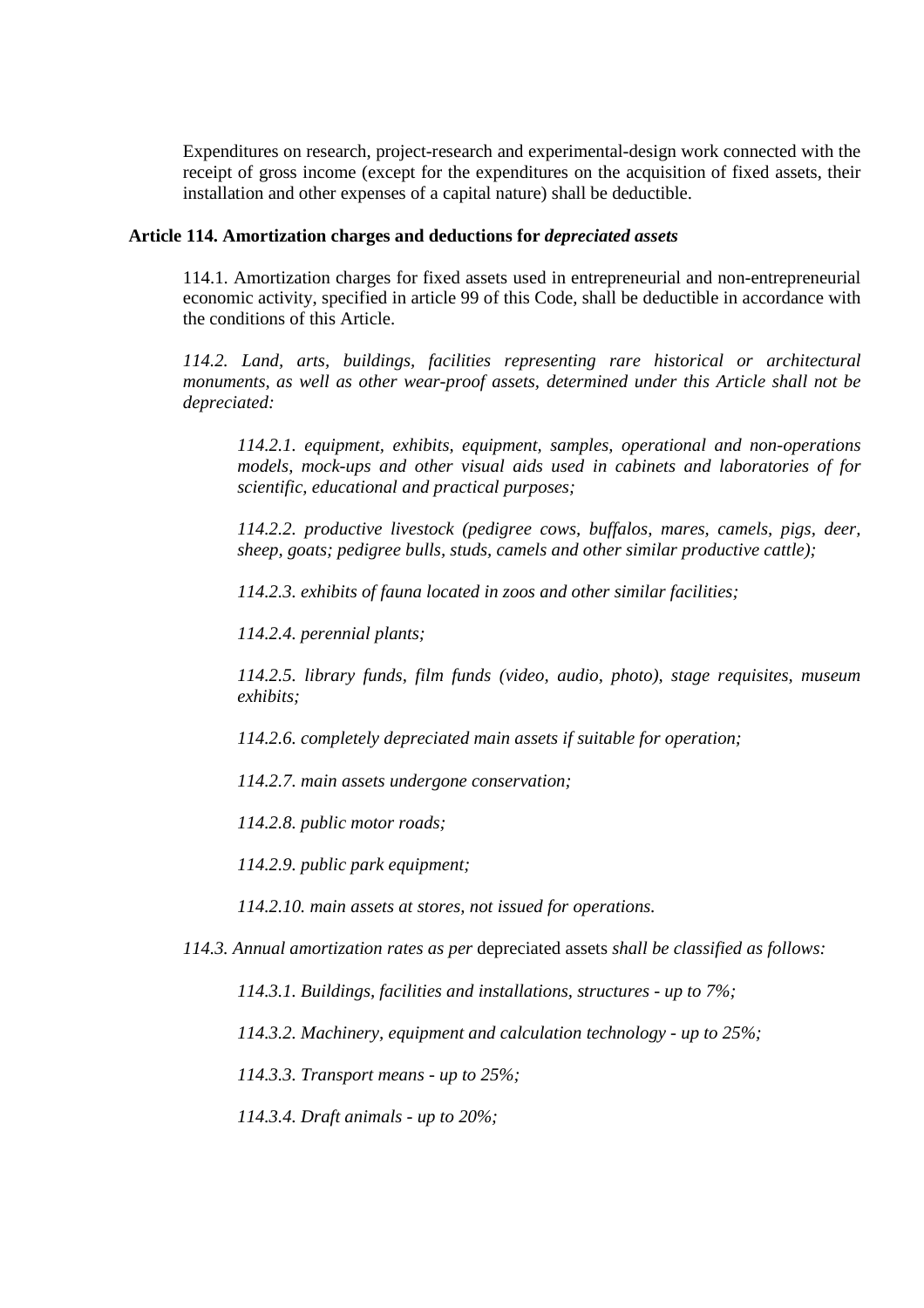Expenditures on research, project-research and experimental-design work connected with the receipt of gross income (except for the expenditures on the acquisition of fixed assets, their installation and other expenses of a capital nature) shall be deductible.

### Article 114. Amortization charges and deductions for *depreciated assets*

114.1. Amortization charges for fixed assets used in entrepreneurial and non-entrepreneurial economic activity, specified in article 99 of this Code, shall be deductible in accordance with the conditions of this Article.

*114.2. Land, arts, buildings, facilities representing rare historical or architectural monuments, as well as other wear-proof assets, determined under this Article shall not be depreciated:*

*114.2.1. equipment, exhibits, equipment, samples, operational and non-operations models, mock-ups and other visual aids used in cabinets and laboratories of for scientific, educational and practical purposes;*

*114.2.2. productive livestock (pedigree cows, buffalos, mares, camels, pigs, deer, sheep, goats; pedigree bulls, studs, camels and other similar productive cattle);*

*114.2.3. exhibits of fauna located in zoos and other similar facilities;*

*114.2.4. perennial plants;*

*114.2.5. library funds, film funds (video, audio, photo), stage requisites, museum exhibits;*

*114.2.6. completely depreciated main assets if suitable for operation;*

*114.2.7. main assets undergone conservation;*

*114.2.8. public motor roads;*

*114.2.9. public park equipment;*

*114.2.10. main assets at stores, not issued for operations.*

*114.3. Annual amortization rates as per* depreciated assets *shall be classified as follows:*

*114.3.1. Buildings, facilities and installations, structures - up to 7%;*

*114.3.2. Machinery, equipment and calculation technology - up to 25%;*

*114.3.3. Transport means - up to 25%;*

*114.3.4. Draft animals - up to 20%;*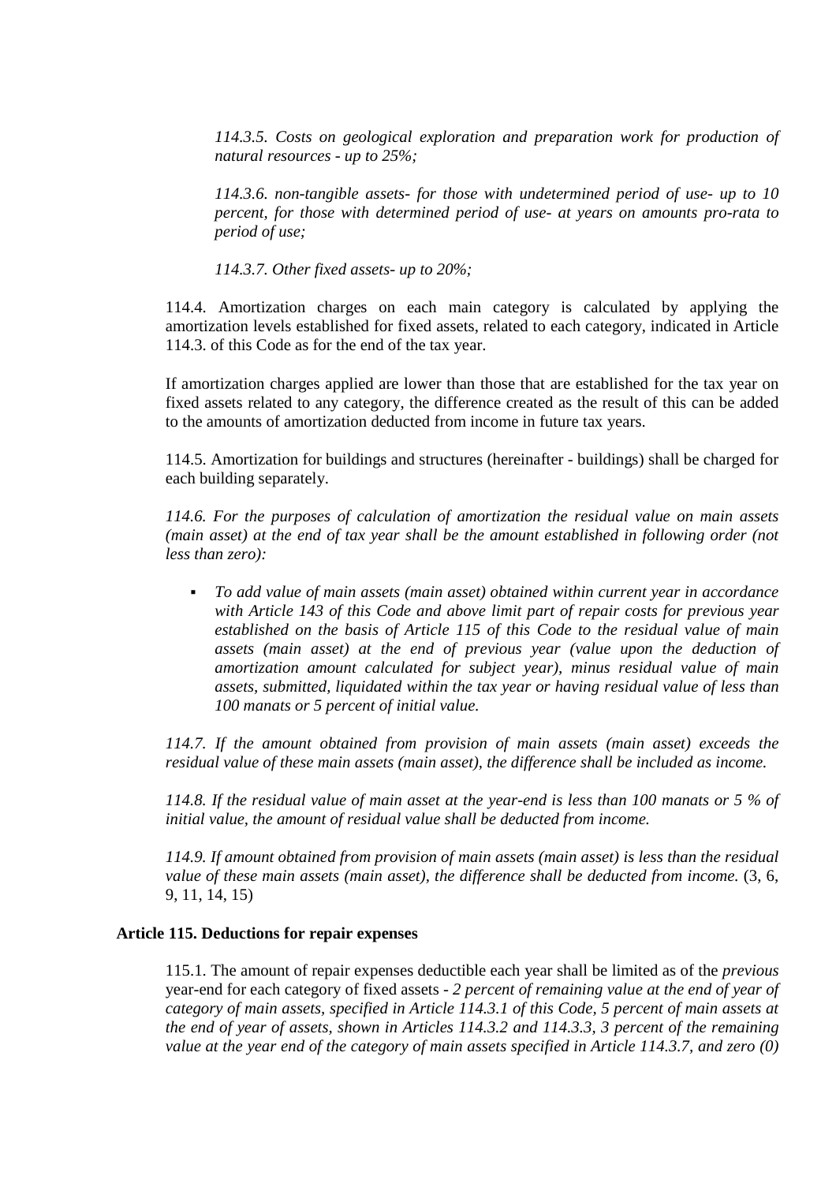*114.3.5. Costs on geological exploration and preparation work for production of natural resources - up to 25%;*

*114.3.6. non-tangible assets- for those with undetermined period of use- up to 10 percent, for those with determined period of use- at years on amounts pro-rata to period of use;*

*114.3.7. Other fixed assets- up to 20%;*

114.4. Amortization charges on each main category is calculated by applying the amortization levels established for fixed assets, related to each category, indicated in Article 114.3. of this Code as for the end of the tax year.

If amortization charges applied are lower than those that are established for the tax year on fixed assets related to any category, the difference created as the result of this can be added to the amounts of amortization deducted from income in future tax years.

114.5. Amortization for buildings and structures (hereinafter - buildings) shall be charged for each building separately.

*114.6. For the purposes of calculation of amortization the residual value on main assets (main asset) at the end of tax year shall be the amount established in following order (not less than zero):*

- *To add value of main assets (main asset) obtained within current year in accordance with Article 143 of this Code and above limit part of repair costs for previous year established on the basis of Article 115 of this Code to the residual value of main assets (main asset) at the end of previous year (value upon the deduction of amortization amount calculated for subject year), minus residual value of main assets, submitted, liquidated within the tax year or having residual value of less than 100 manats or 5 percent of initial value.*

*114.7. If the amount obtained from provision of main assets (main asset) exceeds the residual value of these main assets (main asset), the difference shall be included as income.*

*114.8. If the residual value of main asset at the year-end is less than 100 manats or 5 % of initial value, the amount of residual value shall be deducted from income.*

*114.9. If amount obtained from provision of main assets (main asset) is less than the residual value of these main assets (main asset), the difference shall be deducted from income.* (3, 6, 9, 11, 14, 15)

**Article 115. Deductions for repair expenses**

115.1. The amount of repair expenses deductible each year shall be limited as of the *previous* year-end for each category of fixed assets - *2 percent of remaining value at the end of year of category of main assets, specified in Article 114.3.1 of this Code, 5 percent of main assets at the end of year of assets, shown in Articles 114.3.2 and 114.3.3, 3 percent of the remaining value at the year end of the category of main assets specified in Article 114.3.7, and zero (0)*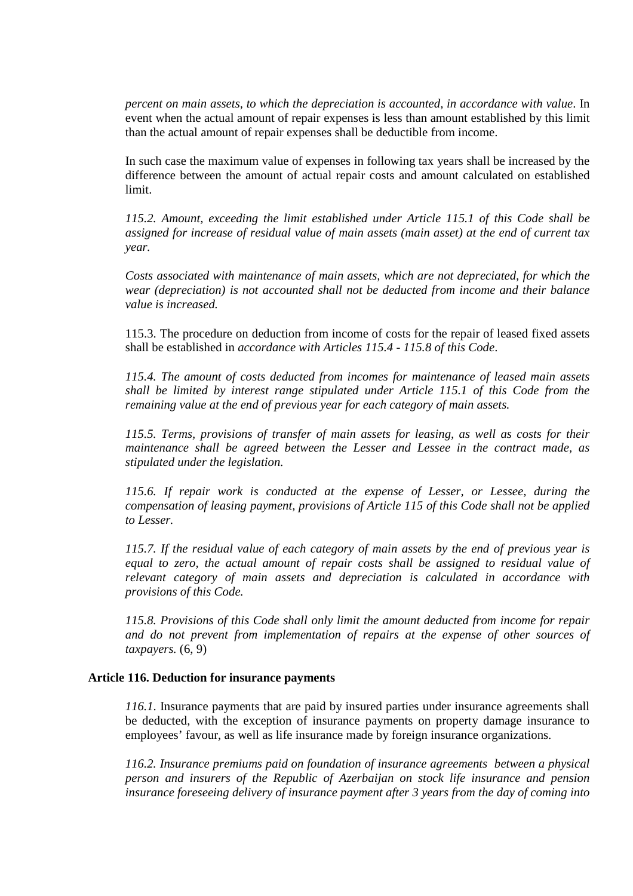*percent on main assets, to which the depreciation is accounted, in accordance with value*. In event when the actual amount of repair expenses is less than amount established by this limit than the actual amount of repair expenses shall be deductible from income.

In such case the maximum value of expenses in following tax years shall be increased by the difference between the amount of actual repair costs and amount calculated on established limit.

*115.2. Amount, exceeding the limit established under Article 115.1 of this Code shall be assigned for increase of residual value of main assets (main asset) at the end of current tax year.*

*Costs associated with maintenance of main assets, which are not depreciated, for which the wear (depreciation) is not accounted shall not be deducted from income and their balance value is increased.*

115.3. The procedure on deduction from income of costs for the repair of leased fixed assets shall be established in *accordance with Articles 115.4 - 115.8 of this Code*.

*115.4. The amount of costs deducted from incomes for maintenance of leased main assets shall be limited by interest range stipulated under Article 115.1 of this Code from the remaining value at the end of previous year for each category of main assets.*

*115.5. Terms, provisions of transfer of main assets for leasing, as well as costs for their maintenance shall be agreed between the Lesser and Lessee in the contract made, as stipulated under the legislation.*

*115.6. If repair work is conducted at the expense of Lesser, or Lessee, during the compensation of leasing payment, provisions of Article 115 of this Code shall not be applied to Lesser.*

*115.7. If the residual value of each category of main assets by the end of previous year is equal to zero, the actual amount of repair costs shall be assigned to residual value of relevant category of main assets and depreciation is calculated in accordance with provisions of this Code.*

*115.8. Provisions of this Code shall only limit the amount deducted from income for repair and do not prevent from implementation of repairs at the expense of other sources of taxpayers.* (6, 9)

**Article 116. Deduction for insurance payments**

*116.1.* Insurance payments that are paid by insured parties under insurance agreements shall be deducted, with the exception of insurance payments on property damage insurance to employees' favour, as well as life insurance made by foreign insurance organizations.

*116.2. Insurance premiums paid on foundation of insurance agreements between a physical person and insurers of the Republic of Azerbaijan on stock life insurance and pension insurance foreseeing delivery of insurance payment after 3 years from the day of coming into*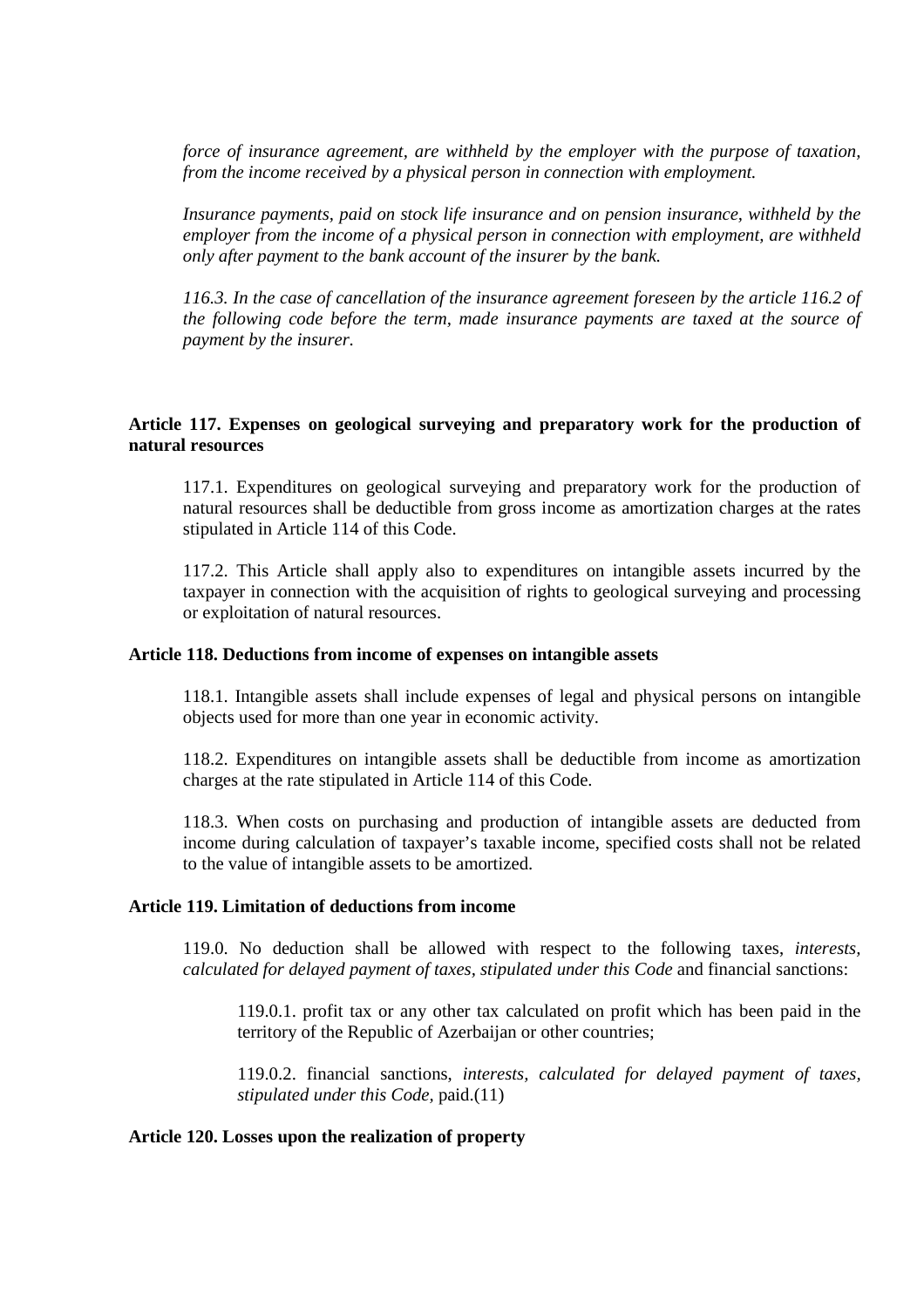*force of insurance agreement, are withheld by the employer with the purpose of taxation, from the income received by a physical person in connection with employment.*

*Insurance payments, paid on stock life insurance and on pension insurance, withheld by the employer from the income of a physical person in connection with employment, are withheld only after payment to the bank account of the insurer by the bank.*

*116.3. In the case of cancellation of the insurance agreement foreseen by the article 116.2 of the following code before the term, made insurance payments are taxed at the source of payment by the insurer.*

**Article 117. Expenses on geological surveying and preparatory work for the production of natural resources**

117.1. Expenditures on geological surveying and preparatory work for the production of natural resources shall be deductible from gross income as amortization charges at the rates stipulated in Article 114 of this Code.

117.2. This Article shall apply also to expenditures on intangible assets incurred by the taxpayer in connection with the acquisition of rights to geological surveying and processing or exploitation of natural resources.

**Article 118. Deductions from income of expenses on intangible assets**

118.1. Intangible assets shall include expenses of legal and physical persons on intangible objects used for more than one year in economic activity.

118.2. Expenditures on intangible assets shall be deductible from income as amortization charges at the rate stipulated in Article 114 of this Code.

118.3. When costs on purchasing and production of intangible assets are deducted from income during calculation of taxpayer's taxable income, specified costs shall not be related to the value of intangible assets to be amortized.

**Article 119. Limitation of deductions from income**

119.0. No deduction shall be allowed with respect to the following taxes, *interests, calculated for delayed payment of taxes, stipulated under this Code* and financial sanctions:

119.0.1. profit tax or any other tax calculated on profit which has been paid in the territory of the Republic of Azerbaijan or other countries;

119.0.2. financial sanctions, *interests, calculated for delayed payment of taxes, stipulated under this Code*, paid.(11)

**Article 120. Losses upon the realization of property**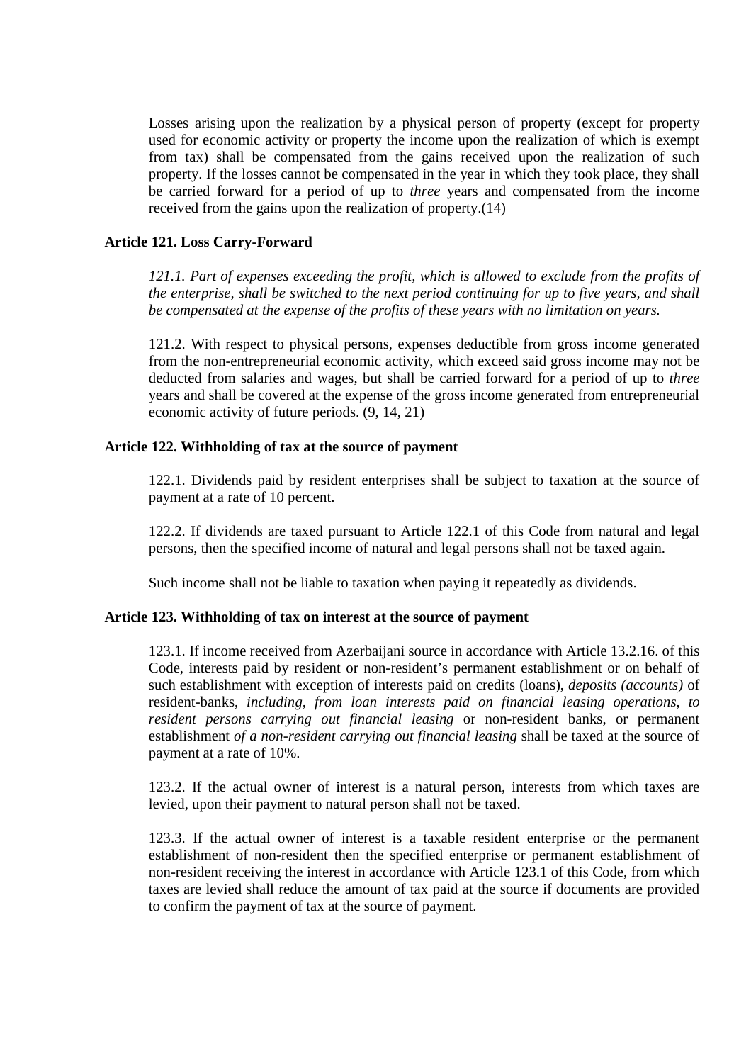Losses arising upon the realization by a physical person of property (except for property used for economic activity or property the income upon the realization of which is exempt from tax) shall be compensated from the gains received upon the realization of such property. If the losses cannot be compensated in the year in which they took place, they shall be carried forward for a period of up to *three* years and compensated from the income received from the gains upon the realization of property.(14)

**Article 121. Loss Carry-Forward**

*121.1. Part of expenses exceeding the profit, which is allowed to exclude from the profits of the enterprise, shall be switched to the next period continuing for up to five years, and shall be compensated at the expense of the profits of these years with no limitation on years.*

121.2. With respect to physical persons, expenses deductible from gross income generated from the non-entrepreneurial economic activity, which exceed said gross income may not be deducted from salaries and wages, but shall be carried forward for a period of up to *three* years and shall be covered at the expense of the gross income generated from entrepreneurial economic activity of future periods. (9, 14, 21)

**Article 122. Withholding of tax at the source of payment**

122.1. Dividends paid by resident enterprises shall be subject to taxation at the source of payment at a rate of 10 percent.

122.2. If dividends are taxed pursuant to Article 122.1 of this Code from natural and legal persons, then the specified income of natural and legal persons shall not be taxed again.

Such income shall not be liable to taxation when paying it repeatedly as dividends.

**Article 123. Withholding of tax on interest at the source of payment**

123.1. If income received from Azerbaijani source in accordance with Article 13.2.16. of this Code, interests paid by resident or non-resident's permanent establishment or on behalf of such establishment with exception of interests paid on credits (loans), *deposits (accounts)* of resident-banks, *including, from loan interests paid on financial leasing operations, to resident persons carrying out financial leasing* or non-resident banks, or permanent establishment *of a non-resident carrying out financial leasing* shall be taxed at the source of payment at a rate of 10%.

123.2. If the actual owner of interest is a natural person, interests from which taxes are levied, upon their payment to natural person shall not be taxed.

123.3. If the actual owner of interest is a taxable resident enterprise or the permanent establishment of non-resident then the specified enterprise or permanent establishment of non-resident receiving the interest in accordance with Article 123.1 of this Code, from which taxes are levied shall reduce the amount of tax paid at the source if documents are provided to confirm the payment of tax at the source of payment.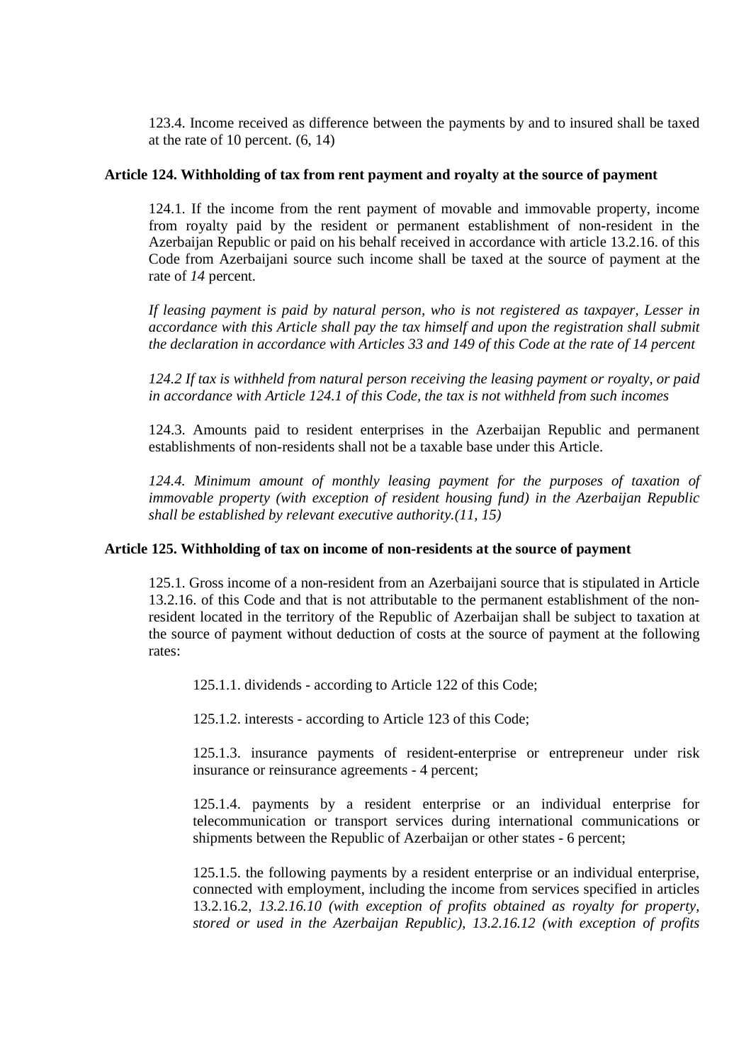123.4. Income received as difference between the payments by and to insured shall be taxed at the rate of 10 percent. (6, 14)

**Article 124. Withholding of tax from rent payment and royalty at the source of payment**

124.1. If the income from the rent payment of movable and immovable property, income from royalty paid by the resident or permanent establishment of non-resident in the Azerbaijan Republic or paid on his behalf received in accordance with article 13.2.16. of this Code from Azerbaijani source such income shall be taxed at the source of payment at the rate of *14* percent.

*If leasing payment is paid by natural person, who is not registered as taxpayer, Lesser in accordance with this Article shall pay the tax himself and upon the registration shall submit the declaration in accordance with Articles 33 and 149 of this Code at the rate of 14 percent*

*124.2 If tax is withheld from natural person receiving the leasing payment or royalty, or paid in accordance with Article 124.1 of this Code, the tax is not withheld from such incomes*

124.3. Amounts paid to resident enterprises in the Azerbaijan Republic and permanent establishments of non-residents shall not be a taxable base under this Article.

*124.4. Minimum amount of monthly leasing payment for the purposes of taxation of immovable property (with exception of resident housing fund) in the Azerbaijan Republic shall be established by relevant executive authority.(11, 15)*

**Article 125. Withholding of tax on income of non-residents at the source of payment**

125.1. Gross income of a non-resident from an Azerbaijani source that is stipulated in Article 13.2.16. of this Code and that is not attributable to the permanent establishment of the non-resident located in the territory of the Republic of Azerbaijan shall be subject to taxation at the source of payment without deduction of costs at the source of payment at the following rates:

125.1.1. dividends - according to Article 122 of this Code;

125.1.2. interests - according to Article 123 of this Code;

125.1.3. insurance payments of resident-enterprise or entrepreneur under risk insurance or reinsurance agreements - 4 percent;

125.1.4. payments by a resident enterprise or an individual enterprise for telecommunication or transport services during international communications or shipments between the Republic of Azerbaijan or other states - 6 percent;

125.1.5. the following payments by a resident enterprise or an individual enterprise, connected with employment, including the income from services specified in articles 13.2.16.2, *13.2.16.10 (with exception of profits obtained as royalty for property, stored or used in the Azerbaijan Republic), 13.2.16.12 (with exception of profits*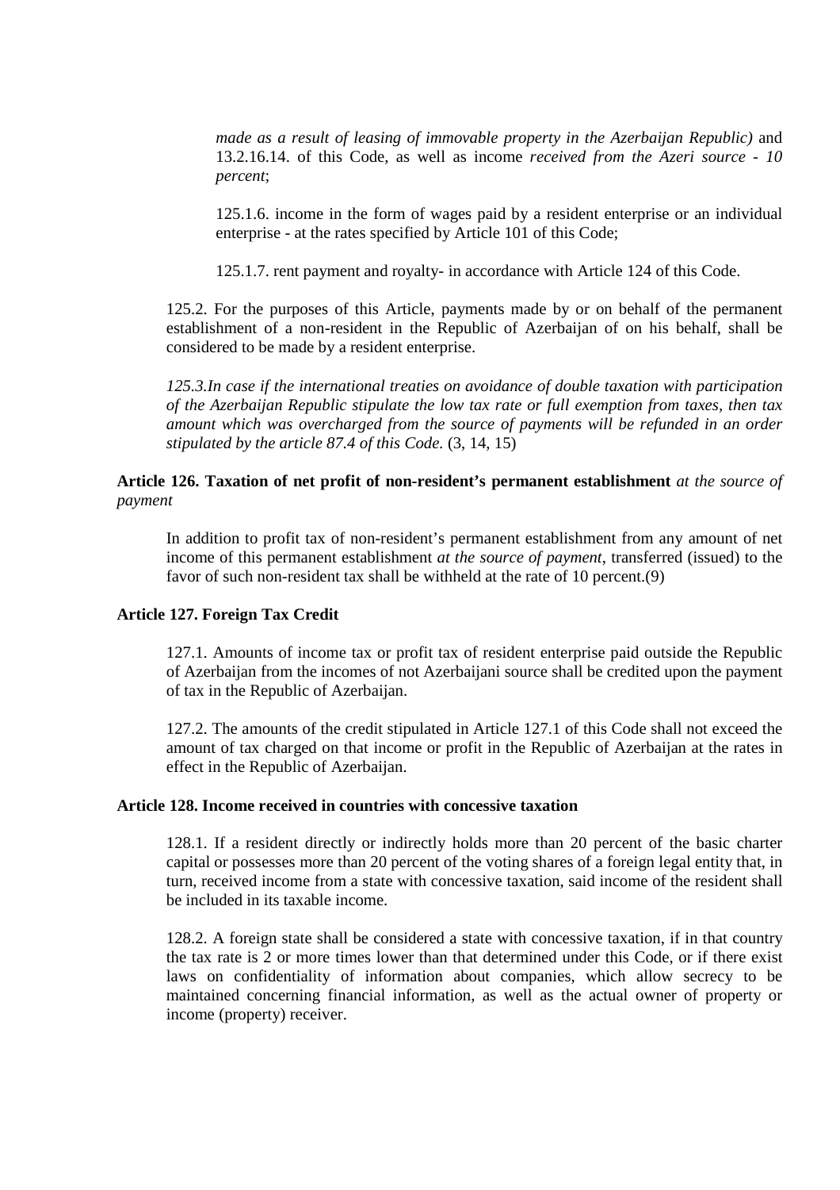*made as a result of leasing of immovable property in the Azerbaijan Republic)* and 13.2.16.14. of this Code, as well as income *received from the Azeri source - 10 percent*;

125.1.6. income in the form of wages paid by a resident enterprise or an individual enterprise - at the rates specified by Article 101 of this Code;

125.1.7. rent payment and royalty- in accordance with Article 124 of this Code.

125.2. For the purposes of this Article, payments made by or on behalf of the permanent establishment of a non-resident in the Republic of Azerbaijan of on his behalf, shall be considered to be made by a resident enterprise.

*125.3.In case if the international treaties on avoidance of double taxation with participation of the Azerbaijan Republic stipulate the low tax rate or full exemption from taxes, then tax amount which was overcharged from the source of payments will be refunded in an order stipulated by the article 87.4 of this Code.* (3, 14, 15)

**Article 126. Taxation of net profit of non-resident's permanent establishment** *at the source of payment*

In addition to profit tax of non-resident's permanent establishment from any amount of net income of this permanent establishment *at the source of payment*, transferred (issued) to the favor of such non-resident tax shall be withheld at the rate of 10 percent.(9)

**Article 127. Foreign Tax Credit**

127.1. Amounts of income tax or profit tax of resident enterprise paid outside the Republic of Azerbaijan from the incomes of not Azerbaijani source shall be credited upon the payment of tax in the Republic of Azerbaijan.

127.2. The amounts of the credit stipulated in Article 127.1 of this Code shall not exceed the amount of tax charged on that income or profit in the Republic of Azerbaijan at the rates in effect in the Republic of Azerbaijan.

**Article 128. Income received in countries with concessive taxation**

128.1. If a resident directly or indirectly holds more than 20 percent of the basic charter capital or possesses more than 20 percent of the voting shares of a foreign legal entity that, in turn, received income from a state with concessive taxation, said income of the resident shall be included in its taxable income.

128.2. A foreign state shall be considered a state with concessive taxation, if in that country the tax rate is 2 or more times lower than that determined under this Code, or if there exist laws on confidentiality of information about companies, which allow secrecy to be maintained concerning financial information, as well as the actual owner of property or income (property) receiver.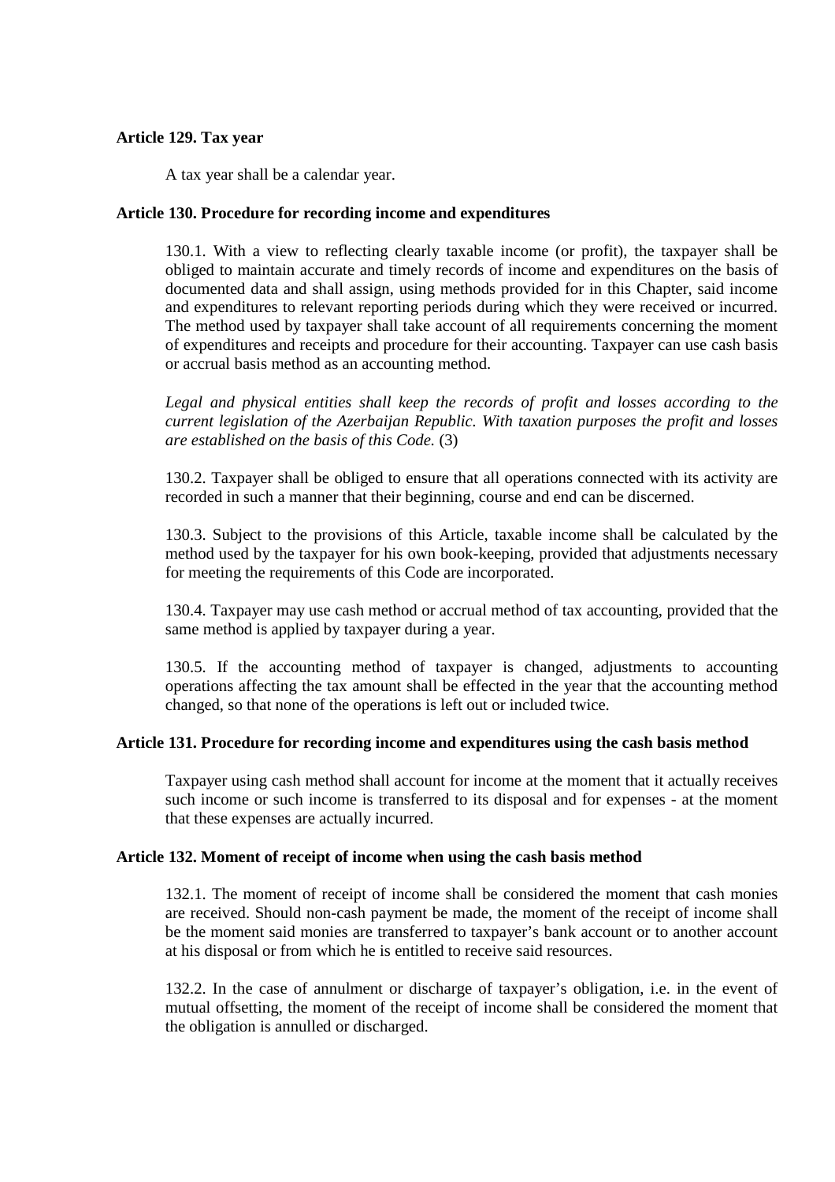**Article 129. Tax year**

A tax year shall be a calendar year.

**Article 130. Procedure for recording income and expenditures**

130.1. With a view to reflecting clearly taxable income (or profit), the taxpayer shall be obliged to maintain accurate and timely records of income and expenditures on the basis of documented data and shall assign, using methods provided for in this Chapter, said income and expenditures to relevant reporting periods during which they were received or incurred. The method used by taxpayer shall take account of all requirements concerning the moment of expenditures and receipts and procedure for their accounting. Taxpayer can use cash basis or accrual basis method as an accounting method.

*Legal and physical entities shall keep the records of profit and losses according to the current legislation of the Azerbaijan Republic. With taxation purposes the profit and losses are established on the basis of this Code.* (3)

130.2. Taxpayer shall be obliged to ensure that all operations connected with its activity are recorded in such a manner that their beginning, course and end can be discerned.

130.3. Subject to the provisions of this Article, taxable income shall be calculated by the method used by the taxpayer for his own book-keeping, provided that adjustments necessary for meeting the requirements of this Code are incorporated.

130.4. Taxpayer may use cash method or accrual method of tax accounting, provided that the same method is applied by taxpayer during a year.

130.5. If the accounting method of taxpayer is changed, adjustments to accounting operations affecting the tax amount shall be effected in the year that the accounting method changed, so that none of the operations is left out or included twice.

**Article 131. Procedure for recording income and expenditures using the cash basis method**

Taxpayer using cash method shall account for income at the moment that it actually receives such income or such income is transferred to its disposal and for expenses - at the moment that these expenses are actually incurred.

**Article 132. Moment of receipt of income when using the cash basis method**

132.1. The moment of receipt of income shall be considered the moment that cash monies are received. Should non-cash payment be made, the moment of the receipt of income shall be the moment said monies are transferred to taxpayer's bank account or to another account at his disposal or from which he is entitled to receive said resources.

132.2. In the case of annulment or discharge of taxpayer's obligation, i.e. in the event of mutual offsetting, the moment of the receipt of income shall be considered the moment that the obligation is annulled or discharged.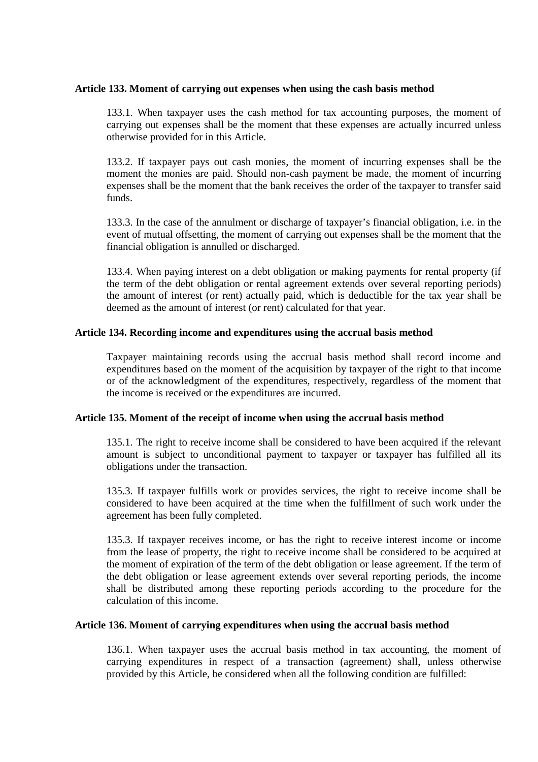**Article 133. Moment of carrying out expenses when using the cash basis method**

133.1. When taxpayer uses the cash method for tax accounting purposes, the moment of carrying out expenses shall be the moment that these expenses are actually incurred unless otherwise provided for in this Article.

133.2. If taxpayer pays out cash monies, the moment of incurring expenses shall be the moment the monies are paid. Should non-cash payment be made, the moment of incurring expenses shall be the moment that the bank receives the order of the taxpayer to transfer said funds.

133.3. In the case of the annulment or discharge of taxpayer's financial obligation, i.e. in the event of mutual offsetting, the moment of carrying out expenses shall be the moment that the financial obligation is annulled or discharged.

133.4. When paying interest on a debt obligation or making payments for rental property (if the term of the debt obligation or rental agreement extends over several reporting periods) the amount of interest (or rent) actually paid, which is deductible for the tax year shall be deemed as the amount of interest (or rent) calculated for that year.

**Article 134. Recording income and expenditures using the accrual basis method**

Taxpayer maintaining records using the accrual basis method shall record income and expenditures based on the moment of the acquisition by taxpayer of the right to that income or of the acknowledgment of the expenditures, respectively, regardless of the moment that the income is received or the expenditures are incurred.

**Article 135. Moment of the receipt of income when using the accrual basis method**

135.1. The right to receive income shall be considered to have been acquired if the relevant amount is subject to unconditional payment to taxpayer or taxpayer has fulfilled all its obligations under the transaction.

135.3. If taxpayer fulfills work or provides services, the right to receive income shall be considered to have been acquired at the time when the fulfillment of such work under the agreement has been fully completed.

135.3. If taxpayer receives income, or has the right to receive interest income or income from the lease of property, the right to receive income shall be considered to be acquired at the moment of expiration of the term of the debt obligation or lease agreement. If the term of the debt obligation or lease agreement extends over several reporting periods, the income shall be distributed among these reporting periods according to the procedure for the calculation of this income.

**Article 136. Moment of carrying expenditures when using the accrual basis method**

136.1. When taxpayer uses the accrual basis method in tax accounting, the moment of carrying expenditures in respect of a transaction (agreement) shall, unless otherwise provided by this Article, be considered when all the following condition are fulfilled: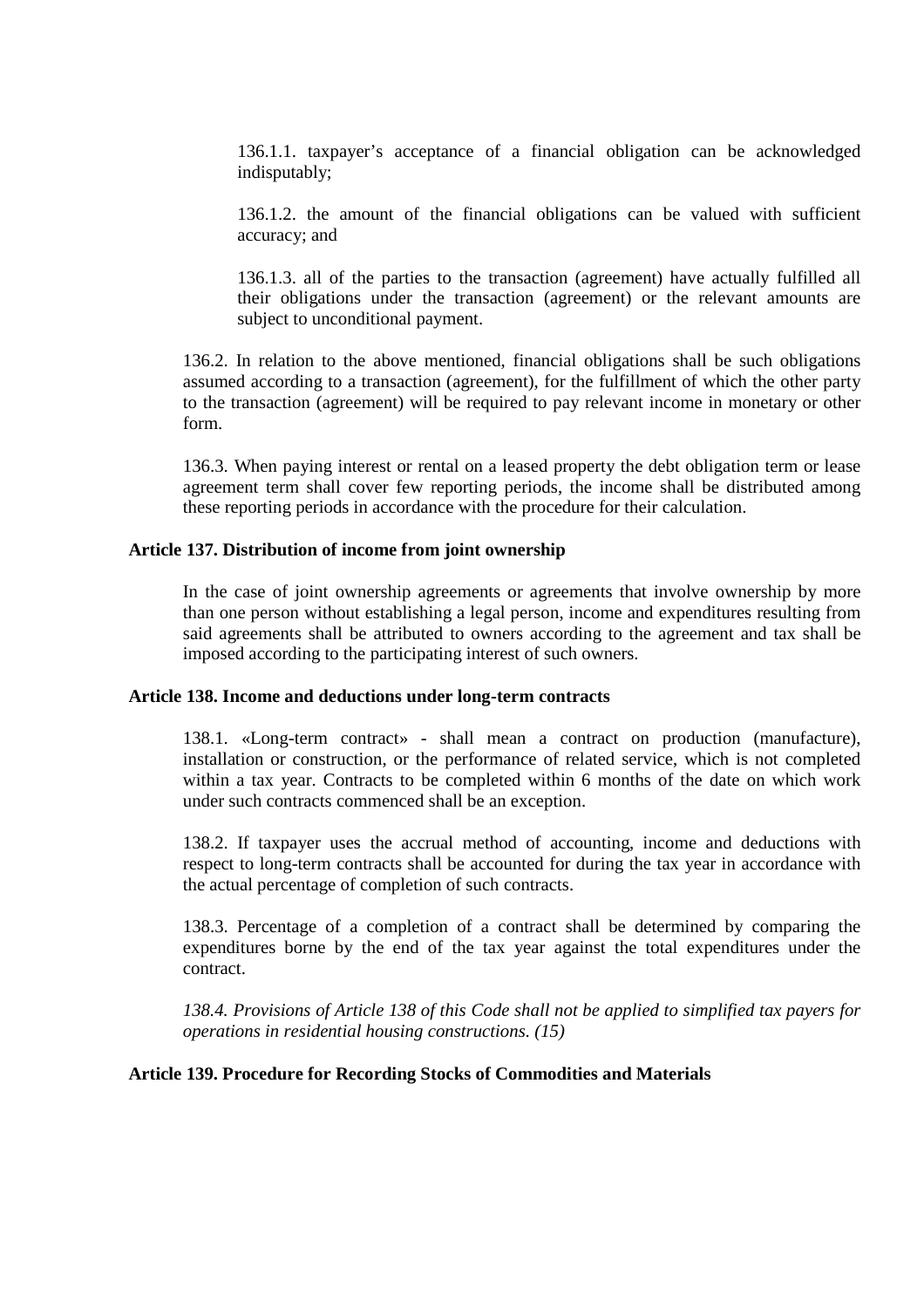136.1.1. taxpayer's acceptance of a financial obligation can be acknowledged indisputably;

136.1.2. the amount of the financial obligations can be valued with sufficient accuracy; and

136.1.3. all of the parties to the transaction (agreement) have actually fulfilled all their obligations under the transaction (agreement) or the relevant amounts are subject to unconditional payment.

136.2. In relation to the above mentioned, financial obligations shall be such obligations assumed according to a transaction (agreement), for the fulfillment of which the other party to the transaction (agreement) will be required to pay relevant income in monetary or other form.

136.3. When paying interest or rental on a leased property the debt obligation term or lease agreement term shall cover few reporting periods, the income shall be distributed among these reporting periods in accordance with the procedure for their calculation.

**Article 137. Distribution of income from joint ownership**

In the case of joint ownership agreements or agreements that involve ownership by more than one person without establishing a legal person, income and expenditures resulting from said agreements shall be attributed to owners according to the agreement and tax shall be imposed according to the participating interest of such owners.

**Article 138. Income and deductions under long-term contracts**

138.1. «Long-term contract» - shall mean a contract on production (manufacture), installation or construction, or the performance of related service, which is not completed within a tax year. Contracts to be completed within 6 months of the date on which work under such contracts commenced shall be an exception.

138.2. If taxpayer uses the accrual method of accounting, income and deductions with respect to long-term contracts shall be accounted for during the tax year in accordance with the actual percentage of completion of such contracts.

138.3. Percentage of a completion of a contract shall be determined by comparing the expenditures borne by the end of the tax year against the total expenditures under the contract.

*138.4. Provisions of Article 138 of this Code shall not be applied to simplified tax payers for operations in residential housing constructions. (15)*

**Article 139. Procedure for Recording Stocks of Commodities and Materials**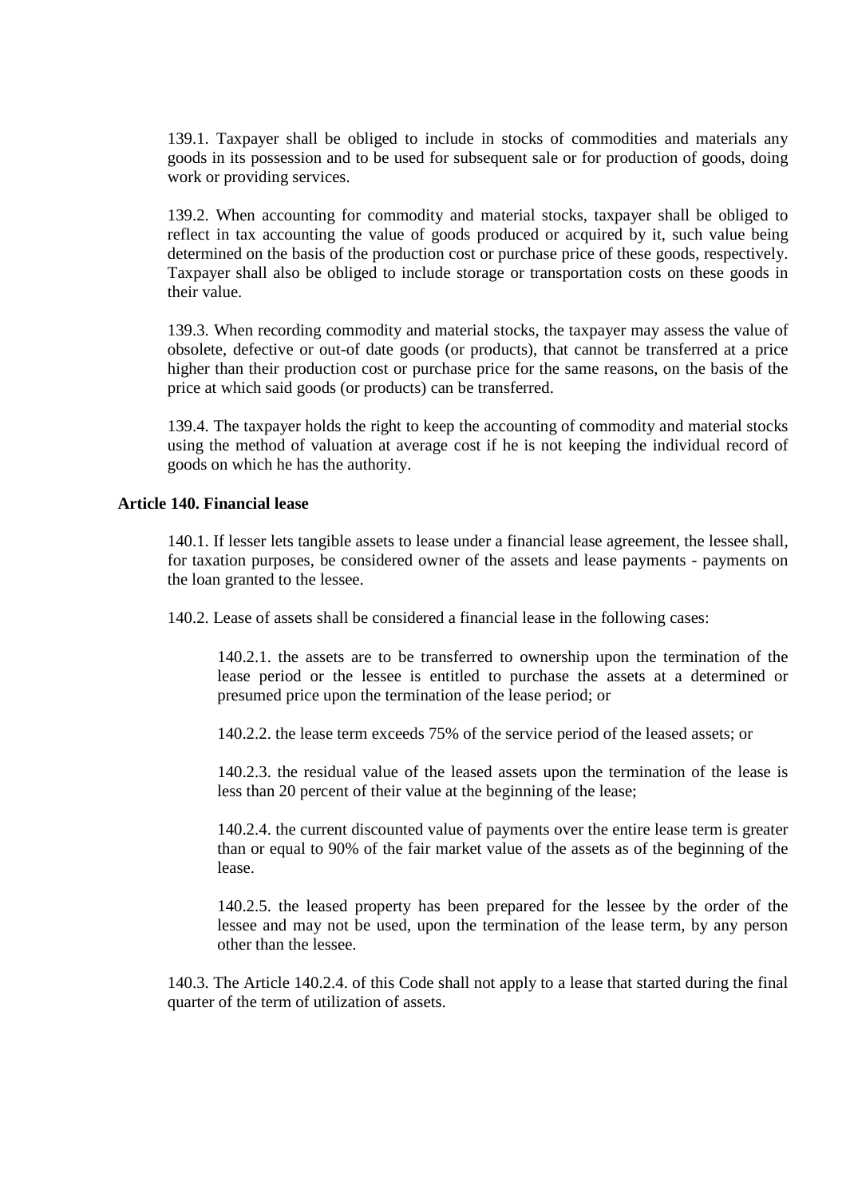139.1. Taxpayer shall be obliged to include in stocks of commodities and materials any goods in its possession and to be used for subsequent sale or for production of goods, doing work or providing services.

139.2. When accounting for commodity and material stocks, taxpayer shall be obliged to reflect in tax accounting the value of goods produced or acquired by it, such value being determined on the basis of the production cost or purchase price of these goods, respectively. Taxpayer shall also be obliged to include storage or transportation costs on these goods in their value.

139.3. When recording commodity and material stocks, the taxpayer may assess the value of obsolete, defective or out-of date goods (or products), that cannot be transferred at a price higher than their production cost or purchase price for the same reasons, on the basis of the price at which said goods (or products) can be transferred.

139.4. The taxpayer holds the right to keep the accounting of commodity and material stocks using the method of valuation at average cost if he is not keeping the individual record of goods on which he has the authority.

**Article 140. Financial lease**

140.1. If lesser lets tangible assets to lease under a financial lease agreement, the lessee shall, for taxation purposes, be considered owner of the assets and lease payments - payments on the loan granted to the lessee.

140.2. Lease of assets shall be considered a financial lease in the following cases:

140.2.1. the assets are to be transferred to ownership upon the termination of the lease period or the lessee is entitled to purchase the assets at a determined or presumed price upon the termination of the lease period; or

140.2.2. the lease term exceeds 75% of the service period of the leased assets; or

140.2.3. the residual value of the leased assets upon the termination of the lease is less than 20 percent of their value at the beginning of the lease;

140.2.4. the current discounted value of payments over the entire lease term is greater than or equal to 90% of the fair market value of the assets as of the beginning of the lease.

140.2.5. the leased property has been prepared for the lessee by the order of the lessee and may not be used, upon the termination of the lease term, by any person other than the lessee.

140.3. The Article 140.2.4. of this Code shall not apply to a lease that started during the final quarter of the term of utilization of assets.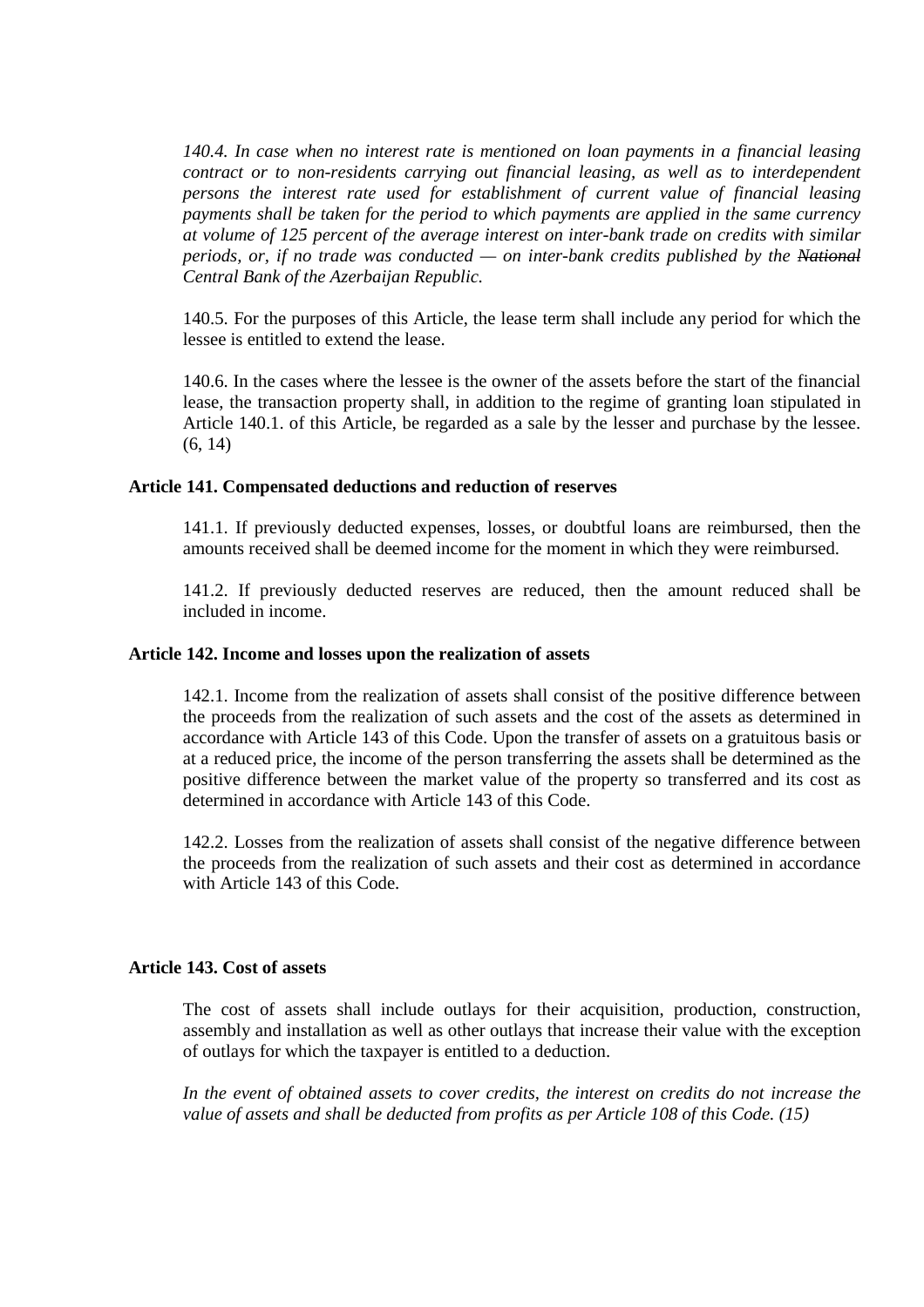*140.4. In case when no interest rate is mentioned on loan payments in a financial leasing contract or to non-residents carrying out financial leasing, as well as to interdependent persons the interest rate used for establishment of current value of financial leasing payments shall be taken for the period to which payments are applied in the same currency at volume of 125 percent of the average interest on inter-bank trade on credits with similar periods, or, if no trade was conducted — on inter-bank credits published by the ~~National~~ Central Bank of the Azerbaijan Republic.*

140.5. For the purposes of this Article, the lease term shall include any period for which the lessee is entitled to extend the lease.

140.6. In the cases where the lessee is the owner of the assets before the start of the financial lease, the transaction property shall, in addition to the regime of granting loan stipulated in Article 140.1. of this Article, be regarded as a sale by the lesser and purchase by the lessee. (6, 14)

**Article 141. Compensated deductions and reduction of reserves**

141.1. If previously deducted expenses, losses, or doubtful loans are reimbursed, then the amounts received shall be deemed income for the moment in which they were reimbursed.

141.2. If previously deducted reserves are reduced, then the amount reduced shall be included in income.

**Article 142. Income and losses upon the realization of assets**

142.1. Income from the realization of assets shall consist of the positive difference between the proceeds from the realization of such assets and the cost of the assets as determined in accordance with Article 143 of this Code. Upon the transfer of assets on a gratuitous basis or at a reduced price, the income of the person transferring the assets shall be determined as the positive difference between the market value of the property so transferred and its cost as determined in accordance with Article 143 of this Code.

142.2. Losses from the realization of assets shall consist of the negative difference between the proceeds from the realization of such assets and their cost as determined in accordance with Article 143 of this Code.

**Article 143. Cost of assets**

The cost of assets shall include outlays for their acquisition, production, construction, assembly and installation as well as other outlays that increase their value with the exception of outlays for which the taxpayer is entitled to a deduction.

*In the event of obtained assets to cover credits, the interest on credits do not increase the value of assets and shall be deducted from profits as per Article 108 of this Code. (15)*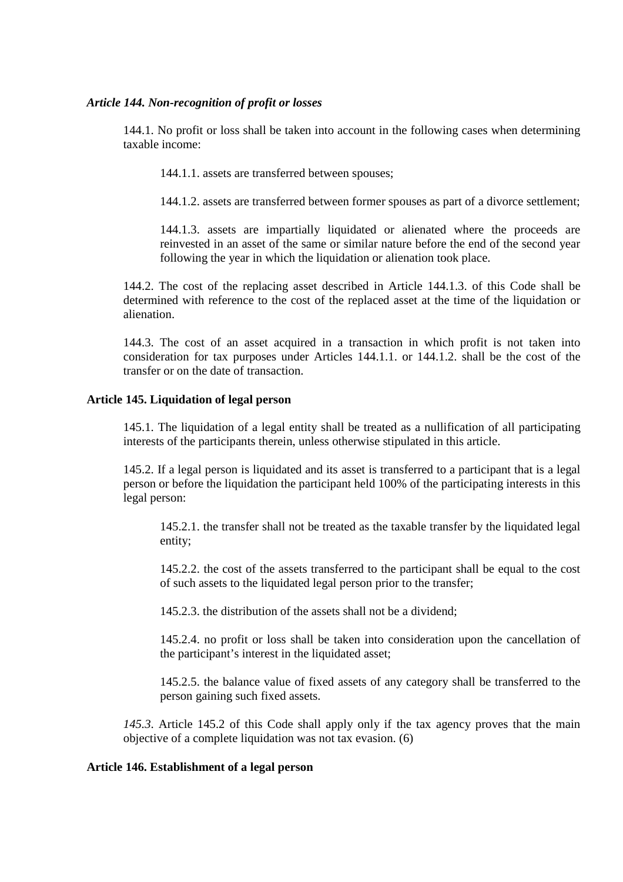### *Article 144. Non-recognition of profit or losses*

144.1. No profit or loss shall be taken into account in the following cases when determining taxable income:

144.1.1. assets are transferred between spouses;

144.1.2. assets are transferred between former spouses as part of a divorce settlement;

144.1.3. assets are impartially liquidated or alienated where the proceeds are reinvested in an asset of the same or similar nature before the end of the second year following the year in which the liquidation or alienation took place.

144.2. The cost of the replacing asset described in Article 144.1.3. of this Code shall be determined with reference to the cost of the replaced asset at the time of the liquidation or alienation.

144.3. The cost of an asset acquired in a transaction in which profit is not taken into consideration for tax purposes under Articles 144.1.1. or 144.1.2. shall be the cost of the transfer or on the date of transaction.

### **Article 145. Liquidation of legal person**

145.1. The liquidation of a legal entity shall be treated as a nullification of all participating interests of the participants therein, unless otherwise stipulated in this article.

145.2. If a legal person is liquidated and its asset is transferred to a participant that is a legal person or before the liquidation the participant held 100% of the participating interests in this legal person:

145.2.1. the transfer shall not be treated as the taxable transfer by the liquidated legal entity;

145.2.2. the cost of the assets transferred to the participant shall be equal to the cost of such assets to the liquidated legal person prior to the transfer;

145.2.3. the distribution of the assets shall not be a dividend;

145.2.4. no profit or loss shall be taken into consideration upon the cancellation of the participant's interest in the liquidated asset;

145.2.5. the balance value of fixed assets of any category shall be transferred to the person gaining such fixed assets.

*145.3*. Article 145.2 of this Code shall apply only if the tax agency proves that the main objective of a complete liquidation was not tax evasion. (6)

### **Article 146. Establishment of a legal person**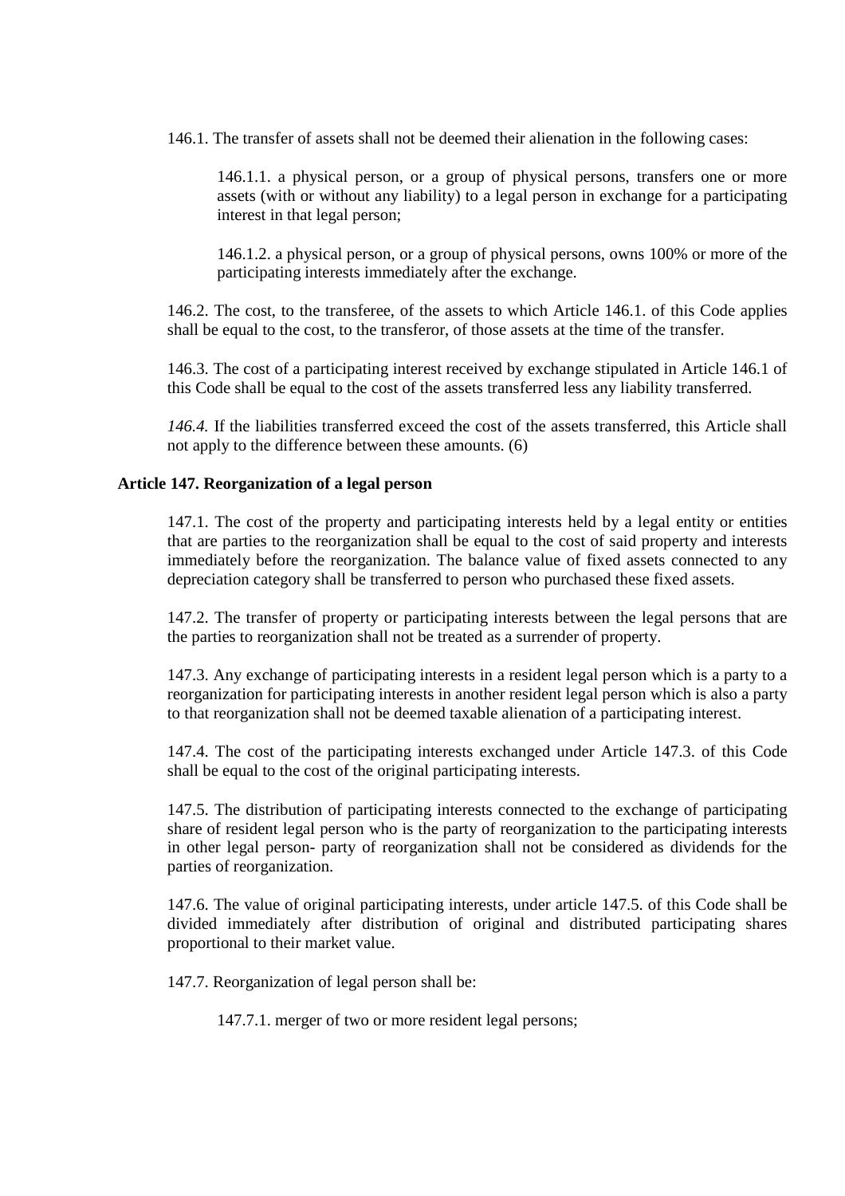146.1. The transfer of assets shall not be deemed their alienation in the following cases:

146.1.1. a physical person, or a group of physical persons, transfers one or more assets (with or without any liability) to a legal person in exchange for a participating interest in that legal person;

146.1.2. a physical person, or a group of physical persons, owns 100% or more of the participating interests immediately after the exchange.

146.2. The cost, to the transferee, of the assets to which Article 146.1. of this Code applies shall be equal to the cost, to the transferor, of those assets at the time of the transfer.

146.3. The cost of a participating interest received by exchange stipulated in Article 146.1 of this Code shall be equal to the cost of the assets transferred less any liability transferred.

*146.4.* If the liabilities transferred exceed the cost of the assets transferred, this Article shall not apply to the difference between these amounts. (6)

**Article 147. Reorganization of a legal person**

147.1. The cost of the property and participating interests held by a legal entity or entities that are parties to the reorganization shall be equal to the cost of said property and interests immediately before the reorganization. The balance value of fixed assets connected to any depreciation category shall be transferred to person who purchased these fixed assets.

147.2. The transfer of property or participating interests between the legal persons that are the parties to reorganization shall not be treated as a surrender of property.

147.3. Any exchange of participating interests in a resident legal person which is a party to a reorganization for participating interests in another resident legal person which is also a party to that reorganization shall not be deemed taxable alienation of a participating interest.

147.4. The cost of the participating interests exchanged under Article 147.3. of this Code shall be equal to the cost of the original participating interests.

147.5. The distribution of participating interests connected to the exchange of participating share of resident legal person who is the party of reorganization to the participating interests in other legal person- party of reorganization shall not be considered as dividends for the parties of reorganization.

147.6. The value of original participating interests, under article 147.5. of this Code shall be divided immediately after distribution of original and distributed participating shares proportional to their market value.

147.7. Reorganization of legal person shall be:

147.7.1. merger of two or more resident legal persons;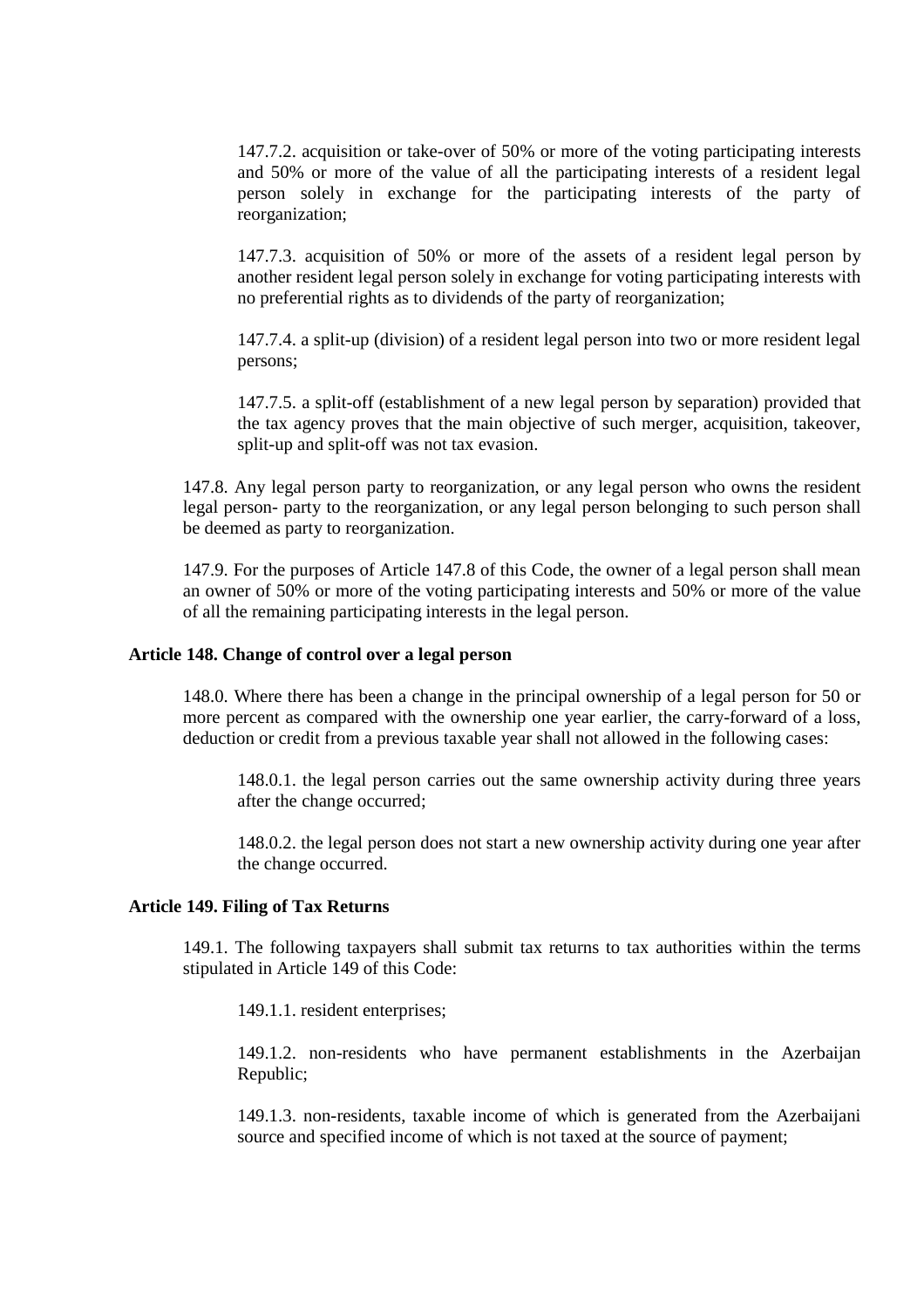147.7.2. acquisition or take-over of 50% or more of the voting participating interests and 50% or more of the value of all the participating interests of a resident legal person solely in exchange for the participating interests of the party of reorganization;

147.7.3. acquisition of 50% or more of the assets of a resident legal person by another resident legal person solely in exchange for voting participating interests with no preferential rights as to dividends of the party of reorganization;

147.7.4. a split-up (division) of a resident legal person into two or more resident legal persons;

147.7.5. a split-off (establishment of a new legal person by separation) provided that the tax agency proves that the main objective of such merger, acquisition, takeover, split-up and split-off was not tax evasion.

147.8. Any legal person party to reorganization, or any legal person who owns the resident legal person- party to the reorganization, or any legal person belonging to such person shall be deemed as party to reorganization.

147.9. For the purposes of Article 147.8 of this Code, the owner of a legal person shall mean an owner of 50% or more of the voting participating interests and 50% or more of the value of all the remaining participating interests in the legal person.

**Article 148. Change of control over a legal person**

148.0. Where there has been a change in the principal ownership of a legal person for 50 or more percent as compared with the ownership one year earlier, the carry-forward of a loss, deduction or credit from a previous taxable year shall not allowed in the following cases:

148.0.1. the legal person carries out the same ownership activity during three years after the change occurred;

148.0.2. the legal person does not start a new ownership activity during one year after the change occurred.

**Article 149. Filing of Tax Returns**

149.1. The following taxpayers shall submit tax returns to tax authorities within the terms stipulated in Article 149 of this Code:

149.1.1. resident enterprises;

149.1.2. non-residents who have permanent establishments in the Azerbaijan Republic;

149.1.3. non-residents, taxable income of which is generated from the Azerbaijani source and specified income of which is not taxed at the source of payment;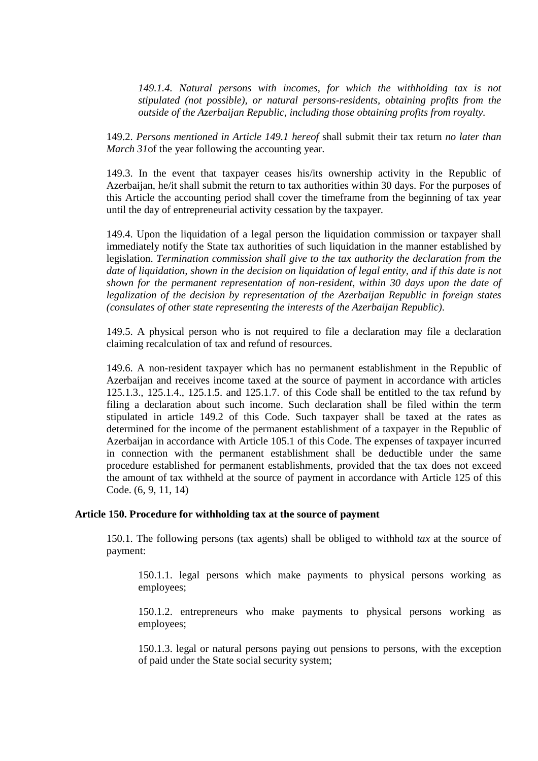*149.1.4. Natural persons with incomes, for which the withholding tax is not stipulated (not possible), or natural persons-residents, obtaining profits from the outside of the Azerbaijan Republic, including those obtaining profits from royalty.*

149.2. *Persons mentioned in Article 149.1 hereof* shall submit their tax return *no later than March 31*of the year following the accounting year.

149.3. In the event that taxpayer ceases his/its ownership activity in the Republic of Azerbaijan, he/it shall submit the return to tax authorities within 30 days. For the purposes of this Article the accounting period shall cover the timeframe from the beginning of tax year until the day of entrepreneurial activity cessation by the taxpayer.

149.4. Upon the liquidation of a legal person the liquidation commission or taxpayer shall immediately notify the State tax authorities of such liquidation in the manner established by legislation. *Termination commission shall give to the tax authority the declaration from the date of liquidation, shown in the decision on liquidation of legal entity, and if this date is not shown for the permanent representation of non-resident, within 30 days upon the date of legalization of the decision by representation of the Azerbaijan Republic in foreign states (consulates of other state representing the interests of the Azerbaijan Republic).*

149.5. A physical person who is not required to file a declaration may file a declaration claiming recalculation of tax and refund of resources.

149.6. A non-resident taxpayer which has no permanent establishment in the Republic of Azerbaijan and receives income taxed at the source of payment in accordance with articles 125.1.3., 125.1.4., 125.1.5. and 125.1.7. of this Code shall be entitled to the tax refund by filing a declaration about such income. Such declaration shall be filed within the term stipulated in article 149.2 of this Code. Such taxpayer shall be taxed at the rates as determined for the income of the permanent establishment of a taxpayer in the Republic of Azerbaijan in accordance with Article 105.1 of this Code. The expenses of taxpayer incurred in connection with the permanent establishment shall be deductible under the same procedure established for permanent establishments, provided that the tax does not exceed the amount of tax withheld at the source of payment in accordance with Article 125 of this Code. (6, 9, 11, 14)

**Article 150. Procedure for withholding tax at the source of payment**

150.1. The following persons (tax agents) shall be obliged to withhold *tax* at the source of payment:

150.1.1. legal persons which make payments to physical persons working as employees;

150.1.2. entrepreneurs who make payments to physical persons working as employees;

150.1.3. legal or natural persons paying out pensions to persons, with the exception of paid under the State social security system;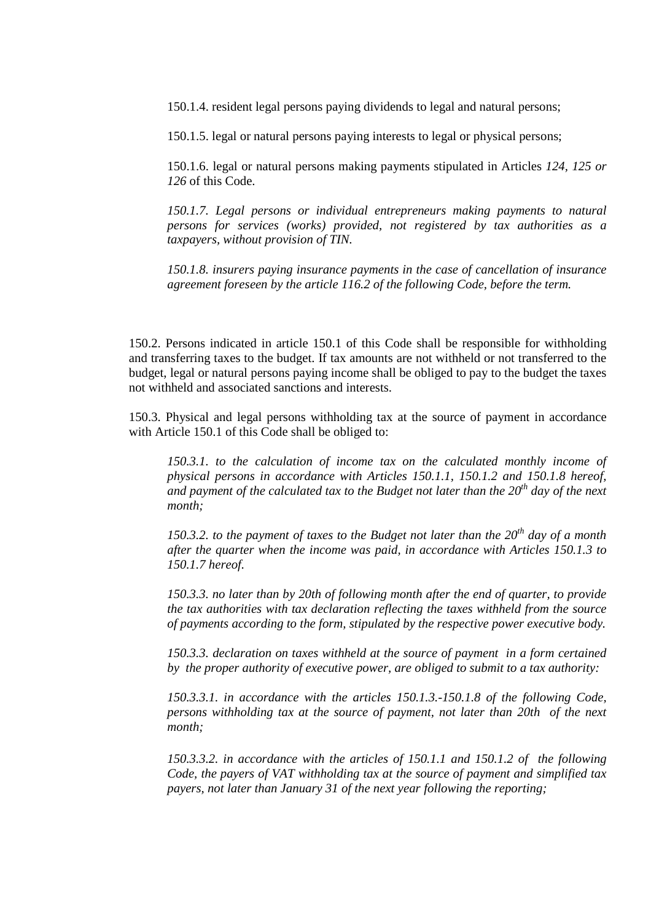150.1.4. resident legal persons paying dividends to legal and natural persons;

150.1.5. legal or natural persons paying interests to legal or physical persons;

150.1.6. legal or natural persons making payments stipulated in Articles *124, 125 or 126* of this Code.

*150.1.7. Legal persons or individual entrepreneurs making payments to natural persons for services (works) provided, not registered by tax authorities as a taxpayers, without provision of TIN.*

*150.1.8. insurers paying insurance payments in the case of cancellation of insurance agreement foreseen by the article 116.2 of the following Code, before the term.*

150.2. Persons indicated in article 150.1 of this Code shall be responsible for withholding and transferring taxes to the budget. If tax amounts are not withheld or not transferred to the budget, legal or natural persons paying income shall be obliged to pay to the budget the taxes not withheld and associated sanctions and interests.

150.3. Physical and legal persons withholding tax at the source of payment in accordance with Article 150.1 of this Code shall be obliged to:

*150.3.1. to the calculation of income tax on the calculated monthly income of physical persons in accordance with Articles 150.1.1, 150.1.2 and 150.1.8 hereof, and payment of the calculated tax to the Budget not later than the 20th day of the next month;*

*150.3.2. to the payment of taxes to the Budget not later than the 20th day of a month after the quarter when the income was paid, in accordance with Articles 150.1.3 to 150.1.7 hereof.*

*150.3.3. no later than by 20th of following month after the end of quarter, to provide the tax authorities with tax declaration reflecting the taxes withheld from the source of payments according to the form, stipulated by the respective power executive body.*

*150.3.3. declaration on taxes withheld at the source of payment in a form certained by the proper authority of executive power, are obliged to submit to a tax authority:*

*150.3.3.1. in accordance with the articles 150.1.3.-150.1.8 of the following Code, persons withholding tax at the source of payment, not later than 20th of the next month;*

*150.3.3.2. in accordance with the articles of 150.1.1 and 150.1.2 of the following Code, the payers of VAT withholding tax at the source of payment and simplified tax payers, not later than January 31 of the next year following the reporting;*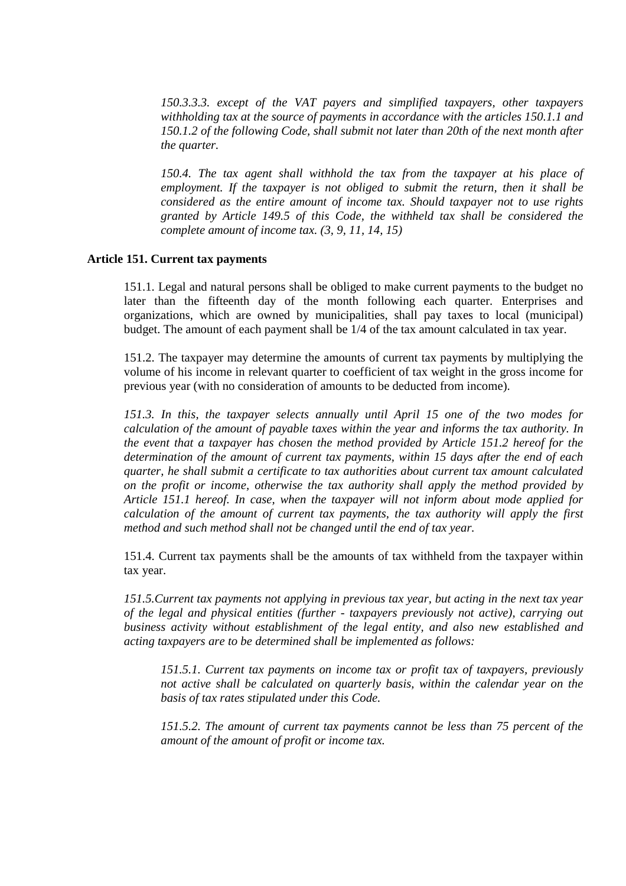*150.3.3.3. except of the VAT payers and simplified taxpayers, other taxpayers withholding tax at the source of payments in accordance with the articles 150.1.1 and 150.1.2 of the following Code, shall submit not later than 20th of the next month after the quarter.*

*150.4. The tax agent shall withhold the tax from the taxpayer at his place of employment. If the taxpayer is not obliged to submit the return, then it shall be considered as the entire amount of income tax. Should taxpayer not to use rights granted by Article 149.5 of this Code, the withheld tax shall be considered the complete amount of income tax. (3, 9, 11, 14, 15)*

**Article 151. Current tax payments**

151.1. Legal and natural persons shall be obliged to make current payments to the budget no later than the fifteenth day of the month following each quarter. Enterprises and organizations, which are owned by municipalities, shall pay taxes to local (municipal) budget. The amount of each payment shall be 1/4 of the tax amount calculated in tax year.

151.2. The taxpayer may determine the amounts of current tax payments by multiplying the volume of his income in relevant quarter to coefficient of tax weight in the gross income for previous year (with no consideration of amounts to be deducted from income).

*151.3. In this, the taxpayer selects annually until April 15 one of the two modes for calculation of the amount of payable taxes within the year and informs the tax authority. In the event that a taxpayer has chosen the method provided by Article 151.2 hereof for the determination of the amount of current tax payments, within 15 days after the end of each quarter, he shall submit a certificate to tax authorities about current tax amount calculated on the profit or income, otherwise the tax authority shall apply the method provided by Article 151.1 hereof. In case, when the taxpayer will not inform about mode applied for calculation of the amount of current tax payments, the tax authority will apply the first method and such method shall not be changed until the end of tax year.*

151.4. Current tax payments shall be the amounts of tax withheld from the taxpayer within tax year.

*151.5.Current tax payments not applying in previous tax year, but acting in the next tax year of the legal and physical entities (further - taxpayers previously not active), carrying out business activity without establishment of the legal entity, and also new established and acting taxpayers are to be determined shall be implemented as follows:*

*151.5.1. Current tax payments on income tax or profit tax of taxpayers, previously not active shall be calculated on quarterly basis, within the calendar year on the basis of tax rates stipulated under this Code.*

*151.5.2. The amount of current tax payments cannot be less than 75 percent of the amount of the amount of profit or income tax.*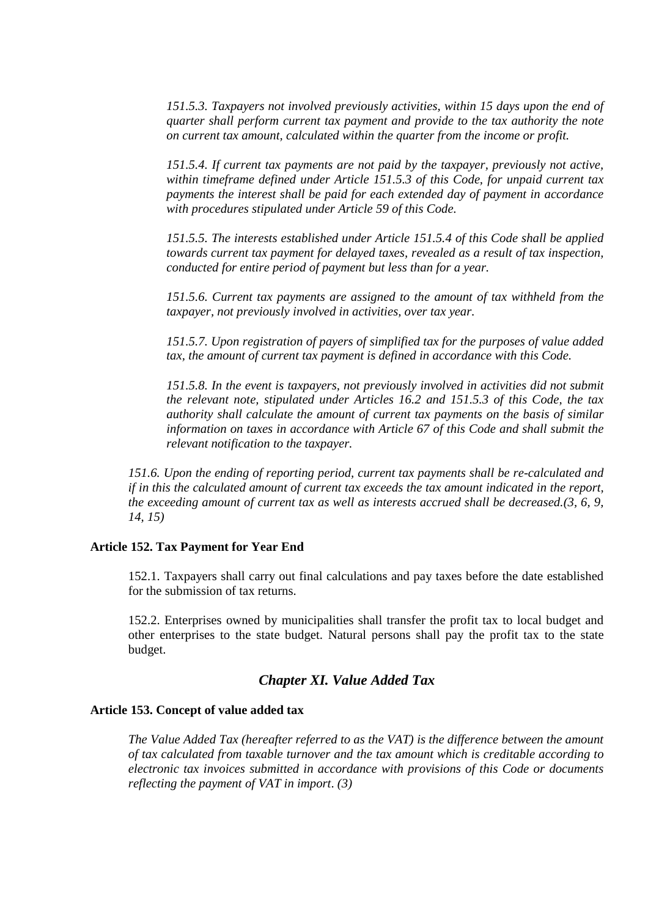*151.5.3. Taxpayers not involved previously activities, within 15 days upon the end of quarter shall perform current tax payment and provide to the tax authority the note on current tax amount, calculated within the quarter from the income or profit.*

*151.5.4. If current tax payments are not paid by the taxpayer, previously not active, within timeframe defined under Article 151.5.3 of this Code, for unpaid current tax payments the interest shall be paid for each extended day of payment in accordance with procedures stipulated under Article 59 of this Code.*

*151.5.5. The interests established under Article 151.5.4 of this Code shall be applied towards current tax payment for delayed taxes, revealed as a result of tax inspection, conducted for entire period of payment but less than for a year.*

*151.5.6. Current tax payments are assigned to the amount of tax withheld from the taxpayer, not previously involved in activities, over tax year.*

*151.5.7. Upon registration of payers of simplified tax for the purposes of value added tax, the amount of current tax payment is defined in accordance with this Code.*

*151.5.8. In the event is taxpayers, not previously involved in activities did not submit the relevant note, stipulated under Articles 16.2 and 151.5.3 of this Code, the tax authority shall calculate the amount of current tax payments on the basis of similar information on taxes in accordance with Article 67 of this Code and shall submit the relevant notification to the taxpayer.*

*151.6. Upon the ending of reporting period, current tax payments shall be re-calculated and if in this the calculated amount of current tax exceeds the tax amount indicated in the report, the exceeding amount of current tax as well as interests accrued shall be decreased.(3, 6, 9, 14, 15)*

**Article 152. Tax Payment for Year End**

152.1. Taxpayers shall carry out final calculations and pay taxes before the date established for the submission of tax returns.

152.2. Enterprises owned by municipalities shall transfer the profit tax to local budget and other enterprises to the state budget. Natural persons shall pay the profit tax to the state budget.

## *Chapter XI. Value Added Tax*

**Article 153. Concept of value added tax**

*The Value Added Tax (hereafter referred to as the VAT) is the difference between the amount of tax calculated from taxable turnover and the tax amount which is creditable according to electronic tax invoices submitted in accordance with provisions of this Code or documents reflecting the payment of VAT in import. (3)*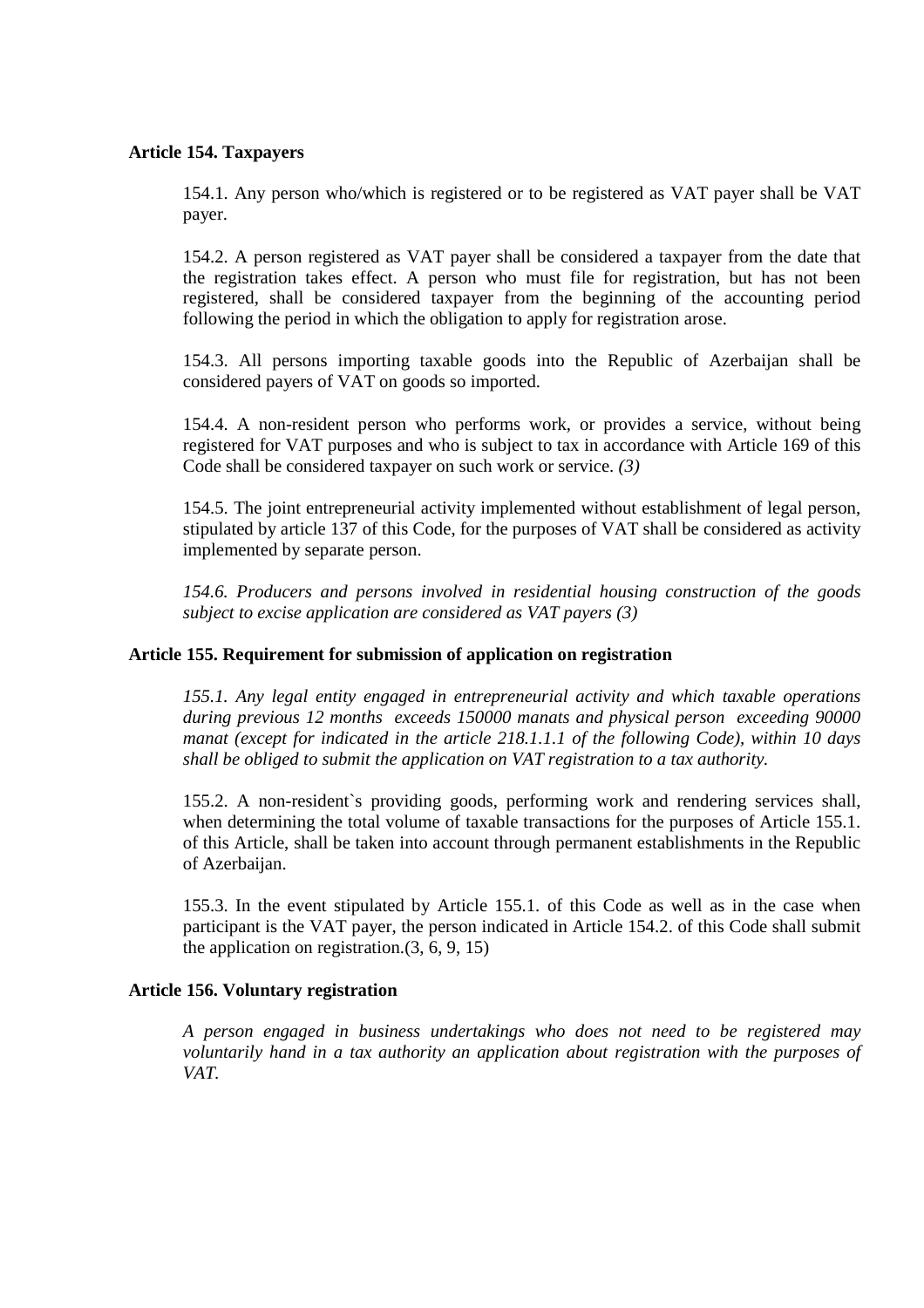**Article 154. Taxpayers**

154.1. Any person who/which is registered or to be registered as VAT payer shall be VAT payer.

154.2. A person registered as VAT payer shall be considered a taxpayer from the date that the registration takes effect. A person who must file for registration, but has not been registered, shall be considered taxpayer from the beginning of the accounting period following the period in which the obligation to apply for registration arose.

154.3. All persons importing taxable goods into the Republic of Azerbaijan shall be considered payers of VAT on goods so imported.

154.4. A non-resident person who performs work, or provides a service, without being registered for VAT purposes and who is subject to tax in accordance with Article 169 of this Code shall be considered taxpayer on such work or service. *(3)*

154.5. The joint entrepreneurial activity implemented without establishment of legal person, stipulated by article 137 of this Code, for the purposes of VAT shall be considered as activity implemented by separate person.

*154.6. Producers and persons involved in residential housing construction of the goods subject to excise application are considered as VAT payers (3)*

**Article 155. Requirement for submission of application on registration**

*155.1. Any legal entity engaged in entrepreneurial activity and which taxable operations during previous 12 months exceeds 150000 manats and physical person exceeding 90000 manat (except for indicated in the article 218.1.1.1 of the following Code), within 10 days shall be obliged to submit the application on VAT registration to a tax authority.*

155.2. A non-resident`s providing goods, performing work and rendering services shall, when determining the total volume of taxable transactions for the purposes of Article 155.1. of this Article, shall be taken into account through permanent establishments in the Republic of Azerbaijan.

155.3. In the event stipulated by Article 155.1. of this Code as well as in the case when participant is the VAT payer, the person indicated in Article 154.2. of this Code shall submit the application on registration.(3, 6, 9, 15)

**Article 156. Voluntary registration**

*A person engaged in business undertakings who does not need to be registered may voluntarily hand in a tax authority an application about registration with the purposes of VAT.*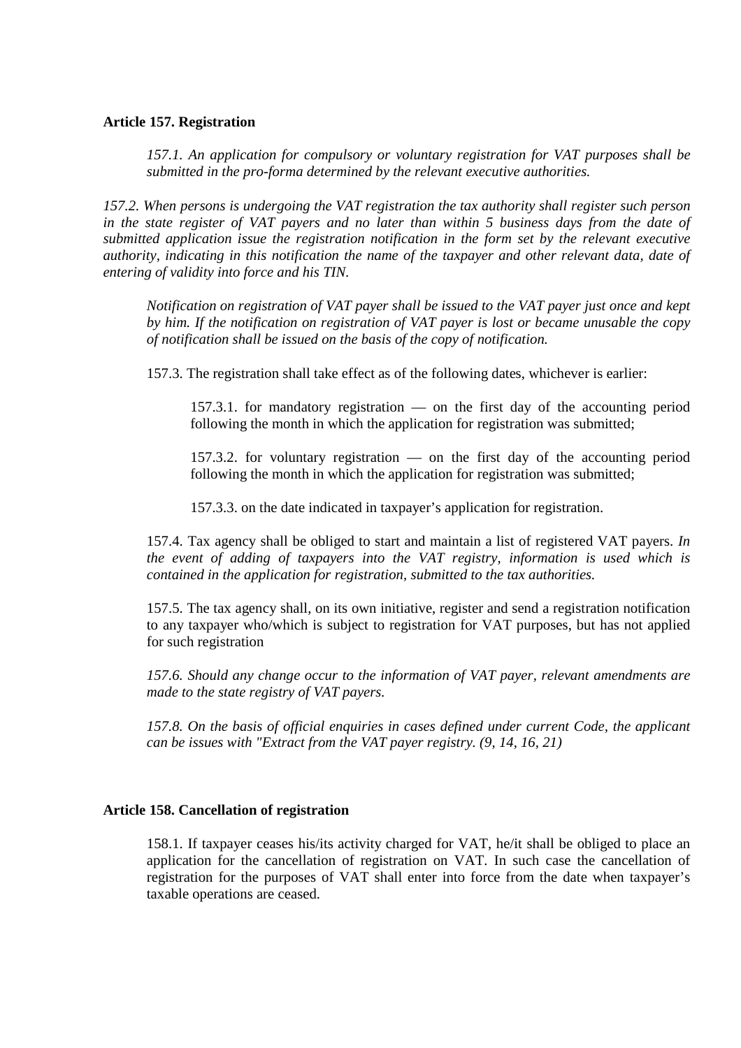**Article 157. Registration**

*157.1. An application for compulsory or voluntary registration for VAT purposes shall be submitted in the pro-forma determined by the relevant executive authorities.*

*157.2. When persons is undergoing the VAT registration the tax authority shall register such person in the state register of VAT payers and no later than within 5 business days from the date of submitted application issue the registration notification in the form set by the relevant executive authority, indicating in this notification the name of the taxpayer and other relevant data, date of entering of validity into force and his TIN.*

*Notification on registration of VAT payer shall be issued to the VAT payer just once and kept by him. If the notification on registration of VAT payer is lost or became unusable the copy of notification shall be issued on the basis of the copy of notification.*

157.3. The registration shall take effect as of the following dates, whichever is earlier:

157.3.1. for mandatory registration — on the first day of the accounting period following the month in which the application for registration was submitted;

157.3.2. for voluntary registration — on the first day of the accounting period following the month in which the application for registration was submitted;

157.3.3. on the date indicated in taxpayer's application for registration.

157.4. Tax agency shall be obliged to start and maintain a list of registered VAT payers. *In the event of adding of taxpayers into the VAT registry, information is used which is contained in the application for registration, submitted to the tax authorities.*

157.5. The tax agency shall, on its own initiative, register and send a registration notification to any taxpayer who/which is subject to registration for VAT purposes, but has not applied for such registration

*157.6. Should any change occur to the information of VAT payer, relevant amendments are made to the state registry of VAT payers.*

*157.8. On the basis of official enquiries in cases defined under current Code, the applicant can be issues with "Extract from the VAT payer registry. (9, 14, 16, 21)*

**Article 158. Cancellation of registration**

158.1. If taxpayer ceases his/its activity charged for VAT, he/it shall be obliged to place an application for the cancellation of registration on VAT. In such case the cancellation of registration for the purposes of VAT shall enter into force from the date when taxpayer's taxable operations are ceased.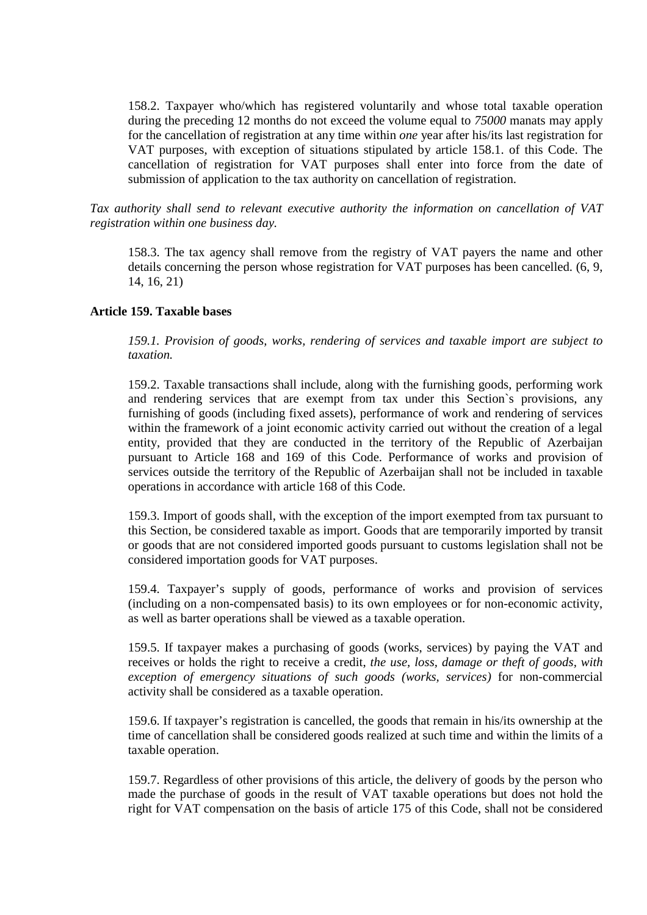158.2. Taxpayer who/which has registered voluntarily and whose total taxable operation during the preceding 12 months do not exceed the volume equal to *75000* manats may apply for the cancellation of registration at any time within *one* year after his/its last registration for VAT purposes, with exception of situations stipulated by article 158.1. of this Code. The cancellation of registration for VAT purposes shall enter into force from the date of submission of application to the tax authority on cancellation of registration.

*Tax authority shall send to relevant executive authority the information on cancellation of VAT registration within one business day.*

158.3. The tax agency shall remove from the registry of VAT payers the name and other details concerning the person whose registration for VAT purposes has been cancelled. (6, 9, 14, 16, 21)

**Article 159. Taxable bases**

*159.1. Provision of goods, works, rendering of services and taxable import are subject to taxation.*

159.2. Taxable transactions shall include, along with the furnishing goods, performing work and rendering services that are exempt from tax under this Section`s provisions, any furnishing of goods (including fixed assets), performance of work and rendering of services within the framework of a joint economic activity carried out without the creation of a legal entity, provided that they are conducted in the territory of the Republic of Azerbaijan pursuant to Article 168 and 169 of this Code. Performance of works and provision of services outside the territory of the Republic of Azerbaijan shall not be included in taxable operations in accordance with article 168 of this Code.

159.3. Import of goods shall, with the exception of the import exempted from tax pursuant to this Section, be considered taxable as import. Goods that are temporarily imported by transit or goods that are not considered imported goods pursuant to customs legislation shall not be considered importation goods for VAT purposes.

159.4. Taxpayer's supply of goods, performance of works and provision of services (including on a non-compensated basis) to its own employees or for non-economic activity, as well as barter operations shall be viewed as a taxable operation.

159.5. If taxpayer makes a purchasing of goods (works, services) by paying the VAT and receives or holds the right to receive a credit, *the use, loss, damage or theft of goods, with exception of emergency situations of such goods (works, services)* for non-commercial activity shall be considered as a taxable operation.

159.6. If taxpayer's registration is cancelled, the goods that remain in his/its ownership at the time of cancellation shall be considered goods realized at such time and within the limits of a taxable operation.

159.7. Regardless of other provisions of this article, the delivery of goods by the person who made the purchase of goods in the result of VAT taxable operations but does not hold the right for VAT compensation on the basis of article 175 of this Code, shall not be considered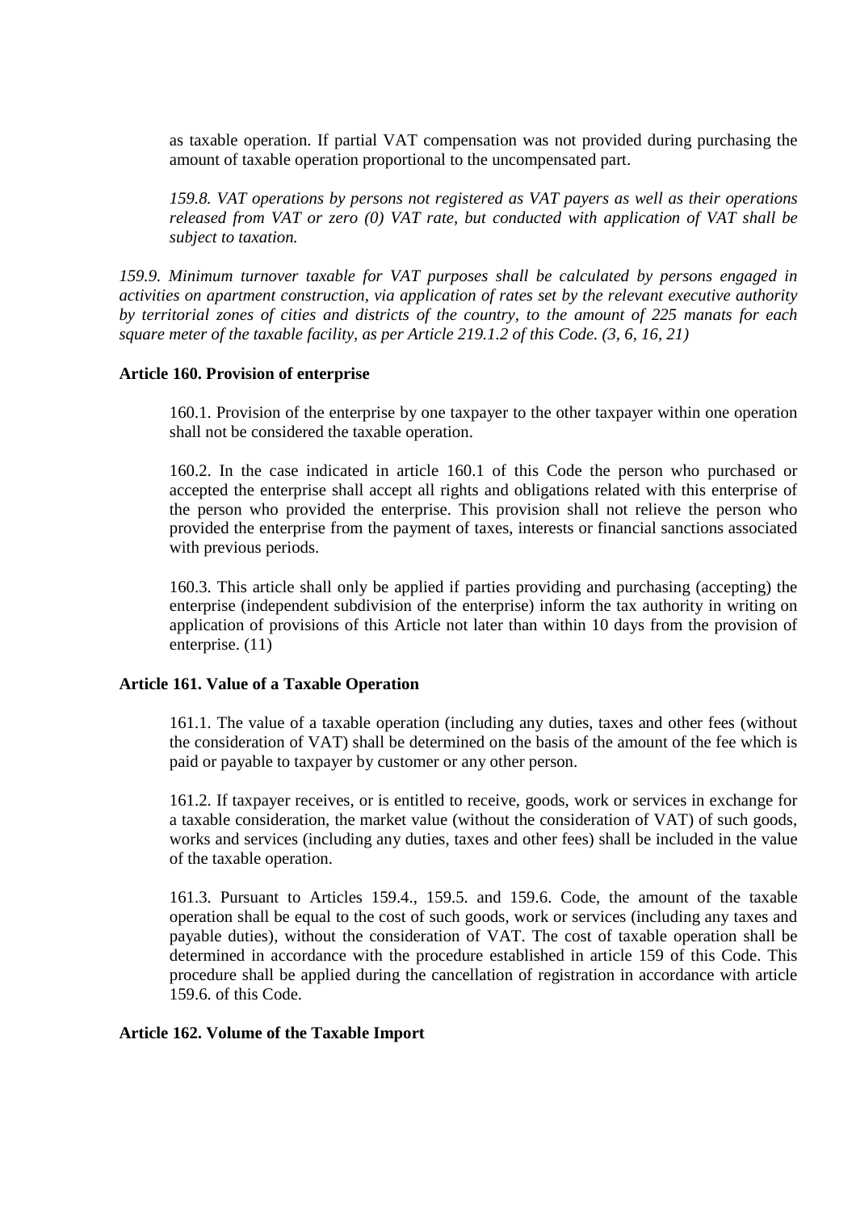as taxable operation. If partial VAT compensation was not provided during purchasing the amount of taxable operation proportional to the uncompensated part.

*159.8. VAT operations by persons not registered as VAT payers as well as their operations released from VAT or zero (0) VAT rate, but conducted with application of VAT shall be subject to taxation.*

*159.9. Minimum turnover taxable for VAT purposes shall be calculated by persons engaged in activities on apartment construction, via application of rates set by the relevant executive authority by territorial zones of cities and districts of the country, to the amount of 225 manats for each square meter of the taxable facility, as per Article 219.1.2 of this Code. (3, 6, 16, 21)*

**Article 160. Provision of enterprise**

160.1. Provision of the enterprise by one taxpayer to the other taxpayer within one operation shall not be considered the taxable operation.

160.2. In the case indicated in article 160.1 of this Code the person who purchased or accepted the enterprise shall accept all rights and obligations related with this enterprise of the person who provided the enterprise. This provision shall not relieve the person who provided the enterprise from the payment of taxes, interests or financial sanctions associated with previous periods.

160.3. This article shall only be applied if parties providing and purchasing (accepting) the enterprise (independent subdivision of the enterprise) inform the tax authority in writing on application of provisions of this Article not later than within 10 days from the provision of enterprise. (11)

**Article 161. Value of a Taxable Operation**

161.1. The value of a taxable operation (including any duties, taxes and other fees (without the consideration of VAT) shall be determined on the basis of the amount of the fee which is paid or payable to taxpayer by customer or any other person.

161.2. If taxpayer receives, or is entitled to receive, goods, work or services in exchange for a taxable consideration, the market value (without the consideration of VAT) of such goods, works and services (including any duties, taxes and other fees) shall be included in the value of the taxable operation.

161.3. Pursuant to Articles 159.4., 159.5. and 159.6. Code, the amount of the taxable operation shall be equal to the cost of such goods, work or services (including any taxes and payable duties), without the consideration of VAT. The cost of taxable operation shall be determined in accordance with the procedure established in article 159 of this Code. This procedure shall be applied during the cancellation of registration in accordance with article 159.6. of this Code.

**Article 162. Volume of the Taxable Import**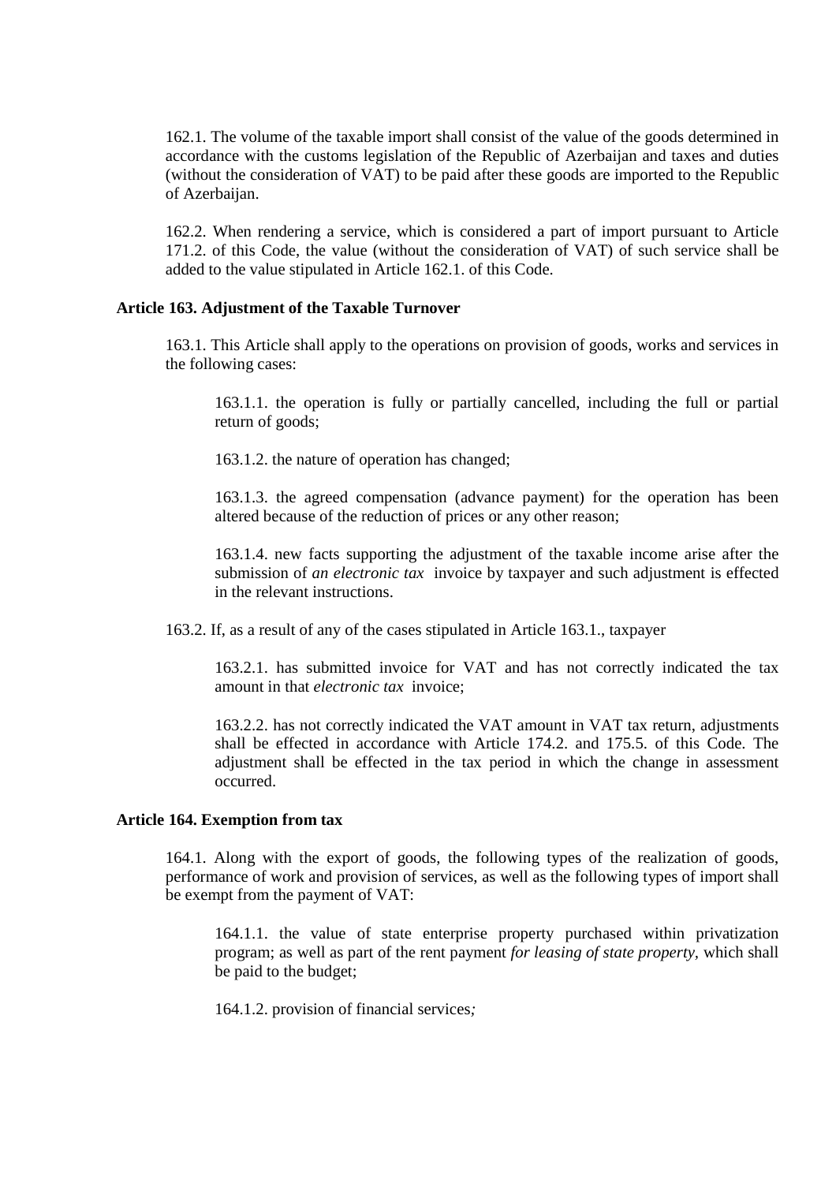162.1. The volume of the taxable import shall consist of the value of the goods determined in accordance with the customs legislation of the Republic of Azerbaijan and taxes and duties (without the consideration of VAT) to be paid after these goods are imported to the Republic of Azerbaijan.

162.2. When rendering a service, which is considered a part of import pursuant to Article 171.2. of this Code, the value (without the consideration of VAT) of such service shall be added to the value stipulated in Article 162.1. of this Code.

**Article 163. Adjustment of the Taxable Turnover**

163.1. This Article shall apply to the operations on provision of goods, works and services in the following cases:

163.1.1. the operation is fully or partially cancelled, including the full or partial return of goods;

163.1.2. the nature of operation has changed;

163.1.3. the agreed compensation (advance payment) for the operation has been altered because of the reduction of prices or any other reason;

163.1.4. new facts supporting the adjustment of the taxable income arise after the submission of *an electronic tax* invoice by taxpayer and such adjustment is effected in the relevant instructions.

163.2. If, as a result of any of the cases stipulated in Article 163.1., taxpayer

163.2.1. has submitted invoice for VAT and has not correctly indicated the tax amount in that *electronic tax* invoice;

163.2.2. has not correctly indicated the VAT amount in VAT tax return, adjustments shall be effected in accordance with Article 174.2. and 175.5. of this Code. The adjustment shall be effected in the tax period in which the change in assessment occurred.

**Article 164. Exemption from tax**

164.1. Along with the export of goods, the following types of the realization of goods, performance of work and provision of services, as well as the following types of import shall be exempt from the payment of VAT:

164.1.1. the value of state enterprise property purchased within privatization program; as well as part of the rent payment *for leasing of state property*, which shall be paid to the budget;

164.1.2. provision of financial services*;*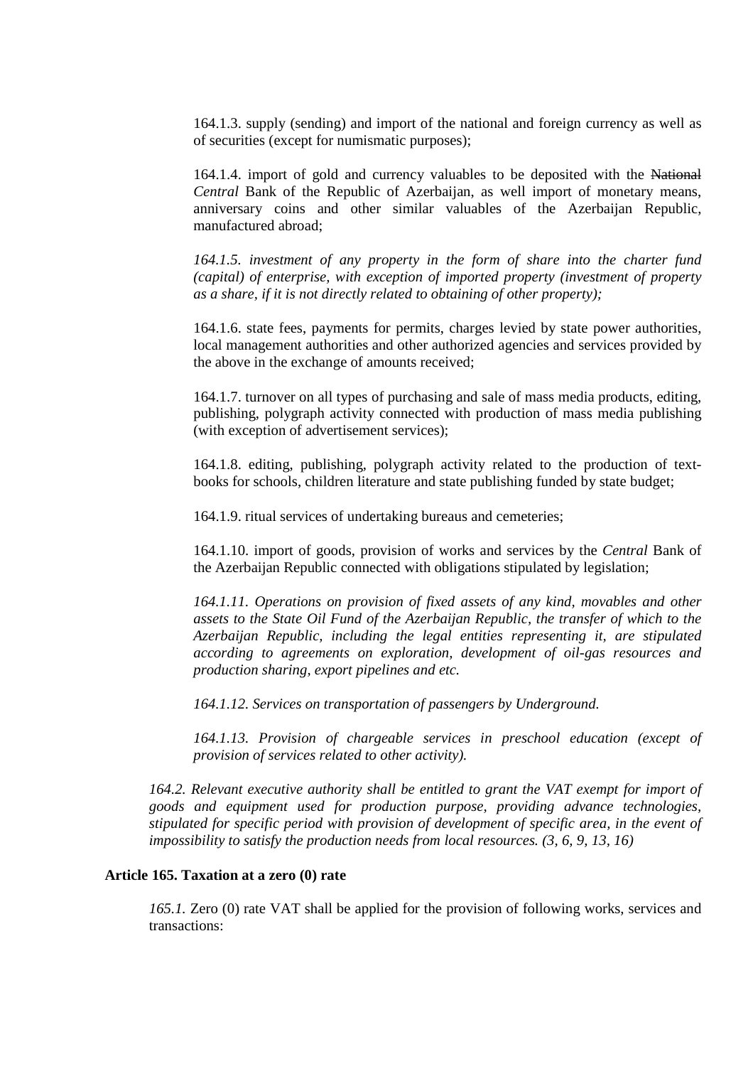164.1.3. supply (sending) and import of the national and foreign currency as well as of securities (except for numismatic purposes);

164.1.4. import of gold and currency valuables to be deposited with the ~~National~~ *Central* Bank of the Republic of Azerbaijan, as well import of monetary means, anniversary coins and other similar valuables of the Azerbaijan Republic, manufactured abroad;

*164.1.5. investment of any property in the form of share into the charter fund (capital) of enterprise, with exception of imported property (investment of property as a share, if it is not directly related to obtaining of other property);*

164.1.6. state fees, payments for permits, charges levied by state power authorities, local management authorities and other authorized agencies and services provided by the above in the exchange of amounts received;

164.1.7. turnover on all types of purchasing and sale of mass media products, editing, publishing, polygraph activity connected with production of mass media publishing (with exception of advertisement services);

164.1.8. editing, publishing, polygraph activity related to the production of text-books for schools, children literature and state publishing funded by state budget;

164.1.9. ritual services of undertaking bureaus and cemeteries;

164.1.10. import of goods, provision of works and services by the *Central* Bank of the Azerbaijan Republic connected with obligations stipulated by legislation;

*164.1.11. Operations on provision of fixed assets of any kind, movables and other assets to the State Oil Fund of the Azerbaijan Republic, the transfer of which to the Azerbaijan Republic, including the legal entities representing it, are stipulated according to agreements on exploration, development of oil-gas resources and production sharing, export pipelines and etc.*

*164.1.12. Services on transportation of passengers by Underground.*

*164.1.13. Provision of chargeable services in preschool education (except of provision of services related to other activity).*

*164.2. Relevant executive authority shall be entitled to grant the VAT exempt for import of goods and equipment used for production purpose, providing advance technologies, stipulated for specific period with provision of development of specific area, in the event of impossibility to satisfy the production needs from local resources. (3, 6, 9, 13, 16)*

**Article 165. Taxation at a zero (0) rate**

*165.1.* Zero (0) rate VAT shall be applied for the provision of following works, services and transactions: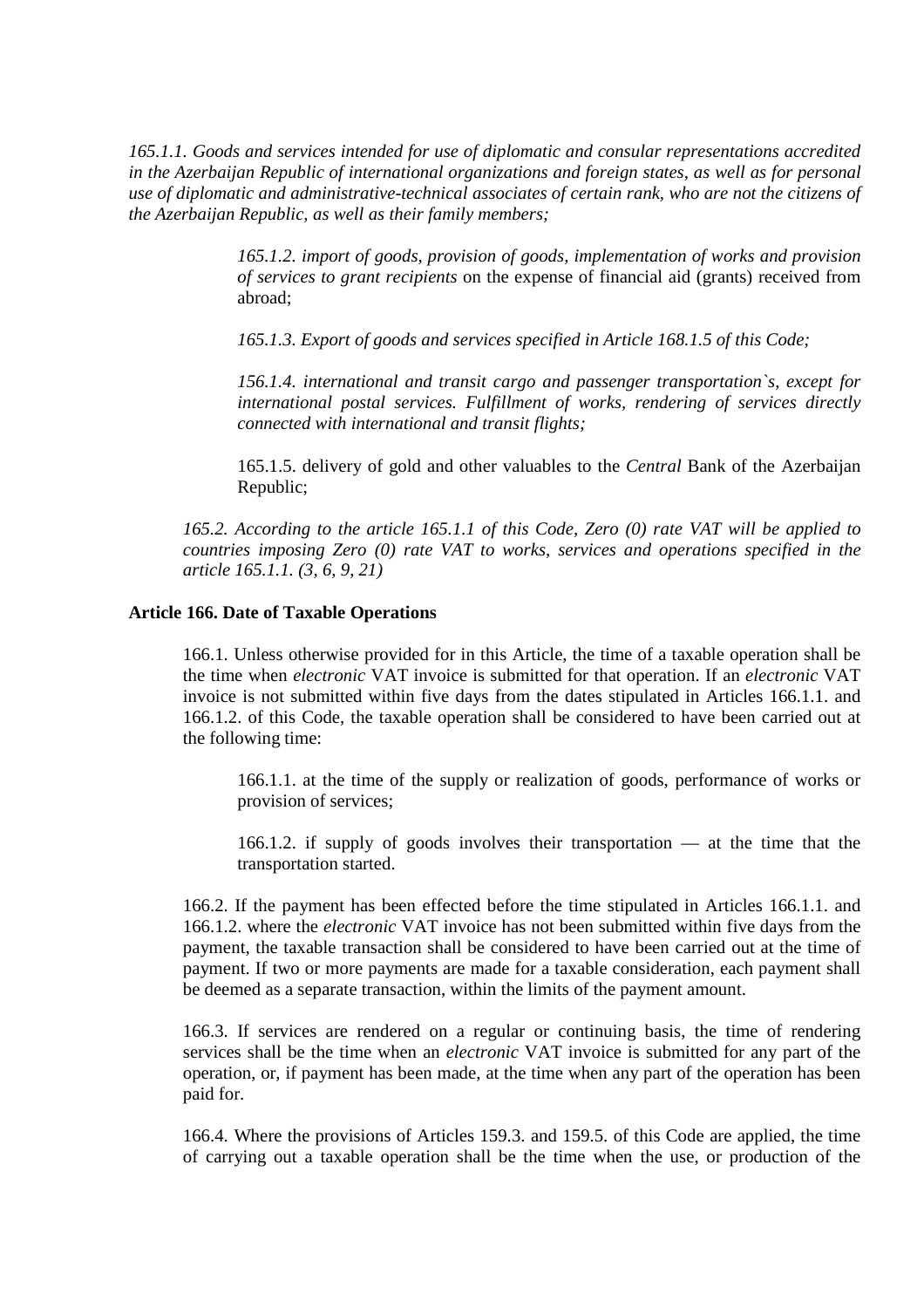*165.1.1. Goods and services intended for use of diplomatic and consular representations accredited in the Azerbaijan Republic of international organizations and foreign states, as well as for personal use of diplomatic and administrative-technical associates of certain rank, who are not the citizens of the Azerbaijan Republic, as well as their family members;*

*165.1.2. import of goods, provision of goods, implementation of works and provision of services to grant recipients* on the expense of financial aid (grants) received from abroad;

*165.1.3. Export of goods and services specified in Article 168.1.5 of this Code;*

*156.1.4. international and transit cargo and passenger transportation`s, except for international postal services. Fulfillment of works, rendering of services directly connected with international and transit flights;*

165.1.5. delivery of gold and other valuables to the *Central* Bank of the Azerbaijan Republic;

*165.2. According to the article 165.1.1 of this Code, Zero (0) rate VAT will be applied to countries imposing Zero (0) rate VAT to works, services and operations specified in the article 165.1.1. (3, 6, 9, 21)*

**Article 166. Date of Taxable Operations**

166.1. Unless otherwise provided for in this Article, the time of a taxable operation shall be the time when *electronic* VAT invoice is submitted for that operation. If an *electronic* VAT invoice is not submitted within five days from the dates stipulated in Articles 166.1.1. and 166.1.2. of this Code, the taxable operation shall be considered to have been carried out at the following time:

166.1.1. at the time of the supply or realization of goods, performance of works or provision of services;

166.1.2. if supply of goods involves their transportation — at the time that the transportation started.

166.2. If the payment has been effected before the time stipulated in Articles 166.1.1. and 166.1.2. where the *electronic* VAT invoice has not been submitted within five days from the payment, the taxable transaction shall be considered to have been carried out at the time of payment. If two or more payments are made for a taxable consideration, each payment shall be deemed as a separate transaction, within the limits of the payment amount.

166.3. If services are rendered on a regular or continuing basis, the time of rendering services shall be the time when an *electronic* VAT invoice is submitted for any part of the operation, or, if payment has been made, at the time when any part of the operation has been paid for.

166.4. Where the provisions of Articles 159.3. and 159.5. of this Code are applied, the time of carrying out a taxable operation shall be the time when the use, or production of the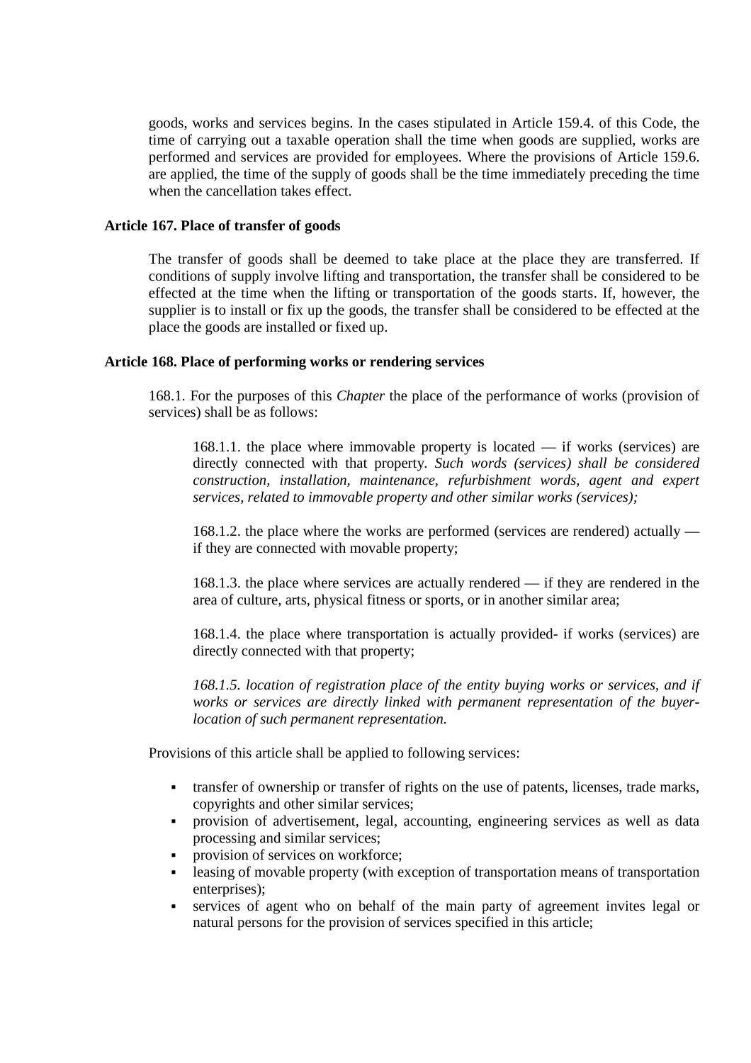goods, works and services begins. In the cases stipulated in Article 159.4. of this Code, the time of carrying out a taxable operation shall the time when goods are supplied, works are performed and services are provided for employees. Where the provisions of Article 159.6. are applied, the time of the supply of goods shall be the time immediately preceding the time when the cancellation takes effect.

### Article 167. Place of transfer of goods

The transfer of goods shall be deemed to take place at the place they are transferred. If conditions of supply involve lifting and transportation, the transfer shall be considered to be effected at the time when the lifting or transportation of the goods starts. If, however, the supplier is to install or fix up the goods, the transfer shall be considered to be effected at the place the goods are installed or fixed up.

### Article 168. Place of performing works or rendering services

168.1. For the purposes of this *Chapter* the place of the performance of works (provision of services) shall be as follows:

168.1.1. the place where immovable property is located — if works (services) are directly connected with that property. *Such words (services) shall be considered construction, installation, maintenance, refurbishment words, agent and expert services, related to immovable property and other similar works (services);*

168.1.2. the place where the works are performed (services are rendered) actually — if they are connected with movable property;

168.1.3. the place where services are actually rendered — if they are rendered in the area of culture, arts, physical fitness or sports, or in another similar area;

168.1.4. the place where transportation is actually provided- if works (services) are directly connected with that property;

*168.1.5. location of registration place of the entity buying works or services, and if works or services are directly linked with permanent representation of the buyer-location of such permanent representation.*

Provisions of this article shall be applied to following services:

- transfer of ownership or transfer of rights on the use of patents, licenses, trade marks, copyrights and other similar services;
- provision of advertisement, legal, accounting, engineering services as well as data processing and similar services;
- provision of services on workforce;
- leasing of movable property (with exception of transportation means of transportation enterprises);
- services of agent who on behalf of the main party of agreement invites legal or natural persons for the provision of services specified in this article;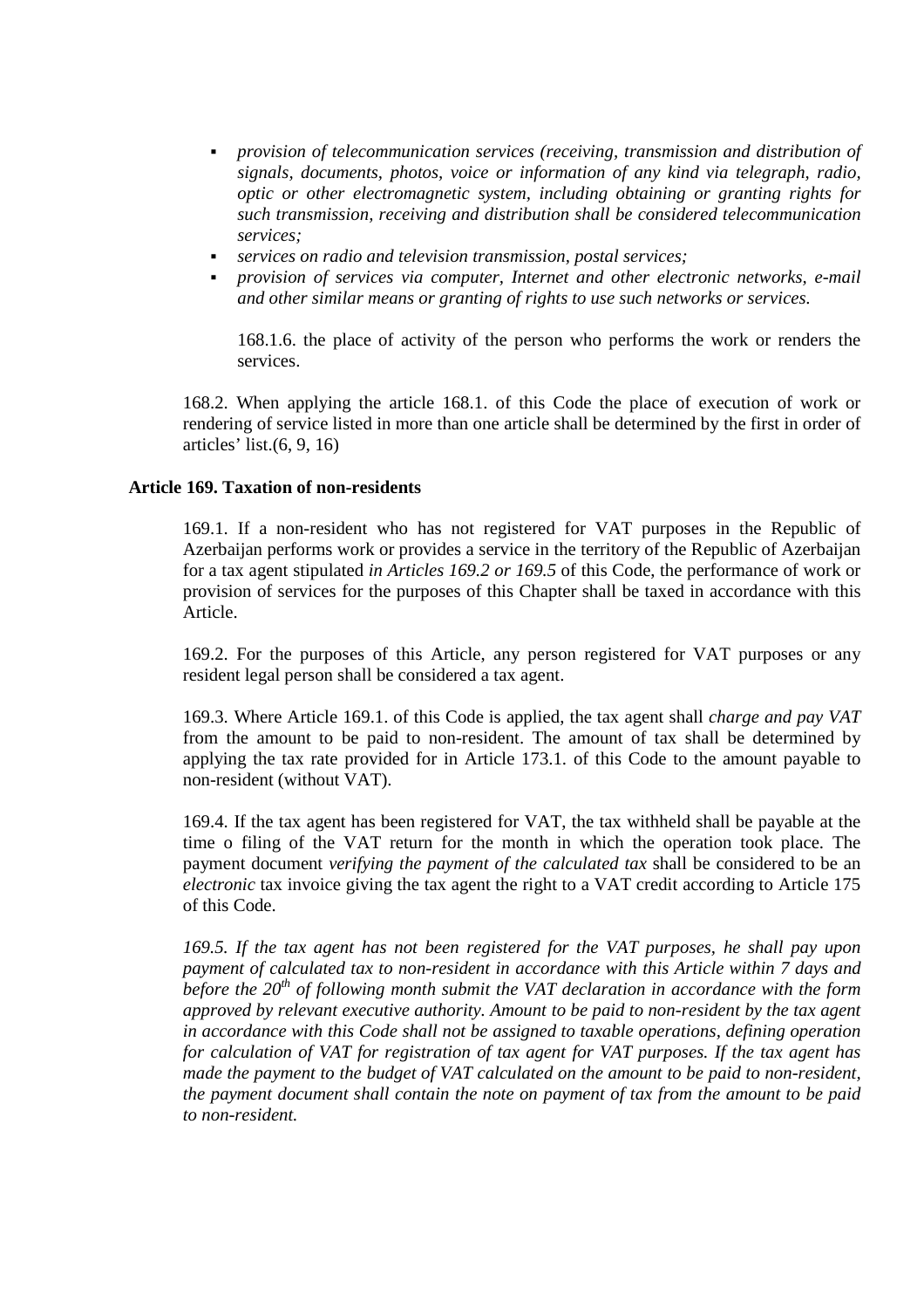- *provision of telecommunication services (receiving, transmission and distribution of signals, documents, photos, voice or information of any kind via telegraph, radio, optic or other electromagnetic system, including obtaining or granting rights for such transmission, receiving and distribution shall be considered telecommunication services;*
- *services on radio and television transmission, postal services;*
- *provision of services via computer, Internet and other electronic networks, e-mail and other similar means or granting of rights to use such networks or services.*

168.1.6. the place of activity of the person who performs the work or renders the services.

168.2. When applying the article 168.1. of this Code the place of execution of work or rendering of service listed in more than one article shall be determined by the first in order of articles' list.(6, 9, 16)

**Article 169. Taxation of non-residents**

169.1. If a non-resident who has not registered for VAT purposes in the Republic of Azerbaijan performs work or provides a service in the territory of the Republic of Azerbaijan for a tax agent stipulated *in Articles 169.2 or 169.5* of this Code, the performance of work or provision of services for the purposes of this Chapter shall be taxed in accordance with this Article.

169.2. For the purposes of this Article, any person registered for VAT purposes or any resident legal person shall be considered a tax agent.

169.3. Where Article 169.1. of this Code is applied, the tax agent shall *charge and pay VAT* from the amount to be paid to non-resident. The amount of tax shall be determined by applying the tax rate provided for in Article 173.1. of this Code to the amount payable to non-resident (without VAT).

169.4. If the tax agent has been registered for VAT, the tax withheld shall be payable at the time o filing of the VAT return for the month in which the operation took place. The payment document *verifying the payment of the calculated tax* shall be considered to be an *electronic* tax invoice giving the tax agent the right to a VAT credit according to Article 175 of this Code.

*169.5. If the tax agent has not been registered for the VAT purposes, he shall pay upon payment of calculated tax to non-resident in accordance with this Article within 7 days and before the 20th of following month submit the VAT declaration in accordance with the form approved by relevant executive authority. Amount to be paid to non-resident by the tax agent in accordance with this Code shall not be assigned to taxable operations, defining operation for calculation of VAT for registration of tax agent for VAT purposes. If the tax agent has made the payment to the budget of VAT calculated on the amount to be paid to non-resident, the payment document shall contain the note on payment of tax from the amount to be paid to non-resident.*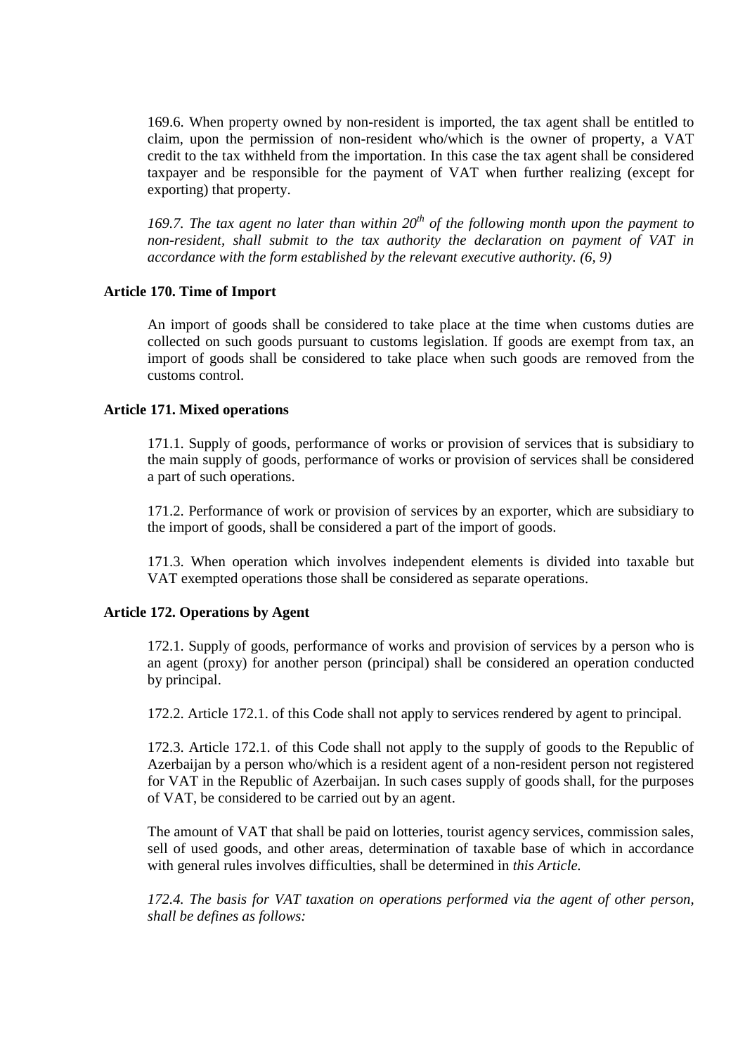169.6. When property owned by non-resident is imported, the tax agent shall be entitled to claim, upon the permission of non-resident who/which is the owner of property, a VAT credit to the tax withheld from the importation. In this case the tax agent shall be considered taxpayer and be responsible for the payment of VAT when further realizing (except for exporting) that property.

*169.7. The tax agent no later than within 20th of the following month upon the payment to non-resident, shall submit to the tax authority the declaration on payment of VAT in accordance with the form established by the relevant executive authority. (6, 9)*

**Article 170. Time of Import**

An import of goods shall be considered to take place at the time when customs duties are collected on such goods pursuant to customs legislation. If goods are exempt from tax, an import of goods shall be considered to take place when such goods are removed from the customs control.

**Article 171. Mixed operations**

171.1. Supply of goods, performance of works or provision of services that is subsidiary to the main supply of goods, performance of works or provision of services shall be considered a part of such operations.

171.2. Performance of work or provision of services by an exporter, which are subsidiary to the import of goods, shall be considered a part of the import of goods.

171.3. When operation which involves independent elements is divided into taxable but VAT exempted operations those shall be considered as separate operations.

**Article 172. Operations by Agent**

172.1. Supply of goods, performance of works and provision of services by a person who is an agent (proxy) for another person (principal) shall be considered an operation conducted by principal.

172.2. Article 172.1. of this Code shall not apply to services rendered by agent to principal.

172.3. Article 172.1. of this Code shall not apply to the supply of goods to the Republic of Azerbaijan by a person who/which is a resident agent of a non-resident person not registered for VAT in the Republic of Azerbaijan. In such cases supply of goods shall, for the purposes of VAT, be considered to be carried out by an agent.

The amount of VAT that shall be paid on lotteries, tourist agency services, commission sales, sell of used goods, and other areas, determination of taxable base of which in accordance with general rules involves difficulties, shall be determined in *this Article.*

*172.4. The basis for VAT taxation on operations performed via the agent of other person, shall be defines as follows:*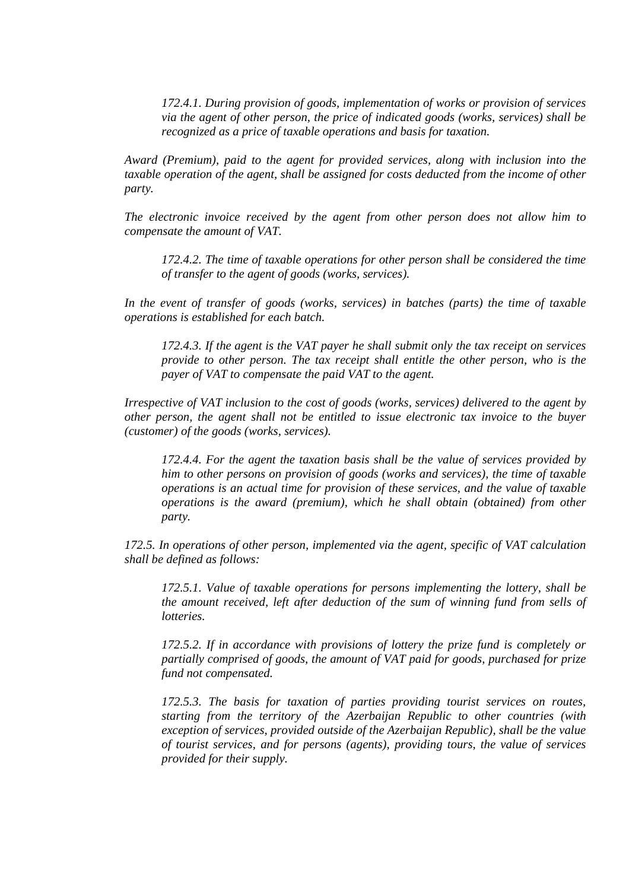*172.4.1. During provision of goods, implementation of works or provision of services via the agent of other person, the price of indicated goods (works, services) shall be recognized as a price of taxable operations and basis for taxation.*

*Award (Premium), paid to the agent for provided services, along with inclusion into the taxable operation of the agent, shall be assigned for costs deducted from the income of other party.*

*The electronic invoice received by the agent from other person does not allow him to compensate the amount of VAT.*

*172.4.2. The time of taxable operations for other person shall be considered the time of transfer to the agent of goods (works, services).*

*In the event of transfer of goods (works, services) in batches (parts) the time of taxable operations is established for each batch.*

*172.4.3. If the agent is the VAT payer he shall submit only the tax receipt on services provide to other person. The tax receipt shall entitle the other person, who is the payer of VAT to compensate the paid VAT to the agent.*

*Irrespective of VAT inclusion to the cost of goods (works, services) delivered to the agent by other person, the agent shall not be entitled to issue electronic tax invoice to the buyer (customer) of the goods (works, services).*

*172.4.4. For the agent the taxation basis shall be the value of services provided by him to other persons on provision of goods (works and services), the time of taxable operations is an actual time for provision of these services, and the value of taxable operations is the award (premium), which he shall obtain (obtained) from other party.*

*172.5. In operations of other person, implemented via the agent, specific of VAT calculation shall be defined as follows:*

*172.5.1. Value of taxable operations for persons implementing the lottery, shall be the amount received, left after deduction of the sum of winning fund from sells of lotteries.*

*172.5.2. If in accordance with provisions of lottery the prize fund is completely or partially comprised of goods, the amount of VAT paid for goods, purchased for prize fund not compensated.*

*172.5.3. The basis for taxation of parties providing tourist services on routes, starting from the territory of the Azerbaijan Republic to other countries (with exception of services, provided outside of the Azerbaijan Republic), shall be the value of tourist services, and for persons (agents), providing tours, the value of services provided for their supply.*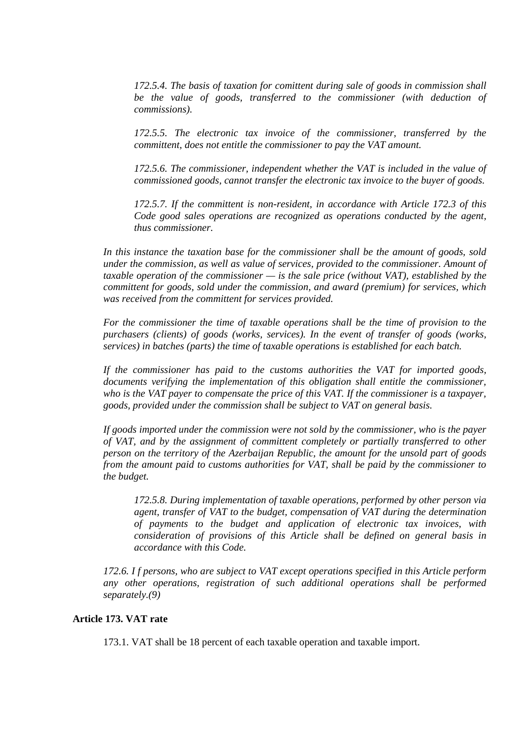*172.5.4. The basis of taxation for comittent during sale of goods in commission shall be the value of goods, transferred to the commissioner (with deduction of commissions).*

*172.5.5. The electronic tax invoice of the commissioner, transferred by the committent, does not entitle the commissioner to pay the VAT amount.*

*172.5.6. The commissioner, independent whether the VAT is included in the value of commissioned goods, cannot transfer the electronic tax invoice to the buyer of goods.*

*172.5.7. If the committent is non-resident, in accordance with Article 172.3 of this Code good sales operations are recognized as operations conducted by the agent, thus commissioner.*

*In this instance the taxation base for the commissioner shall be the amount of goods, sold under the commission, as well as value of services, provided to the commissioner. Amount of taxable operation of the commissioner — is the sale price (without VAT), established by the committent for goods, sold under the commission, and award (premium) for services, which was received from the committent for services provided.*

*For the commissioner the time of taxable operations shall be the time of provision to the purchasers (clients) of goods (works, services). In the event of transfer of goods (works, services) in batches (parts) the time of taxable operations is established for each batch.*

*If the commissioner has paid to the customs authorities the VAT for imported goods, documents verifying the implementation of this obligation shall entitle the commissioner, who is the VAT payer to compensate the price of this VAT. If the commissioner is a taxpayer, goods, provided under the commission shall be subject to VAT on general basis.*

*If goods imported under the commission were not sold by the commissioner, who is the payer of VAT, and by the assignment of committent completely or partially transferred to other person on the territory of the Azerbaijan Republic, the amount for the unsold part of goods from the amount paid to customs authorities for VAT, shall be paid by the commissioner to the budget.*

*172.5.8. During implementation of taxable operations, performed by other person via agent, transfer of VAT to the budget, compensation of VAT during the determination of payments to the budget and application of electronic tax invoices, with consideration of provisions of this Article shall be defined on general basis in accordance with this Code.*

*172.6. I f persons, who are subject to VAT except operations specified in this Article perform any other operations, registration of such additional operations shall be performed separately.(9)*

**Article 173. VAT rate**

173.1. VAT shall be 18 percent of each taxable operation and taxable import.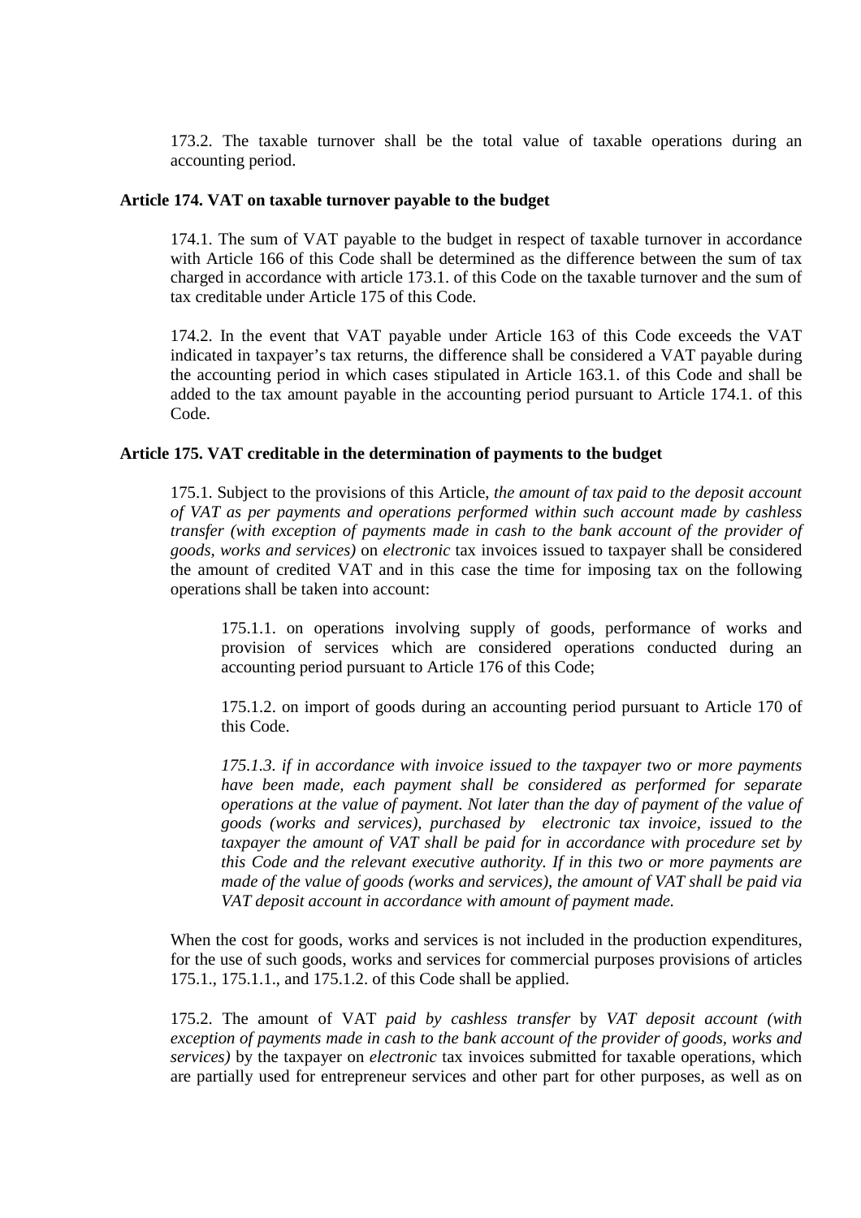173.2. The taxable turnover shall be the total value of taxable operations during an accounting period.

**Article 174. VAT on taxable turnover payable to the budget**

174.1. The sum of VAT payable to the budget in respect of taxable turnover in accordance with Article 166 of this Code shall be determined as the difference between the sum of tax charged in accordance with article 173.1. of this Code on the taxable turnover and the sum of tax creditable under Article 175 of this Code.

174.2. In the event that VAT payable under Article 163 of this Code exceeds the VAT indicated in taxpayer's tax returns, the difference shall be considered a VAT payable during the accounting period in which cases stipulated in Article 163.1. of this Code and shall be added to the tax amount payable in the accounting period pursuant to Article 174.1. of this Code.

**Article 175. VAT creditable in the determination of payments to the budget**

175.1. Subject to the provisions of this Article, *the amount of tax paid to the deposit account of VAT as per payments and operations performed within such account made by cashless transfer (with exception of payments made in cash to the bank account of the provider of goods, works and services)* on *electronic* tax invoices issued to taxpayer shall be considered the amount of credited VAT and in this case the time for imposing tax on the following operations shall be taken into account:

175.1.1. on operations involving supply of goods, performance of works and provision of services which are considered operations conducted during an accounting period pursuant to Article 176 of this Code;

175.1.2. on import of goods during an accounting period pursuant to Article 170 of this Code.

*175.1.3. if in accordance with invoice issued to the taxpayer two or more payments have been made, each payment shall be considered as performed for separate operations at the value of payment. Not later than the day of payment of the value of goods (works and services), purchased by electronic tax invoice, issued to the taxpayer the amount of VAT shall be paid for in accordance with procedure set by this Code and the relevant executive authority. If in this two or more payments are made of the value of goods (works and services), the amount of VAT shall be paid via VAT deposit account in accordance with amount of payment made.*

When the cost for goods, works and services is not included in the production expenditures, for the use of such goods, works and services for commercial purposes provisions of articles 175.1., 175.1.1., and 175.1.2. of this Code shall be applied.

175.2. The amount of VAT *paid by cashless transfer* by *VAT deposit account (with exception of payments made in cash to the bank account of the provider of goods, works and services)* by the taxpayer on *electronic* tax invoices submitted for taxable operations, which are partially used for entrepreneur services and other part for other purposes, as well as on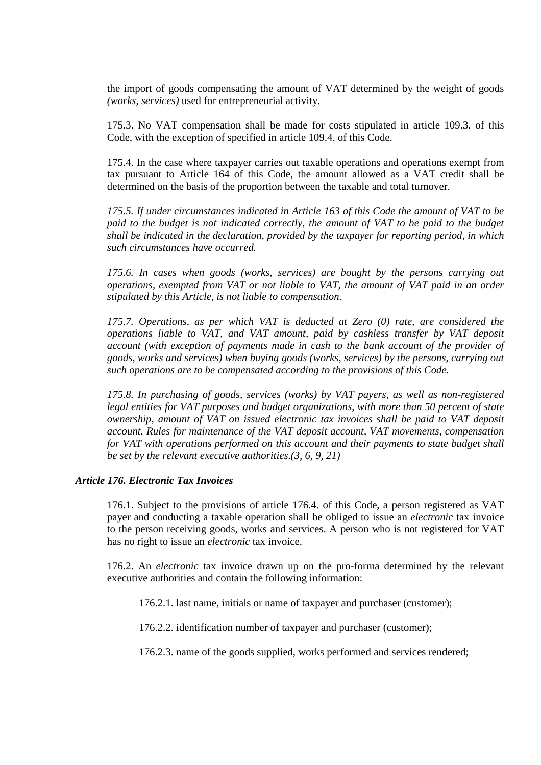the import of goods compensating the amount of VAT determined by the weight of goods *(works, services)* used for entrepreneurial activity.

175.3. No VAT compensation shall be made for costs stipulated in article 109.3. of this Code, with the exception of specified in article 109.4. of this Code.

175.4. In the case where taxpayer carries out taxable operations and operations exempt from tax pursuant to Article 164 of this Code, the amount allowed as a VAT credit shall be determined on the basis of the proportion between the taxable and total turnover.

*175.5. If under circumstances indicated in Article 163 of this Code the amount of VAT to be paid to the budget is not indicated correctly, the amount of VAT to be paid to the budget shall be indicated in the declaration, provided by the taxpayer for reporting period, in which such circumstances have occurred.*

*175.6. In cases when goods (works, services) are bought by the persons carrying out operations, exempted from VAT or not liable to VAT, the amount of VAT paid in an order stipulated by this Article, is not liable to compensation.*

*175.7. Operations, as per which VAT is deducted at Zero (0) rate, are considered the operations liable to VAT, and VAT amount, paid by cashless transfer by VAT deposit account (with exception of payments made in cash to the bank account of the provider of goods, works and services) when buying goods (works, services) by the persons, carrying out such operations are to be compensated according to the provisions of this Code.*

*175.8. In purchasing of goods, services (works) by VAT payers, as well as non-registered legal entities for VAT purposes and budget organizations, with more than 50 percent of state ownership, amount of VAT on issued electronic tax invoices shall be paid to VAT deposit account. Rules for maintenance of the VAT deposit account, VAT movements, compensation for VAT with operations performed on this account and their payments to state budget shall be set by the relevant executive authorities.(3, 6, 9, 21)*

### *Article 176. Electronic Tax Invoices*

176.1. Subject to the provisions of article 176.4. of this Code, a person registered as VAT payer and conducting a taxable operation shall be obliged to issue an *electronic* tax invoice to the person receiving goods, works and services. A person who is not registered for VAT has no right to issue an *electronic* tax invoice.

176.2. An *electronic* tax invoice drawn up on the pro-forma determined by the relevant executive authorities and contain the following information:

176.2.1. last name, initials or name of taxpayer and purchaser (customer);

176.2.2. identification number of taxpayer and purchaser (customer);

176.2.3. name of the goods supplied, works performed and services rendered;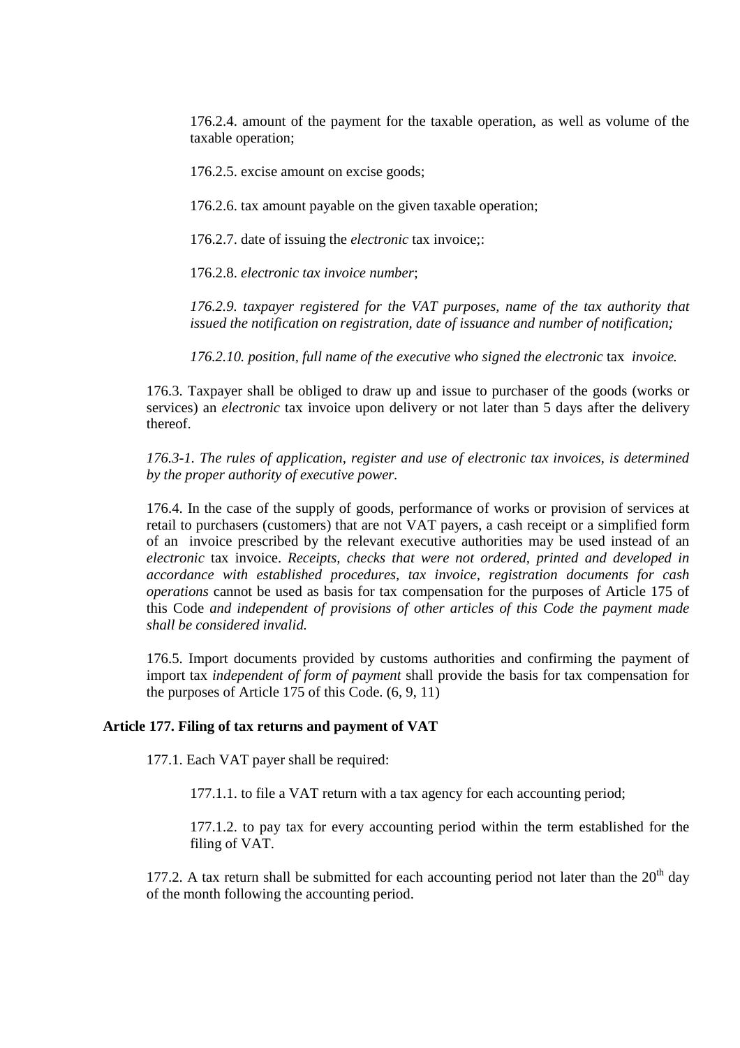176.2.4. amount of the payment for the taxable operation, as well as volume of the taxable operation;

176.2.5. excise amount on excise goods;

176.2.6. tax amount payable on the given taxable operation;

176.2.7. date of issuing the *electronic* tax invoice;:

176.2.8. *electronic tax invoice number*;

*176.2.9. taxpayer registered for the VAT purposes, name of the tax authority that issued the notification on registration, date of issuance and number of notification;*

*176.2.10. position, full name of the executive who signed the electronic* tax *invoice.*

176.3. Taxpayer shall be obliged to draw up and issue to purchaser of the goods (works or services) an *electronic* tax invoice upon delivery or not later than 5 days after the delivery thereof.

*176.3-1. The rules of application, register and use of electronic tax invoices, is determined by the proper authority of executive power.*

176.4. In the case of the supply of goods, performance of works or provision of services at retail to purchasers (customers) that are not VAT payers, a cash receipt or a simplified form of an invoice prescribed by the relevant executive authorities may be used instead of an *electronic* tax invoice. *Receipts, checks that were not ordered, printed and developed in accordance with established procedures, tax invoice, registration documents for cash operations* cannot be used as basis for tax compensation for the purposes of Article 175 of this Code *and independent of provisions of other articles of this Code the payment made shall be considered invalid.*

176.5. Import documents provided by customs authorities and confirming the payment of import tax *independent of form of payment* shall provide the basis for tax compensation for the purposes of Article 175 of this Code. (6, 9, 11)

**Article 177. Filing of tax returns and payment of VAT**

177.1. Each VAT payer shall be required:

177.1.1. to file a VAT return with a tax agency for each accounting period;

177.1.2. to pay tax for every accounting period within the term established for the filing of VAT.

177.2. A tax return shall be submitted for each accounting period not later than the 20th day of the month following the accounting period.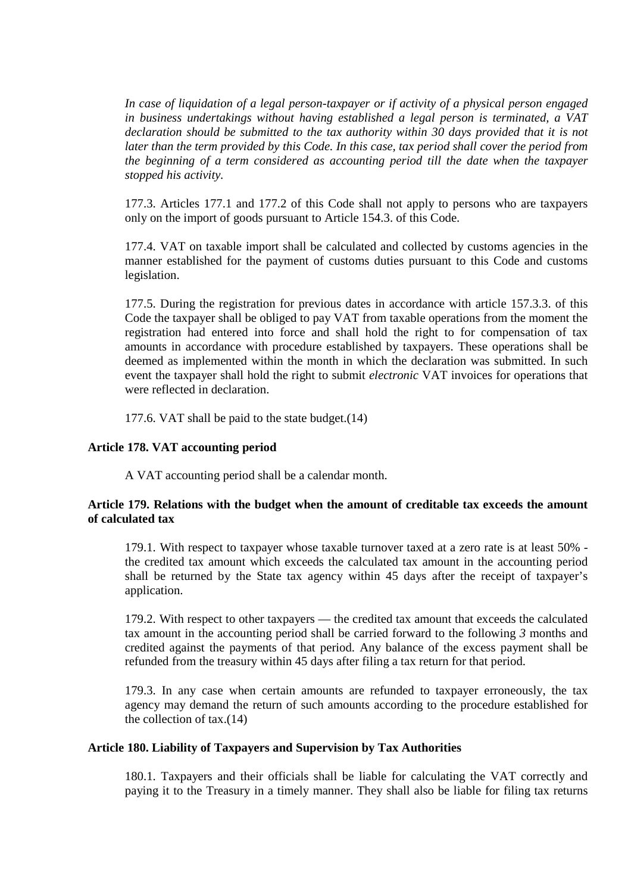*In case of liquidation of a legal person-taxpayer or if activity of a physical person engaged in business undertakings without having established a legal person is terminated, a VAT declaration should be submitted to the tax authority within 30 days provided that it is not later than the term provided by this Code. In this case, tax period shall cover the period from the beginning of a term considered as accounting period till the date when the taxpayer stopped his activity.*

177.3. Articles 177.1 and 177.2 of this Code shall not apply to persons who are taxpayers only on the import of goods pursuant to Article 154.3. of this Code.

177.4. VAT on taxable import shall be calculated and collected by customs agencies in the manner established for the payment of customs duties pursuant to this Code and customs legislation.

177.5. During the registration for previous dates in accordance with article 157.3.3. of this Code the taxpayer shall be obliged to pay VAT from taxable operations from the moment the registration had entered into force and shall hold the right to for compensation of tax amounts in accordance with procedure established by taxpayers. These operations shall be deemed as implemented within the month in which the declaration was submitted. In such event the taxpayer shall hold the right to submit *electronic* VAT invoices for operations that were reflected in declaration.

177.6. VAT shall be paid to the state budget.(14)

**Article 178. VAT accounting period**

A VAT accounting period shall be a calendar month.

**Article 179. Relations with the budget when the amount of creditable tax exceeds the amount of calculated tax**

179.1. With respect to taxpayer whose taxable turnover taxed at a zero rate is at least 50% - the credited tax amount which exceeds the calculated tax amount in the accounting period shall be returned by the State tax agency within 45 days after the receipt of taxpayer's application.

179.2. With respect to other taxpayers — the credited tax amount that exceeds the calculated tax amount in the accounting period shall be carried forward to the following *3* months and credited against the payments of that period. Any balance of the excess payment shall be refunded from the treasury within 45 days after filing a tax return for that period.

179.3. In any case when certain amounts are refunded to taxpayer erroneously, the tax agency may demand the return of such amounts according to the procedure established for the collection of tax.(14)

**Article 180. Liability of Taxpayers and Supervision by Tax Authorities**

180.1. Taxpayers and their officials shall be liable for calculating the VAT correctly and paying it to the Treasury in a timely manner. They shall also be liable for filing tax returns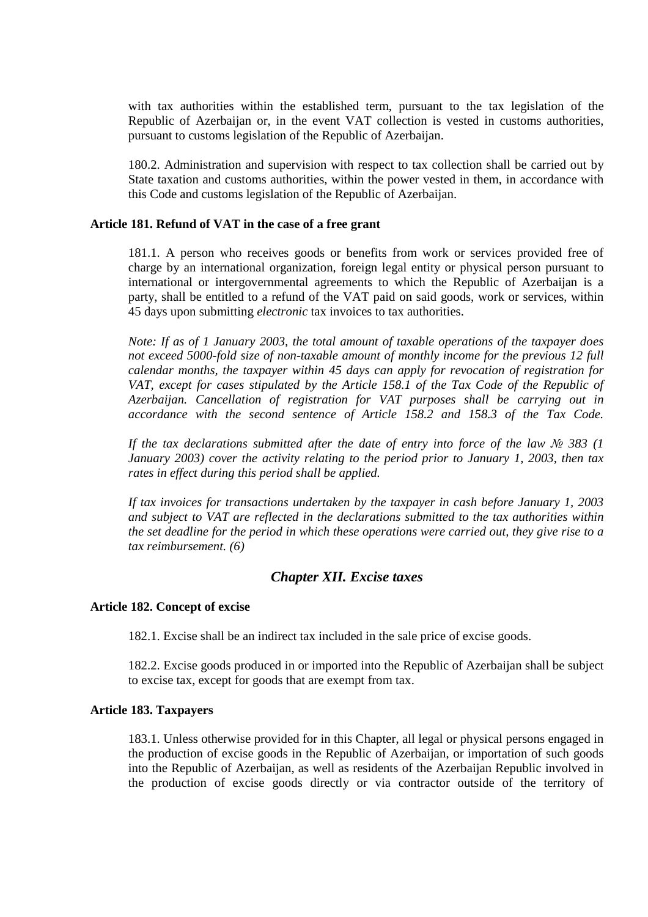with tax authorities within the established term, pursuant to the tax legislation of the Republic of Azerbaijan or, in the event VAT collection is vested in customs authorities, pursuant to customs legislation of the Republic of Azerbaijan.

180.2. Administration and supervision with respect to tax collection shall be carried out by State taxation and customs authorities, within the power vested in them, in accordance with this Code and customs legislation of the Republic of Azerbaijan.

#### Article 181. Refund of VAT in the case of a free grant

181.1. A person who receives goods or benefits from work or services provided free of charge by an international organization, foreign legal entity or physical person pursuant to international or intergovernmental agreements to which the Republic of Azerbaijan is a party, shall be entitled to a refund of the VAT paid on said goods, work or services, within 45 days upon submitting *electronic* tax invoices to tax authorities.

*Note: If as of 1 January 2003, the total amount of taxable operations of the taxpayer does not exceed 5000-fold size of non-taxable amount of monthly income for the previous 12 full calendar months, the taxpayer within 45 days can apply for revocation of registration for VAT, except for cases stipulated by the Article 158.1 of the Tax Code of the Republic of Azerbaijan. Cancellation of registration for VAT purposes shall be carrying out in accordance with the second sentence of Article 158.2 and 158.3 of the Tax Code.*

*If the tax declarations submitted after the date of entry into force of the law № 383 (1 January 2003) cover the activity relating to the period prior to January 1, 2003, then tax rates in effect during this period shall be applied.*

*If tax invoices for transactions undertaken by the taxpayer in cash before January 1, 2003 and subject to VAT are reflected in the declarations submitted to the tax authorities within the set deadline for the period in which these operations were carried out, they give rise to a tax reimbursement. (6)*

### *Chapter XII. Excise taxes*

#### Article 182. Concept of excise

182.1. Excise shall be an indirect tax included in the sale price of excise goods.

182.2. Excise goods produced in or imported into the Republic of Azerbaijan shall be subject to excise tax, except for goods that are exempt from tax.

#### Article 183. Taxpayers

183.1. Unless otherwise provided for in this Chapter, all legal or physical persons engaged in the production of excise goods in the Republic of Azerbaijan, or importation of such goods into the Republic of Azerbaijan, as well as residents of the Azerbaijan Republic involved in the production of excise goods directly or via contractor outside of the territory of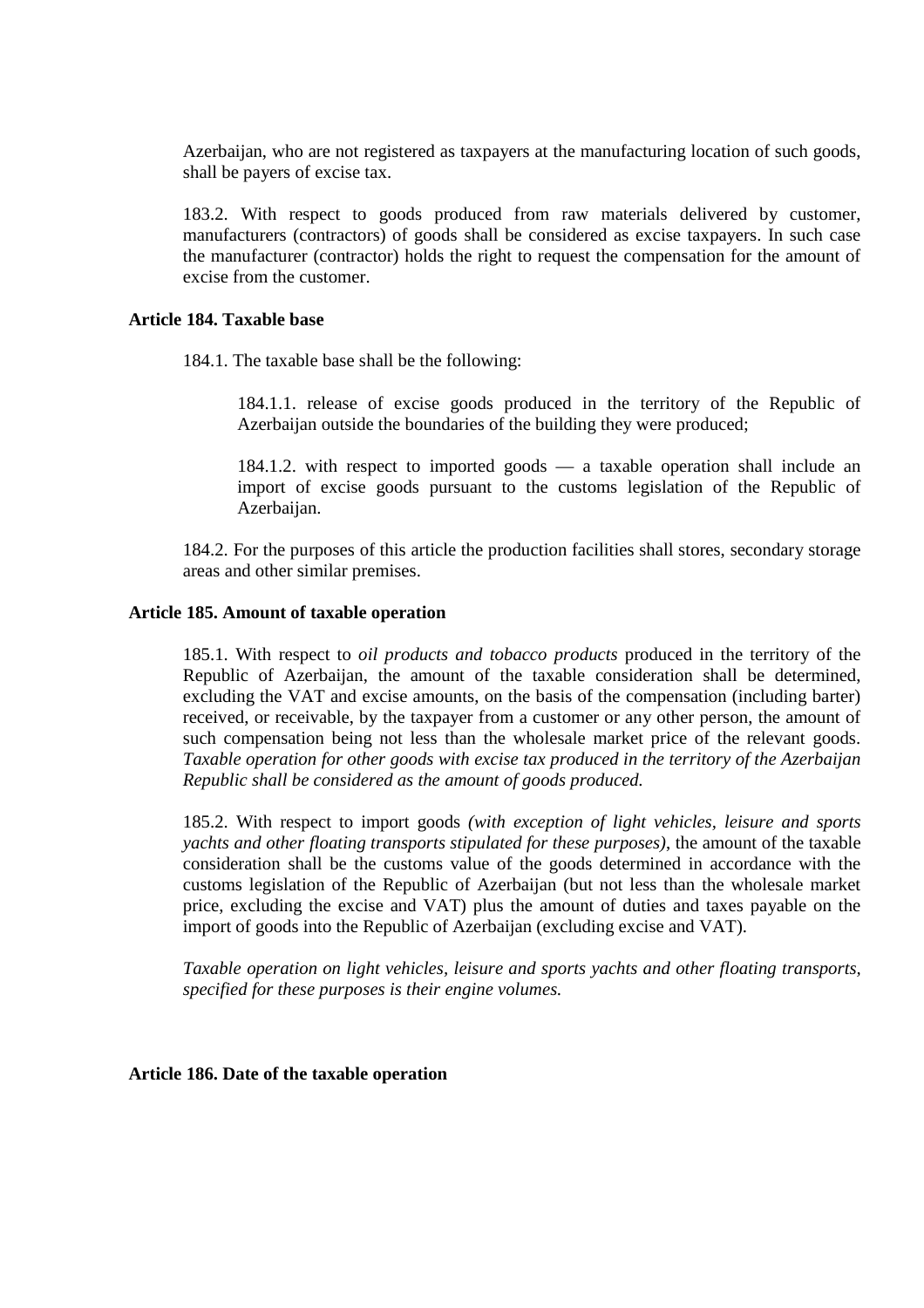Azerbaijan, who are not registered as taxpayers at the manufacturing location of such goods, shall be payers of excise tax.

183.2. With respect to goods produced from raw materials delivered by customer, manufacturers (contractors) of goods shall be considered as excise taxpayers. In such case the manufacturer (contractor) holds the right to request the compensation for the amount of excise from the customer.

### Article 184. Taxable base

184.1. The taxable base shall be the following:

184.1.1. release of excise goods produced in the territory of the Republic of Azerbaijan outside the boundaries of the building they were produced;

184.1.2. with respect to imported goods — a taxable operation shall include an import of excise goods pursuant to the customs legislation of the Republic of Azerbaijan.

184.2. For the purposes of this article the production facilities shall stores, secondary storage areas and other similar premises.

### Article 185. Amount of taxable operation

185.1. With respect to *oil products and tobacco products* produced in the territory of the Republic of Azerbaijan, the amount of the taxable consideration shall be determined, excluding the VAT and excise amounts, on the basis of the compensation (including barter) received, or receivable, by the taxpayer from a customer or any other person, the amount of such compensation being not less than the wholesale market price of the relevant goods. *Taxable operation for other goods with excise tax produced in the territory of the Azerbaijan Republic shall be considered as the amount of goods produced.*

185.2. With respect to import goods *(with exception of light vehicles, leisure and sports yachts and other floating transports stipulated for these purposes)*, the amount of the taxable consideration shall be the customs value of the goods determined in accordance with the customs legislation of the Republic of Azerbaijan (but not less than the wholesale market price, excluding the excise and VAT) plus the amount of duties and taxes payable on the import of goods into the Republic of Azerbaijan (excluding excise and VAT).

*Taxable operation on light vehicles, leisure and sports yachts and other floating transports, specified for these purposes is their engine volumes.*

### Article 186. Date of the taxable operation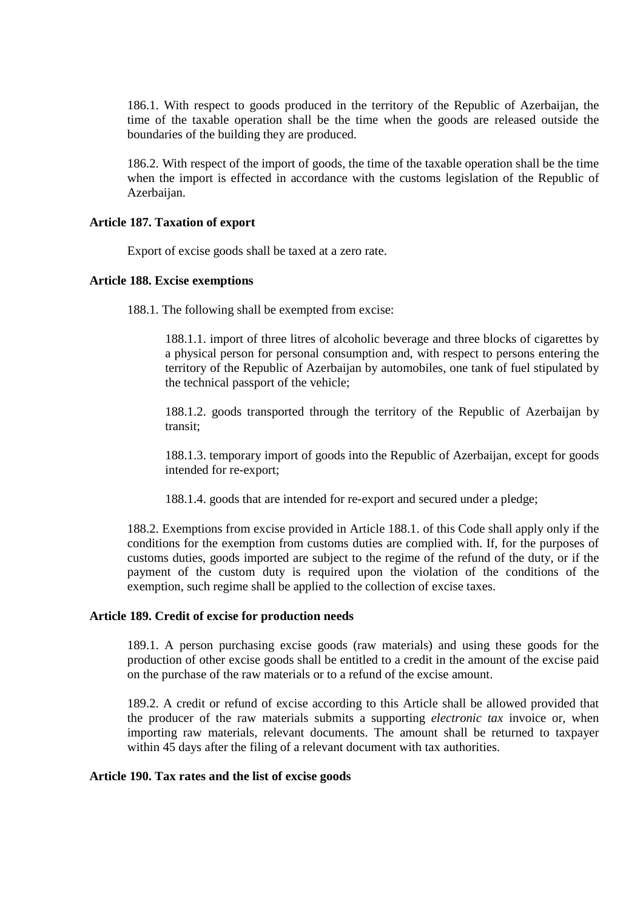186.1. With respect to goods produced in the territory of the Republic of Azerbaijan, the time of the taxable operation shall be the time when the goods are released outside the boundaries of the building they are produced.

186.2. With respect of the import of goods, the time of the taxable operation shall be the time when the import is effected in accordance with the customs legislation of the Republic of Azerbaijan.

**Article 187. Taxation of export**

Export of excise goods shall be taxed at a zero rate.

**Article 188. Excise exemptions**

188.1. The following shall be exempted from excise:

188.1.1. import of three litres of alcoholic beverage and three blocks of cigarettes by a physical person for personal consumption and, with respect to persons entering the territory of the Republic of Azerbaijan by automobiles, one tank of fuel stipulated by the technical passport of the vehicle;

188.1.2. goods transported through the territory of the Republic of Azerbaijan by transit;

188.1.3. temporary import of goods into the Republic of Azerbaijan, except for goods intended for re-export;

188.1.4. goods that are intended for re-export and secured under a pledge;

188.2. Exemptions from excise provided in Article 188.1. of this Code shall apply only if the conditions for the exemption from customs duties are complied with. If, for the purposes of customs duties, goods imported are subject to the regime of the refund of the duty, or if the payment of the custom duty is required upon the violation of the conditions of the exemption, such regime shall be applied to the collection of excise taxes.

**Article 189. Credit of excise for production needs**

189.1. A person purchasing excise goods (raw materials) and using these goods for the production of other excise goods shall be entitled to a credit in the amount of the excise paid on the purchase of the raw materials or to a refund of the excise amount.

189.2. A credit or refund of excise according to this Article shall be allowed provided that the producer of the raw materials submits a supporting *electronic tax* invoice or, when importing raw materials, relevant documents. The amount shall be returned to taxpayer within 45 days after the filing of a relevant document with tax authorities.

**Article 190. Tax rates and the list of excise goods**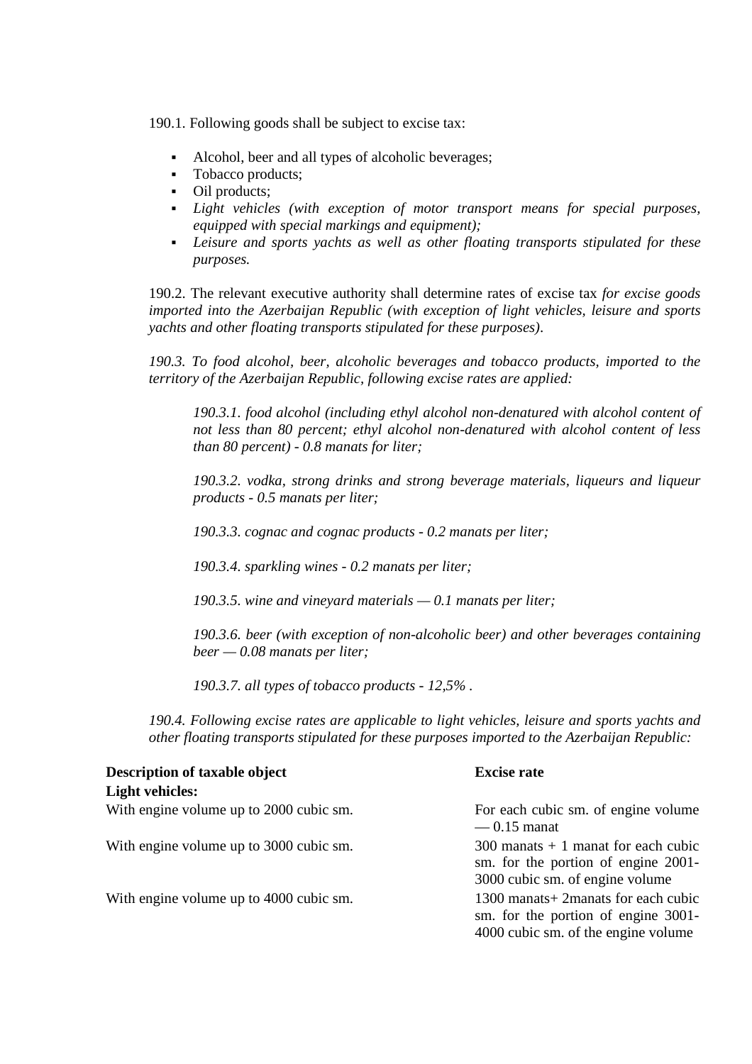190.1. Following goods shall be subject to excise tax:

- Alcohol, beer and all types of alcoholic beverages;
- Tobacco products;
- Oil products;
- *Light vehicles (with exception of motor transport means for special purposes, equipped with special markings and equipment);*
- *Leisure and sports yachts as well as other floating transports stipulated for these purposes.*

190.2. The relevant executive authority shall determine rates of excise tax *for excise goods imported into the Azerbaijan Republic (with exception of light vehicles, leisure and sports yachts and other floating transports stipulated for these purposes)*.

*190.3. To food alcohol, beer, alcoholic beverages and tobacco products, imported to the territory of the Azerbaijan Republic, following excise rates are applied:*

*190.3.1. food alcohol (including ethyl alcohol non-denatured with alcohol content of not less than 80 percent; ethyl alcohol non-denatured with alcohol content of less than 80 percent) - 0.8 manats for liter;*

*190.3.2. vodka, strong drinks and strong beverage materials, liqueurs and liqueur products - 0.5 manats per liter;*

*190.3.3. cognac and cognac products - 0.2 manats per liter;*

*190.3.4. sparkling wines - 0.2 manats per liter;*

*190.3.5. wine and vineyard materials — 0.1 manats per liter;*

*190.3.6. beer (with exception of non-alcoholic beer) and other beverages containing beer — 0.08 manats per liter;*

*190.3.7. all types of tobacco products - 12,5% .*

*190.4. Following excise rates are applicable to light vehicles, leisure and sports yachts and other floating transports stipulated for these purposes imported to the Azerbaijan Republic:*

| **Description of taxable object** | **Excise rate** |
|---|---|
| **Light vehicles:** | |
| With engine volume up to 2000 cubic sm. | For each cubic sm. of engine volume — 0.15 manat |
| With engine volume up to 3000 cubic sm. | 300 manats + 1 manat for each cubic sm. for the portion of engine 2001-3000 cubic sm. of engine volume |
| With engine volume up to 4000 cubic sm. | 1300 manats+ 2manats for each cubic sm. for the portion of engine 3001-4000 cubic sm. of the engine volume |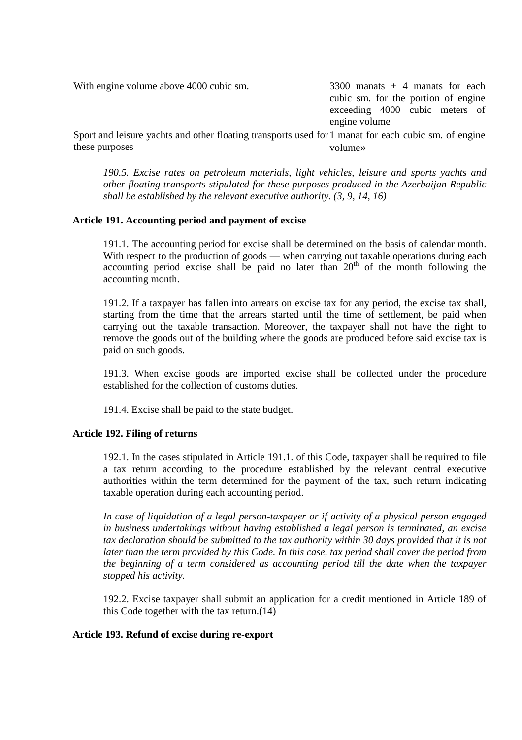| | |
|---|---|
| With engine volume above 4000 cubic sm. | 3300 manats + 4 manats for each cubic sm. for the portion of engine exceeding 4000 cubic meters of engine volume |
| Sport and leisure yachts and other floating transports used for these purposes | 1 manat for each cubic sm. of engine volume» |

*190.5. Excise rates on petroleum materials, light vehicles, leisure and sports yachts and other floating transports stipulated for these purposes produced in the Azerbaijan Republic shall be established by the relevant executive authority. (3, 9, 14, 16)*

**Article 191. Accounting period and payment of excise**

191.1. The accounting period for excise shall be determined on the basis of calendar month. With respect to the production of goods — when carrying out taxable operations during each accounting period excise shall be paid no later than 20th of the month following the accounting month.

191.2. If a taxpayer has fallen into arrears on excise tax for any period, the excise tax shall, starting from the time that the arrears started until the time of settlement, be paid when carrying out the taxable transaction. Moreover, the taxpayer shall not have the right to remove the goods out of the building where the goods are produced before said excise tax is paid on such goods.

191.3. When excise goods are imported excise shall be collected under the procedure established for the collection of customs duties.

191.4. Excise shall be paid to the state budget.

**Article 192. Filing of returns**

192.1. In the cases stipulated in Article 191.1. of this Code, taxpayer shall be required to file a tax return according to the procedure established by the relevant central executive authorities within the term determined for the payment of the tax, such return indicating taxable operation during each accounting period.

*In case of liquidation of a legal person-taxpayer or if activity of a physical person engaged in business undertakings without having established a legal person is terminated, an excise tax declaration should be submitted to the tax authority within 30 days provided that it is not later than the term provided by this Code. In this case, tax period shall cover the period from the beginning of a term considered as accounting period till the date when the taxpayer stopped his activity.*

192.2. Excise taxpayer shall submit an application for a credit mentioned in Article 189 of this Code together with the tax return.(14)

**Article 193. Refund of excise during re-export**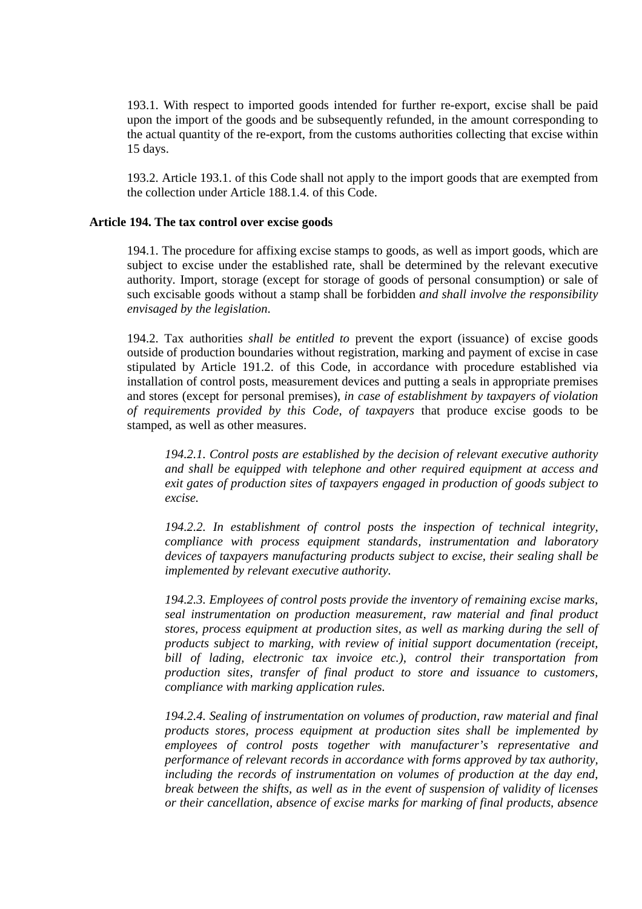193.1. With respect to imported goods intended for further re-export, excise shall be paid upon the import of the goods and be subsequently refunded, in the amount corresponding to the actual quantity of the re-export, from the customs authorities collecting that excise within 15 days.

193.2. Article 193.1. of this Code shall not apply to the import goods that are exempted from the collection under Article 188.1.4. of this Code.

**Article 194. The tax control over excise goods**

194.1. The procedure for affixing excise stamps to goods, as well as import goods, which are subject to excise under the established rate, shall be determined by the relevant executive authority. Import, storage (except for storage of goods of personal consumption) or sale of such excisable goods without a stamp shall be forbidden *and shall involve the responsibility envisaged by the legislation*.

194.2. Tax authorities *shall be entitled to* prevent the export (issuance) of excise goods outside of production boundaries without registration, marking and payment of excise in case stipulated by Article 191.2. of this Code, in accordance with procedure established via installation of control posts, measurement devices and putting a seals in appropriate premises and stores (except for personal premises), *in case of establishment by taxpayers of violation of requirements provided by this Code, of taxpayers* that produce excise goods to be stamped, as well as other measures.

*194.2.1. Control posts are established by the decision of relevant executive authority and shall be equipped with telephone and other required equipment at access and exit gates of production sites of taxpayers engaged in production of goods subject to excise.*

*194.2.2. In establishment of control posts the inspection of technical integrity, compliance with process equipment standards, instrumentation and laboratory devices of taxpayers manufacturing products subject to excise, their sealing shall be implemented by relevant executive authority.*

*194.2.3. Employees of control posts provide the inventory of remaining excise marks, seal instrumentation on production measurement, raw material and final product stores, process equipment at production sites, as well as marking during the sell of products subject to marking, with review of initial support documentation (receipt, bill of lading, electronic tax invoice etc.), control their transportation from production sites, transfer of final product to store and issuance to customers, compliance with marking application rules.*

*194.2.4. Sealing of instrumentation on volumes of production, raw material and final products stores, process equipment at production sites shall be implemented by employees of control posts together with manufacturer's representative and performance of relevant records in accordance with forms approved by tax authority, including the records of instrumentation on volumes of production at the day end, break between the shifts, as well as in the event of suspension of validity of licenses or their cancellation, absence of excise marks for marking of final products, absence*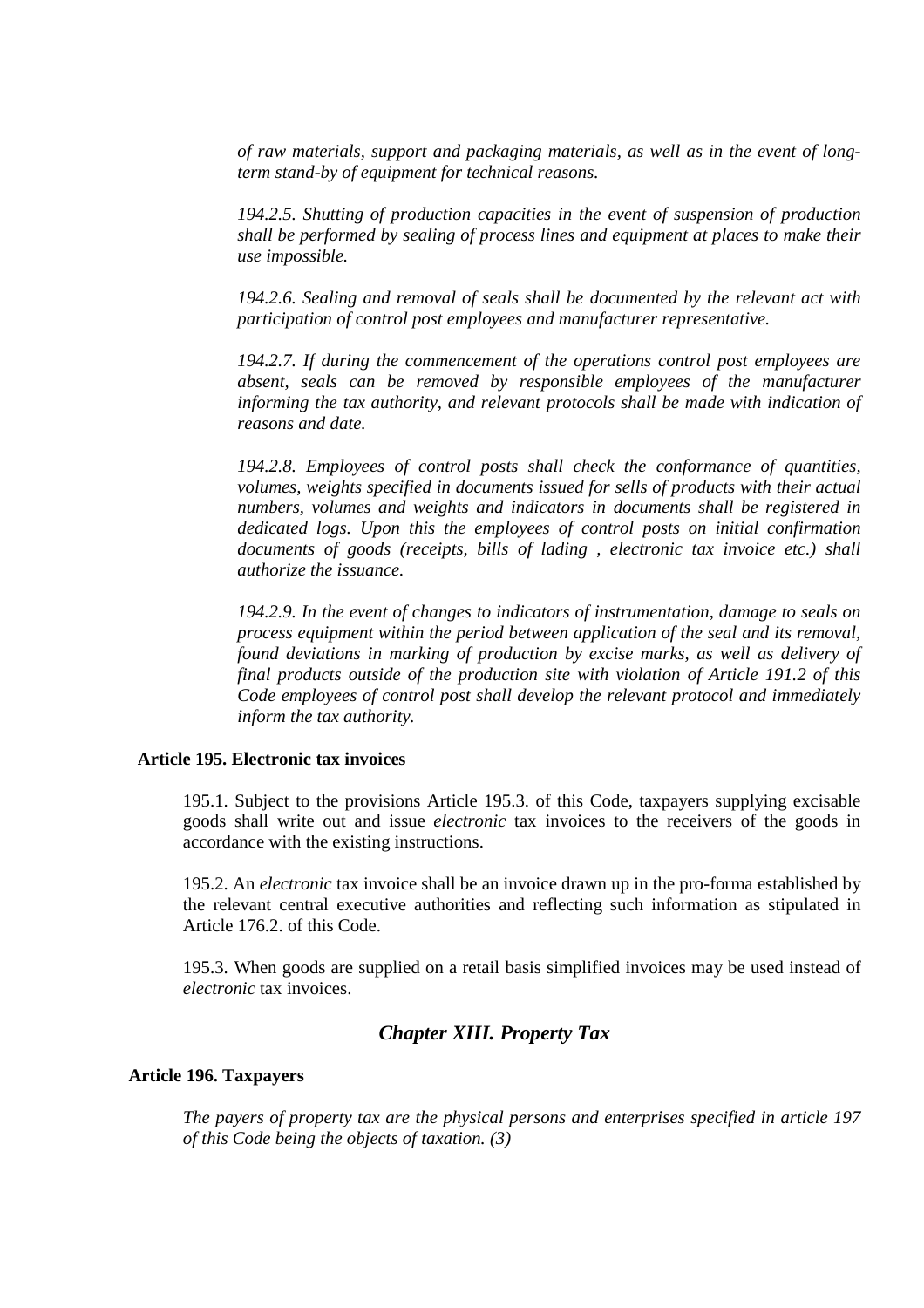*of raw materials, support and packaging materials, as well as in the event of long-term stand-by of equipment for technical reasons.*

*194.2.5. Shutting of production capacities in the event of suspension of production shall be performed by sealing of process lines and equipment at places to make their use impossible.*

*194.2.6. Sealing and removal of seals shall be documented by the relevant act with participation of control post employees and manufacturer representative.*

*194.2.7. If during the commencement of the operations control post employees are absent, seals can be removed by responsible employees of the manufacturer informing the tax authority, and relevant protocols shall be made with indication of reasons and date.*

*194.2.8. Employees of control posts shall check the conformance of quantities, volumes, weights specified in documents issued for sells of products with their actual numbers, volumes and weights and indicators in documents shall be registered in dedicated logs. Upon this the employees of control posts on initial confirmation documents of goods (receipts, bills of lading , electronic tax invoice etc.) shall authorize the issuance.*

*194.2.9. In the event of changes to indicators of instrumentation, damage to seals on process equipment within the period between application of the seal and its removal, found deviations in marking of production by excise marks, as well as delivery of final products outside of the production site with violation of Article 191.2 of this Code employees of control post shall develop the relevant protocol and immediately inform the tax authority.*

**Article 195. Electronic tax invoices**

195.1. Subject to the provisions Article 195.3. of this Code, taxpayers supplying excisable goods shall write out and issue *electronic* tax invoices to the receivers of the goods in accordance with the existing instructions.

195.2. An *electronic* tax invoice shall be an invoice drawn up in the pro-forma established by the relevant central executive authorities and reflecting such information as stipulated in Article 176.2. of this Code.

195.3. When goods are supplied on a retail basis simplified invoices may be used instead of *electronic* tax invoices.

## *Chapter XIII. Property Tax*

**Article 196. Taxpayers**

*The payers of property tax are the physical persons and enterprises specified in article 197 of this Code being the objects of taxation. (3)*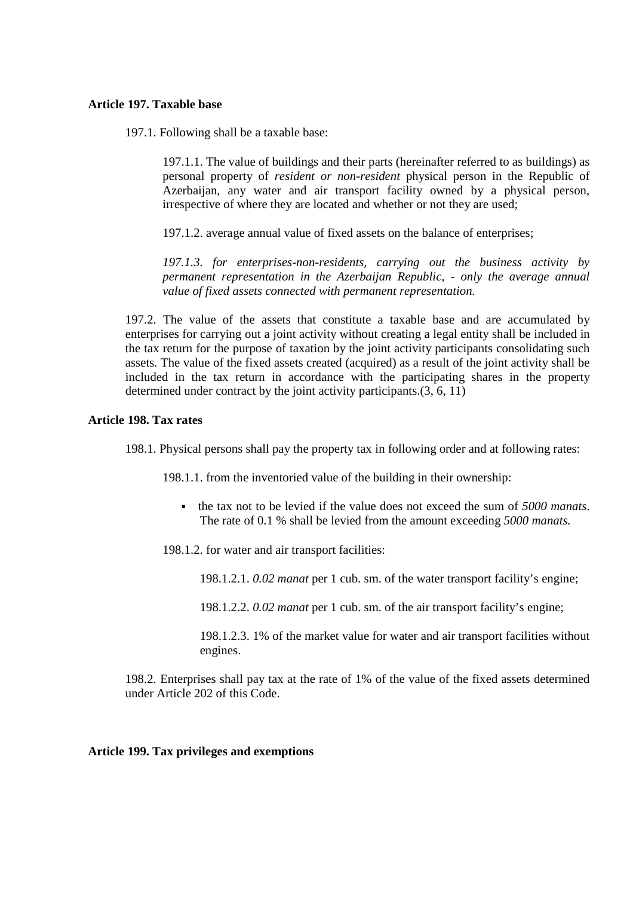**Article 197. Taxable base**

197.1. Following shall be a taxable base:

197.1.1. The value of buildings and their parts (hereinafter referred to as buildings) as personal property of *resident or non-resident* physical person in the Republic of Azerbaijan, any water and air transport facility owned by a physical person, irrespective of where they are located and whether or not they are used;

197.1.2. average annual value of fixed assets on the balance of enterprises;

*197.1.3. for enterprises-non-residents, carrying out the business activity by permanent representation in the Azerbaijan Republic, - only the average annual value of fixed assets connected with permanent representation.*

197.2. The value of the assets that constitute a taxable base and are accumulated by enterprises for carrying out a joint activity without creating a legal entity shall be included in the tax return for the purpose of taxation by the joint activity participants consolidating such assets. The value of the fixed assets created (acquired) as a result of the joint activity shall be included in the tax return in accordance with the participating shares in the property determined under contract by the joint activity participants.(3, 6, 11)

**Article 198. Tax rates**

198.1. Physical persons shall pay the property tax in following order and at following rates:

198.1.1. from the inventoried value of the building in their ownership:

- the tax not to be levied if the value does not exceed the sum of *5000 manats*. The rate of 0.1 % shall be levied from the amount exceeding *5000 manats.*

198.1.2. for water and air transport facilities:

198.1.2.1. *0.02 manat* per 1 cub. sm. of the water transport facility's engine;

198.1.2.2. *0.02 manat* per 1 cub. sm. of the air transport facility's engine;

198.1.2.3. 1% of the market value for water and air transport facilities without engines.

198.2. Enterprises shall pay tax at the rate of 1% of the value of the fixed assets determined under Article 202 of this Code.

**Article 199. Tax privileges and exemptions**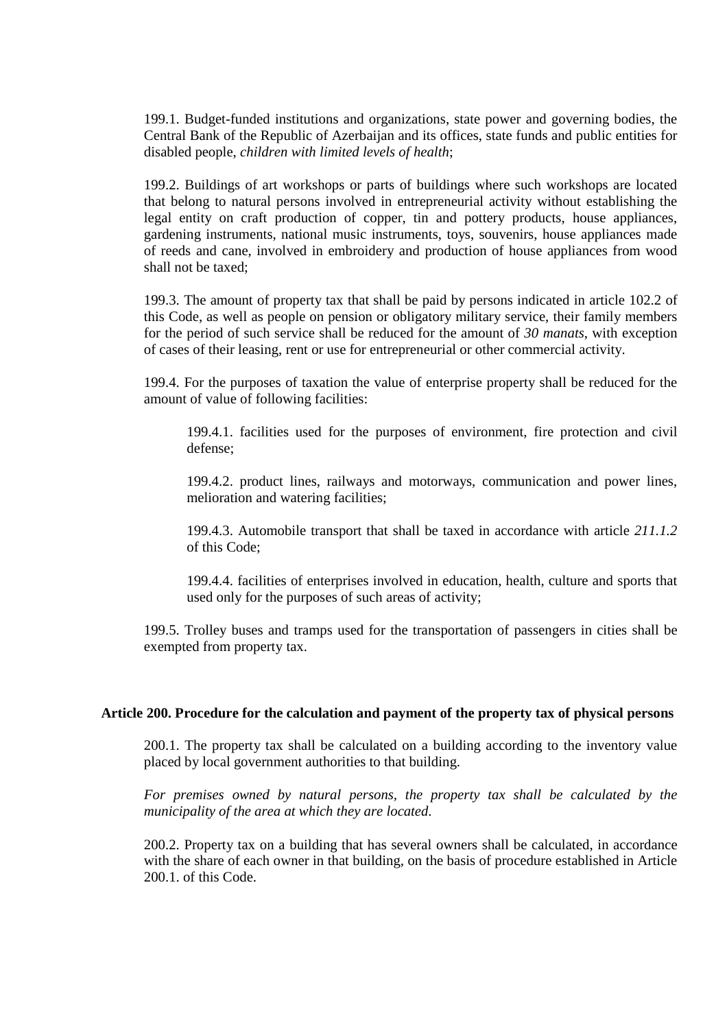199.1. Budget-funded institutions and organizations, state power and governing bodies, the Central Bank of the Republic of Azerbaijan and its offices, state funds and public entities for disabled people, *children with limited levels of health*;

199.2. Buildings of art workshops or parts of buildings where such workshops are located that belong to natural persons involved in entrepreneurial activity without establishing the legal entity on craft production of copper, tin and pottery products, house appliances, gardening instruments, national music instruments, toys, souvenirs, house appliances made of reeds and cane, involved in embroidery and production of house appliances from wood shall not be taxed;

199.3. The amount of property tax that shall be paid by persons indicated in article 102.2 of this Code, as well as people on pension or obligatory military service, their family members for the period of such service shall be reduced for the amount of *30 manats*, with exception of cases of their leasing, rent or use for entrepreneurial or other commercial activity.

199.4. For the purposes of taxation the value of enterprise property shall be reduced for the amount of value of following facilities:

199.4.1. facilities used for the purposes of environment, fire protection and civil defense;

199.4.2. product lines, railways and motorways, communication and power lines, melioration and watering facilities;

199.4.3. Automobile transport that shall be taxed in accordance with article *211.1.2* of this Code;

199.4.4. facilities of enterprises involved in education, health, culture and sports that used only for the purposes of such areas of activity;

199.5. Trolley buses and tramps used for the transportation of passengers in cities shall be exempted from property tax.

**Article 200. Procedure for the calculation and payment of the property tax of physical persons**

200.1. The property tax shall be calculated on a building according to the inventory value placed by local government authorities to that building.

*For premises owned by natural persons, the property tax shall be calculated by the municipality of the area at which they are located*.

200.2. Property tax on a building that has several owners shall be calculated, in accordance with the share of each owner in that building, on the basis of procedure established in Article 200.1. of this Code.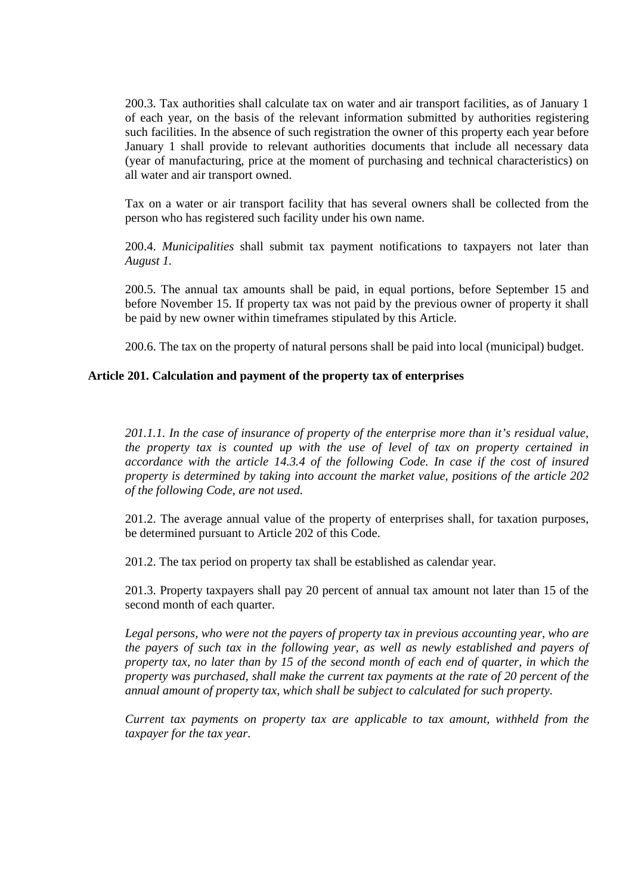200.3. Tax authorities shall calculate tax on water and air transport facilities, as of January 1 of each year, on the basis of the relevant information submitted by authorities registering such facilities. In the absence of such registration the owner of this property each year before January 1 shall provide to relevant authorities documents that include all necessary data (year of manufacturing, price at the moment of purchasing and technical characteristics) on all water and air transport owned.

Tax on a water or air transport facility that has several owners shall be collected from the person who has registered such facility under his own name.

200.4. *Municipalities* shall submit tax payment notifications to taxpayers not later than *August 1.*

200.5. The annual tax amounts shall be paid, in equal portions, before September 15 and before November 15. If property tax was not paid by the previous owner of property it shall be paid by new owner within timeframes stipulated by this Article.

200.6. The tax on the property of natural persons shall be paid into local (municipal) budget.

**Article 201. Calculation and payment of the property tax of enterprises**

*201.1.1. In the case of insurance of property of the enterprise more than it's residual value, the property tax is counted up with the use of level of tax on property certained in accordance with the article 14.3.4 of the following Code. In case if the cost of insured property is determined by taking into account the market value, positions of the article 202 of the following Code, are not used.*

201.2. The average annual value of the property of enterprises shall, for taxation purposes, be determined pursuant to Article 202 of this Code.

201.2. The tax period on property tax shall be established as calendar year.

201.3. Property taxpayers shall pay 20 percent of annual tax amount not later than 15 of the second month of each quarter.

*Legal persons, who were not the payers of property tax in previous accounting year, who are the payers of such tax in the following year, as well as newly established and payers of property tax, no later than by 15 of the second month of each end of quarter, in which the property was purchased, shall make the current tax payments at the rate of 20 percent of the annual amount of property tax, which shall be subject to calculated for such property.*

*Current tax payments on property tax are applicable to tax amount, withheld from the taxpayer for the tax year.*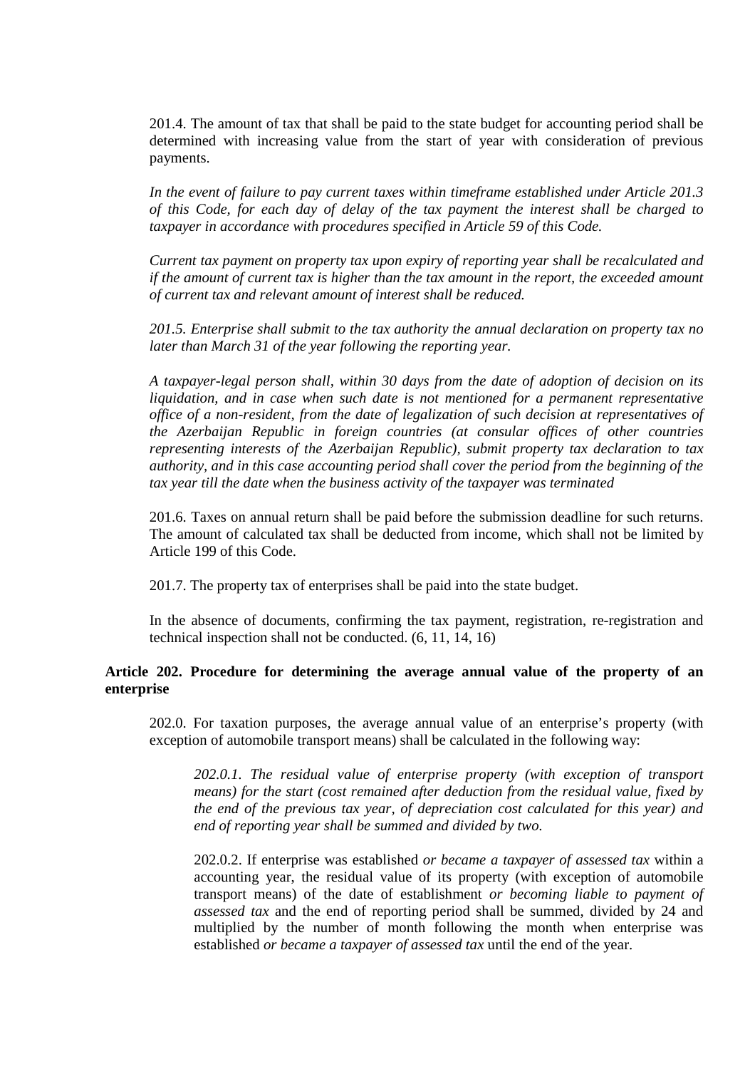201.4. The amount of tax that shall be paid to the state budget for accounting period shall be determined with increasing value from the start of year with consideration of previous payments.

*In the event of failure to pay current taxes within timeframe established under Article 201.3 of this Code, for each day of delay of the tax payment the interest shall be charged to taxpayer in accordance with procedures specified in Article 59 of this Code.*

*Current tax payment on property tax upon expiry of reporting year shall be recalculated and if the amount of current tax is higher than the tax amount in the report, the exceeded amount of current tax and relevant amount of interest shall be reduced.*

*201.5. Enterprise shall submit to the tax authority the annual declaration on property tax no later than March 31 of the year following the reporting year.*

*A taxpayer-legal person shall, within 30 days from the date of adoption of decision on its liquidation, and in case when such date is not mentioned for a permanent representative office of a non-resident, from the date of legalization of such decision at representatives of the Azerbaijan Republic in foreign countries (at consular offices of other countries representing interests of the Azerbaijan Republic), submit property tax declaration to tax authority, and in this case accounting period shall cover the period from the beginning of the tax year till the date when the business activity of the taxpayer was terminated*

201.6. Taxes on annual return shall be paid before the submission deadline for such returns. The amount of calculated tax shall be deducted from income, which shall not be limited by Article 199 of this Code.

201.7. The property tax of enterprises shall be paid into the state budget.

In the absence of documents, confirming the tax payment, registration, re-registration and technical inspection shall not be conducted. (6, 11, 14, 16)

**Article 202. Procedure for determining the average annual value of the property of an enterprise**

202.0. For taxation purposes, the average annual value of an enterprise's property (with exception of automobile transport means) shall be calculated in the following way:

*202.0.1. The residual value of enterprise property (with exception of transport means) for the start (cost remained after deduction from the residual value, fixed by the end of the previous tax year, of depreciation cost calculated for this year) and end of reporting year shall be summed and divided by two.*

202.0.2. If enterprise was established *or became a taxpayer of assessed tax* within a accounting year, the residual value of its property (with exception of automobile transport means) of the date of establishment *or becoming liable to payment of assessed tax* and the end of reporting period shall be summed, divided by 24 and multiplied by the number of month following the month when enterprise was established *or became a taxpayer of assessed tax* until the end of the year.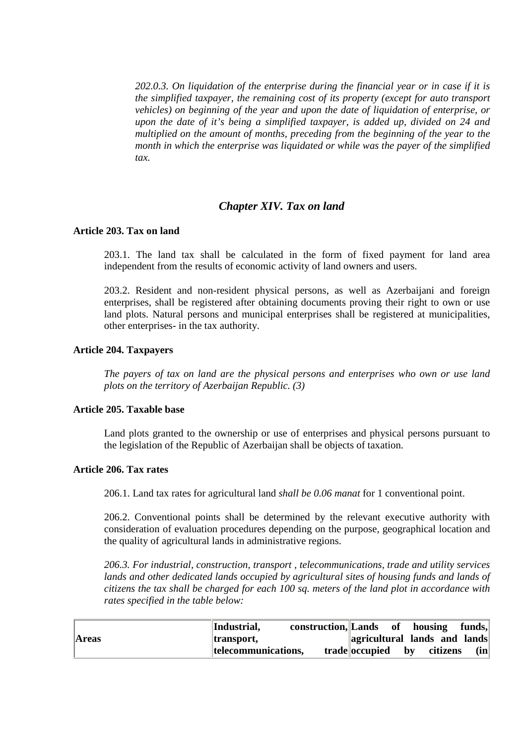*202.0.3. On liquidation of the enterprise during the financial year or in case if it is the simplified taxpayer, the remaining cost of its property (except for auto transport vehicles) on beginning of the year and upon the date of liquidation of enterprise, or upon the date of it's being a simplified taxpayer, is added up, divided on 24 and multiplied on the amount of months, preceding from the beginning of the year to the month in which the enterprise was liquidated or while was the payer of the simplified tax.*

## *Chapter XIV. Tax on land*

### Article 203. Tax on land

203.1. The land tax shall be calculated in the form of fixed payment for land area independent from the results of economic activity of land owners and users.

203.2. Resident and non-resident physical persons, as well as Azerbaijani and foreign enterprises, shall be registered after obtaining documents proving their right to own or use land plots. Natural persons and municipal enterprises shall be registered at municipalities, other enterprises- in the tax authority.

### Article 204. Taxpayers

*The payers of tax on land are the physical persons and enterprises who own or use land plots on the territory of Azerbaijan Republic. (3)*

### Article 205. Taxable base

Land plots granted to the ownership or use of enterprises and physical persons pursuant to the legislation of the Republic of Azerbaijan shall be objects of taxation.

### Article 206. Tax rates

206.1. Land tax rates for agricultural land *shall be 0.06 manat* for 1 conventional point.

206.2. Conventional points shall be determined by the relevant executive authority with consideration of evaluation procedures depending on the purpose, geographical location and the quality of agricultural lands in administrative regions.

*206.3. For industrial, construction, transport , telecommunications, trade and utility services lands and other dedicated lands occupied by agricultural sites of housing funds and lands of citizens the tax shall be charged for each 100 sq. meters of the land plot in accordance with rates specified in the table below:*

| **Areas** | **Industrial, construction, transport, telecommunications, trade** | **Lands of housing funds, agricultural lands and lands occupied by citizens (in** |
|---|---|---|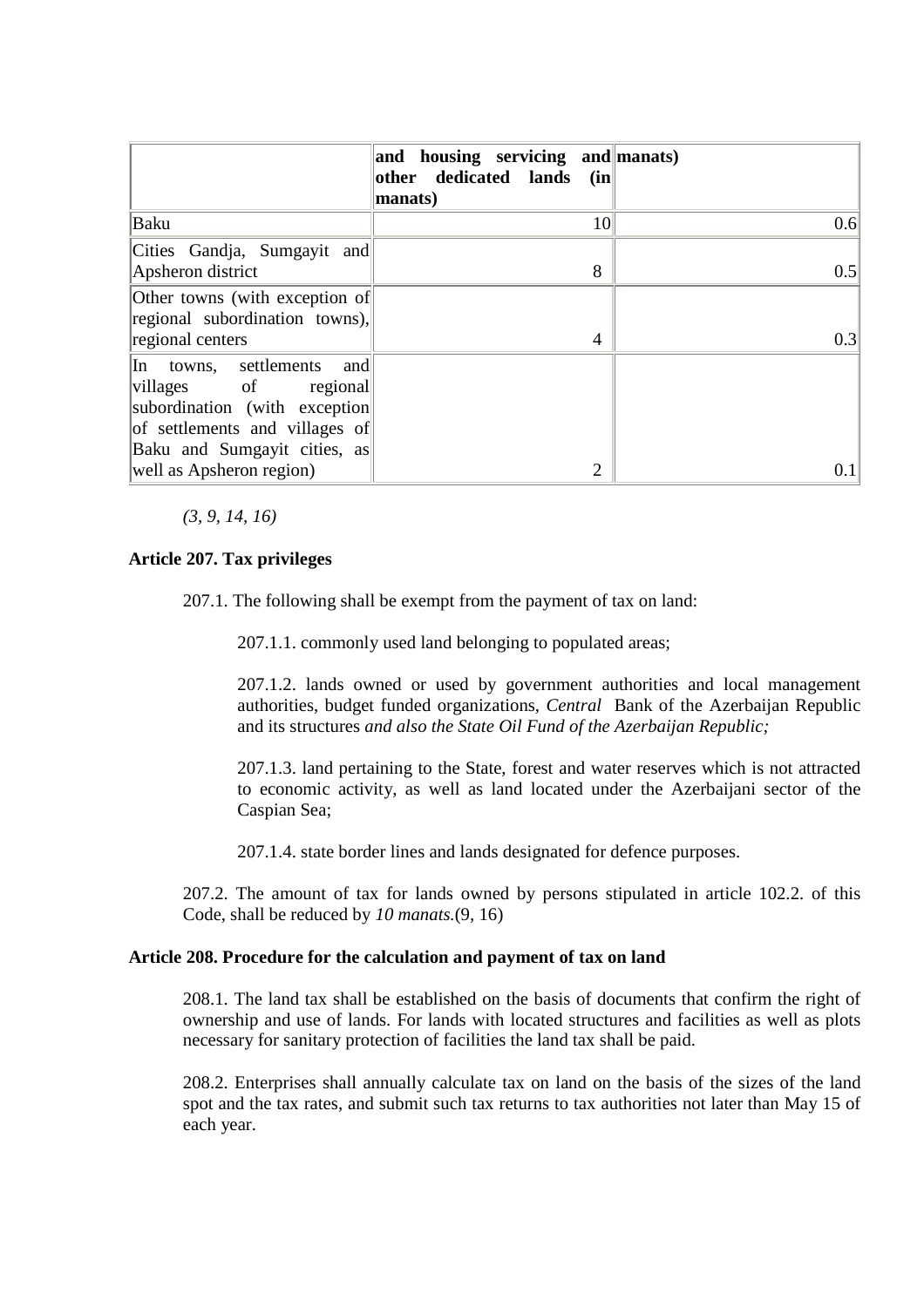| | **and housing servicing and other dedicated lands (in manats)** | **manats)** |
|---|---|---|
| Baku | 10 | 0.6 |
| Cities Gandja, Sumgayit and Apsheron district | 8 | 0.5 |
| Other towns (with exception of regional subordination towns), regional centers | 4 | 0.3 |
| In towns, settlements and villages of regional subordination (with exception of settlements and villages of Baku and Sumgayit cities, as well as Apsheron region) | 2 | 0.1 |

*(3, 9, 14, 16)*

**Article 207. Tax privileges**

207.1. The following shall be exempt from the payment of tax on land:

207.1.1. commonly used land belonging to populated areas;

207.1.2. lands owned or used by government authorities and local management authorities, budget funded organizations, *Central* Bank of the Azerbaijan Republic and its structures *and also the State Oil Fund of the Azerbaijan Republic;*

207.1.3. land pertaining to the State, forest and water reserves which is not attracted to economic activity, as well as land located under the Azerbaijani sector of the Caspian Sea;

207.1.4. state border lines and lands designated for defence purposes.

207.2. The amount of tax for lands owned by persons stipulated in article 102.2. of this Code, shall be reduced by *10 manats.*(9, 16)

**Article 208. Procedure for the calculation and payment of tax on land**

208.1. The land tax shall be established on the basis of documents that confirm the right of ownership and use of lands. For lands with located structures and facilities as well as plots necessary for sanitary protection of facilities the land tax shall be paid.

208.2. Enterprises shall annually calculate tax on land on the basis of the sizes of the land spot and the tax rates, and submit such tax returns to tax authorities not later than May 15 of each year.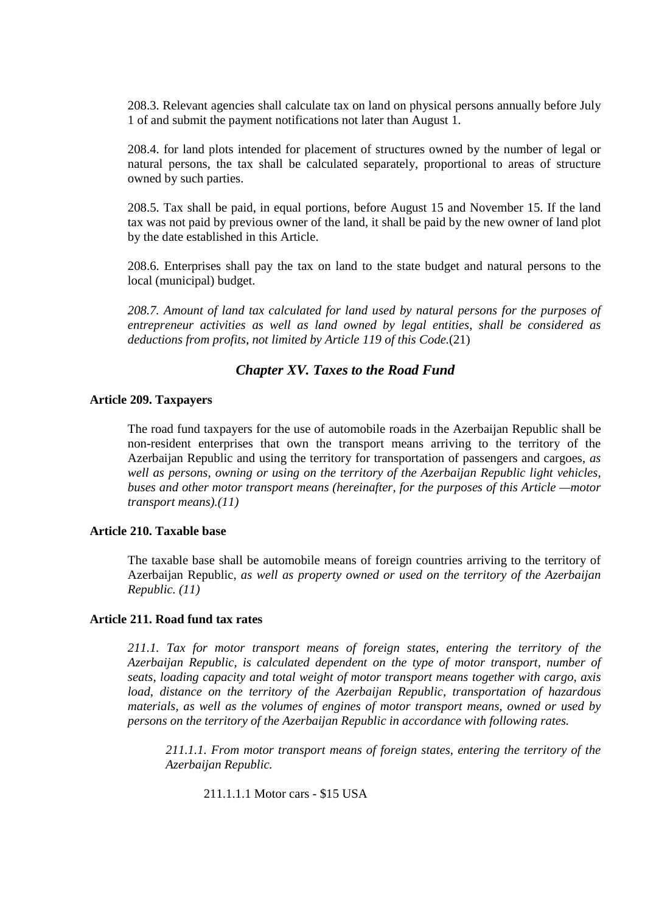208.3. Relevant agencies shall calculate tax on land on physical persons annually before July 1 of and submit the payment notifications not later than August 1.

208.4. for land plots intended for placement of structures owned by the number of legal or natural persons, the tax shall be calculated separately, proportional to areas of structure owned by such parties.

208.5. Tax shall be paid, in equal portions, before August 15 and November 15. If the land tax was not paid by previous owner of the land, it shall be paid by the new owner of land plot by the date established in this Article.

208.6. Enterprises shall pay the tax on land to the state budget and natural persons to the local (municipal) budget.

*208.7. Amount of land tax calculated for land used by natural persons for the purposes of entrepreneur activities as well as land owned by legal entities, shall be considered as deductions from profits, not limited by Article 119 of this Code.*(21)

## *Chapter XV. Taxes to the Road Fund*

### Article 209. Taxpayers

The road fund taxpayers for the use of automobile roads in the Azerbaijan Republic shall be non-resident enterprises that own the transport means arriving to the territory of the Azerbaijan Republic and using the territory for transportation of passengers and cargoes, *as well as persons, owning or using on the territory of the Azerbaijan Republic light vehicles, buses and other motor transport means (hereinafter, for the purposes of this Article —motor transport means).(11)*

### Article 210. Taxable base

The taxable base shall be automobile means of foreign countries arriving to the territory of Azerbaijan Republic, *as well as property owned or used on the territory of the Azerbaijan Republic. (11)*

### Article 211. Road fund tax rates

*211.1. Tax for motor transport means of foreign states, entering the territory of the Azerbaijan Republic, is calculated dependent on the type of motor transport, number of seats, loading capacity and total weight of motor transport means together with cargo, axis load, distance on the territory of the Azerbaijan Republic, transportation of hazardous materials, as well as the volumes of engines of motor transport means, owned or used by persons on the territory of the Azerbaijan Republic in accordance with following rates.*

*211.1.1. From motor transport means of foreign states, entering the territory of the Azerbaijan Republic.*

211.1.1.1 Motor cars - $15 USA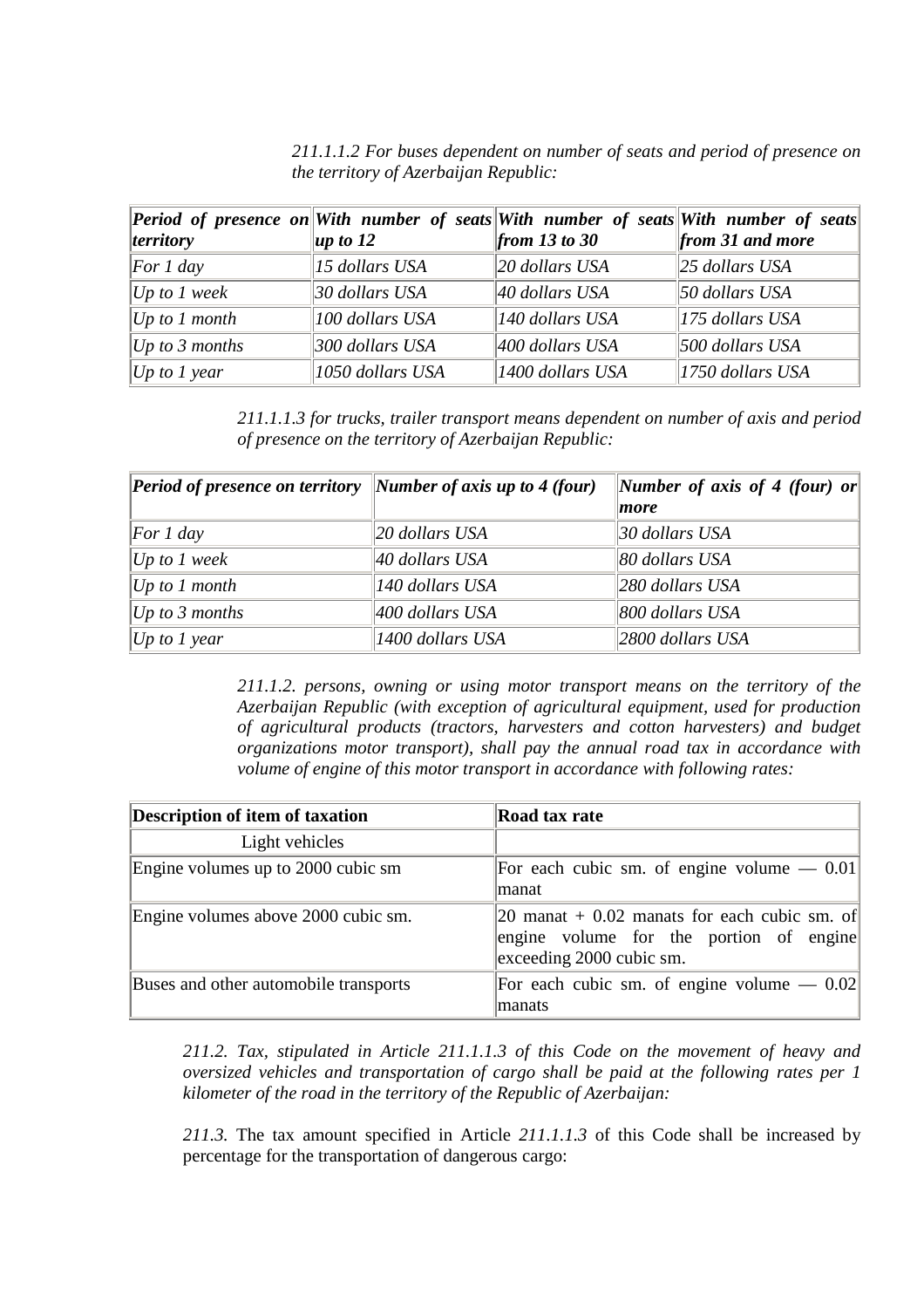*211.1.1.2 For buses dependent on number of seats and period of presence on the territory of Azerbaijan Republic:*

| ***Period of presence on territory*** | ***With number of seats up to 12*** | ***With number of seats from 13 to 30*** | ***With number of seats from 31 and more*** |
|---|---|---|---|
| *For 1 day* | *15 dollars USA* | *20 dollars USA* | *25 dollars USA* |
| *Up to 1 week* | *30 dollars USA* | *40 dollars USA* | *50 dollars USA* |
| *Up to 1 month* | *100 dollars USA* | *140 dollars USA* | *175 dollars USA* |
| *Up to 3 months* | *300 dollars USA* | *400 dollars USA* | *500 dollars USA* |
| *Up to 1 year* | *1050 dollars USA* | *1400 dollars USA* | *1750 dollars USA* |

*211.1.1.3 for trucks, trailer transport means dependent on number of axis and period of presence on the territory of Azerbaijan Republic:*

| ***Period of presence on territory*** | ***Number of axis up to 4 (four)*** | ***Number of axis of 4 (four) or more*** |
|---|---|---|
| *For 1 day* | *20 dollars USA* | *30 dollars USA* |
| *Up to 1 week* | *40 dollars USA* | *80 dollars USA* |
| *Up to 1 month* | *140 dollars USA* | *280 dollars USA* |
| *Up to 3 months* | *400 dollars USA* | *800 dollars USA* |
| *Up to 1 year* | *1400 dollars USA* | *2800 dollars USA* |

*211.1.2. persons, owning or using motor transport means on the territory of the Azerbaijan Republic (with exception of agricultural equipment, used for production of agricultural products (tractors, harvesters and cotton harvesters) and budget organizations motor transport), shall pay the annual road tax in accordance with volume of engine of this motor transport in accordance with following rates:*

| **Description of item of taxation** | **Road tax rate** |
|---|---|
| Light vehicles | |
| Engine volumes up to 2000 cubic sm | For each cubic sm. of engine volume — 0.01 manat |
| Engine volumes above 2000 cubic sm. | 20 manat + 0.02 manats for each cubic sm. of engine volume for the portion of engine exceeding 2000 cubic sm. |
| Buses and other automobile transports | For each cubic sm. of engine volume — 0.02 manats |

*211.2. Tax, stipulated in Article 211.1.1.3 of this Code on the movement of heavy and oversized vehicles and transportation of cargo shall be paid at the following rates per 1 kilometer of the road in the territory of the Republic of Azerbaijan:*

*211.3.* The tax amount specified in Article *211.1.1.3* of this Code shall be increased by percentage for the transportation of dangerous cargo: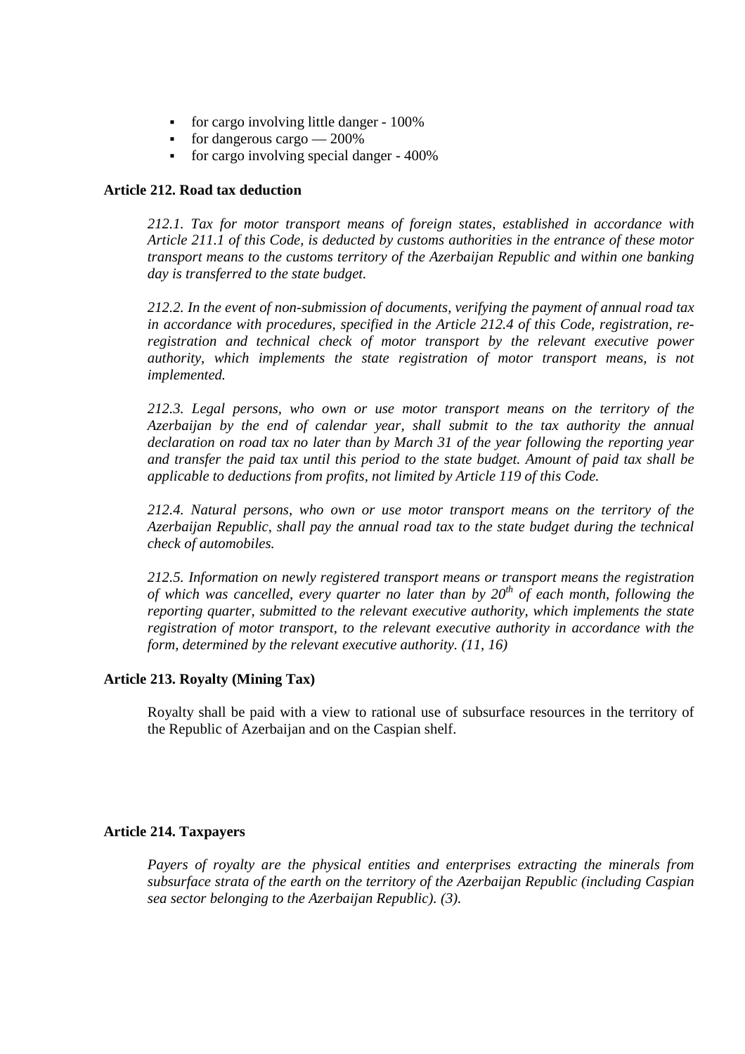- for cargo involving little danger - 100%
- for dangerous cargo — 200%
- for cargo involving special danger - 400%

**Article 212. Road tax deduction**

*212.1. Tax for motor transport means of foreign states, established in accordance with Article 211.1 of this Code, is deducted by customs authorities in the entrance of these motor transport means to the customs territory of the Azerbaijan Republic and within one banking day is transferred to the state budget.*

*212.2. In the event of non-submission of documents, verifying the payment of annual road tax in accordance with procedures, specified in the Article 212.4 of this Code, registration, re-registration and technical check of motor transport by the relevant executive power authority, which implements the state registration of motor transport means, is not implemented.*

*212.3. Legal persons, who own or use motor transport means on the territory of the Azerbaijan by the end of calendar year, shall submit to the tax authority the annual declaration on road tax no later than by March 31 of the year following the reporting year and transfer the paid tax until this period to the state budget. Amount of paid tax shall be applicable to deductions from profits, not limited by Article 119 of this Code.*

*212.4. Natural persons, who own or use motor transport means on the territory of the Azerbaijan Republic, shall pay the annual road tax to the state budget during the technical check of automobiles.*

*212.5. Information on newly registered transport means or transport means the registration of which was cancelled, every quarter no later than by 20th of each month, following the reporting quarter, submitted to the relevant executive authority, which implements the state registration of motor transport, to the relevant executive authority in accordance with the form, determined by the relevant executive authority. (11, 16)*

**Article 213. Royalty (Mining Tax)**

Royalty shall be paid with a view to rational use of subsurface resources in the territory of the Republic of Azerbaijan and on the Caspian shelf.

**Article 214. Taxpayers**

*Payers of royalty are the physical entities and enterprises extracting the minerals from subsurface strata of the earth on the territory of the Azerbaijan Republic (including Caspian sea sector belonging to the Azerbaijan Republic). (3).*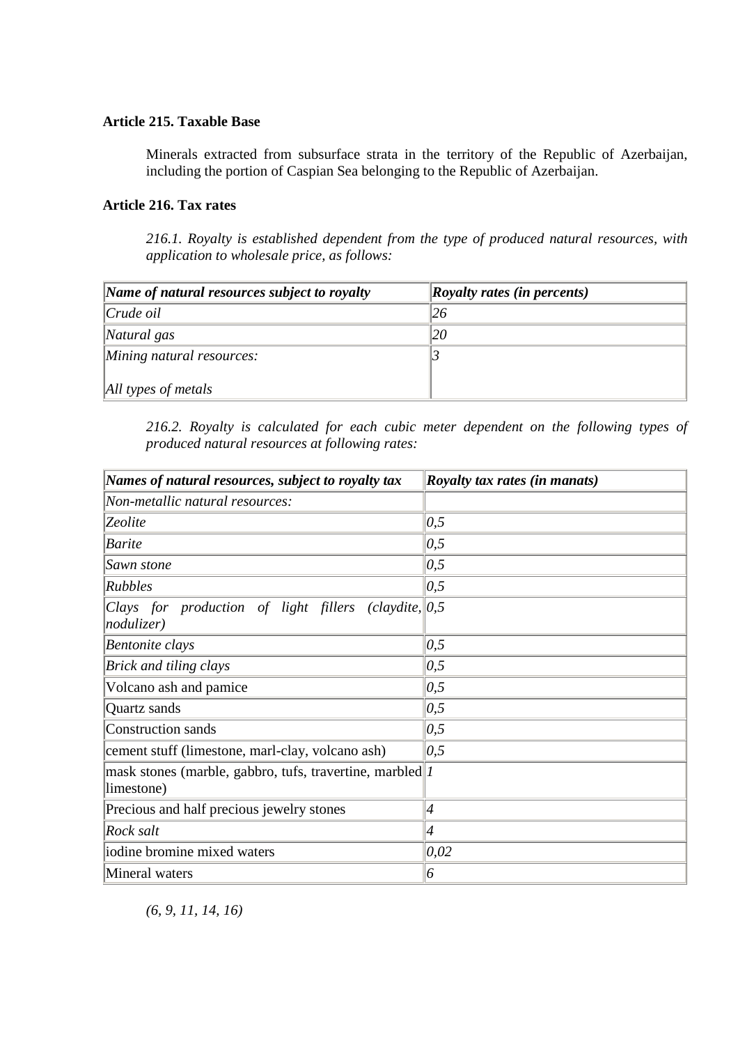**Article 215. Taxable Base**

Minerals extracted from subsurface strata in the territory of the Republic of Azerbaijan, including the portion of Caspian Sea belonging to the Republic of Azerbaijan.

**Article 216. Tax rates**

*216.1. Royalty is established dependent from the type of produced natural resources, with application to wholesale price, as follows:*

| ***Name of natural resources subject to royalty*** | ***Royalty rates (in percents)*** |
|---|---|
| *Crude oil* | *26* |
| *Natural gas* | *20* |
| *Mining natural resources:*<br><br>*All types of metals* | *3* |

*216.2. Royalty is calculated for each cubic meter dependent on the following types of produced natural resources at following rates:*

| ***Names of natural resources, subject to royalty tax*** | ***Royalty tax rates (in manats)*** |
|---|---|
| *Non-metallic natural resources:* | |
| *Zeolite* | *0,5* |
| *Barite* | *0,5* |
| *Sawn stone* | *0,5* |
| *Rubbles* | *0,5* |
| *Clays for production of light fillers (claydite, nodulizer)* | *0,5* |
| *Bentonite clays* | *0,5* |
| *Brick and tiling clays* | *0,5* |
| Volcano ash and pamice | *0,5* |
| Quartz sands | *0,5* |
| Construction sands | *0,5* |
| cement stuff (limestone, marl-clay, volcano ash) | *0,5* |
| mask stones (marble, gabbro, tufs, travertine, marbled limestone) | *1* |
| Precious and half precious jewelry stones | *4* |
| *Rock salt* | *4* |
| iodine bromine mixed waters | *0,02* |
| Mineral waters | *6* |

*(6, 9, 11, 14, 16)*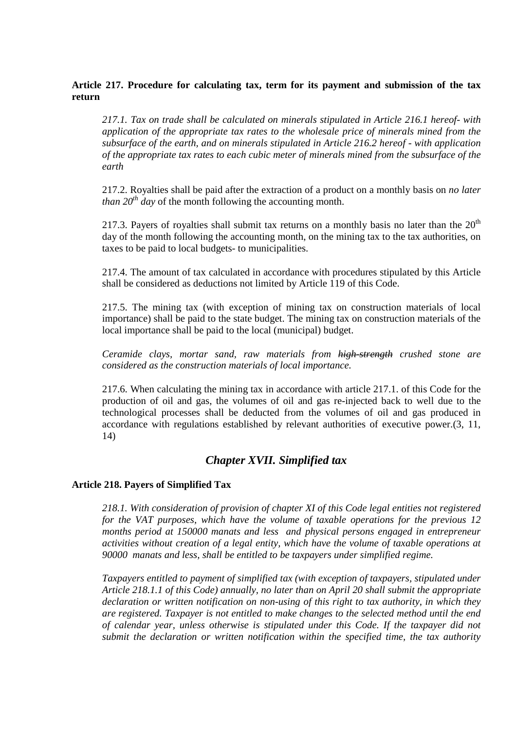**Article 217. Procedure for calculating tax, term for its payment and submission of the tax return**

*217.1. Tax on trade shall be calculated on minerals stipulated in Article 216.1 hereof- with application of the appropriate tax rates to the wholesale price of minerals mined from the subsurface of the earth, and on minerals stipulated in Article 216.2 hereof - with application of the appropriate tax rates to each cubic meter of minerals mined from the subsurface of the earth*

217.2. Royalties shall be paid after the extraction of a product on a monthly basis on *no later than 20th day* of the month following the accounting month.

217.3. Payers of royalties shall submit tax returns on a monthly basis no later than the 20th day of the month following the accounting month, on the mining tax to the tax authorities, on taxes to be paid to local budgets- to municipalities.

217.4. The amount of tax calculated in accordance with procedures stipulated by this Article shall be considered as deductions not limited by Article 119 of this Code.

217.5. The mining tax (with exception of mining tax on construction materials of local importance) shall be paid to the state budget. The mining tax on construction materials of the local importance shall be paid to the local (municipal) budget.

*Ceramide clays, mortar sand, raw materials from ~~high-strength~~ crushed stone are considered as the construction materials of local importance.*

217.6. When calculating the mining tax in accordance with article 217.1. of this Code for the production of oil and gas, the volumes of oil and gas re-injected back to well due to the technological processes shall be deducted from the volumes of oil and gas produced in accordance with regulations established by relevant authorities of executive power.(3, 11, 14)

## *Chapter XVII. Simplified tax*

**Article 218. Payers of Simplified Tax**

*218.1. With consideration of provision of chapter XI of this Code legal entities not registered for the VAT purposes, which have the volume of taxable operations for the previous 12 months period at 150000 manats and less and physical persons engaged in entrepreneur activities without creation of a legal entity, which have the volume of taxable operations at 90000 manats and less, shall be entitled to be taxpayers under simplified regime.*

*Taxpayers entitled to payment of simplified tax (with exception of taxpayers, stipulated under Article 218.1.1 of this Code) annually, no later than on April 20 shall submit the appropriate declaration or written notification on non-using of this right to tax authority, in which they are registered. Taxpayer is not entitled to make changes to the selected method until the end of calendar year, unless otherwise is stipulated under this Code. If the taxpayer did not submit the declaration or written notification within the specified time, the tax authority*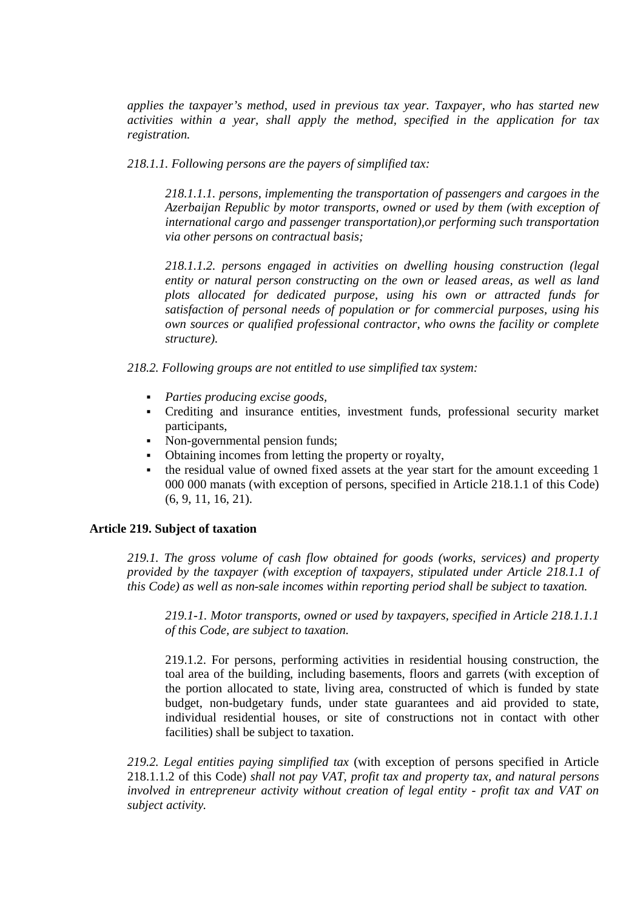*applies the taxpayer's method, used in previous tax year. Taxpayer, who has started new activities within a year, shall apply the method, specified in the application for tax registration.*

*218.1.1. Following persons are the payers of simplified tax:*

*218.1.1.1. persons, implementing the transportation of passengers and cargoes in the Azerbaijan Republic by motor transports, owned or used by them (with exception of international cargo and passenger transportation),or performing such transportation via other persons on contractual basis;*

*218.1.1.2. persons engaged in activities on dwelling housing construction (legal entity or natural person constructing on the own or leased areas, as well as land plots allocated for dedicated purpose, using his own or attracted funds for satisfaction of personal needs of population or for commercial purposes, using his own sources or qualified professional contractor, who owns the facility or complete structure).*

*218.2. Following groups are not entitled to use simplified tax system:*

- *Parties producing excise goods,*
- Crediting and insurance entities, investment funds, professional security market participants,
- Non-governmental pension funds;
- Obtaining incomes from letting the property or royalty,
- the residual value of owned fixed assets at the year start for the amount exceeding 1 000 000 manats (with exception of persons, specified in Article 218.1.1 of this Code) (6, 9, 11, 16, 21).

**Article 219. Subject of taxation**

*219.1. The gross volume of cash flow obtained for goods (works, services) and property provided by the taxpayer (with exception of taxpayers, stipulated under Article 218.1.1 of this Code) as well as non-sale incomes within reporting period shall be subject to taxation.*

*219.1-1. Motor transports, owned or used by taxpayers, specified in Article 218.1.1.1 of this Code, are subject to taxation.*

219.1.2. For persons, performing activities in residential housing construction, the toal area of the building, including basements, floors and garrets (with exception of the portion allocated to state, living area, constructed of which is funded by state budget, non-budgetary funds, under state guarantees and aid provided to state, individual residential houses, or site of constructions not in contact with other facilities) shall be subject to taxation.

*219.2. Legal entities paying simplified tax* (with exception of persons specified in Article 218.1.1.2 of this Code) *shall not pay VAT, profit tax and property tax, and natural persons involved in entrepreneur activity without creation of legal entity - profit tax and VAT on subject activity.*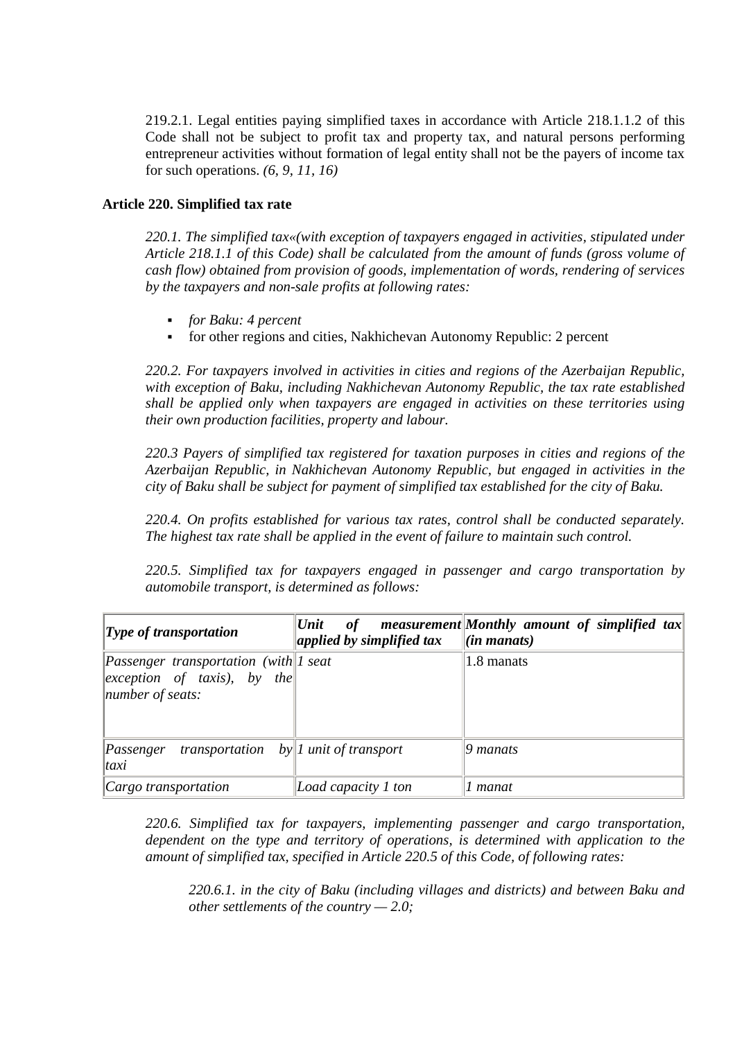219.2.1. Legal entities paying simplified taxes in accordance with Article 218.1.1.2 of this Code shall not be subject to profit tax and property tax, and natural persons performing entrepreneur activities without formation of legal entity shall not be the payers of income tax for such operations. *(6, 9, 11, 16)*

### Article 220. Simplified tax rate

*220.1. The simplified tax«(with exception of taxpayers engaged in activities, stipulated under Article 218.1.1 of this Code) shall be calculated from the amount of funds (gross volume of cash flow) obtained from provision of goods, implementation of words, rendering of services by the taxpayers and non-sale profits at following rates:*

- *for Baku: 4 percent*
- for other regions and cities, Nakhichevan Autonomy Republic: 2 percent

*220.2. For taxpayers involved in activities in cities and regions of the Azerbaijan Republic, with exception of Baku, including Nakhichevan Autonomy Republic, the tax rate established shall be applied only when taxpayers are engaged in activities on these territories using their own production facilities, property and labour.*

*220.3 Payers of simplified tax registered for taxation purposes in cities and regions of the Azerbaijan Republic, in Nakhichevan Autonomy Republic, but engaged in activities in the city of Baku shall be subject for payment of simplified tax established for the city of Baku.*

*220.4. On profits established for various tax rates, control shall be conducted separately. The highest tax rate shall be applied in the event of failure to maintain such control.*

*220.5. Simplified tax for taxpayers engaged in passenger and cargo transportation by automobile transport, is determined as follows:*

| ***Type of transportation*** | ***Unit of measurement applied by simplified tax*** | ***Monthly amount of simplified tax (in manats)*** |
|---|---|---|
| *Passenger transportation (with exception of taxis), by the number of seats:* | *1 seat* | 1.8 manats |
| *Passenger transportation by taxi* | *1 unit of transport* | *9 manats* |
| *Cargo transportation* | *Load capacity 1 ton* | *1 manat* |

*220.6. Simplified tax for taxpayers, implementing passenger and cargo transportation, dependent on the type and territory of operations, is determined with application to the amount of simplified tax, specified in Article 220.5 of this Code, of following rates:*

*220.6.1. in the city of Baku (including villages and districts) and between Baku and other settlements of the country — 2.0;*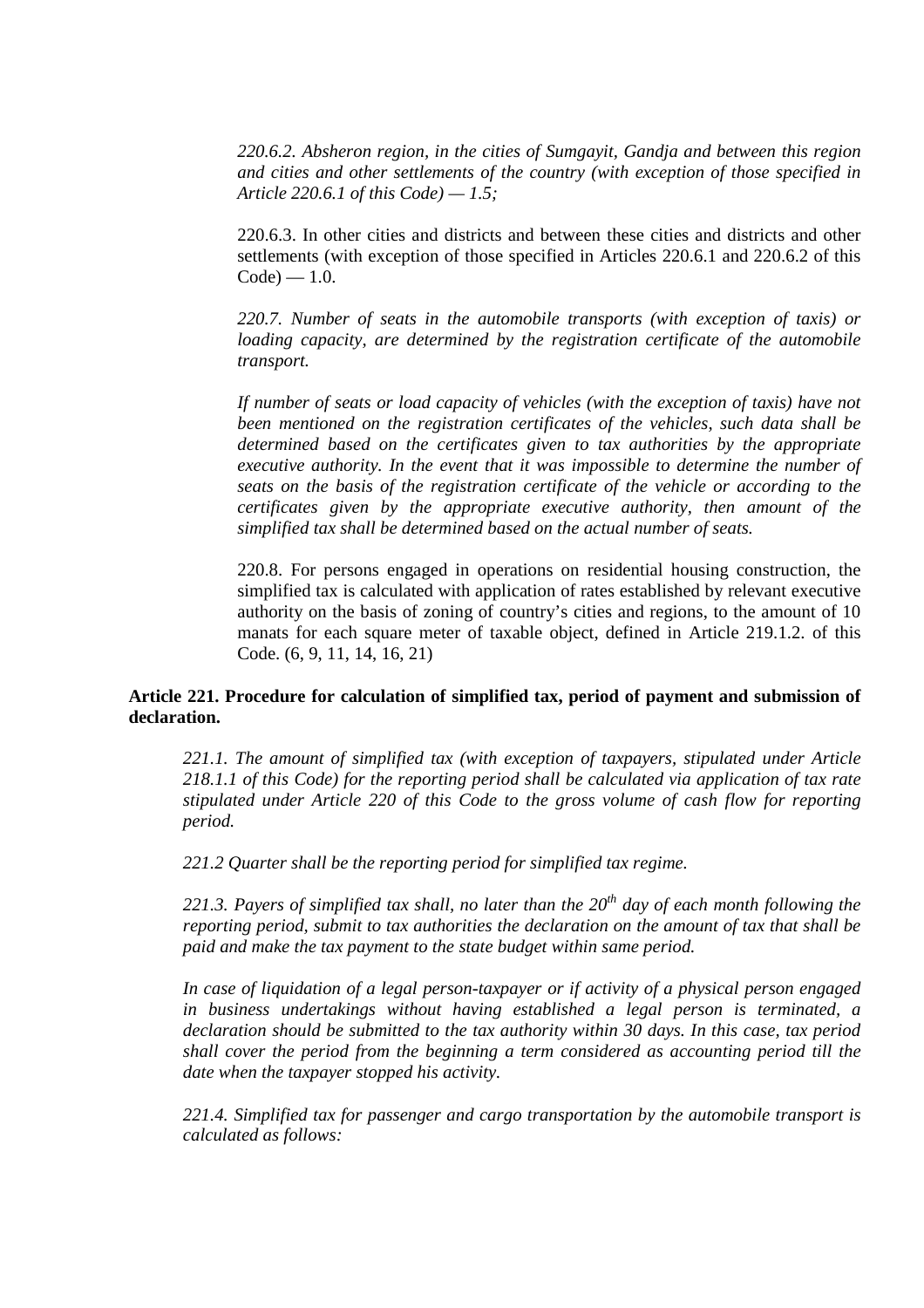*220.6.2. Absheron region, in the cities of Sumgayit, Gandja and between this region and cities and other settlements of the country (with exception of those specified in Article 220.6.1 of this Code) — 1.5;*

220.6.3. In other cities and districts and between these cities and districts and other settlements (with exception of those specified in Articles 220.6.1 and 220.6.2 of this Code) — 1.0.

*220.7. Number of seats in the automobile transports (with exception of taxis) or loading capacity, are determined by the registration certificate of the automobile transport.*

*If number of seats or load capacity of vehicles (with the exception of taxis) have not been mentioned on the registration certificates of the vehicles, such data shall be determined based on the certificates given to tax authorities by the appropriate executive authority. In the event that it was impossible to determine the number of seats on the basis of the registration certificate of the vehicle or according to the certificates given by the appropriate executive authority, then amount of the simplified tax shall be determined based on the actual number of seats.*

220.8. For persons engaged in operations on residential housing construction, the simplified tax is calculated with application of rates established by relevant executive authority on the basis of zoning of country's cities and regions, to the amount of 10 manats for each square meter of taxable object, defined in Article 219.1.2. of this Code. (6, 9, 11, 14, 16, 21)

**Article 221. Procedure for calculation of simplified tax, period of payment and submission of declaration.**

*221.1. The amount of simplified tax (with exception of taxpayers, stipulated under Article 218.1.1 of this Code) for the reporting period shall be calculated via application of tax rate stipulated under Article 220 of this Code to the gross volume of cash flow for reporting period.*

*221.2 Quarter shall be the reporting period for simplified tax regime.*

*221.3. Payers of simplified tax shall, no later than the 20th day of each month following the reporting period, submit to tax authorities the declaration on the amount of tax that shall be paid and make the tax payment to the state budget within same period.*

*In case of liquidation of a legal person-taxpayer or if activity of a physical person engaged in business undertakings without having established a legal person is terminated, a declaration should be submitted to the tax authority within 30 days. In this case, tax period shall cover the period from the beginning a term considered as accounting period till the date when the taxpayer stopped his activity.*

*221.4. Simplified tax for passenger and cargo transportation by the automobile transport is calculated as follows:*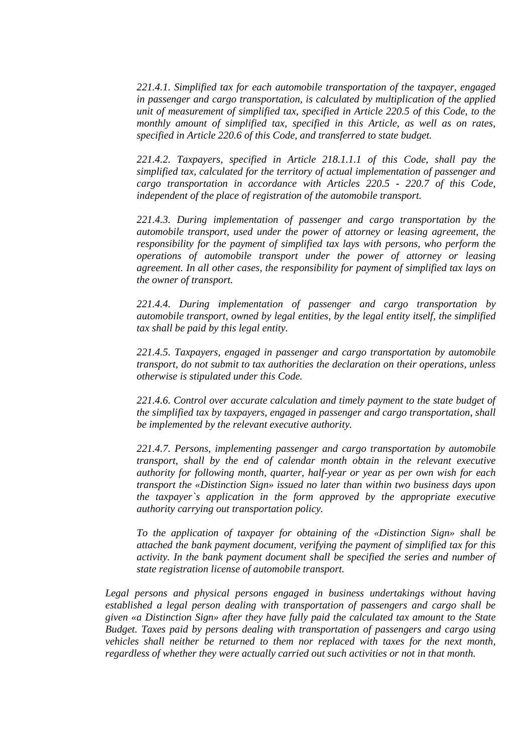*221.4.1. Simplified tax for each automobile transportation of the taxpayer, engaged in passenger and cargo transportation, is calculated by multiplication of the applied unit of measurement of simplified tax, specified in Article 220.5 of this Code, to the monthly amount of simplified tax, specified in this Article, as well as on rates, specified in Article 220.6 of this Code, and transferred to state budget.*

*221.4.2. Taxpayers, specified in Article 218.1.1.1 of this Code, shall pay the simplified tax, calculated for the territory of actual implementation of passenger and cargo transportation in accordance with Articles 220.5 - 220.7 of this Code, independent of the place of registration of the automobile transport.*

*221.4.3. During implementation of passenger and cargo transportation by the automobile transport, used under the power of attorney or leasing agreement, the responsibility for the payment of simplified tax lays with persons, who perform the operations of automobile transport under the power of attorney or leasing agreement. In all other cases, the responsibility for payment of simplified tax lays on the owner of transport.*

*221.4.4. During implementation of passenger and cargo transportation by automobile transport, owned by legal entities, by the legal entity itself, the simplified tax shall be paid by this legal entity.*

*221.4.5. Taxpayers, engaged in passenger and cargo transportation by automobile transport, do not submit to tax authorities the declaration on their operations, unless otherwise is stipulated under this Code.*

*221.4.6. Control over accurate calculation and timely payment to the state budget of the simplified tax by taxpayers, engaged in passenger and cargo transportation, shall be implemented by the relevant executive authority.*

*221.4.7. Persons, implementing passenger and cargo transportation by automobile transport, shall by the end of calendar month obtain in the relevant executive authority for following month, quarter, half-year or year as per own wish for each transport the «Distinction Sign» issued no later than within two business days upon the taxpayer`s application in the form approved by the appropriate executive authority carrying out transportation policy.*

*To the application of taxpayer for obtaining of the «Distinction Sign» shall be attached the bank payment document, verifying the payment of simplified tax for this activity. In the bank payment document shall be specified the series and number of state registration license of automobile transport.*

*Legal persons and physical persons engaged in business undertakings without having established a legal person dealing with transportation of passengers and cargo shall be given «a Distinction Sign» after they have fully paid the calculated tax amount to the State Budget. Taxes paid by persons dealing with transportation of passengers and cargo using vehicles shall neither be returned to them nor replaced with taxes for the next month, regardless of whether they were actually carried out such activities or not in that month.*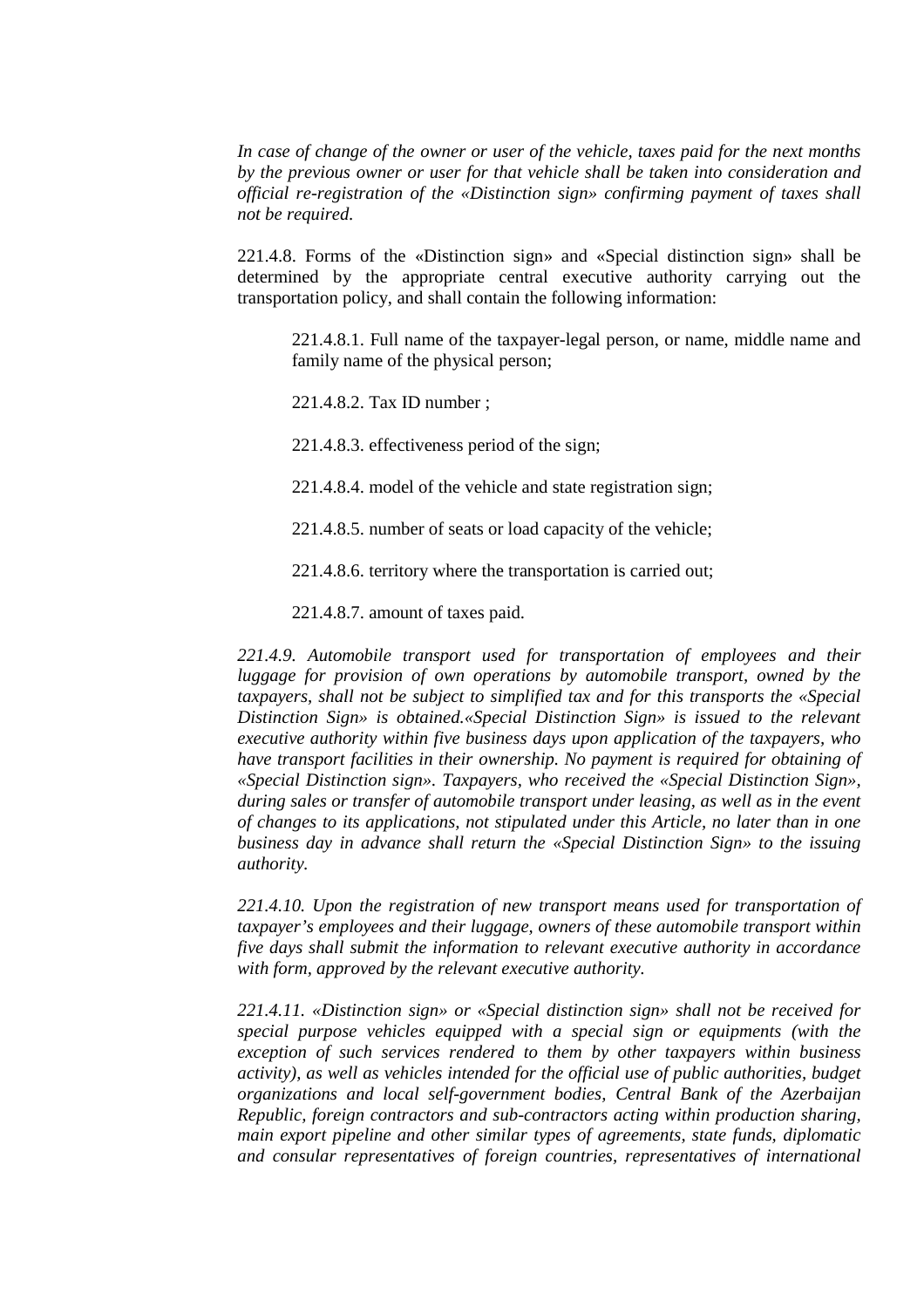*In case of change of the owner or user of the vehicle, taxes paid for the next months by the previous owner or user for that vehicle shall be taken into consideration and official re-registration of the «Distinction sign» confirming payment of taxes shall not be required.*

221.4.8. Forms of the «Distinction sign» and «Special distinction sign» shall be determined by the appropriate central executive authority carrying out the transportation policy, and shall contain the following information:

221.4.8.1. Full name of the taxpayer-legal person, or name, middle name and family name of the physical person;

221.4.8.2. Tax ID number ;

221.4.8.3. effectiveness period of the sign;

221.4.8.4. model of the vehicle and state registration sign;

221.4.8.5. number of seats or load capacity of the vehicle;

221.4.8.6. territory where the transportation is carried out;

221.4.8.7. amount of taxes paid.

*221.4.9. Automobile transport used for transportation of employees and their luggage for provision of own operations by automobile transport, owned by the taxpayers, shall not be subject to simplified tax and for this transports the «Special Distinction Sign» is obtained.«Special Distinction Sign» is issued to the relevant executive authority within five business days upon application of the taxpayers, who have transport facilities in their ownership. No payment is required for obtaining of «Special Distinction sign». Taxpayers, who received the «Special Distinction Sign», during sales or transfer of automobile transport under leasing, as well as in the event of changes to its applications, not stipulated under this Article, no later than in one business day in advance shall return the «Special Distinction Sign» to the issuing authority.*

*221.4.10. Upon the registration of new transport means used for transportation of taxpayer's employees and their luggage, owners of these automobile transport within five days shall submit the information to relevant executive authority in accordance with form, approved by the relevant executive authority.*

*221.4.11. «Distinction sign» or «Special distinction sign» shall not be received for special purpose vehicles equipped with a special sign or equipments (with the exception of such services rendered to them by other taxpayers within business activity), as well as vehicles intended for the official use of public authorities, budget organizations and local self-government bodies, Central Bank of the Azerbaijan Republic, foreign contractors and sub-contractors acting within production sharing, main export pipeline and other similar types of agreements, state funds, diplomatic and consular representatives of foreign countries, representatives of international*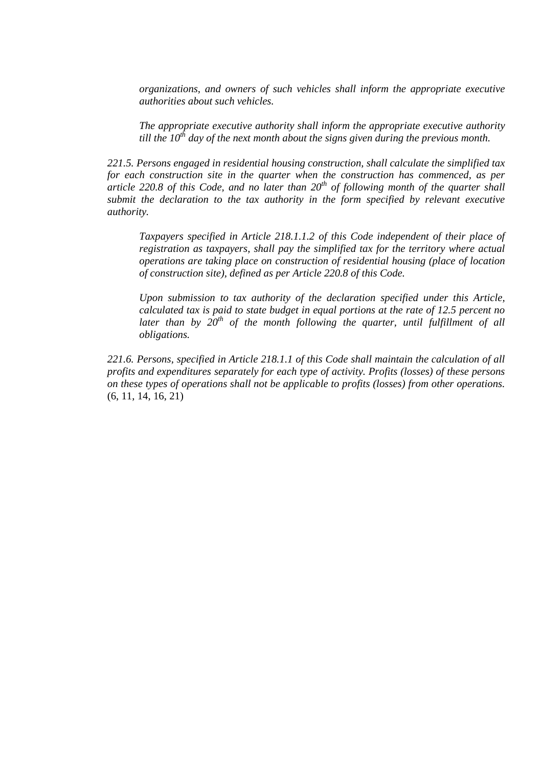*organizations, and owners of such vehicles shall inform the appropriate executive authorities about such vehicles.*

*The appropriate executive authority shall inform the appropriate executive authority till the 10th day of the next month about the signs given during the previous month.*

*221.5. Persons engaged in residential housing construction, shall calculate the simplified tax for each construction site in the quarter when the construction has commenced, as per article 220.8 of this Code, and no later than 20th of following month of the quarter shall submit the declaration to the tax authority in the form specified by relevant executive authority.*

*Taxpayers specified in Article 218.1.1.2 of this Code independent of their place of registration as taxpayers, shall pay the simplified tax for the territory where actual operations are taking place on construction of residential housing (place of location of construction site), defined as per Article 220.8 of this Code.*

*Upon submission to tax authority of the declaration specified under this Article, calculated tax is paid to state budget in equal portions at the rate of 12.5 percent no later than by 20th of the month following the quarter, until fulfillment of all obligations.*

*221.6. Persons, specified in Article 218.1.1 of this Code shall maintain the calculation of all profits and expenditures separately for each type of activity. Profits (losses) of these persons on these types of operations shall not be applicable to profits (losses) from other operations.* (6, 11, 14, 16, 21)